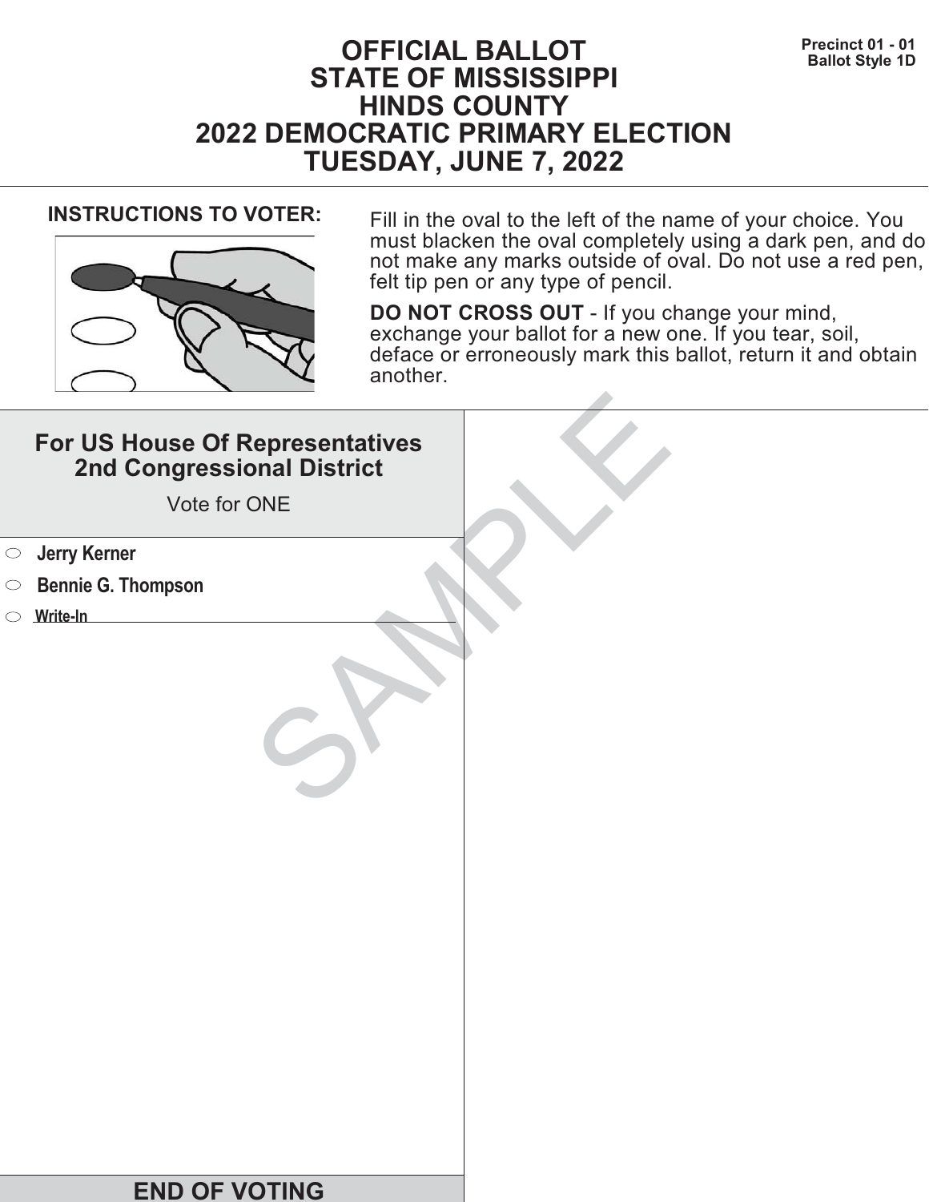# OFFICIAL BALLOT
# STATE OF MISSISSIPPI
# HINDS COUNTY
# 2022 DEMOCRATIC PRIMARY ELECTION
# TUESDAY, JUNE 7, 2022

**Precinct 01 - 01**
**Ballot Style 1D**

**INSTRUCTIONS TO VOTER:**

Fill in the oval to the left of the name of your choice. You must blacken the oval completely using a dark pen, and do not make any marks outside of oval. Do not use a red pen, felt tip pen or any type of pencil.

**DO NOT CROSS OUT** - If you change your mind, exchange your ballot for a new one. If you tear, soil, deface or erroneously mark this ballot, return it and obtain another.

## For US House Of Representatives 2nd Congressional District

Vote for ONE

- ⬭ **Jerry Kerner**
- ⬭ **Bennie G. Thompson**
- ⬭ **Write-In** ____________________

SAMPLE

## END OF VOTING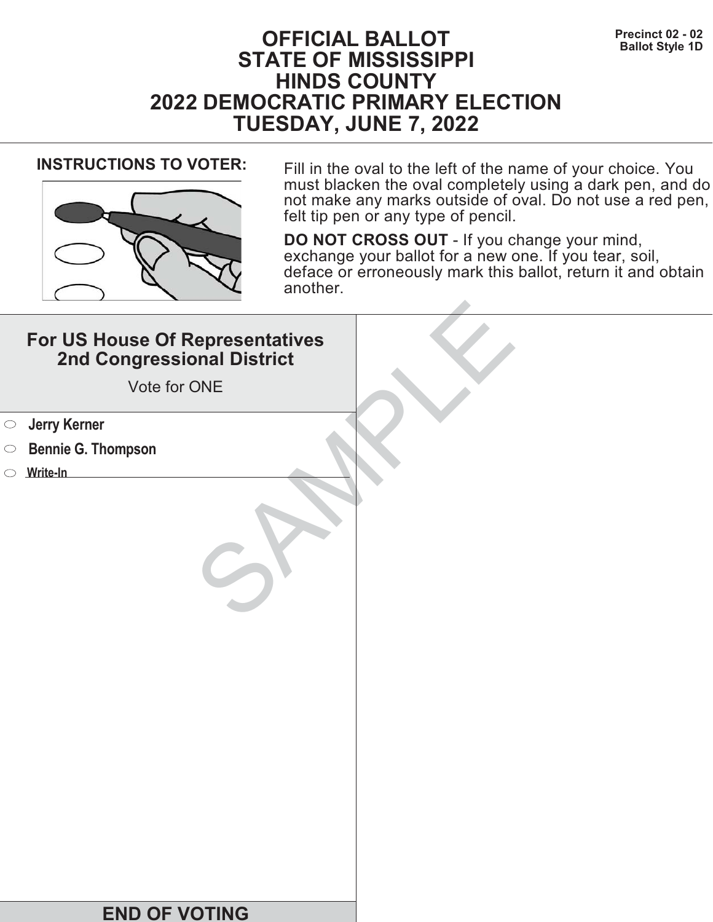Precinct 02 - 02
Ballot Style 1D

# OFFICIAL BALLOT
# STATE OF MISSISSIPPI
# HINDS COUNTY
# 2022 DEMOCRATIC PRIMARY ELECTION
# TUESDAY, JUNE 7, 2022

**INSTRUCTIONS TO VOTER:**

Fill in the oval to the left of the name of your choice. You must blacken the oval completely using a dark pen, and do not make any marks outside of oval. Do not use a red pen, felt tip pen or any type of pencil.

**DO NOT CROSS OUT** - If you change your mind, exchange your ballot for a new one. If you tear, soil, deface or erroneously mark this ballot, return it and obtain another.

## For US House Of Representatives 2nd Congressional District

Vote for ONE

- **Jerry Kerner**
- **Bennie G. Thompson**
- **Write-In** ______________________

SAMPLE

**END OF VOTING**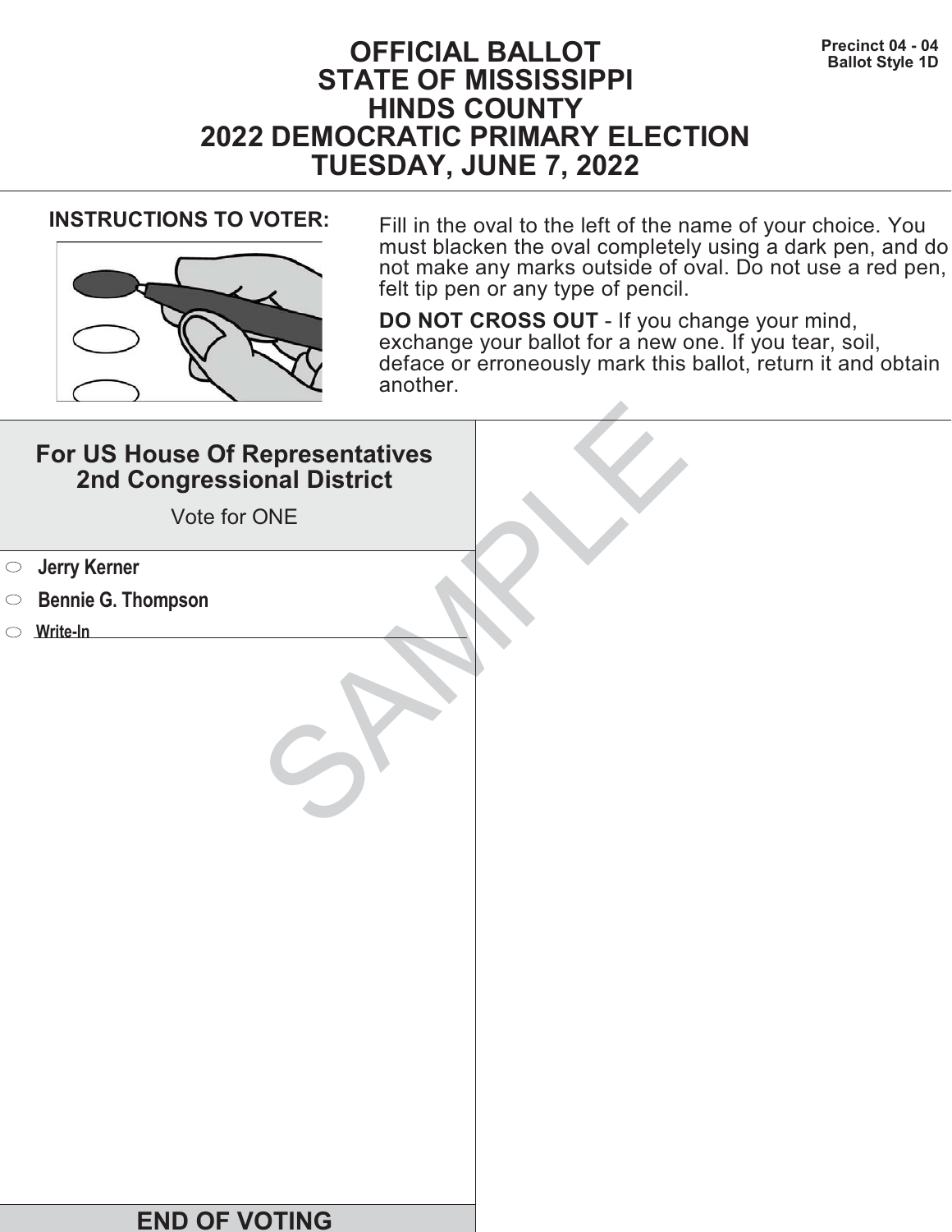Precinct 04 - 04
Ballot Style 1D

# OFFICIAL BALLOT
# STATE OF MISSISSIPPI
# HINDS COUNTY
# 2022 DEMOCRATIC PRIMARY ELECTION
# TUESDAY, JUNE 7, 2022

**INSTRUCTIONS TO VOTER:**

Fill in the oval to the left of the name of your choice. You must blacken the oval completely using a dark pen, and do not make any marks outside of oval. Do not use a red pen, felt tip pen or any type of pencil.

**DO NOT CROSS OUT** - If you change your mind, exchange your ballot for a new one. If you tear, soil, deface or erroneously mark this ballot, return it and obtain another.

## For US House Of Representatives 2nd Congressional District

Vote for ONE

- ⬭ **Jerry Kerner**
- ⬭ **Bennie G. Thompson**
- ⬭ **Write-In** ______________________

SAMPLE

## END OF VOTING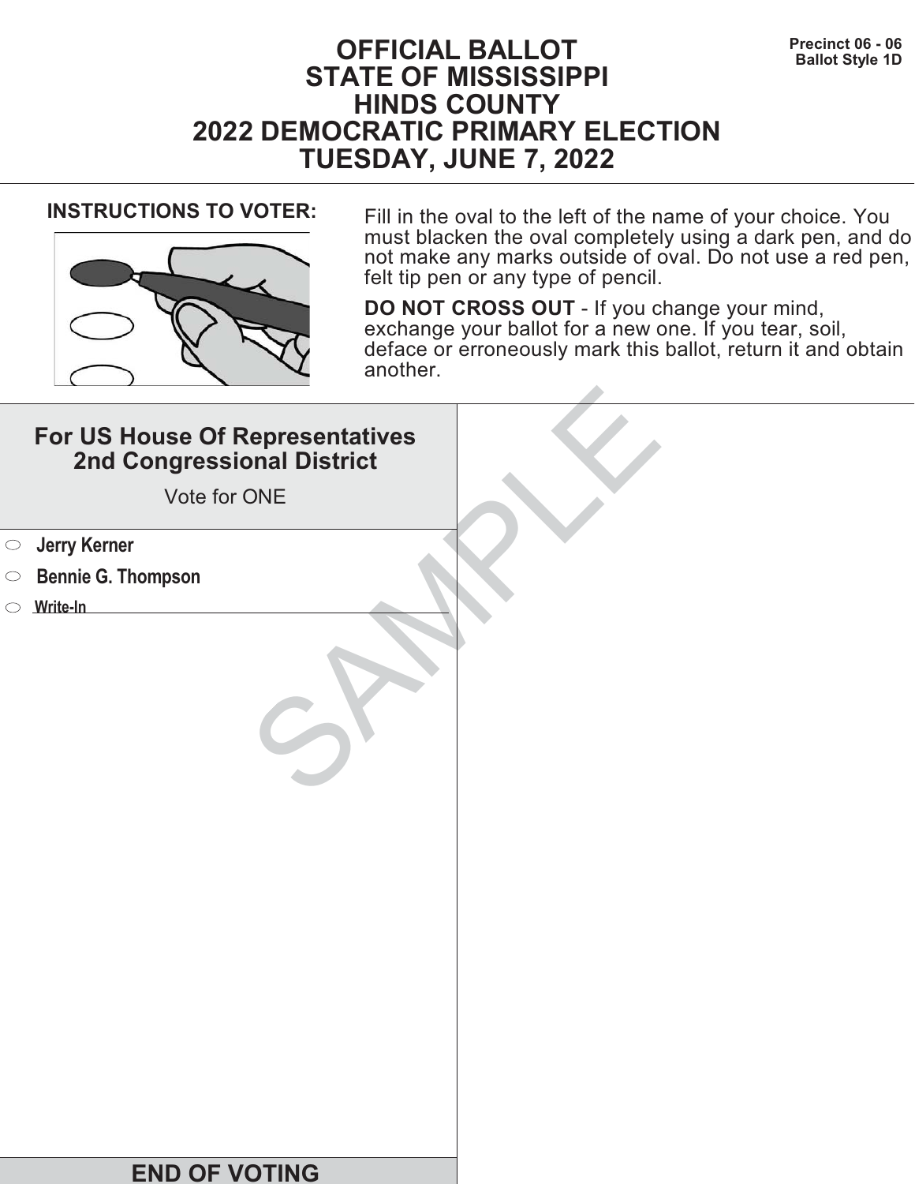# OFFICIAL BALLOT
# STATE OF MISSISSIPPI
# HINDS COUNTY
# 2022 DEMOCRATIC PRIMARY ELECTION
# TUESDAY, JUNE 7, 2022

**Precinct 06 - 06**
**Ballot Style 1D**

**INSTRUCTIONS TO VOTER:**

Fill in the oval to the left of the name of your choice. You must blacken the oval completely using a dark pen, and do not make any marks outside of oval. Do not use a red pen, felt tip pen or any type of pencil.

**DO NOT CROSS OUT** - If you change your mind, exchange your ballot for a new one. If you tear, soil, deface or erroneously mark this ballot, return it and obtain another.

## For US House Of Representatives 2nd Congressional District

Vote for ONE

- ⬭ **Jerry Kerner**
- ⬭ **Bennie G. Thompson**
- ⬭ **Write-In** ______________________

SAMPLE

**END OF VOTING**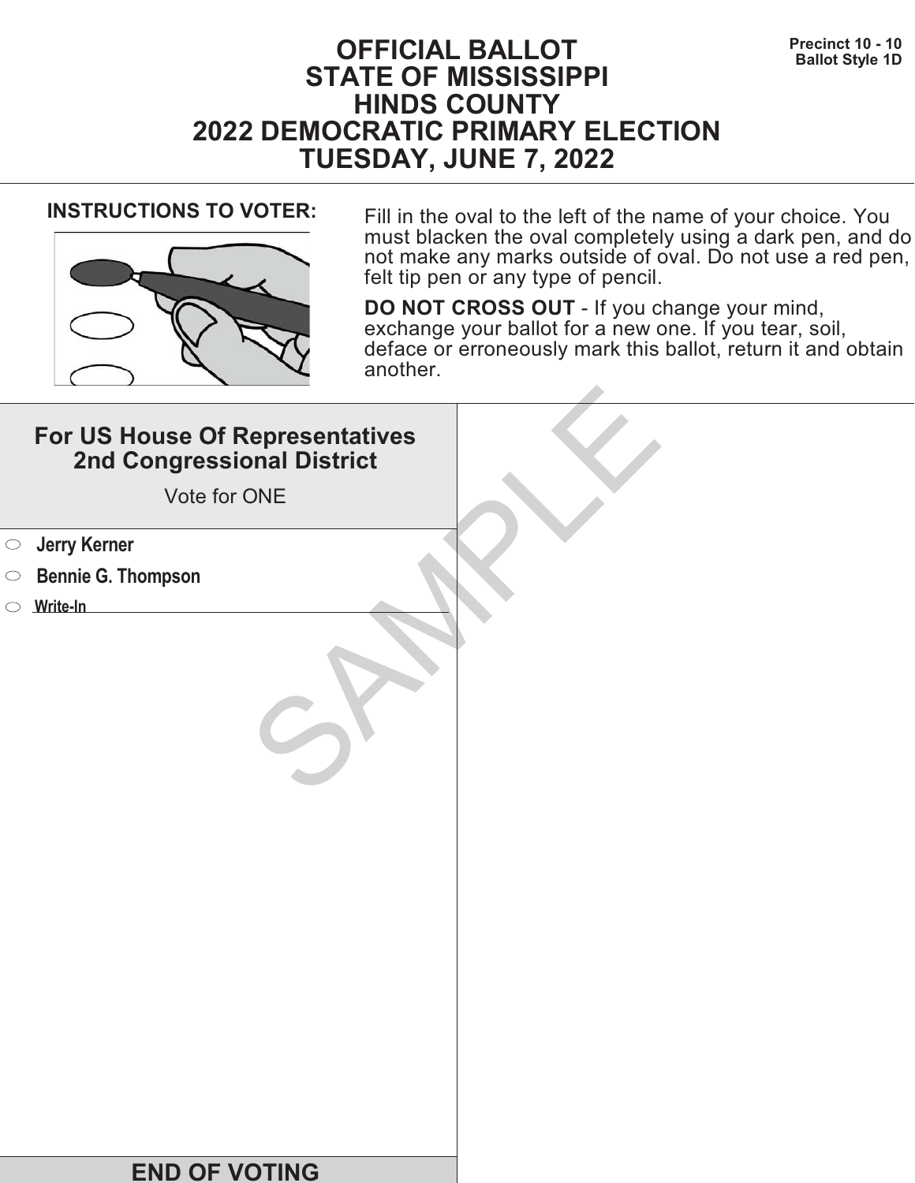Precinct 10 - 10
Ballot Style 1D

# OFFICIAL BALLOT
# STATE OF MISSISSIPPI
# HINDS COUNTY
# 2022 DEMOCRATIC PRIMARY ELECTION
# TUESDAY, JUNE 7, 2022

**INSTRUCTIONS TO VOTER:**

Fill in the oval to the left of the name of your choice. You must blacken the oval completely using a dark pen, and do not make any marks outside of oval. Do not use a red pen, felt tip pen or any type of pencil.

**DO NOT CROSS OUT** - If you change your mind, exchange your ballot for a new one. If you tear, soil, deface or erroneously mark this ballot, return it and obtain another.

## For US House Of Representatives 2nd Congressional District

Vote for ONE

- ⬭ **Jerry Kerner**
- ⬭ **Bennie G. Thompson**
- ⬭ **Write-In** ____________________

SAMPLE

## END OF VOTING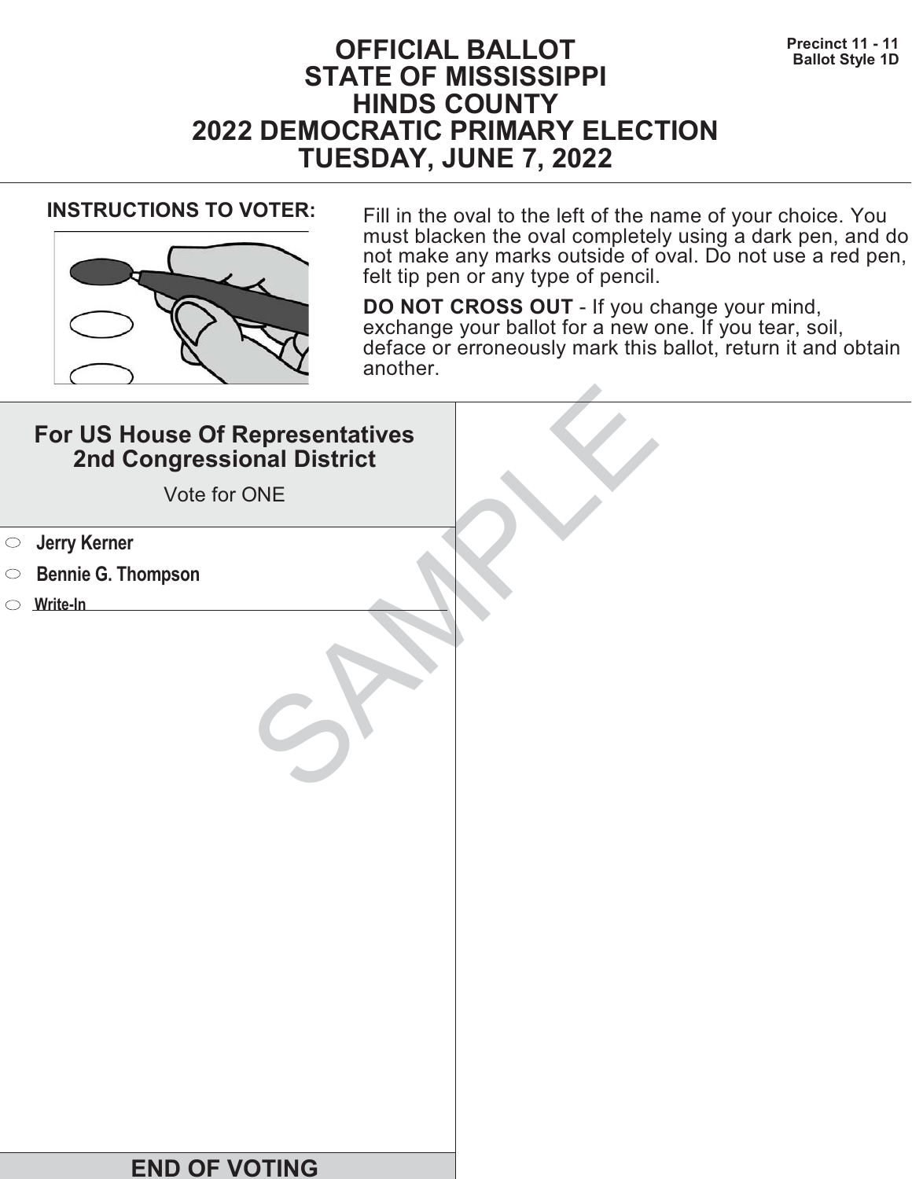# OFFICIAL BALLOT
# STATE OF MISSISSIPPI
# HINDS COUNTY
# 2022 DEMOCRATIC PRIMARY ELECTION
# TUESDAY, JUNE 7, 2022

**Precinct 11 - 11**
**Ballot Style 1D**

**INSTRUCTIONS TO VOTER:**

Fill in the oval to the left of the name of your choice. You must blacken the oval completely using a dark pen, and do not make any marks outside of oval. Do not use a red pen, felt tip pen or any type of pencil.

**DO NOT CROSS OUT** - If you change your mind, exchange your ballot for a new one. If you tear, soil, deface or erroneously mark this ballot, return it and obtain another.

## For US House Of Representatives 2nd Congressional District

Vote for ONE

- ⬭ **Jerry Kerner**
- ⬭ **Bennie G. Thompson**
- ⬭ **Write-In** ____________________

SAMPLE

## END OF VOTING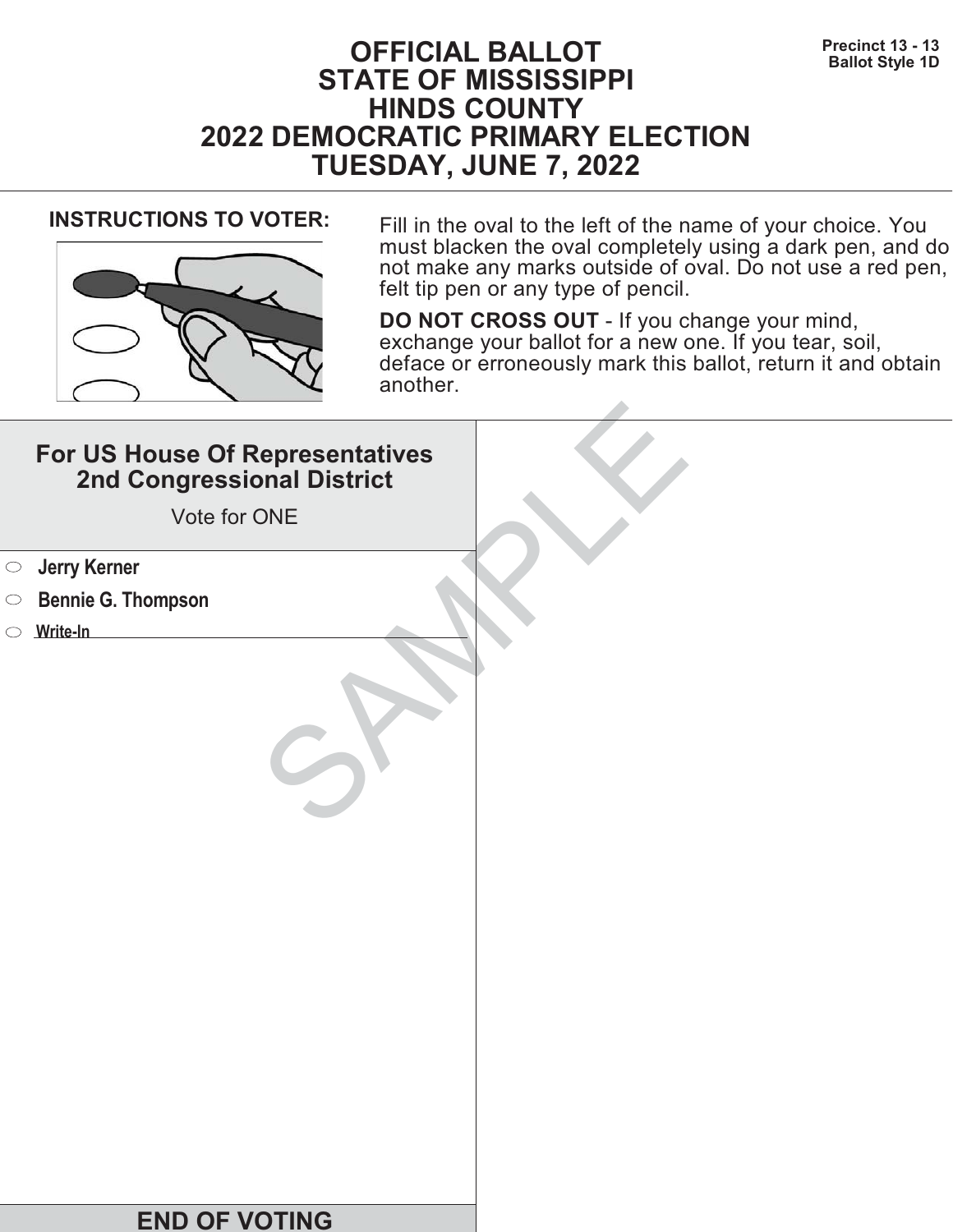Precinct 13 - 13
Ballot Style 1D

# OFFICIAL BALLOT
# STATE OF MISSISSIPPI
# HINDS COUNTY
# 2022 DEMOCRATIC PRIMARY ELECTION
# TUESDAY, JUNE 7, 2022

**INSTRUCTIONS TO VOTER:**

Fill in the oval to the left of the name of your choice. You must blacken the oval completely using a dark pen, and do not make any marks outside of oval. Do not use a red pen, felt tip pen or any type of pencil.

**DO NOT CROSS OUT** - If you change your mind, exchange your ballot for a new one. If you tear, soil, deface or erroneously mark this ballot, return it and obtain another.

## For US House Of Representatives 2nd Congressional District

Vote for ONE

- ⬭ **Jerry Kerner**
- ⬭ **Bennie G. Thompson**
- ⬭ **Write-In** ____________________

SAMPLE

**END OF VOTING**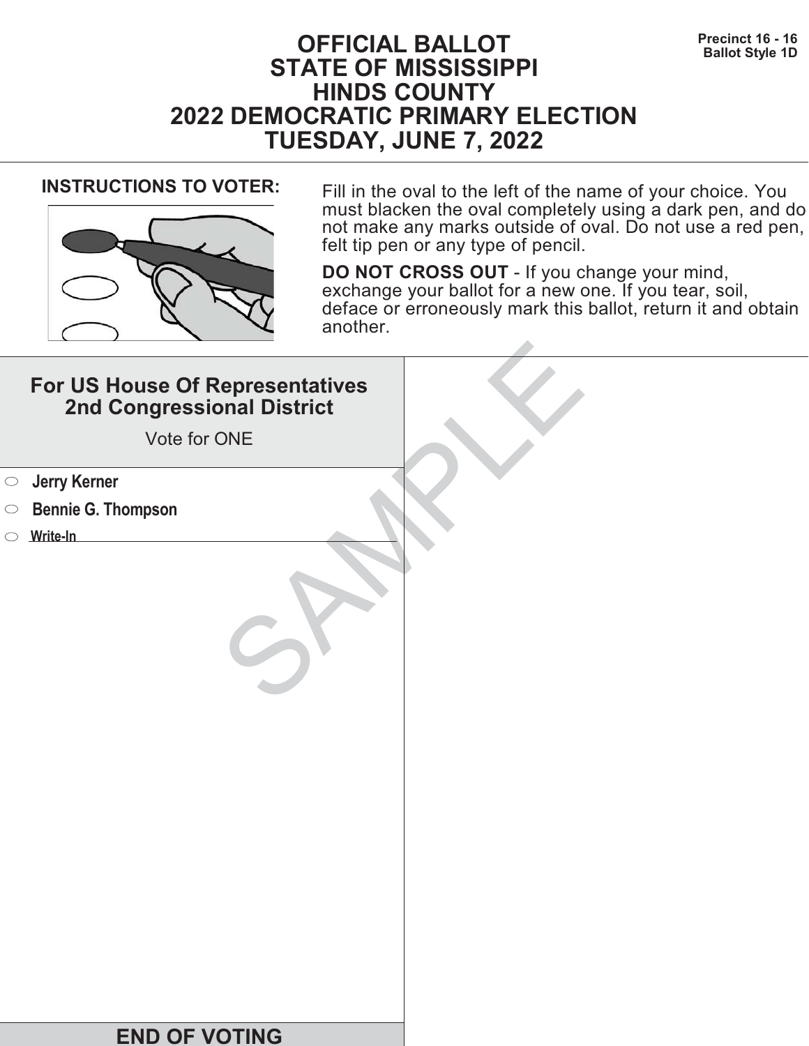# OFFICIAL BALLOT
# STATE OF MISSISSIPPI
# HINDS COUNTY
# 2022 DEMOCRATIC PRIMARY ELECTION
# TUESDAY, JUNE 7, 2022

**Precinct 16 - 16**
**Ballot Style 1D**

**INSTRUCTIONS TO VOTER:**

Fill in the oval to the left of the name of your choice. You must blacken the oval completely using a dark pen, and do not make any marks outside of oval. Do not use a red pen, felt tip pen or any type of pencil.

**DO NOT CROSS OUT** - If you change your mind, exchange your ballot for a new one. If you tear, soil, deface or erroneously mark this ballot, return it and obtain another.

## For US House Of Representatives 2nd Congressional District

Vote for ONE

- ⬭ **Jerry Kerner**
- ⬭ **Bennie G. Thompson**
- ⬭ **Write-In** ____________________

SAMPLE

## END OF VOTING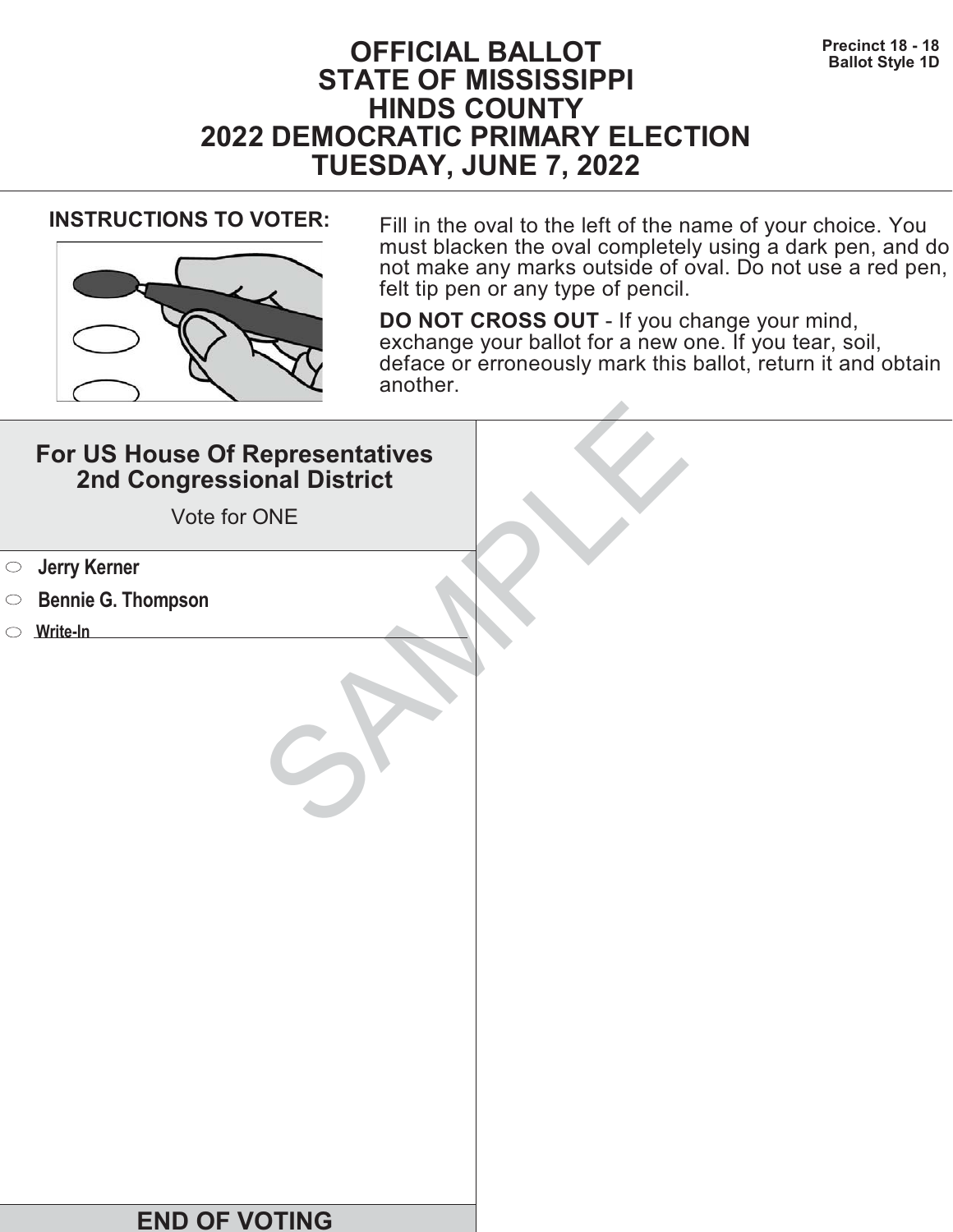Precinct 18 - 18
Ballot Style 1D

# OFFICIAL BALLOT
# STATE OF MISSISSIPPI
# HINDS COUNTY
# 2022 DEMOCRATIC PRIMARY ELECTION
# TUESDAY, JUNE 7, 2022

**INSTRUCTIONS TO VOTER:**

Fill in the oval to the left of the name of your choice. You must blacken the oval completely using a dark pen, and do not make any marks outside of oval. Do not use a red pen, felt tip pen or any type of pencil.

**DO NOT CROSS OUT** - If you change your mind, exchange your ballot for a new one. If you tear, soil, deface or erroneously mark this ballot, return it and obtain another.

## For US House Of Representatives 2nd Congressional District

Vote for ONE

- ⬭ **Jerry Kerner**
- ⬭ **Bennie G. Thompson**
- ⬭ **Write-In** ______________________

SAMPLE

## END OF VOTING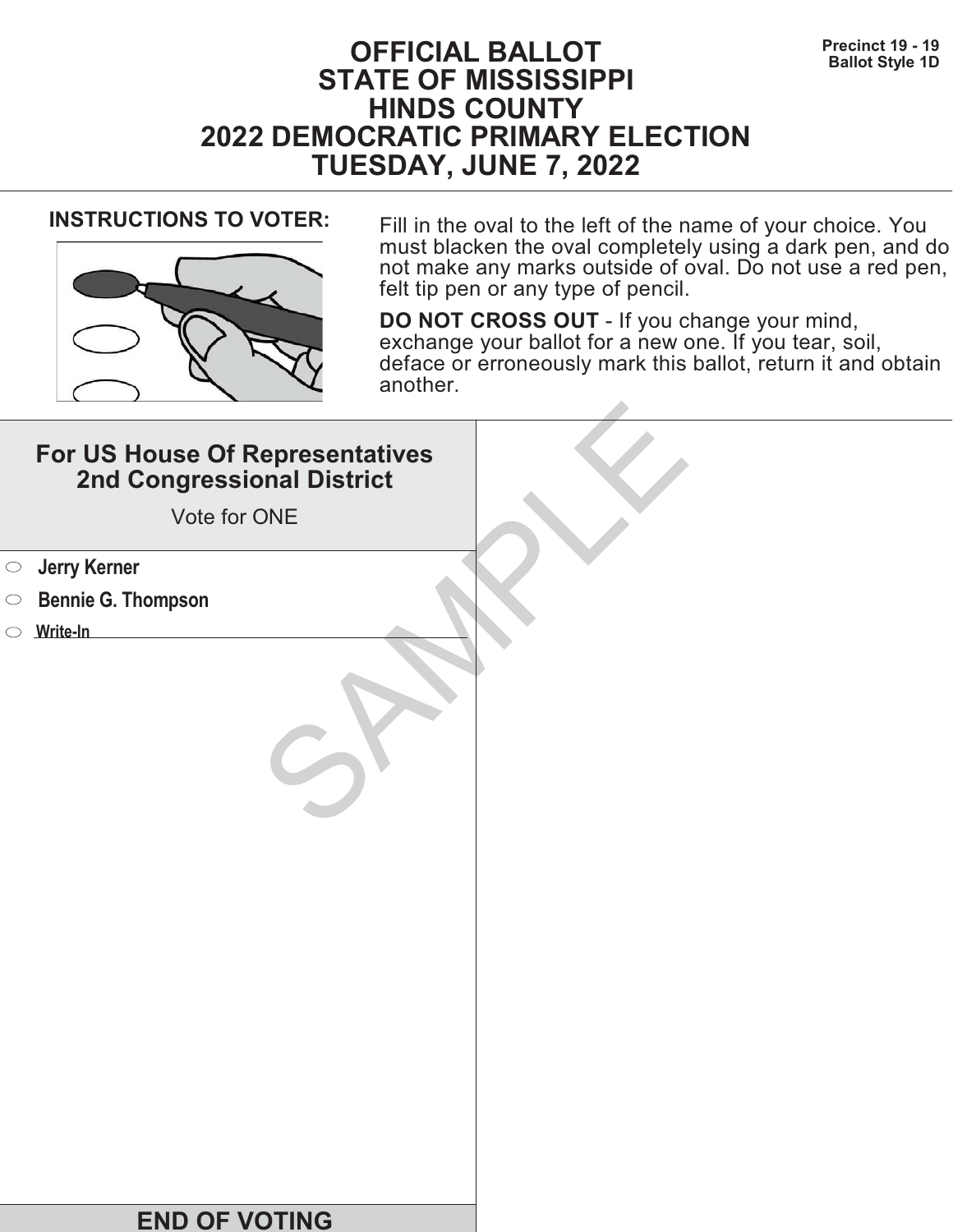Precinct 19 - 19
Ballot Style 1D

# OFFICIAL BALLOT
# STATE OF MISSISSIPPI
# HINDS COUNTY
# 2022 DEMOCRATIC PRIMARY ELECTION
# TUESDAY, JUNE 7, 2022

**INSTRUCTIONS TO VOTER:**

Fill in the oval to the left of the name of your choice. You must blacken the oval completely using a dark pen, and do not make any marks outside of oval. Do not use a red pen, felt tip pen or any type of pencil.

**DO NOT CROSS OUT** - If you change your mind, exchange your ballot for a new one. If you tear, soil, deface or erroneously mark this ballot, return it and obtain another.

## For US House Of Representatives 2nd Congressional District

Vote for ONE

- ⬭ **Jerry Kerner**
- ⬭ **Bennie G. Thompson**
- ⬭ **Write-In** ______________________

SAMPLE

**END OF VOTING**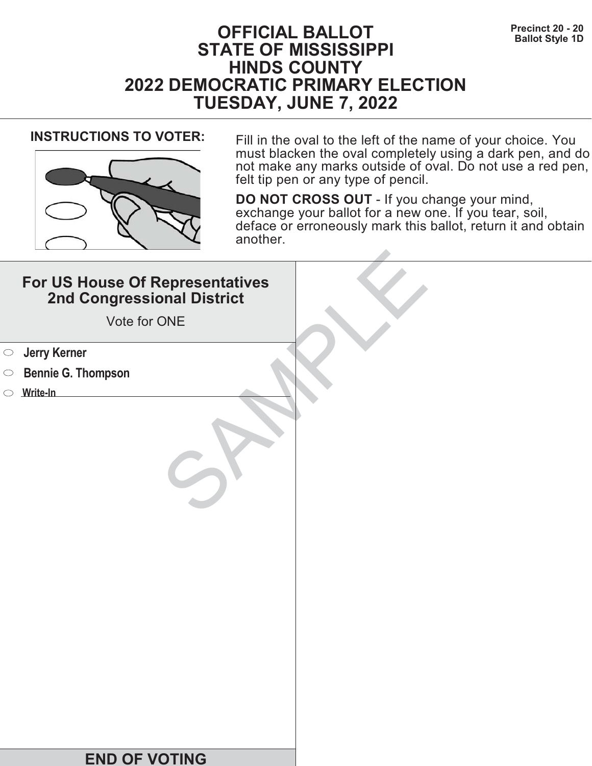Precinct 20 - 20
Ballot Style 1D

# OFFICIAL BALLOT
# STATE OF MISSISSIPPI
# HINDS COUNTY
# 2022 DEMOCRATIC PRIMARY ELECTION
# TUESDAY, JUNE 7, 2022

**INSTRUCTIONS TO VOTER:**

Fill in the oval to the left of the name of your choice. You must blacken the oval completely using a dark pen, and do not make any marks outside of oval. Do not use a red pen, felt tip pen or any type of pencil.

**DO NOT CROSS OUT** - If you change your mind, exchange your ballot for a new one. If you tear, soil, deface or erroneously mark this ballot, return it and obtain another.

## For US House Of Representatives 2nd Congressional District

Vote for ONE

- ⬭ **Jerry Kerner**
- ⬭ **Bennie G. Thompson**
- ⬭ **Write-In** ______________________

SAMPLE

**END OF VOTING**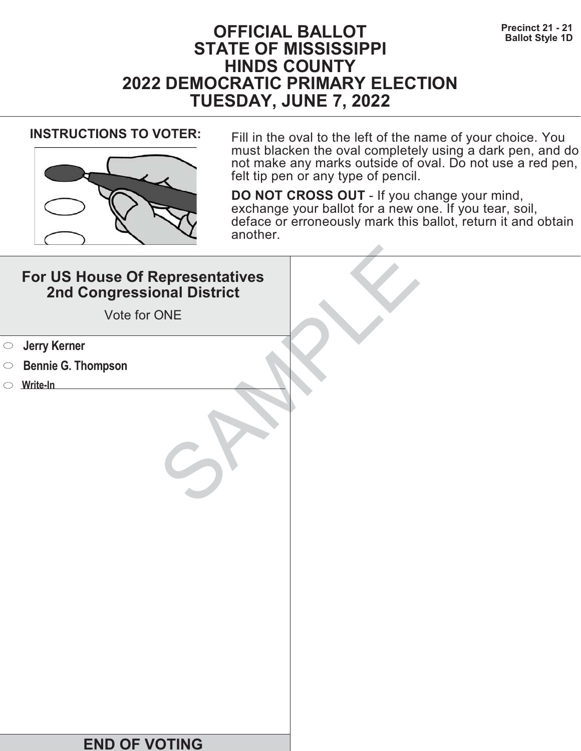Precinct 21 - 21
Ballot Style 1D

# OFFICIAL BALLOT
# STATE OF MISSISSIPPI
# HINDS COUNTY
# 2022 DEMOCRATIC PRIMARY ELECTION
# TUESDAY, JUNE 7, 2022

**INSTRUCTIONS TO VOTER:**

Fill in the oval to the left of the name of your choice. You must blacken the oval completely using a dark pen, and do not make any marks outside of oval. Do not use a red pen, felt tip pen or any type of pencil.

**DO NOT CROSS OUT** - If you change your mind, exchange your ballot for a new one. If you tear, soil, deface or erroneously mark this ballot, return it and obtain another.

## For US House Of Representatives 2nd Congressional District

Vote for ONE

- ⬭ **Jerry Kerner**
- ⬭ **Bennie G. Thompson**
- ⬭ **Write-In** ____________________

SAMPLE

**END OF VOTING**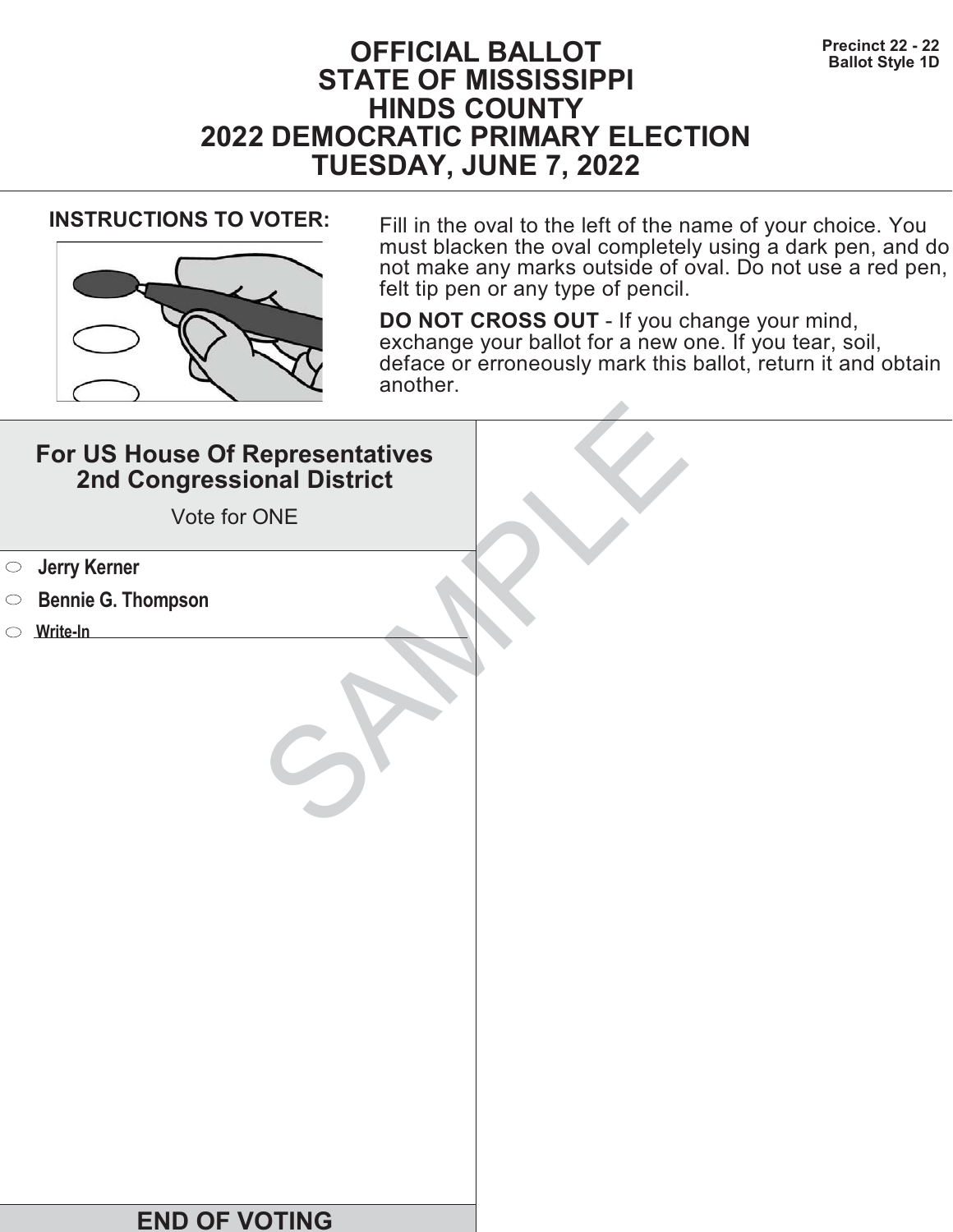Precinct 22 - 22
Ballot Style 1D

# OFFICIAL BALLOT
# STATE OF MISSISSIPPI
# HINDS COUNTY
# 2022 DEMOCRATIC PRIMARY ELECTION
# TUESDAY, JUNE 7, 2022

**INSTRUCTIONS TO VOTER:**

Fill in the oval to the left of the name of your choice. You must blacken the oval completely using a dark pen, and do not make any marks outside of oval. Do not use a red pen, felt tip pen or any type of pencil.

**DO NOT CROSS OUT** - If you change your mind, exchange your ballot for a new one. If you tear, soil, deface or erroneously mark this ballot, return it and obtain another.

## For US House Of Representatives 2nd Congressional District

Vote for ONE

- ⬭ **Jerry Kerner**
- ⬭ **Bennie G. Thompson**
- ⬭ **Write-In** ______________________

SAMPLE

**END OF VOTING**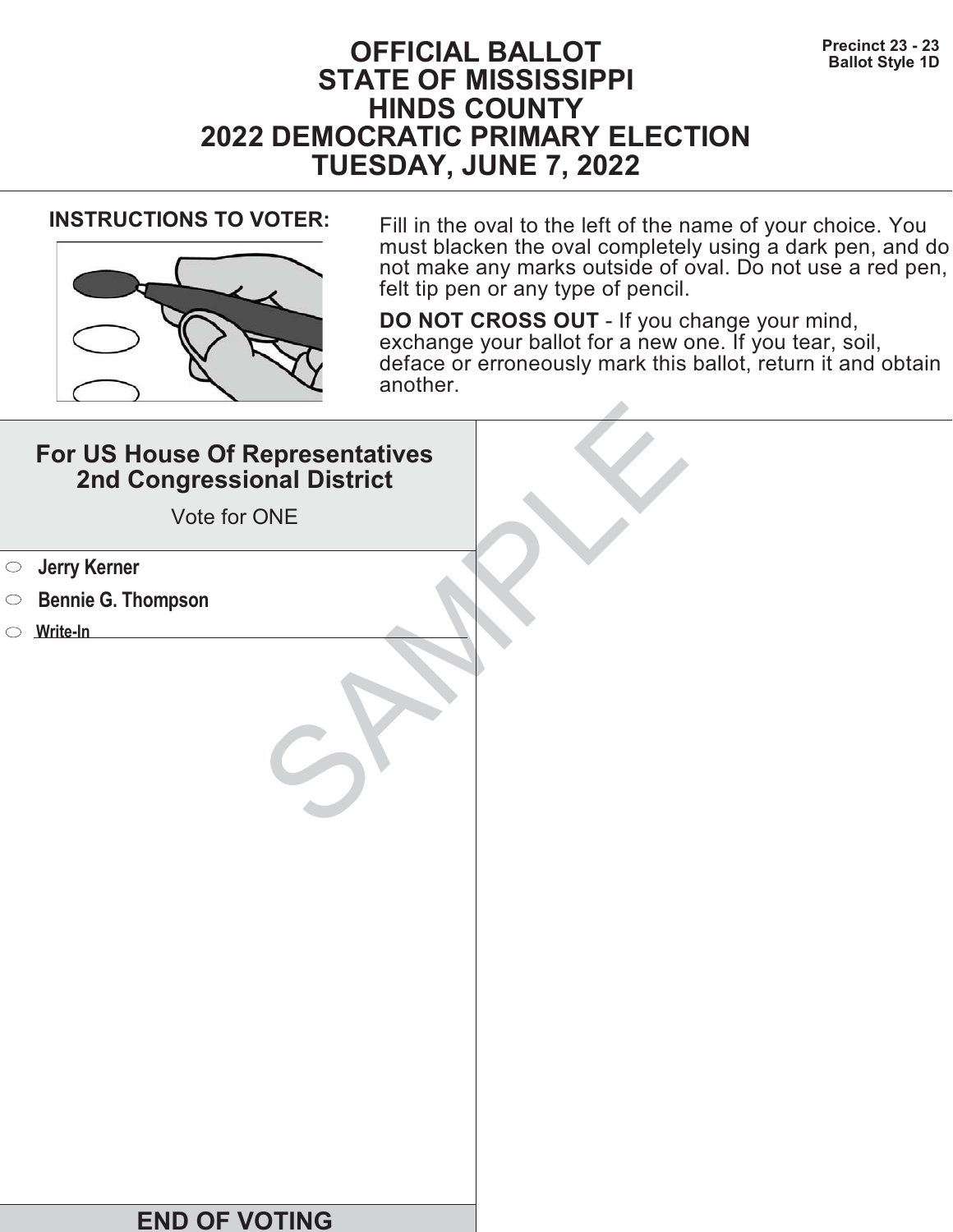Precinct 23 - 23
Ballot Style 1D

# OFFICIAL BALLOT
# STATE OF MISSISSIPPI
# HINDS COUNTY
# 2022 DEMOCRATIC PRIMARY ELECTION
# TUESDAY, JUNE 7, 2022

**INSTRUCTIONS TO VOTER:**

Fill in the oval to the left of the name of your choice. You must blacken the oval completely using a dark pen, and do not make any marks outside of oval. Do not use a red pen, felt tip pen or any type of pencil.

**DO NOT CROSS OUT** - If you change your mind, exchange your ballot for a new one. If you tear, soil, deface or erroneously mark this ballot, return it and obtain another.

## For US House Of Representatives 2nd Congressional District

Vote for ONE

- ⬭ **Jerry Kerner**
- ⬭ **Bennie G. Thompson**
- ⬭ **Write-In** ______________________

SAMPLE

**END OF VOTING**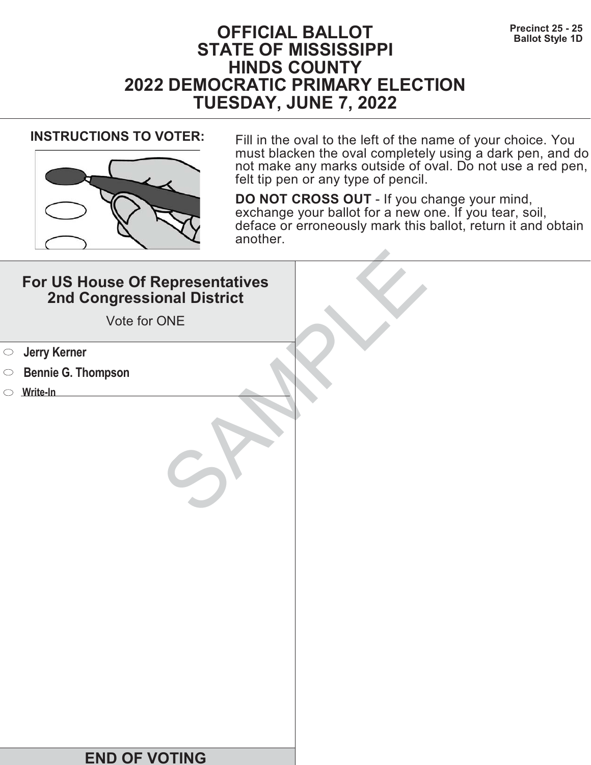# OFFICIAL BALLOT
# STATE OF MISSISSIPPI
# HINDS COUNTY
# 2022 DEMOCRATIC PRIMARY ELECTION
# TUESDAY, JUNE 7, 2022

Precinct 25 - 25
Ballot Style 1D

**INSTRUCTIONS TO VOTER:**

Fill in the oval to the left of the name of your choice. You must blacken the oval completely using a dark pen, and do not make any marks outside of oval. Do not use a red pen, felt tip pen or any type of pencil.

**DO NOT CROSS OUT** - If you change your mind, exchange your ballot for a new one. If you tear, soil, deface or erroneously mark this ballot, return it and obtain another.

## For US House Of Representatives 2nd Congressional District

Vote for ONE

- ⬭ **Jerry Kerner**
- ⬭ **Bennie G. Thompson**
- ⬭ **Write-In** ____________________

SAMPLE

**END OF VOTING**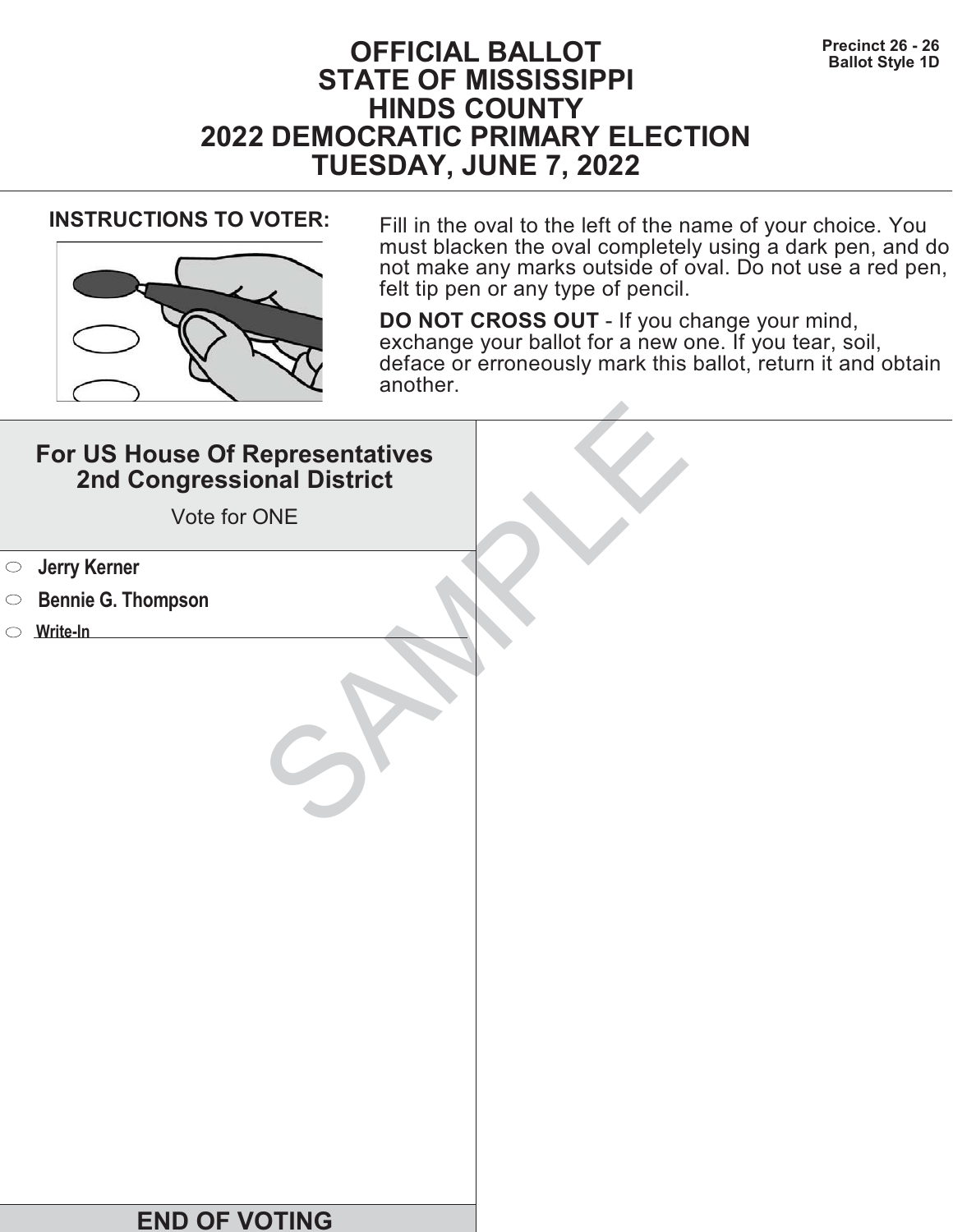Precinct 26 - 26
Ballot Style 1D

# OFFICIAL BALLOT
# STATE OF MISSISSIPPI
# HINDS COUNTY
# 2022 DEMOCRATIC PRIMARY ELECTION
# TUESDAY, JUNE 7, 2022

**INSTRUCTIONS TO VOTER:**

Fill in the oval to the left of the name of your choice. You must blacken the oval completely using a dark pen, and do not make any marks outside of oval. Do not use a red pen, felt tip pen or any type of pencil.

**DO NOT CROSS OUT** - If you change your mind, exchange your ballot for a new one. If you tear, soil, deface or erroneously mark this ballot, return it and obtain another.

## For US House Of Representatives 2nd Congressional District

Vote for ONE

- ⬭ **Jerry Kerner**
- ⬭ **Bennie G. Thompson**
- ⬭ **Write-In** ____________________

SAMPLE

**END OF VOTING**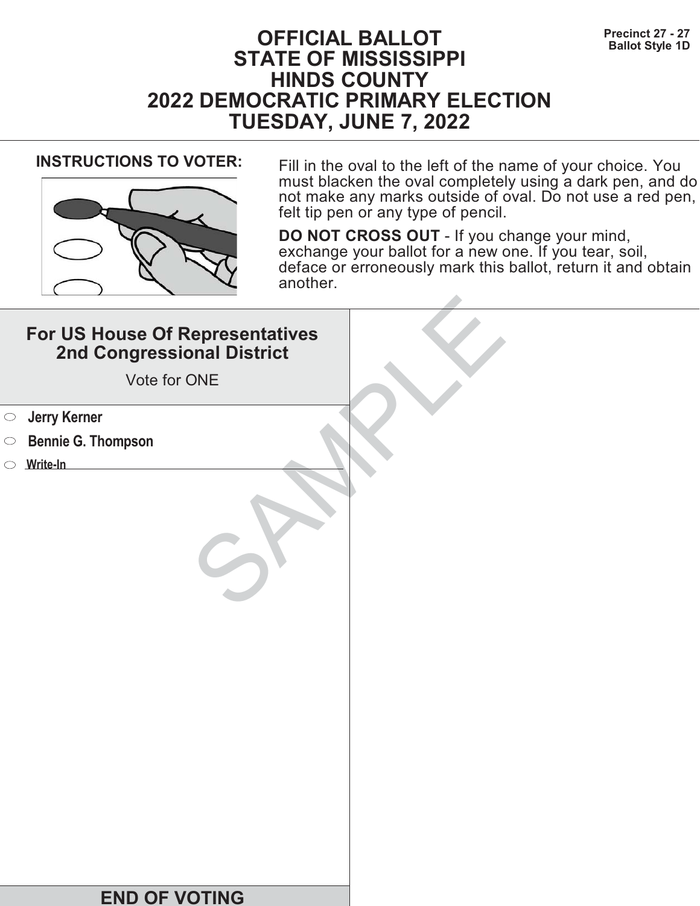Precinct 27 - 27
Ballot Style 1D

# OFFICIAL BALLOT
# STATE OF MISSISSIPPI
# HINDS COUNTY
# 2022 DEMOCRATIC PRIMARY ELECTION
# TUESDAY, JUNE 7, 2022

**INSTRUCTIONS TO VOTER:**

Fill in the oval to the left of the name of your choice. You must blacken the oval completely using a dark pen, and do not make any marks outside of oval. Do not use a red pen, felt tip pen or any type of pencil.

**DO NOT CROSS OUT** - If you change your mind, exchange your ballot for a new one. If you tear, soil, deface or erroneously mark this ballot, return it and obtain another.

## For US House Of Representatives 2nd Congressional District

Vote for ONE

- ⬭ **Jerry Kerner**
- ⬭ **Bennie G. Thompson**
- ⬭ **Write-In** ______________________

SAMPLE

**END OF VOTING**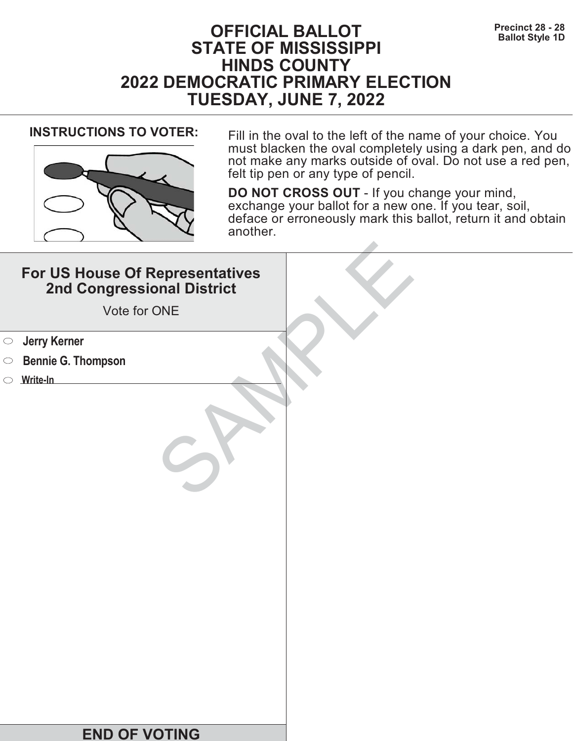# OFFICIAL BALLOT
# STATE OF MISSISSIPPI
# HINDS COUNTY
# 2022 DEMOCRATIC PRIMARY ELECTION
# TUESDAY, JUNE 7, 2022

Precinct 28 - 28
Ballot Style 1D

**INSTRUCTIONS TO VOTER:**

Fill in the oval to the left of the name of your choice. You must blacken the oval completely using a dark pen, and do not make any marks outside of oval. Do not use a red pen, felt tip pen or any type of pencil.

**DO NOT CROSS OUT** - If you change your mind, exchange your ballot for a new one. If you tear, soil, deface or erroneously mark this ballot, return it and obtain another.

## For US House Of Representatives 2nd Congressional District

Vote for ONE

- ○ **Jerry Kerner**
- ○ **Bennie G. Thompson**
- ○ **Write-In** ____________________

SAMPLE

## END OF VOTING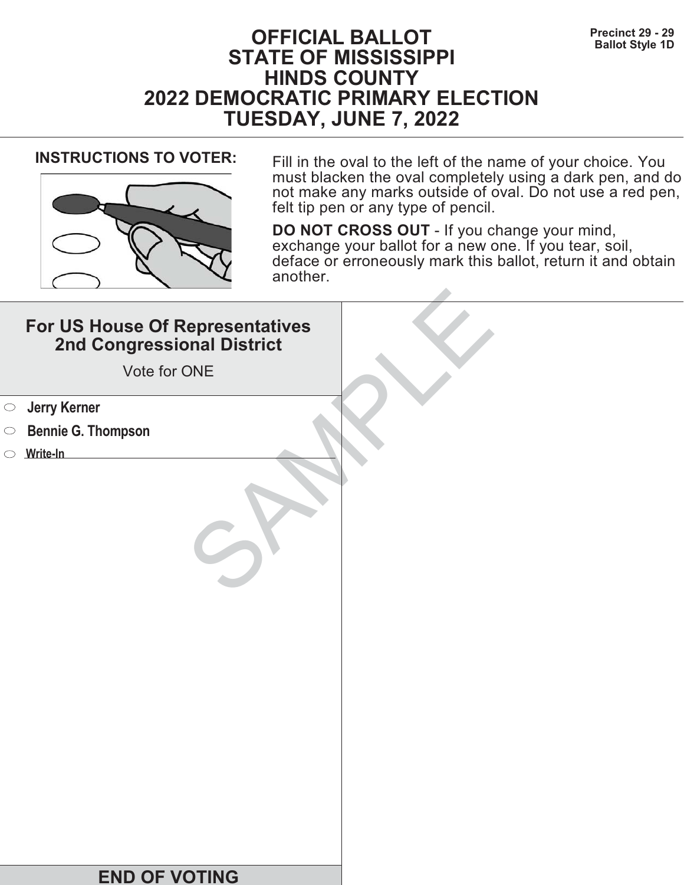Precinct 29 - 29
Ballot Style 1D

# OFFICIAL BALLOT
# STATE OF MISSISSIPPI
# HINDS COUNTY
# 2022 DEMOCRATIC PRIMARY ELECTION
# TUESDAY, JUNE 7, 2022

**INSTRUCTIONS TO VOTER:**

Fill in the oval to the left of the name of your choice. You must blacken the oval completely using a dark pen, and do not make any marks outside of oval. Do not use a red pen, felt tip pen or any type of pencil.

**DO NOT CROSS OUT** - If you change your mind, exchange your ballot for a new one. If you tear, soil, deface or erroneously mark this ballot, return it and obtain another.

## For US House Of Representatives 2nd Congressional District

Vote for ONE

- ⬭ **Jerry Kerner**
- ⬭ **Bennie G. Thompson**
- ⬭ **Write-In** ______________________

SAMPLE

**END OF VOTING**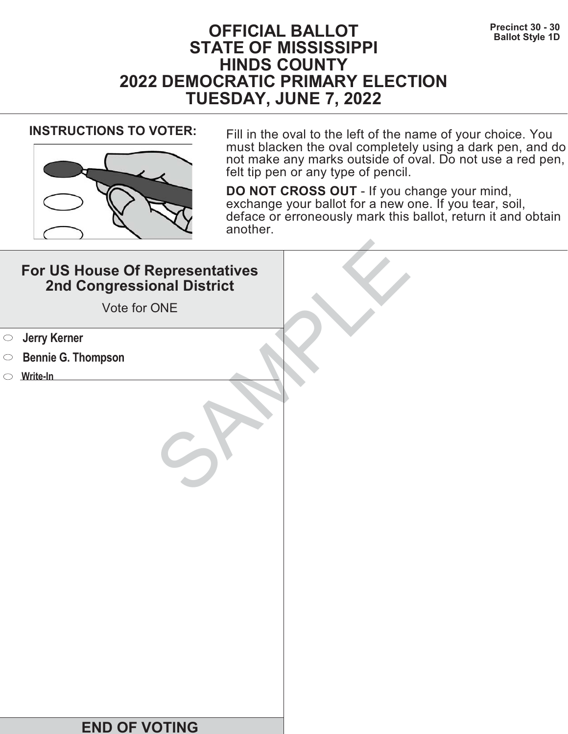# OFFICIAL BALLOT
# STATE OF MISSISSIPPI
# HINDS COUNTY
# 2022 DEMOCRATIC PRIMARY ELECTION
# TUESDAY, JUNE 7, 2022

**Precinct 30 - 30**
**Ballot Style 1D**

**INSTRUCTIONS TO VOTER:**

Fill in the oval to the left of the name of your choice. You must blacken the oval completely using a dark pen, and do not make any marks outside of oval. Do not use a red pen, felt tip pen or any type of pencil.

**DO NOT CROSS OUT** - If you change your mind, exchange your ballot for a new one. If you tear, soil, deface or erroneously mark this ballot, return it and obtain another.

## For US House Of Representatives 2nd Congressional District

Vote for ONE

- ⬭ **Jerry Kerner**
- ⬭ **Bennie G. Thompson**
- ⬭ **Write-In** ______________________

SAMPLE

**END OF VOTING**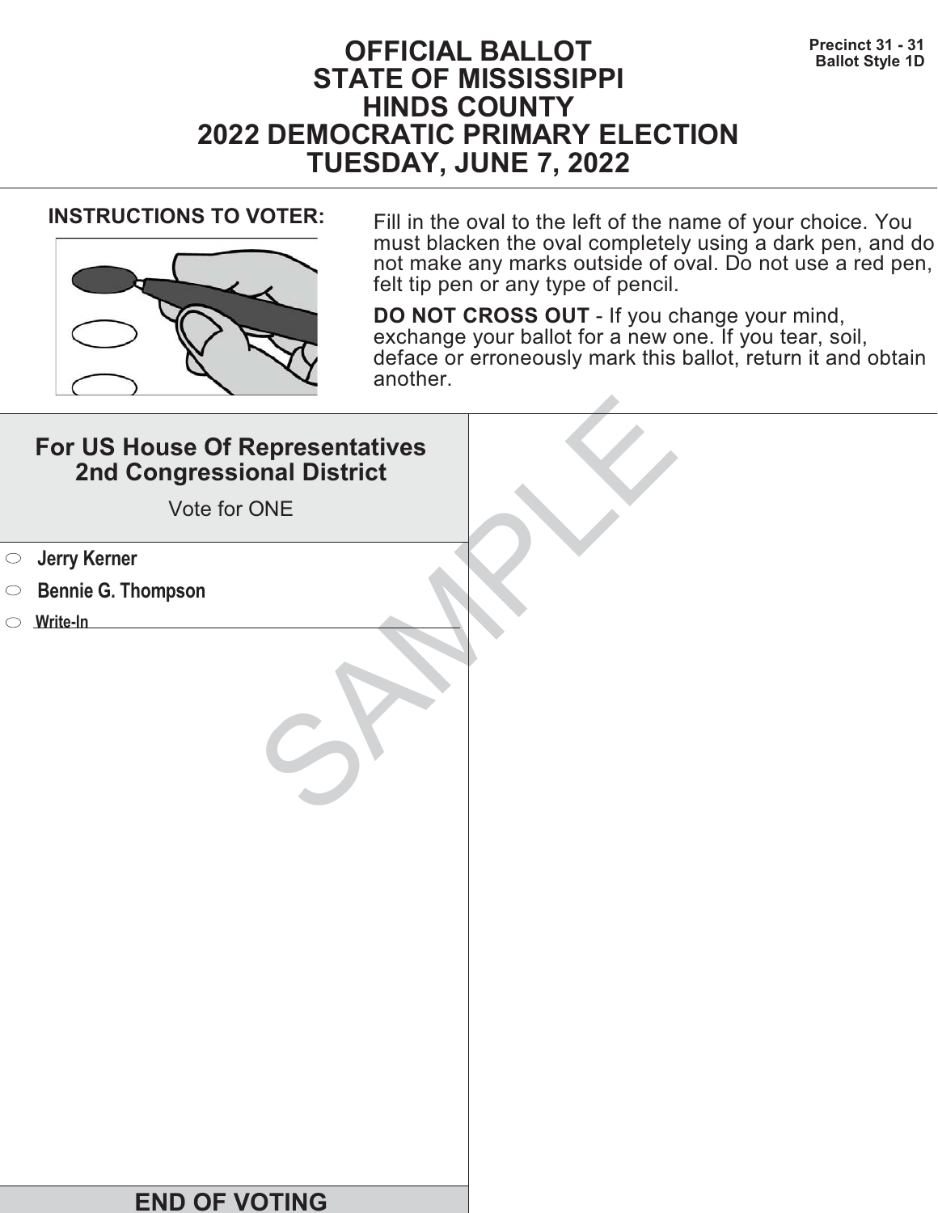# OFFICIAL BALLOT
# STATE OF MISSISSIPPI
# HINDS COUNTY
# 2022 DEMOCRATIC PRIMARY ELECTION
# TUESDAY, JUNE 7, 2022

**Precinct 31 - 31**
**Ballot Style 1D**

**INSTRUCTIONS TO VOTER:**

Fill in the oval to the left of the name of your choice. You must blacken the oval completely using a dark pen, and do not make any marks outside of oval. Do not use a red pen, felt tip pen or any type of pencil.

**DO NOT CROSS OUT** - If you change your mind, exchange your ballot for a new one. If you tear, soil, deface or erroneously mark this ballot, return it and obtain another.

## For US House Of Representatives 2nd Congressional District

Vote for ONE

- ⬭ **Jerry Kerner**
- ⬭ **Bennie G. Thompson**
- ⬭ **Write-In** ________________

SAMPLE

**END OF VOTING**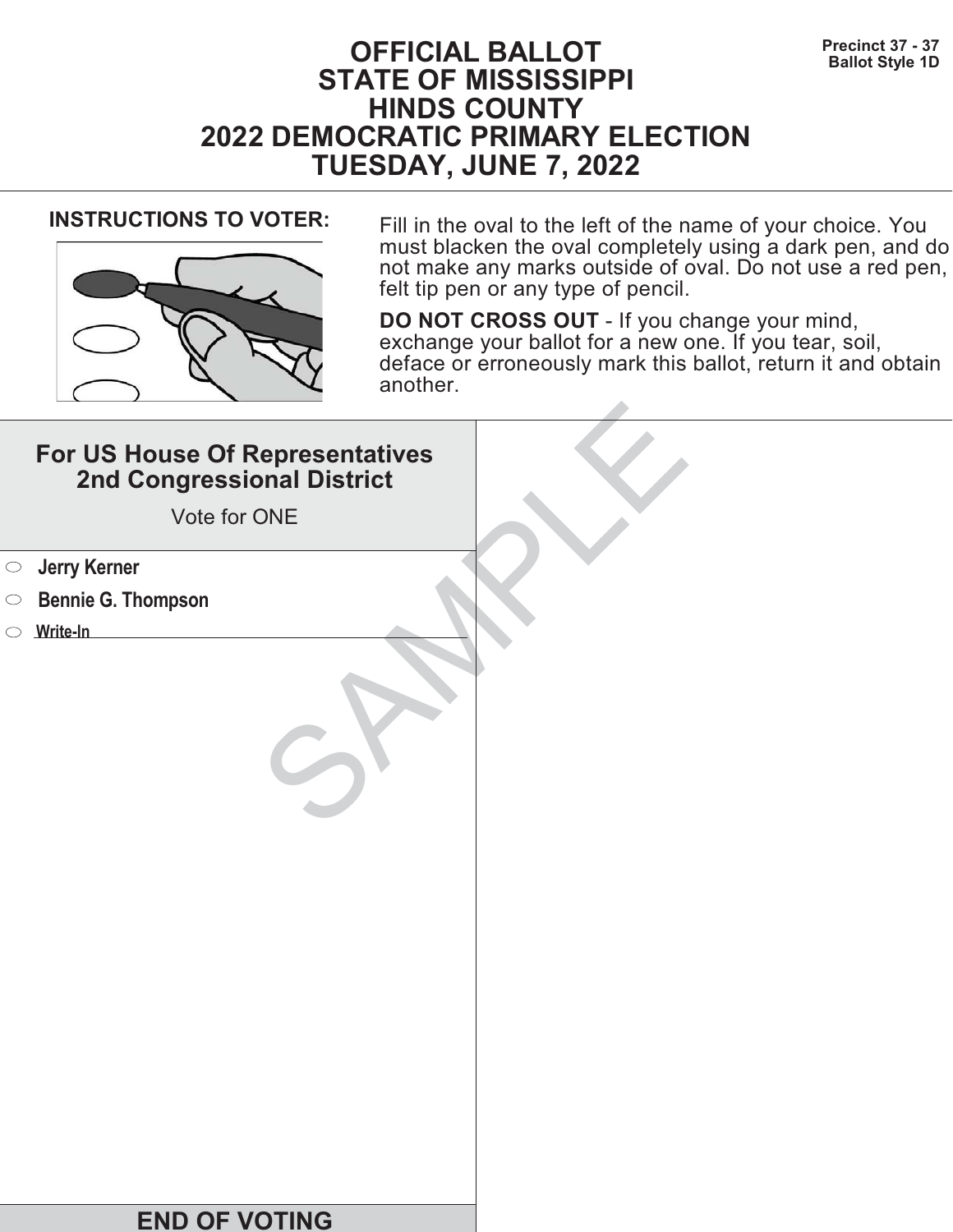Precinct 37 - 37
Ballot Style 1D

# OFFICIAL BALLOT
# STATE OF MISSISSIPPI
# HINDS COUNTY
# 2022 DEMOCRATIC PRIMARY ELECTION
# TUESDAY, JUNE 7, 2022

**INSTRUCTIONS TO VOTER:**

Fill in the oval to the left of the name of your choice. You must blacken the oval completely using a dark pen, and do not make any marks outside of oval. Do not use a red pen, felt tip pen or any type of pencil.

**DO NOT CROSS OUT** - If you change your mind, exchange your ballot for a new one. If you tear, soil, deface or erroneously mark this ballot, return it and obtain another.

## For US House Of Representatives 2nd Congressional District

Vote for ONE

- ⬭ **Jerry Kerner**
- ⬭ **Bennie G. Thompson**
- ⬭ **Write-In** ____________________

SAMPLE

**END OF VOTING**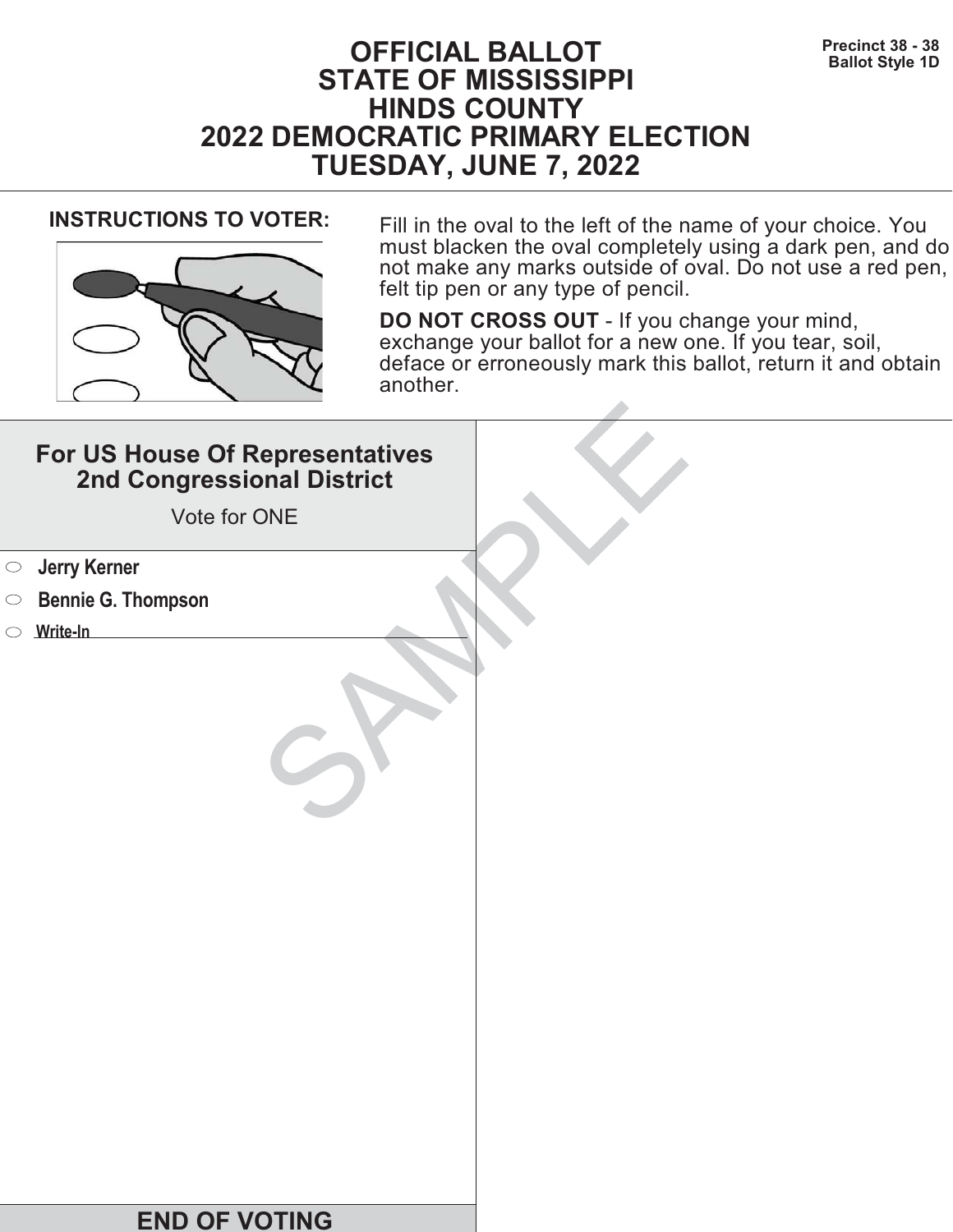Precinct 38 - 38
Ballot Style 1D

# OFFICIAL BALLOT
# STATE OF MISSISSIPPI
# HINDS COUNTY
# 2022 DEMOCRATIC PRIMARY ELECTION
# TUESDAY, JUNE 7, 2022

**INSTRUCTIONS TO VOTER:**

Fill in the oval to the left of the name of your choice. You must blacken the oval completely using a dark pen, and do not make any marks outside of oval. Do not use a red pen, felt tip pen or any type of pencil.

**DO NOT CROSS OUT** - If you change your mind, exchange your ballot for a new one. If you tear, soil, deface or erroneously mark this ballot, return it and obtain another.

## For US House Of Representatives 2nd Congressional District

Vote for ONE

- ⬭ **Jerry Kerner**
- ⬭ **Bennie G. Thompson**
- ⬭ **Write-In** ____________________

SAMPLE

**END OF VOTING**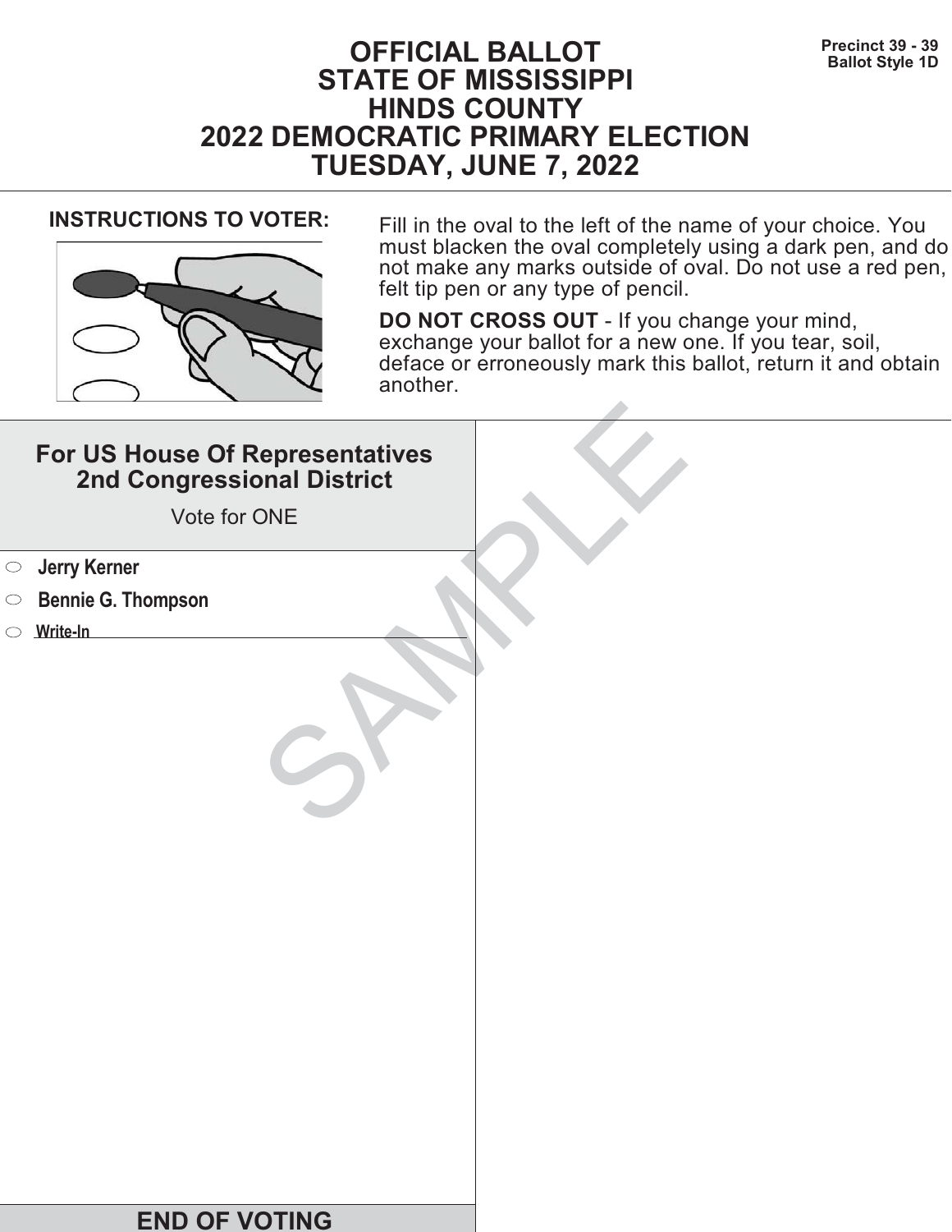Precinct 39 - 39
Ballot Style 1D

# OFFICIAL BALLOT
# STATE OF MISSISSIPPI
# HINDS COUNTY
# 2022 DEMOCRATIC PRIMARY ELECTION
# TUESDAY, JUNE 7, 2022

**INSTRUCTIONS TO VOTER:**

Fill in the oval to the left of the name of your choice. You must blacken the oval completely using a dark pen, and do not make any marks outside of oval. Do not use a red pen, felt tip pen or any type of pencil.

**DO NOT CROSS OUT** - If you change your mind, exchange your ballot for a new one. If you tear, soil, deface or erroneously mark this ballot, return it and obtain another.

## For US House Of Representatives 2nd Congressional District

Vote for ONE

- ⬭ **Jerry Kerner**
- ⬭ **Bennie G. Thompson**
- ⬭ **Write-In** ______________________

SAMPLE

**END OF VOTING**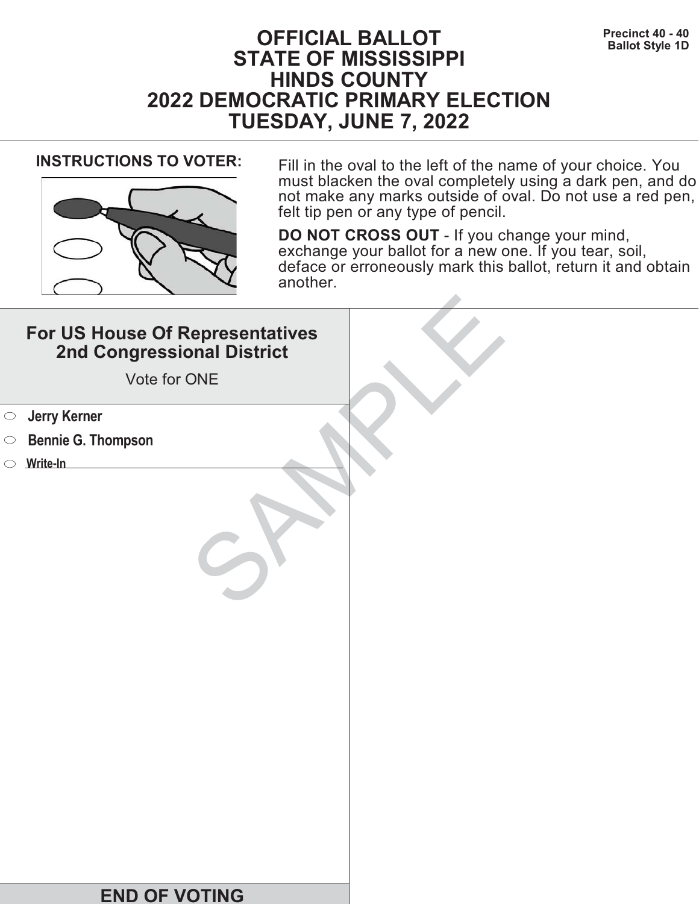# OFFICIAL BALLOT
# STATE OF MISSISSIPPI
# HINDS COUNTY
# 2022 DEMOCRATIC PRIMARY ELECTION
# TUESDAY, JUNE 7, 2022

**Precinct 40 - 40**
**Ballot Style 1D**

**INSTRUCTIONS TO VOTER:**

Fill in the oval to the left of the name of your choice. You must blacken the oval completely using a dark pen, and do not make any marks outside of oval. Do not use a red pen, felt tip pen or any type of pencil.

**DO NOT CROSS OUT** - If you change your mind, exchange your ballot for a new one. If you tear, soil, deface or erroneously mark this ballot, return it and obtain another.

## For US House Of Representatives 2nd Congressional District

Vote for ONE

- ⬭ **Jerry Kerner**
- ⬭ **Bennie G. Thompson**
- ⬭ **Write-In** ____________________

SAMPLE

**END OF VOTING**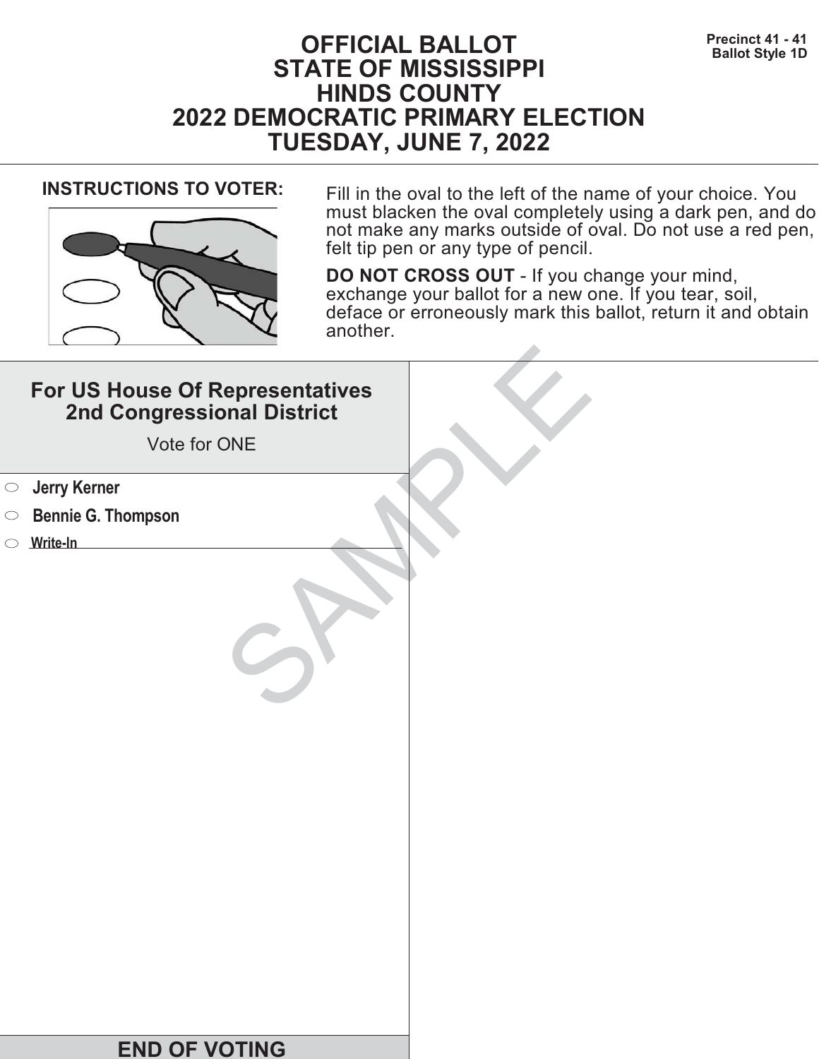Precinct 41 - 41
Ballot Style 1D

# OFFICIAL BALLOT
# STATE OF MISSISSIPPI
# HINDS COUNTY
# 2022 DEMOCRATIC PRIMARY ELECTION
# TUESDAY, JUNE 7, 2022

**INSTRUCTIONS TO VOTER:**

Fill in the oval to the left of the name of your choice. You must blacken the oval completely using a dark pen, and do not make any marks outside of oval. Do not use a red pen, felt tip pen or any type of pencil.

**DO NOT CROSS OUT** - If you change your mind, exchange your ballot for a new one. If you tear, soil, deface or erroneously mark this ballot, return it and obtain another.

## For US House Of Representatives 2nd Congressional District

Vote for ONE

- ⬭ **Jerry Kerner**
- ⬭ **Bennie G. Thompson**
- ⬭ **Write-In** ____________________

SAMPLE

## END OF VOTING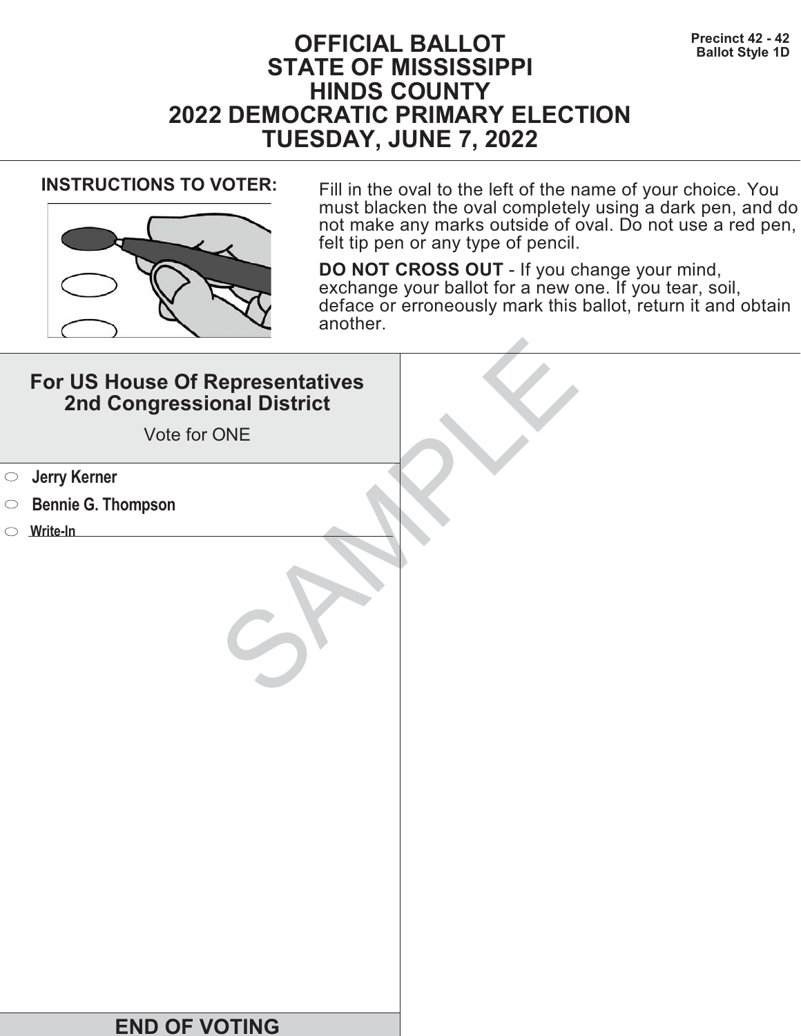Precinct 42 - 42
Ballot Style 1D

# OFFICIAL BALLOT
# STATE OF MISSISSIPPI
# HINDS COUNTY
# 2022 DEMOCRATIC PRIMARY ELECTION
# TUESDAY, JUNE 7, 2022

**INSTRUCTIONS TO VOTER:**

Fill in the oval to the left of the name of your choice. You must blacken the oval completely using a dark pen, and do not make any marks outside of oval. Do not use a red pen, felt tip pen or any type of pencil.

**DO NOT CROSS OUT** - If you change your mind, exchange your ballot for a new one. If you tear, soil, deface or erroneously mark this ballot, return it and obtain another.

## For US House Of Representatives 2nd Congressional District

Vote for ONE

- ⬭ **Jerry Kerner**
- ⬭ **Bennie G. Thompson**
- ⬭ **Write-In** ______________________

SAMPLE

**END OF VOTING**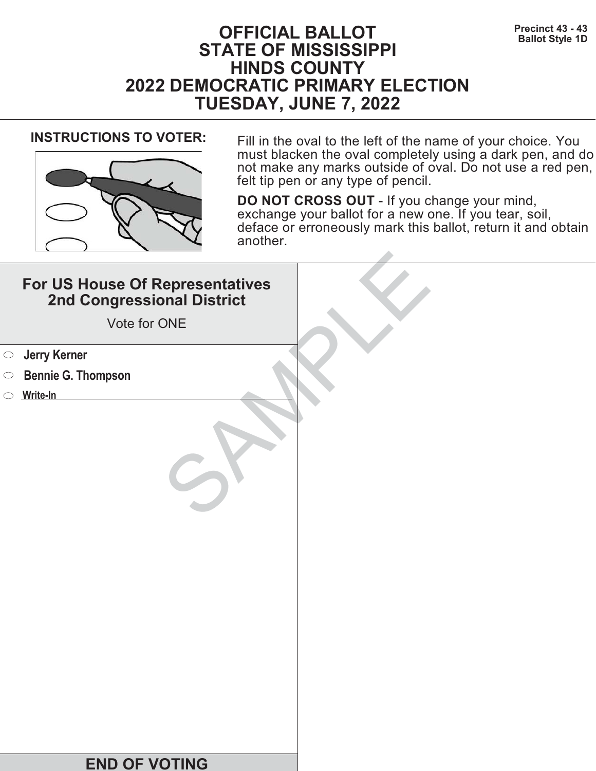# OFFICIAL BALLOT
# STATE OF MISSISSIPPI
# HINDS COUNTY
# 2022 DEMOCRATIC PRIMARY ELECTION
# TUESDAY, JUNE 7, 2022

**Precinct 43 - 43**
**Ballot Style 1D**

**INSTRUCTIONS TO VOTER:**

Fill in the oval to the left of the name of your choice. You must blacken the oval completely using a dark pen, and do not make any marks outside of oval. Do not use a red pen, felt tip pen or any type of pencil.

**DO NOT CROSS OUT** - If you change your mind, exchange your ballot for a new one. If you tear, soil, deface or erroneously mark this ballot, return it and obtain another.

## For US House Of Representatives 2nd Congressional District

Vote for ONE

- ⬭ **Jerry Kerner**
- ⬭ **Bennie G. Thompson**
- ⬭ **Write-In** ______________________

SAMPLE

## END OF VOTING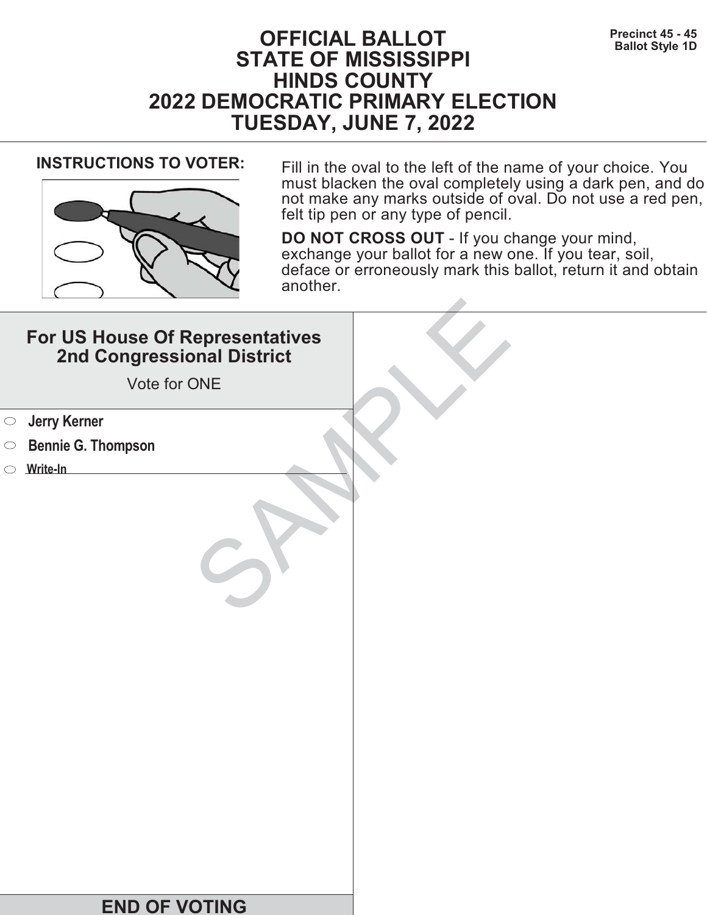Precinct 45 - 45
Ballot Style 1D

# OFFICIAL BALLOT
# STATE OF MISSISSIPPI
# HINDS COUNTY
# 2022 DEMOCRATIC PRIMARY ELECTION
# TUESDAY, JUNE 7, 2022

**INSTRUCTIONS TO VOTER:**

Fill in the oval to the left of the name of your choice. You must blacken the oval completely using a dark pen, and do not make any marks outside of oval. Do not use a red pen, felt tip pen or any type of pencil.

**DO NOT CROSS OUT** - If you change your mind, exchange your ballot for a new one. If you tear, soil, deface or erroneously mark this ballot, return it and obtain another.

## For US House Of Representatives 2nd Congressional District

Vote for ONE

- ⬭ **Jerry Kerner**
- ⬭ **Bennie G. Thompson**
- ⬭ **Write-In** ____________________

SAMPLE

**END OF VOTING**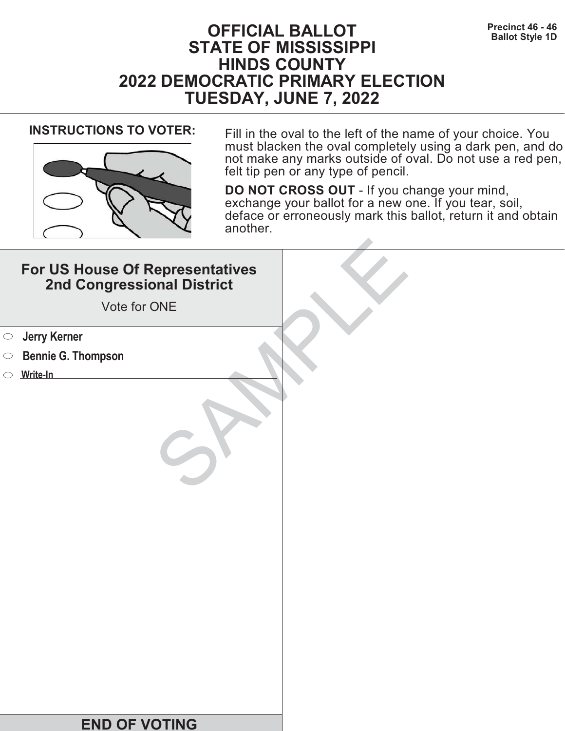Precinct 46 - 46
Ballot Style 1D

# OFFICIAL BALLOT
# STATE OF MISSISSIPPI
# HINDS COUNTY
# 2022 DEMOCRATIC PRIMARY ELECTION
# TUESDAY, JUNE 7, 2022

**INSTRUCTIONS TO VOTER:**

Fill in the oval to the left of the name of your choice. You must blacken the oval completely using a dark pen, and do not make any marks outside of oval. Do not use a red pen, felt tip pen or any type of pencil.

**DO NOT CROSS OUT** - If you change your mind, exchange your ballot for a new one. If you tear, soil, deface or erroneously mark this ballot, return it and obtain another.

## For US House Of Representatives
## 2nd Congressional District

Vote for ONE

- ⬭ **Jerry Kerner**
- ⬭ **Bennie G. Thompson**
- ⬭ **Write-In** ______________________

SAMPLE

**END OF VOTING**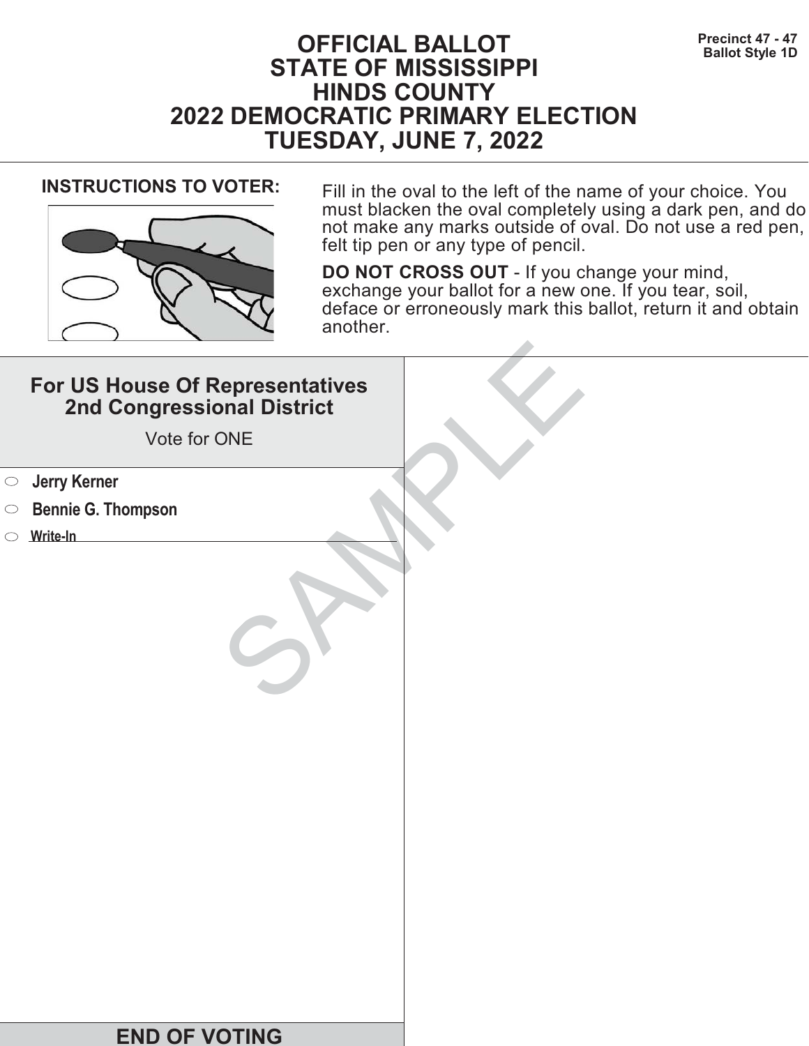Precinct 47 - 47
Ballot Style 1D

# OFFICIAL BALLOT
# STATE OF MISSISSIPPI
# HINDS COUNTY
# 2022 DEMOCRATIC PRIMARY ELECTION
# TUESDAY, JUNE 7, 2022

**INSTRUCTIONS TO VOTER:**

Fill in the oval to the left of the name of your choice. You must blacken the oval completely using a dark pen, and do not make any marks outside of oval. Do not use a red pen, felt tip pen or any type of pencil.

**DO NOT CROSS OUT** - If you change your mind, exchange your ballot for a new one. If you tear, soil, deface or erroneously mark this ballot, return it and obtain another.

## For US House Of Representatives 2nd Congressional District

Vote for ONE

- ⬭ **Jerry Kerner**
- ⬭ **Bennie G. Thompson**
- ⬭ **Write-In** ______________________

SAMPLE

**END OF VOTING**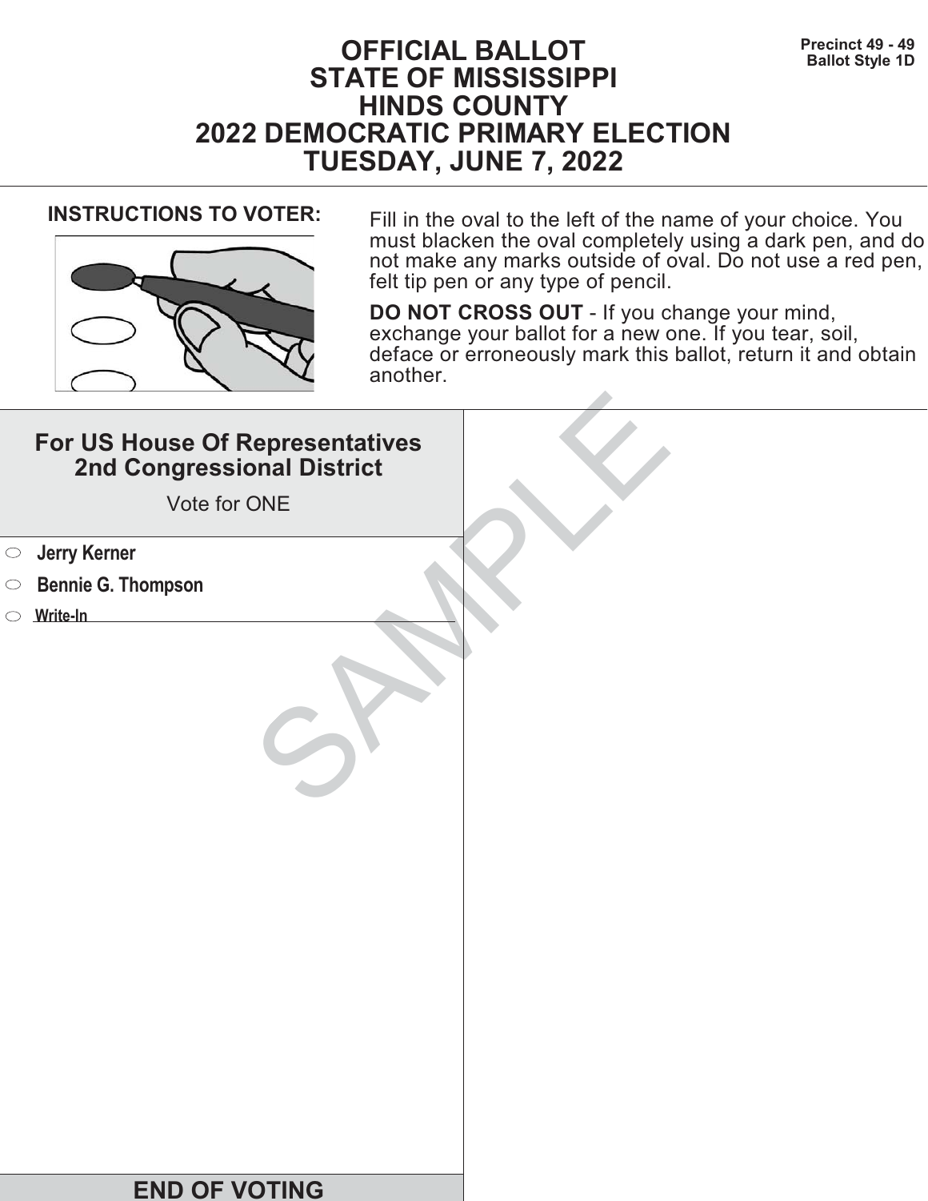Precinct 49 - 49
Ballot Style 1D

# OFFICIAL BALLOT
# STATE OF MISSISSIPPI
# HINDS COUNTY
# 2022 DEMOCRATIC PRIMARY ELECTION
# TUESDAY, JUNE 7, 2022

**INSTRUCTIONS TO VOTER:**

Fill in the oval to the left of the name of your choice. You must blacken the oval completely using a dark pen, and do not make any marks outside of oval. Do not use a red pen, felt tip pen or any type of pencil.

**DO NOT CROSS OUT** - If you change your mind, exchange your ballot for a new one. If you tear, soil, deface or erroneously mark this ballot, return it and obtain another.

## For US House Of Representatives 2nd Congressional District

Vote for ONE

- ⬭ **Jerry Kerner**
- ⬭ **Bennie G. Thompson**
- ⬭ **Write-In** ____________________

SAMPLE

**END OF VOTING**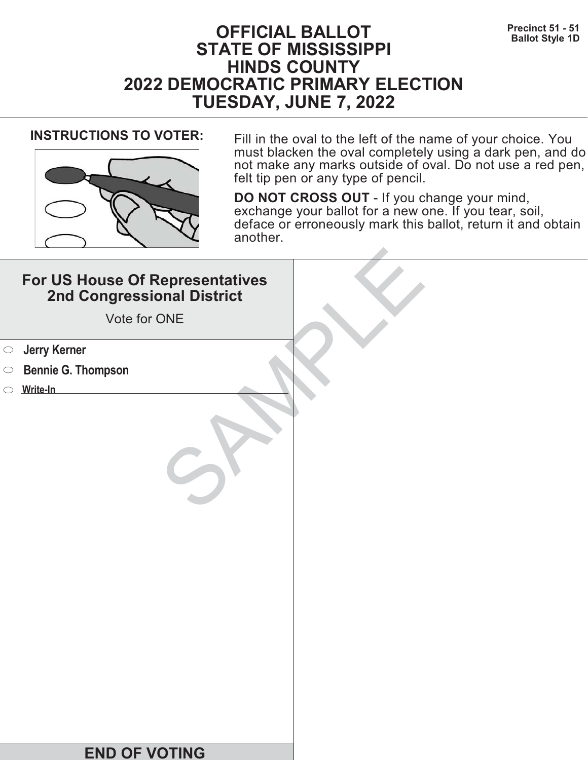Precinct 51 - 51
Ballot Style 1D

# OFFICIAL BALLOT
# STATE OF MISSISSIPPI
# HINDS COUNTY
# 2022 DEMOCRATIC PRIMARY ELECTION
# TUESDAY, JUNE 7, 2022

**INSTRUCTIONS TO VOTER:**

Fill in the oval to the left of the name of your choice. You must blacken the oval completely using a dark pen, and do not make any marks outside of oval. Do not use a red pen, felt tip pen or any type of pencil.

**DO NOT CROSS OUT** - If you change your mind, exchange your ballot for a new one. If you tear, soil, deface or erroneously mark this ballot, return it and obtain another.

## For US House Of Representatives 2nd Congressional District

Vote for ONE

- ⬭ **Jerry Kerner**
- ⬭ **Bennie G. Thompson**
- ⬭ **Write-In** ______________________

SAMPLE

**END OF VOTING**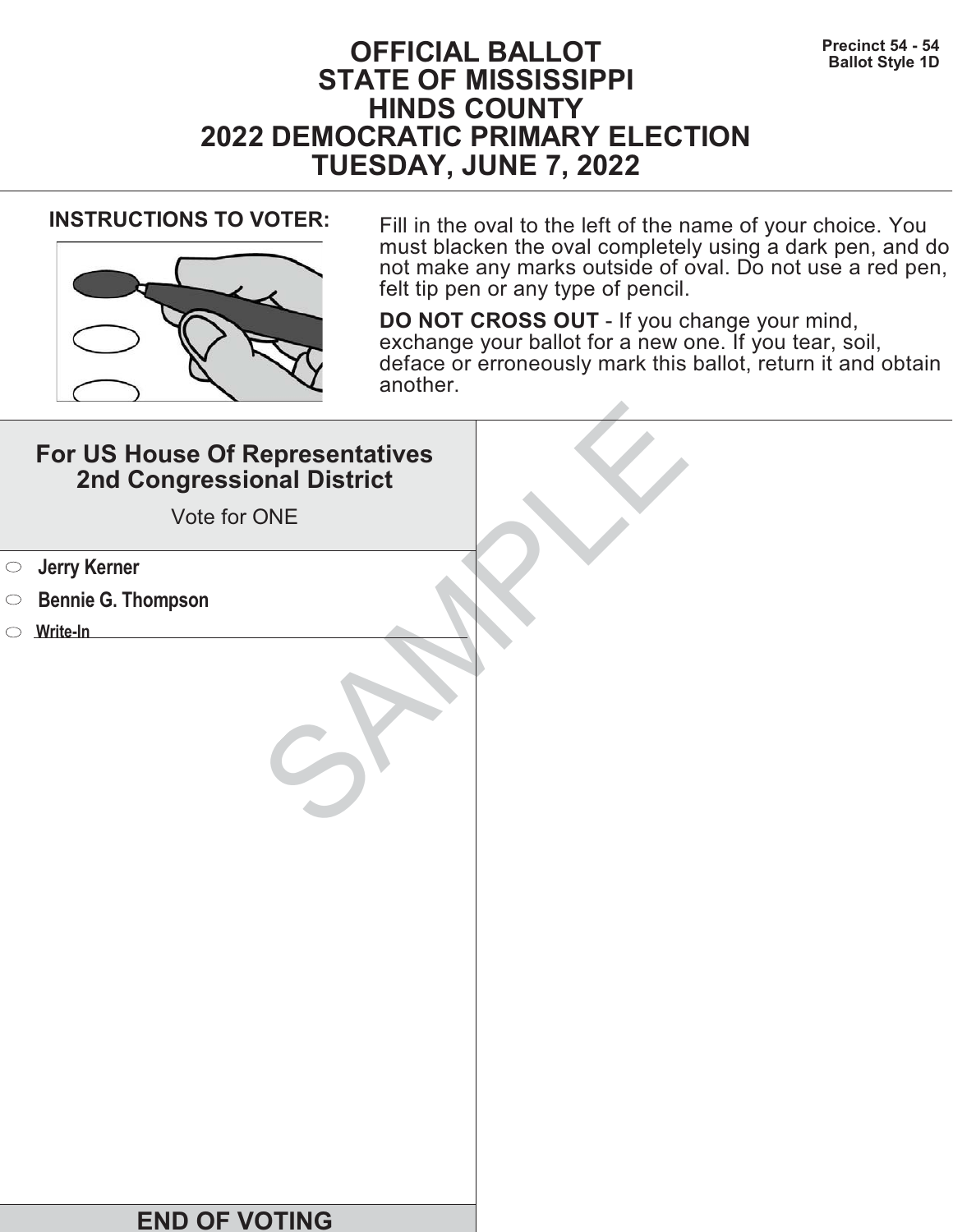Precinct 54 - 54
Ballot Style 1D

# OFFICIAL BALLOT
# STATE OF MISSISSIPPI
# HINDS COUNTY
# 2022 DEMOCRATIC PRIMARY ELECTION
# TUESDAY, JUNE 7, 2022

**INSTRUCTIONS TO VOTER:**

Fill in the oval to the left of the name of your choice. You must blacken the oval completely using a dark pen, and do not make any marks outside of oval. Do not use a red pen, felt tip pen or any type of pencil.

**DO NOT CROSS OUT** - If you change your mind, exchange your ballot for a new one. If you tear, soil, deface or erroneously mark this ballot, return it and obtain another.

## For US House Of Representatives 2nd Congressional District

Vote for ONE

- ⬭ **Jerry Kerner**
- ⬭ **Bennie G. Thompson**
- ⬭ **Write-In** ____________________

SAMPLE

**END OF VOTING**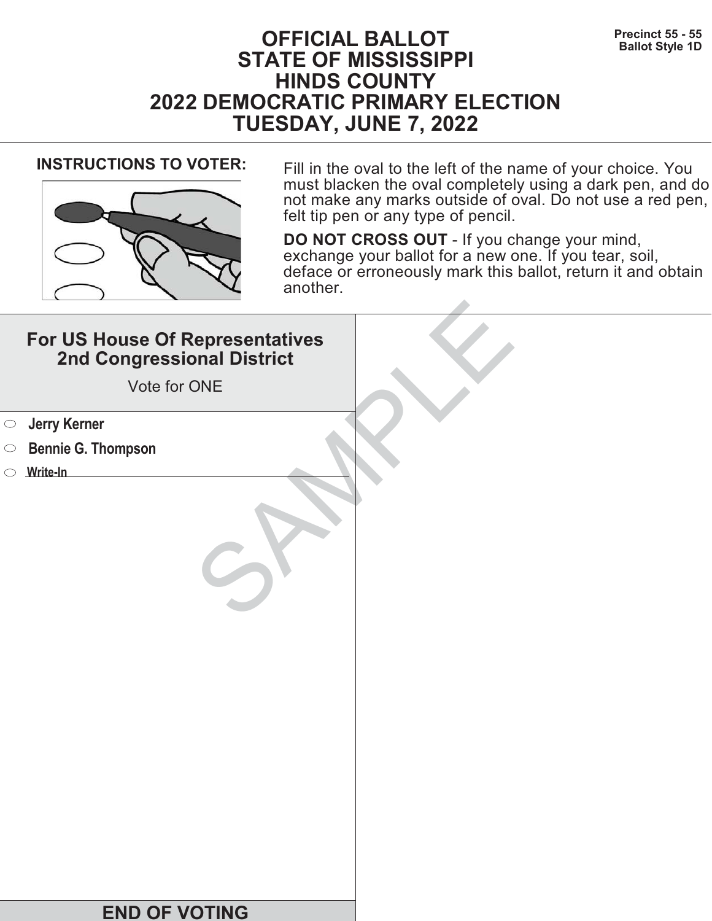Precinct 55 - 55
Ballot Style 1D

# OFFICIAL BALLOT
# STATE OF MISSISSIPPI
# HINDS COUNTY
# 2022 DEMOCRATIC PRIMARY ELECTION
# TUESDAY, JUNE 7, 2022

**INSTRUCTIONS TO VOTER:**

Fill in the oval to the left of the name of your choice. You must blacken the oval completely using a dark pen, and do not make any marks outside of oval. Do not use a red pen, felt tip pen or any type of pencil.

**DO NOT CROSS OUT** - If you change your mind, exchange your ballot for a new one. If you tear, soil, deface or erroneously mark this ballot, return it and obtain another.

## For US House Of Representatives 2nd Congressional District

Vote for ONE

- ⬭ **Jerry Kerner**
- ⬭ **Bennie G. Thompson**
- ⬭ **Write-In** ______________________

SAMPLE

## END OF VOTING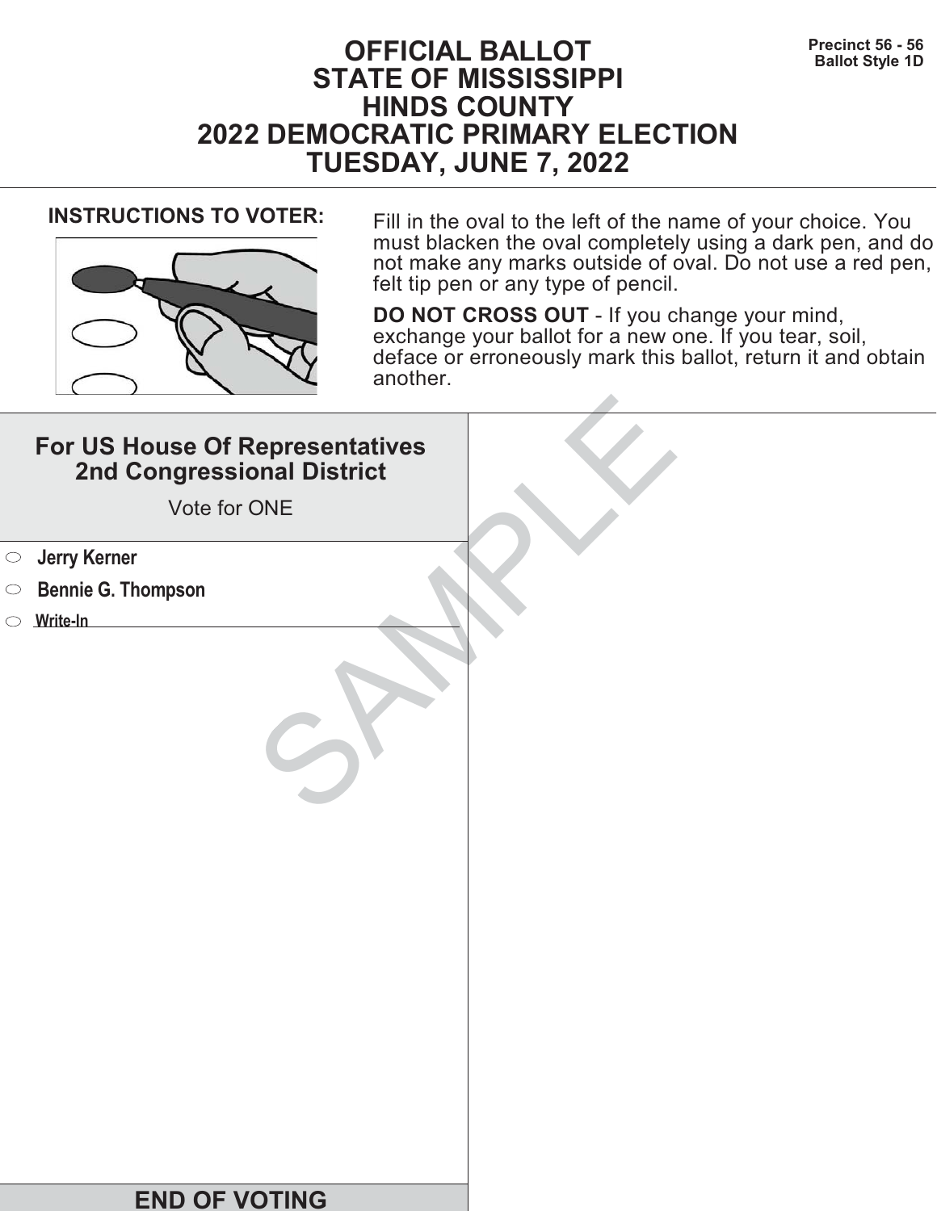Precinct 56 - 56
Ballot Style 1D

# OFFICIAL BALLOT
# STATE OF MISSISSIPPI
# HINDS COUNTY
# 2022 DEMOCRATIC PRIMARY ELECTION
# TUESDAY, JUNE 7, 2022

**INSTRUCTIONS TO VOTER:**

Fill in the oval to the left of the name of your choice. You must blacken the oval completely using a dark pen, and do not make any marks outside of oval. Do not use a red pen, felt tip pen or any type of pencil.

**DO NOT CROSS OUT** - If you change your mind, exchange your ballot for a new one. If you tear, soil, deface or erroneously mark this ballot, return it and obtain another.

## For US House Of Representatives 2nd Congressional District

Vote for ONE

- ⬭ **Jerry Kerner**
- ⬭ **Bennie G. Thompson**
- ⬭ **Write-In** ____________________

SAMPLE

**END OF VOTING**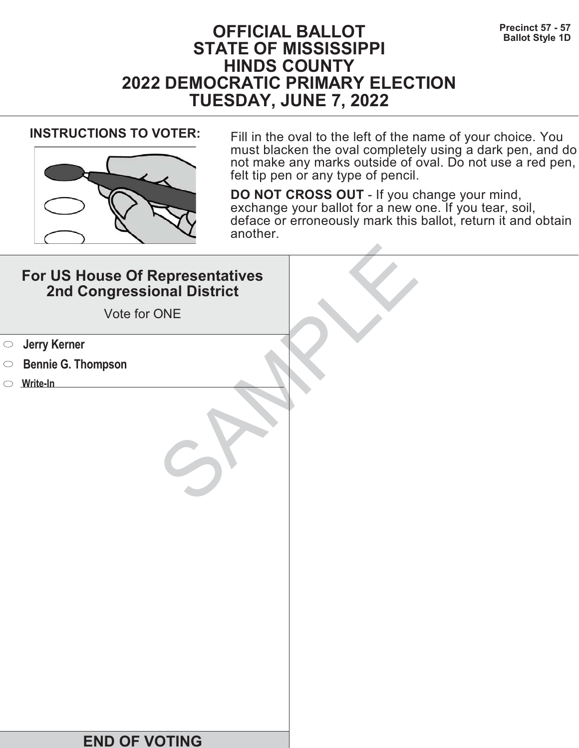Precinct 57 - 57
Ballot Style 1D

# OFFICIAL BALLOT
# STATE OF MISSISSIPPI
# HINDS COUNTY
# 2022 DEMOCRATIC PRIMARY ELECTION
# TUESDAY, JUNE 7, 2022

**INSTRUCTIONS TO VOTER:**

Fill in the oval to the left of the name of your choice. You must blacken the oval completely using a dark pen, and do not make any marks outside of oval. Do not use a red pen, felt tip pen or any type of pencil.

**DO NOT CROSS OUT** - If you change your mind, exchange your ballot for a new one. If you tear, soil, deface or erroneously mark this ballot, return it and obtain another.

## For US House Of Representatives 2nd Congressional District

Vote for ONE

- ⬭ **Jerry Kerner**
- ⬭ **Bennie G. Thompson**
- ⬭ **Write-In** ________________________

SAMPLE

**END OF VOTING**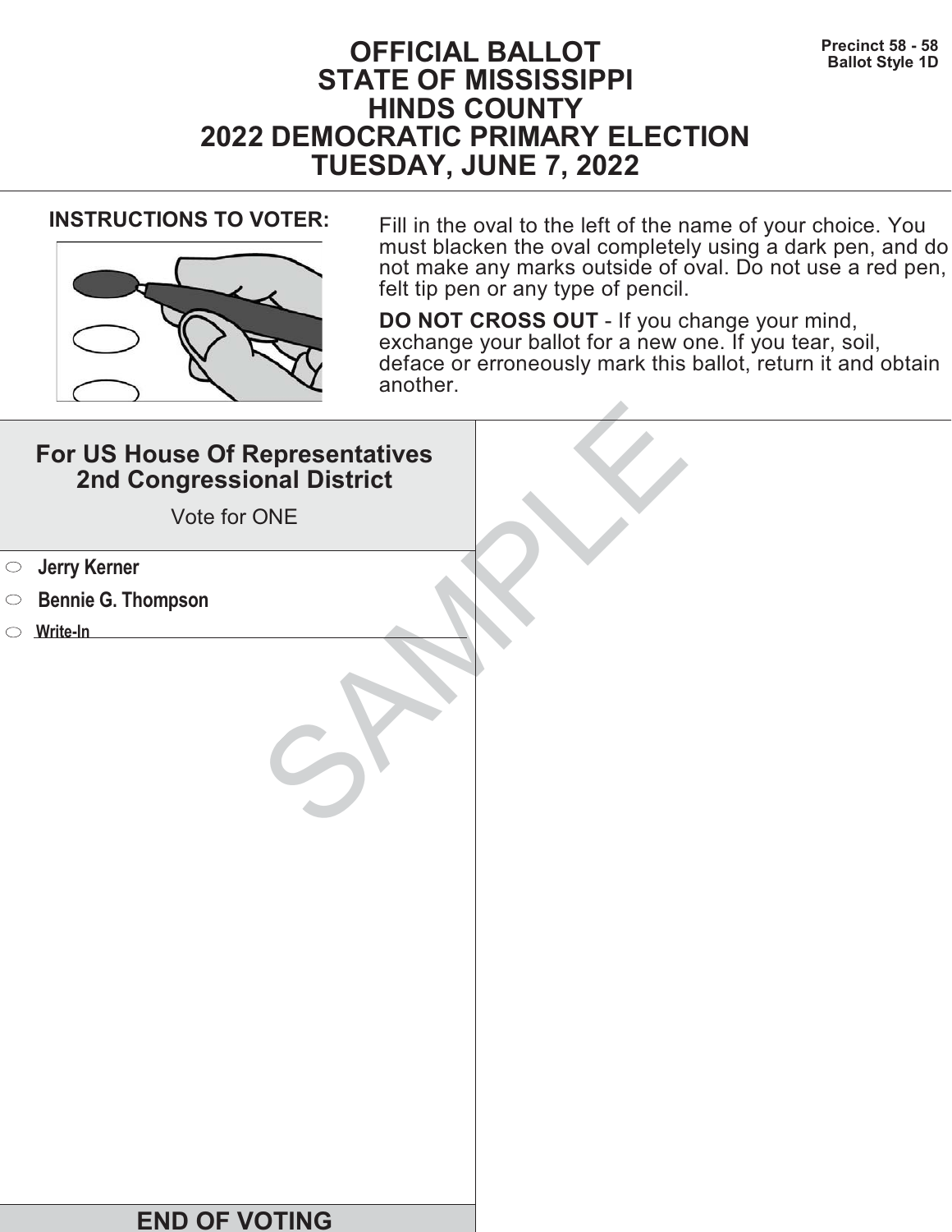Precinct 58 - 58
Ballot Style 1D

# OFFICIAL BALLOT
# STATE OF MISSISSIPPI
# HINDS COUNTY
# 2022 DEMOCRATIC PRIMARY ELECTION
# TUESDAY, JUNE 7, 2022

**INSTRUCTIONS TO VOTER:**

Fill in the oval to the left of the name of your choice. You must blacken the oval completely using a dark pen, and do not make any marks outside of oval. Do not use a red pen, felt tip pen or any type of pencil.

**DO NOT CROSS OUT** - If you change your mind, exchange your ballot for a new one. If you tear, soil, deface or erroneously mark this ballot, return it and obtain another.

## For US House Of Representatives 2nd Congressional District

Vote for ONE

- ⬭ **Jerry Kerner**
- ⬭ **Bennie G. Thompson**
- ⬭ **Write-In** \_\_\_\_\_\_\_\_\_\_\_\_\_\_\_\_\_\_\_\_

SAMPLE

**END OF VOTING**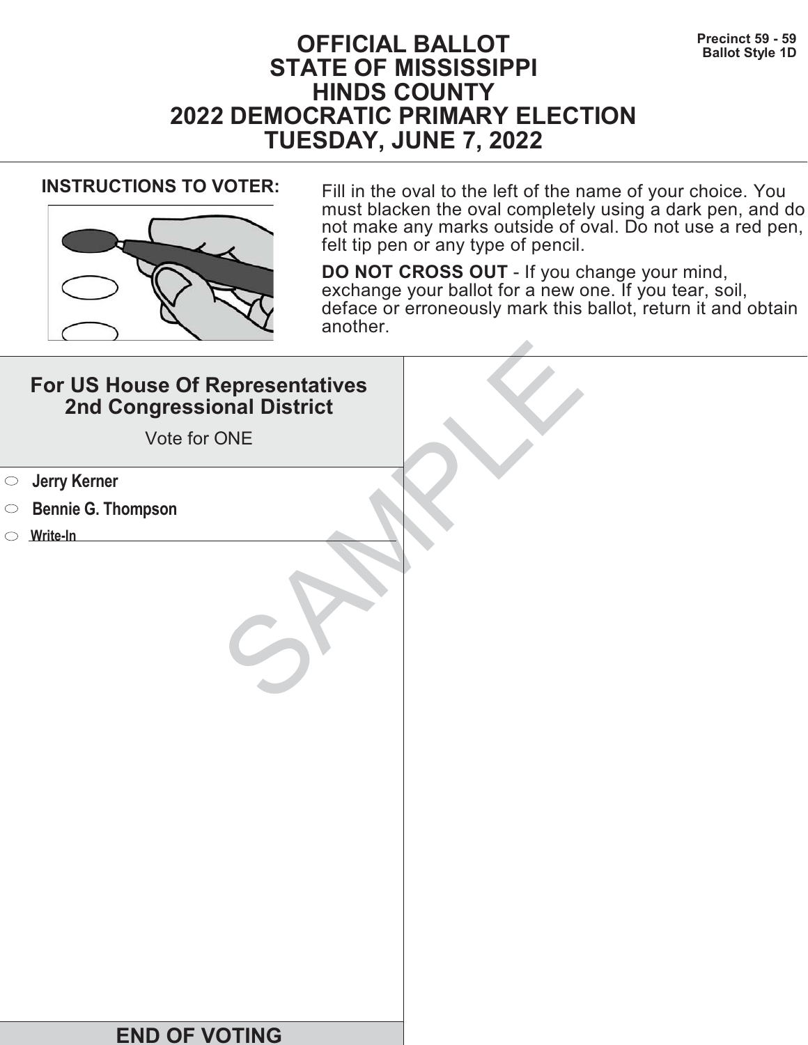Precinct 59 - 59
Ballot Style 1D

# OFFICIAL BALLOT
# STATE OF MISSISSIPPI
# HINDS COUNTY
# 2022 DEMOCRATIC PRIMARY ELECTION
# TUESDAY, JUNE 7, 2022

**INSTRUCTIONS TO VOTER:**

Fill in the oval to the left of the name of your choice. You must blacken the oval completely using a dark pen, and do not make any marks outside of oval. Do not use a red pen, felt tip pen or any type of pencil.

**DO NOT CROSS OUT** - If you change your mind, exchange your ballot for a new one. If you tear, soil, deface or erroneously mark this ballot, return it and obtain another.

## For US House Of Representatives 2nd Congressional District

Vote for ONE

- ⬭ **Jerry Kerner**
- ⬭ **Bennie G. Thompson**
- ⬭ **Write-In** ____________________

SAMPLE

**END OF VOTING**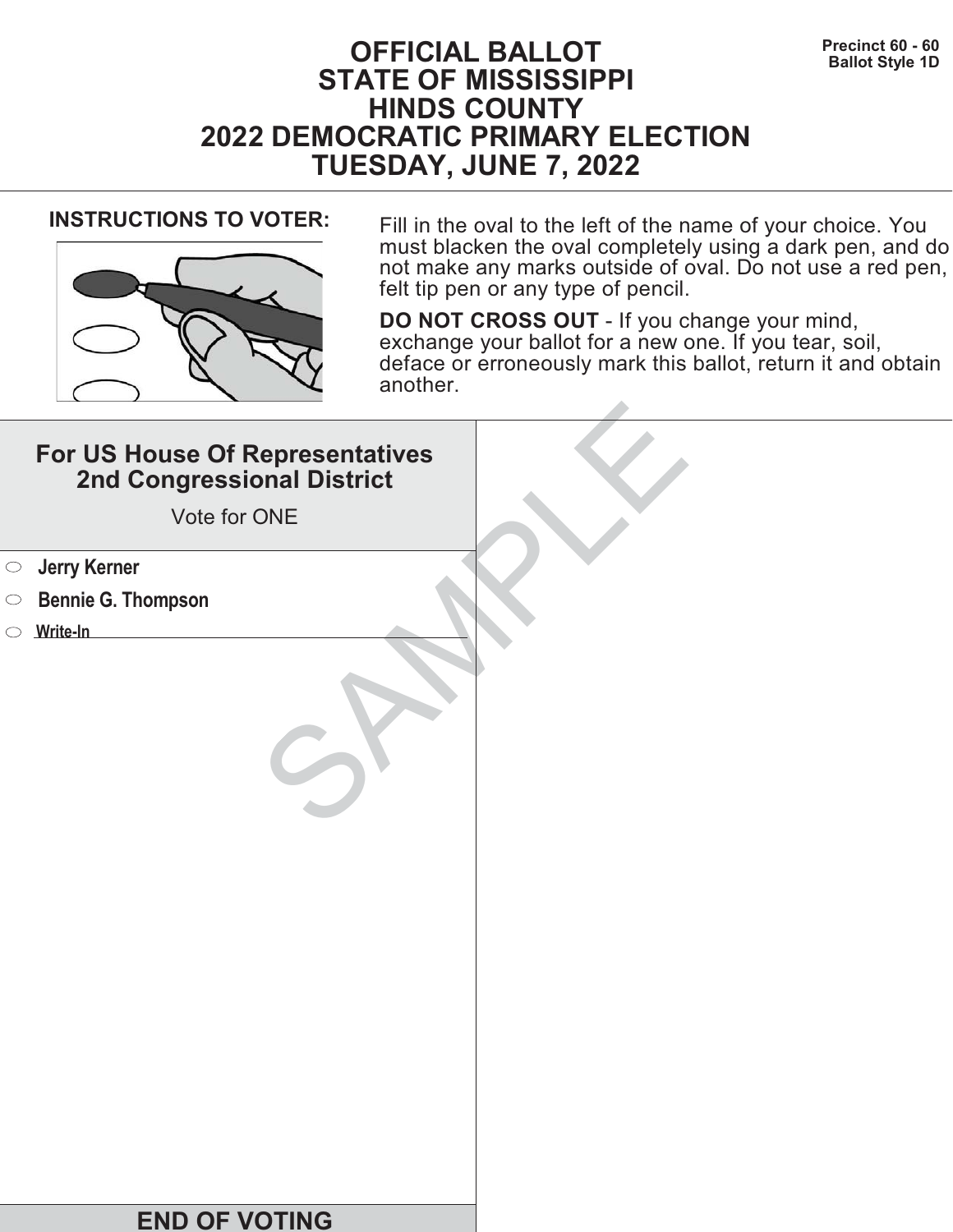Precinct 60 - 60
Ballot Style 1D

# OFFICIAL BALLOT
# STATE OF MISSISSIPPI
# HINDS COUNTY
# 2022 DEMOCRATIC PRIMARY ELECTION
# TUESDAY, JUNE 7, 2022

**INSTRUCTIONS TO VOTER:**

Fill in the oval to the left of the name of your choice. You must blacken the oval completely using a dark pen, and do not make any marks outside of oval. Do not use a red pen, felt tip pen or any type of pencil.

**DO NOT CROSS OUT** - If you change your mind, exchange your ballot for a new one. If you tear, soil, deface or erroneously mark this ballot, return it and obtain another.

## For US House Of Representatives 2nd Congressional District

Vote for ONE

- **Jerry Kerner**
- **Bennie G. Thompson**
- **Write-In** \_\_\_\_\_\_\_\_\_\_\_\_\_\_\_\_\_\_\_\_

SAMPLE

**END OF VOTING**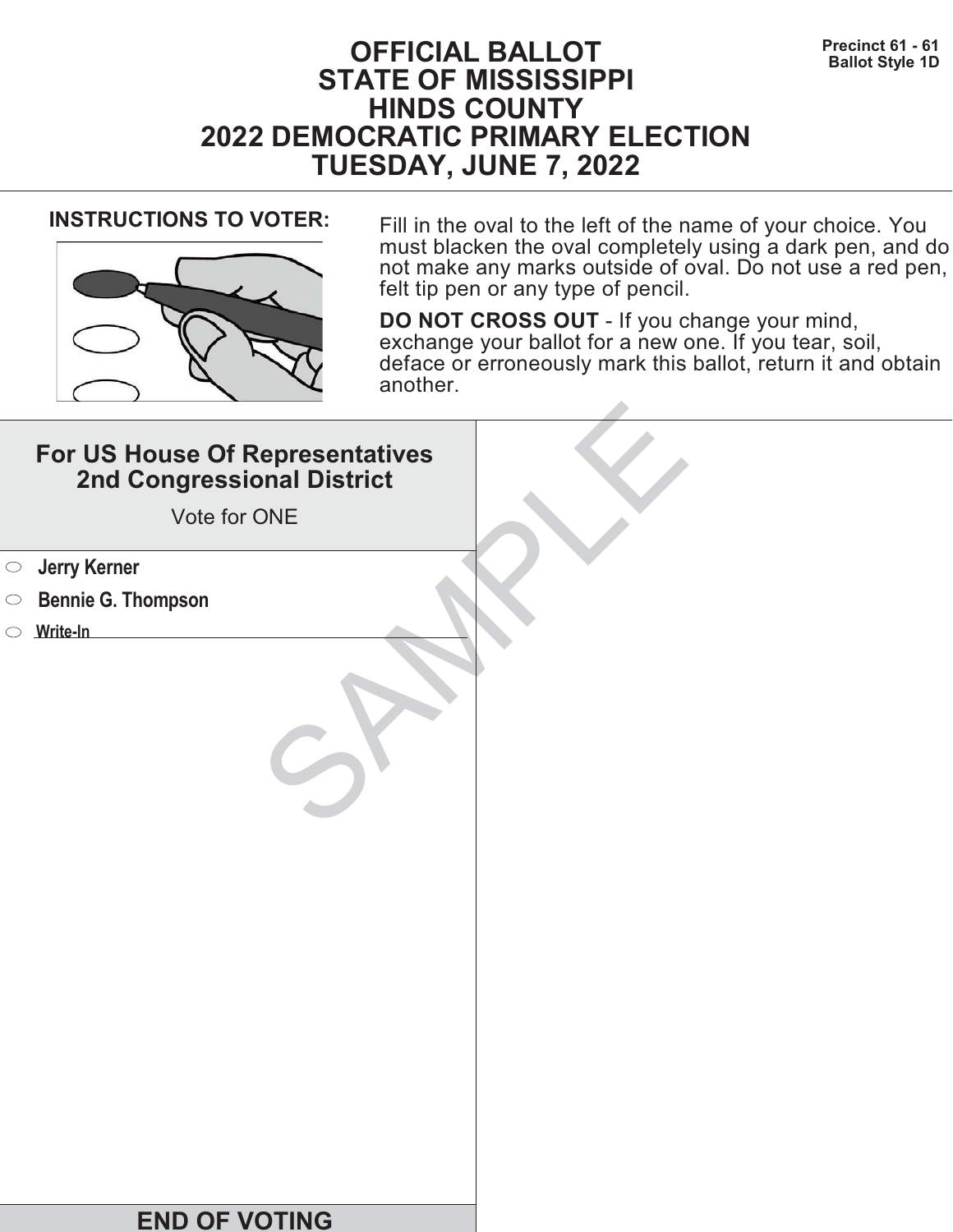Precinct 61 - 61
Ballot Style 1D

# OFFICIAL BALLOT
# STATE OF MISSISSIPPI
# HINDS COUNTY
# 2022 DEMOCRATIC PRIMARY ELECTION
# TUESDAY, JUNE 7, 2022

**INSTRUCTIONS TO VOTER:**

Fill in the oval to the left of the name of your choice. You must blacken the oval completely using a dark pen, and do not make any marks outside of oval. Do not use a red pen, felt tip pen or any type of pencil.

**DO NOT CROSS OUT** - If you change your mind, exchange your ballot for a new one. If you tear, soil, deface or erroneously mark this ballot, return it and obtain another.

## For US House Of Representatives 2nd Congressional District

Vote for ONE

- ⬭ **Jerry Kerner**
- ⬭ **Bennie G. Thompson**
- ⬭ **Write-In** ______________________

SAMPLE

**END OF VOTING**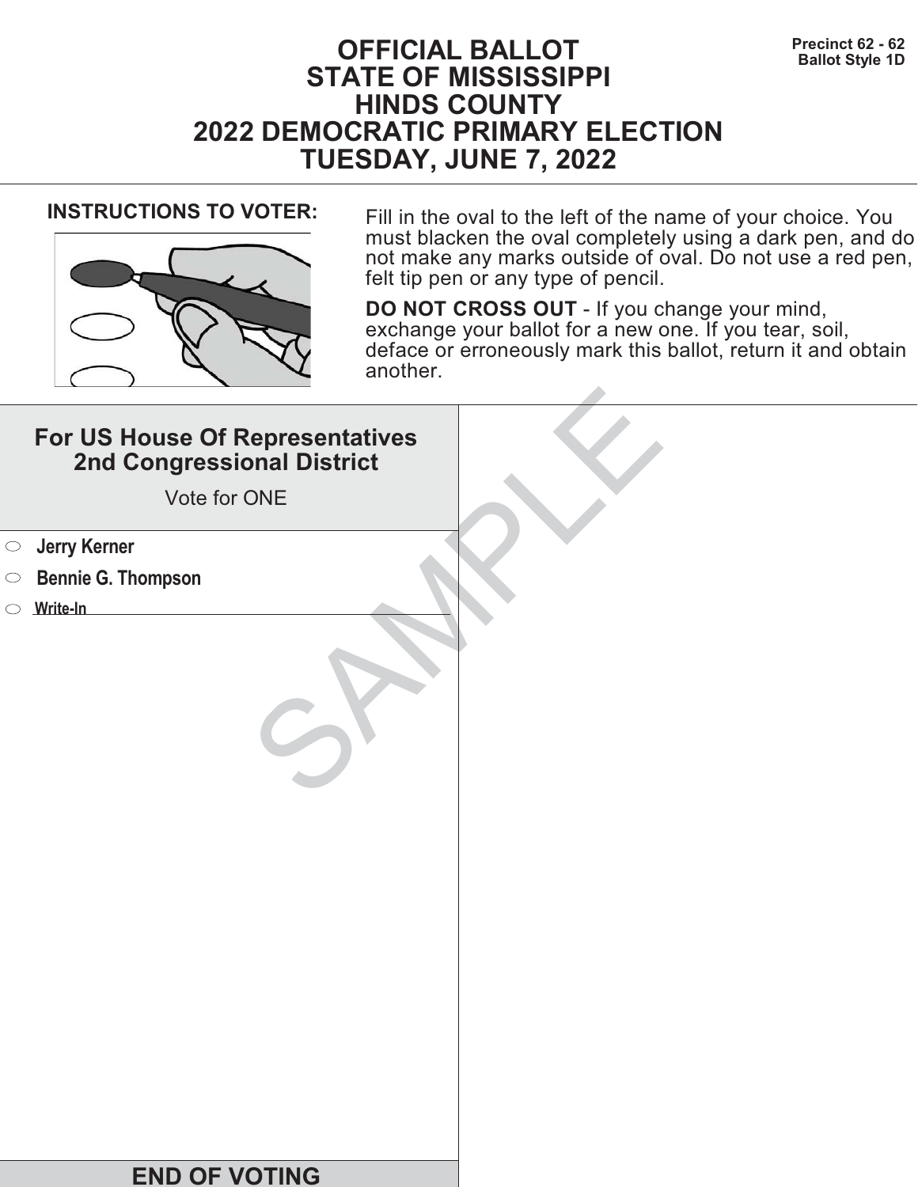# OFFICIAL BALLOT
# STATE OF MISSISSIPPI
# HINDS COUNTY
# 2022 DEMOCRATIC PRIMARY ELECTION
# TUESDAY, JUNE 7, 2022

**Precinct 62 - 62**
**Ballot Style 1D**

**INSTRUCTIONS TO VOTER:**

Fill in the oval to the left of the name of your choice. You must blacken the oval completely using a dark pen, and do not make any marks outside of oval. Do not use a red pen, felt tip pen or any type of pencil.

**DO NOT CROSS OUT** - If you change your mind, exchange your ballot for a new one. If you tear, soil, deface or erroneously mark this ballot, return it and obtain another.

## For US House Of Representatives 2nd Congressional District

Vote for ONE

- ⬭ **Jerry Kerner**
- ⬭ **Bennie G. Thompson**
- ⬭ **Write-In** ____________________

SAMPLE

**END OF VOTING**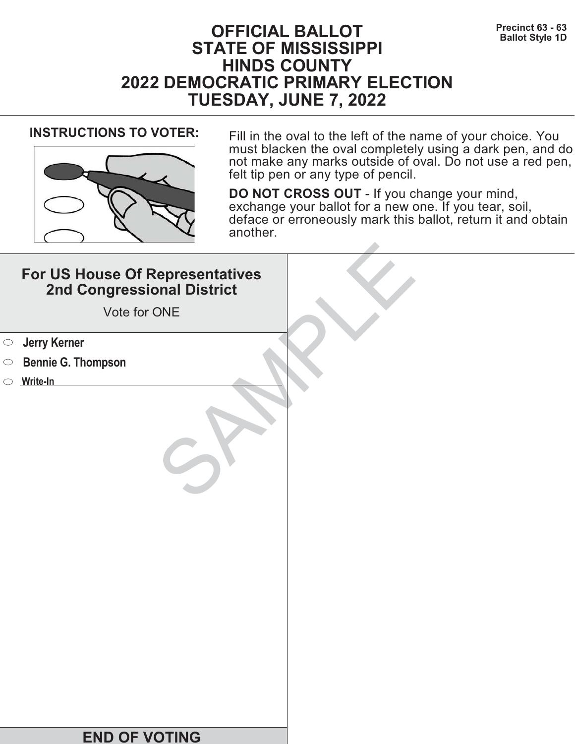**Precinct 63 - 63**
**Ballot Style 1D**

# OFFICIAL BALLOT
# STATE OF MISSISSIPPI
# HINDS COUNTY
# 2022 DEMOCRATIC PRIMARY ELECTION
# TUESDAY, JUNE 7, 2022

**INSTRUCTIONS TO VOTER:**

Fill in the oval to the left of the name of your choice. You must blacken the oval completely using a dark pen, and do not make any marks outside of oval. Do not use a red pen, felt tip pen or any type of pencil.

**DO NOT CROSS OUT** - If you change your mind, exchange your ballot for a new one. If you tear, soil, deface or erroneously mark this ballot, return it and obtain another.

## For US House Of Representatives 2nd Congressional District

Vote for ONE

- ⬭ **Jerry Kerner**
- ⬭ **Bennie G. Thompson**
- ⬭ **Write-In** ______________________

SAMPLE

**END OF VOTING**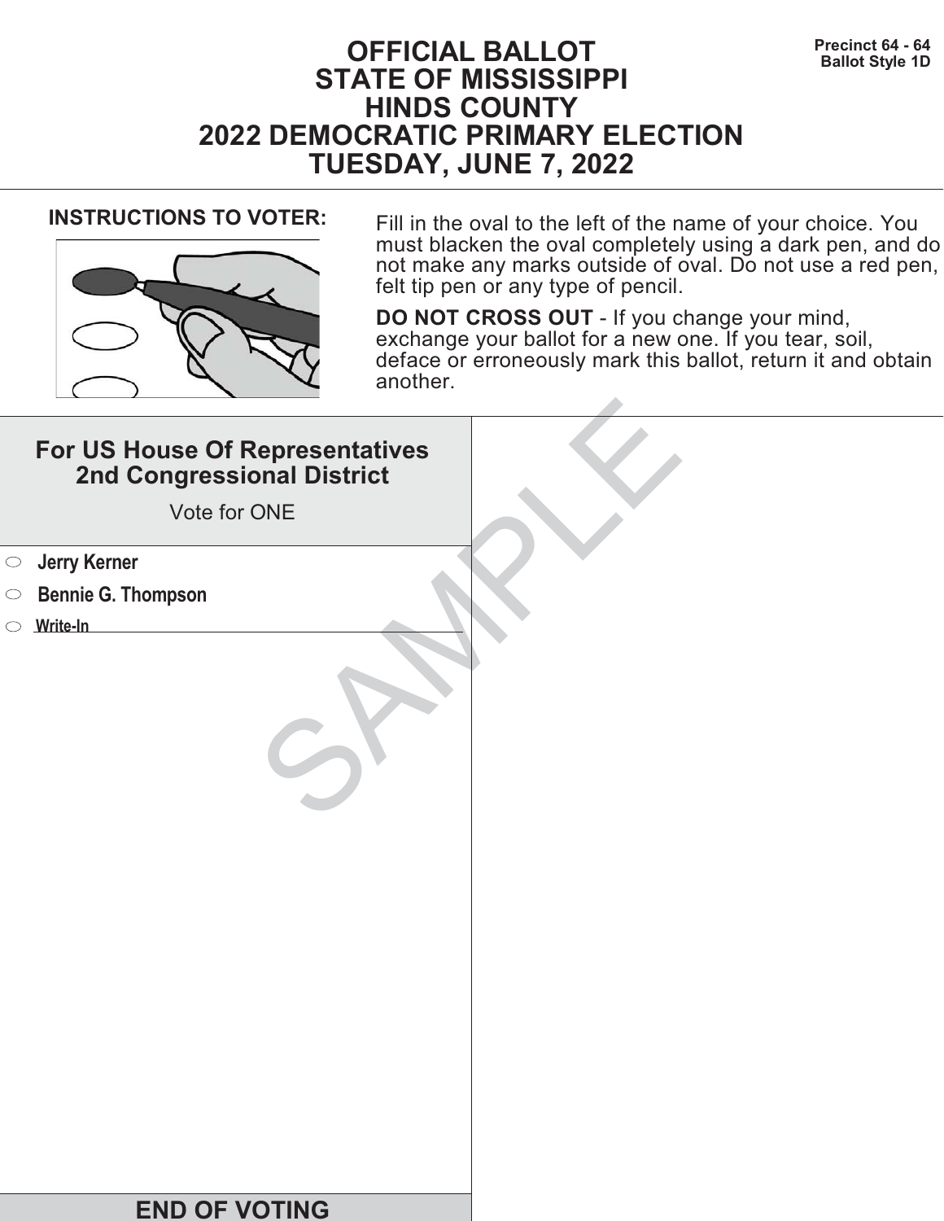Precinct 64 - 64
Ballot Style 1D

# OFFICIAL BALLOT
# STATE OF MISSISSIPPI
# HINDS COUNTY
# 2022 DEMOCRATIC PRIMARY ELECTION
# TUESDAY, JUNE 7, 2022

**INSTRUCTIONS TO VOTER:**

Fill in the oval to the left of the name of your choice. You must blacken the oval completely using a dark pen, and do not make any marks outside of oval. Do not use a red pen, felt tip pen or any type of pencil.

**DO NOT CROSS OUT** - If you change your mind, exchange your ballot for a new one. If you tear, soil, deface or erroneously mark this ballot, return it and obtain another.

## For US House Of Representatives 2nd Congressional District

Vote for ONE

- ⬭ **Jerry Kerner**
- ⬭ **Bennie G. Thompson**
- ⬭ **Write-In** ______________________

SAMPLE

**END OF VOTING**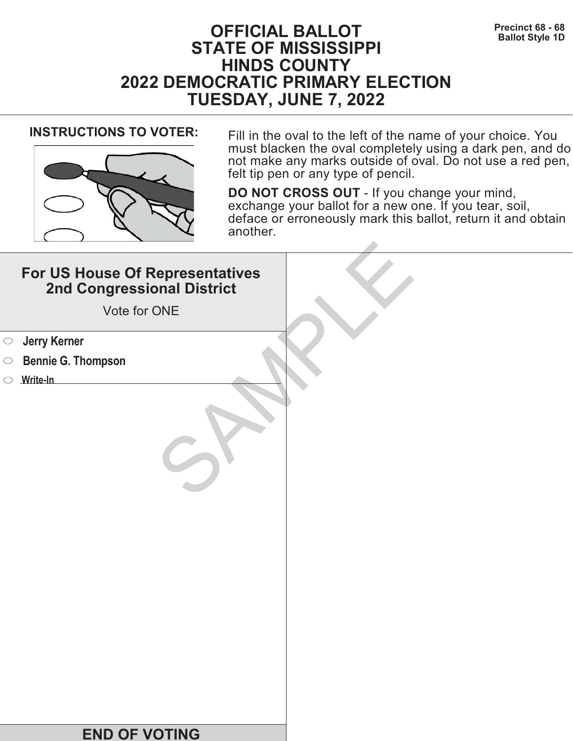Precinct 68 - 68
Ballot Style 1D

# OFFICIAL BALLOT
# STATE OF MISSISSIPPI
# HINDS COUNTY
# 2022 DEMOCRATIC PRIMARY ELECTION
# TUESDAY, JUNE 7, 2022

**INSTRUCTIONS TO VOTER:**

Fill in the oval to the left of the name of your choice. You must blacken the oval completely using a dark pen, and do not make any marks outside of oval. Do not use a red pen, felt tip pen or any type of pencil.

**DO NOT CROSS OUT** - If you change your mind, exchange your ballot for a new one. If you tear, soil, deface or erroneously mark this ballot, return it and obtain another.

## For US House Of Representatives 2nd Congressional District

Vote for ONE

- ⬭ **Jerry Kerner**
- ⬭ **Bennie G. Thompson**
- ⬭ **Write-In** ______________________

SAMPLE

**END OF VOTING**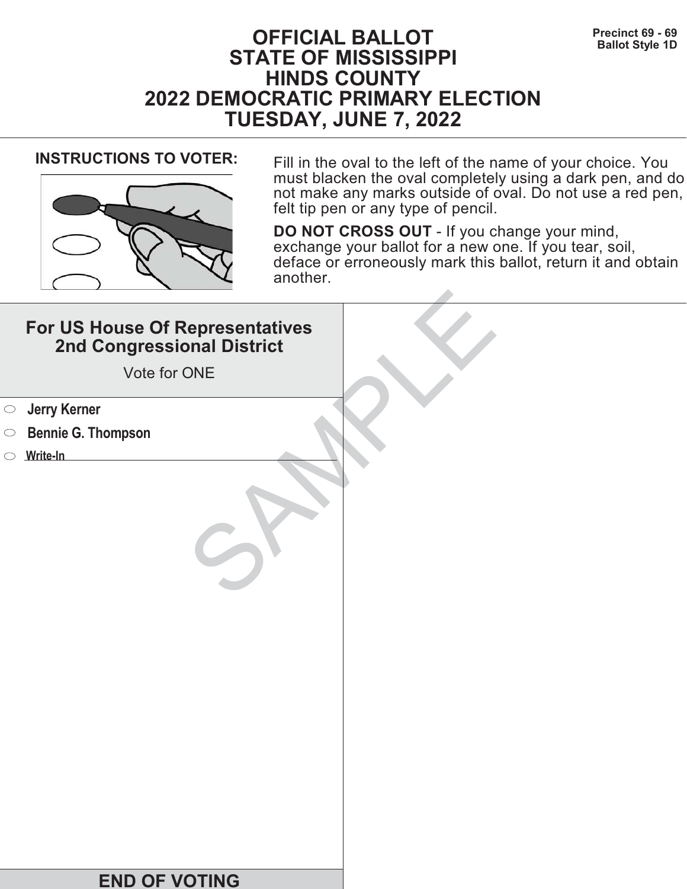Precinct 69 - 69
Ballot Style 1D

# OFFICIAL BALLOT
# STATE OF MISSISSIPPI
# HINDS COUNTY
# 2022 DEMOCRATIC PRIMARY ELECTION
# TUESDAY, JUNE 7, 2022

**INSTRUCTIONS TO VOTER:**

Fill in the oval to the left of the name of your choice. You must blacken the oval completely using a dark pen, and do not make any marks outside of oval. Do not use a red pen, felt tip pen or any type of pencil.

**DO NOT CROSS OUT** - If you change your mind, exchange your ballot for a new one. If you tear, soil, deface or erroneously mark this ballot, return it and obtain another.

## For US House Of Representatives 2nd Congressional District

Vote for ONE

- ⬭ **Jerry Kerner**
- ⬭ **Bennie G. Thompson**
- ⬭ **Write-In** ____________________

SAMPLE

## END OF VOTING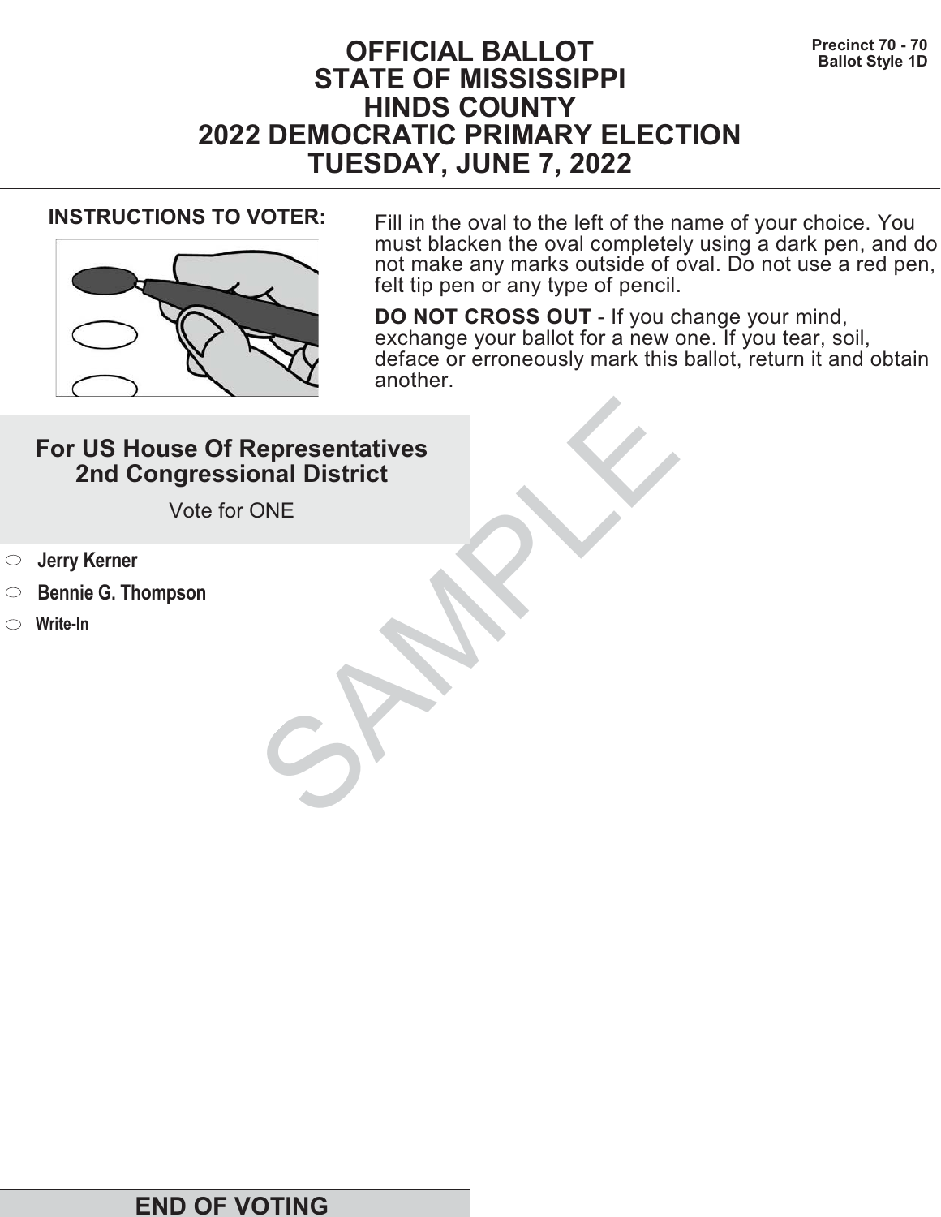Precinct 70 - 70
Ballot Style 1D

# OFFICIAL BALLOT
# STATE OF MISSISSIPPI
# HINDS COUNTY
# 2022 DEMOCRATIC PRIMARY ELECTION
# TUESDAY, JUNE 7, 2022

**INSTRUCTIONS TO VOTER:**

Fill in the oval to the left of the name of your choice. You must blacken the oval completely using a dark pen, and do not make any marks outside of oval. Do not use a red pen, felt tip pen or any type of pencil.

**DO NOT CROSS OUT** - If you change your mind, exchange your ballot for a new one. If you tear, soil, deface or erroneously mark this ballot, return it and obtain another.

## For US House Of Representatives 2nd Congressional District

Vote for ONE

- ⬭ **Jerry Kerner**
- ⬭ **Bennie G. Thompson**
- ⬭ **Write-In** ______________________

SAMPLE

**END OF VOTING**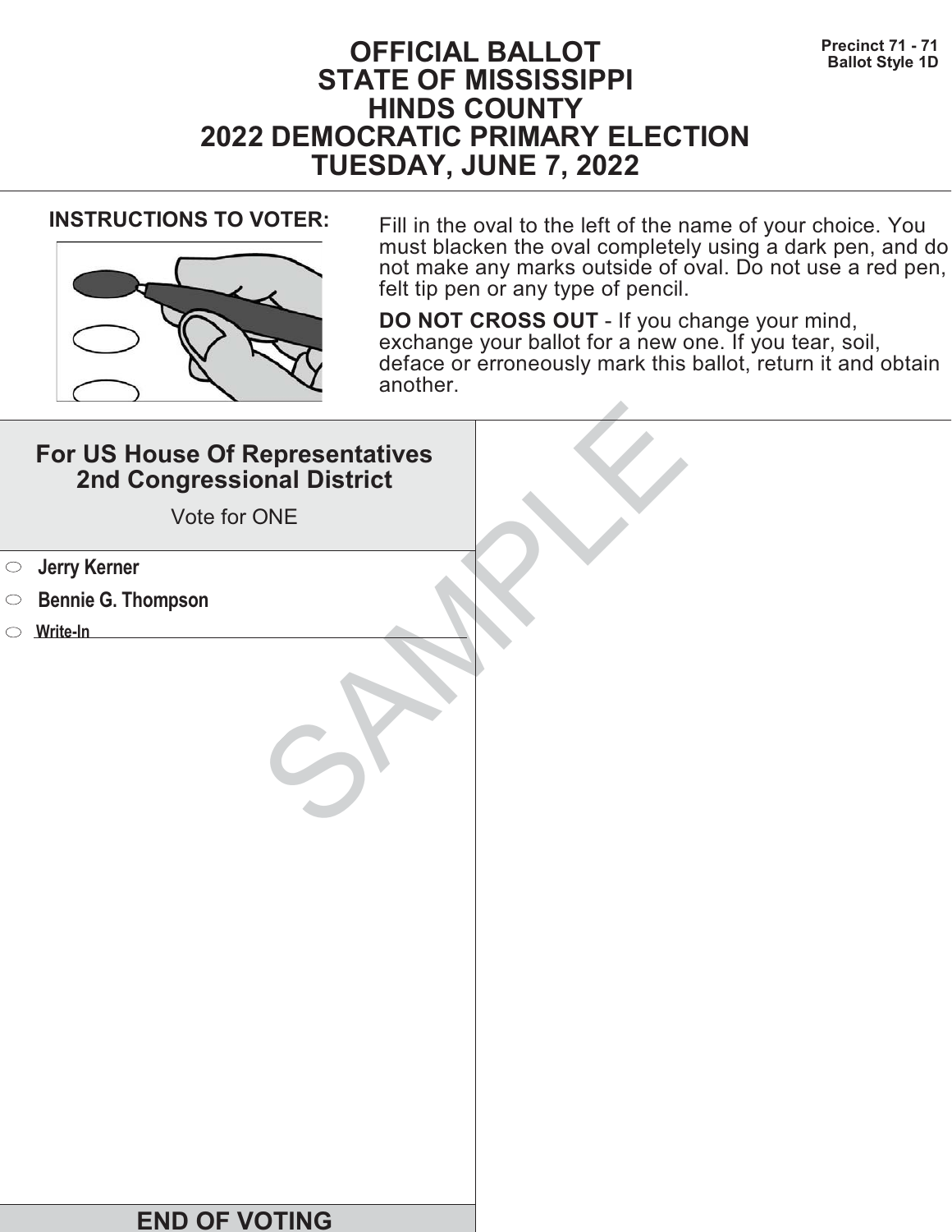Precinct 71 - 71
Ballot Style 1D

# OFFICIAL BALLOT
# STATE OF MISSISSIPPI
# HINDS COUNTY
# 2022 DEMOCRATIC PRIMARY ELECTION
# TUESDAY, JUNE 7, 2022

**INSTRUCTIONS TO VOTER:**

Fill in the oval to the left of the name of your choice. You must blacken the oval completely using a dark pen, and do not make any marks outside of oval. Do not use a red pen, felt tip pen or any type of pencil.

**DO NOT CROSS OUT** - If you change your mind, exchange your ballot for a new one. If you tear, soil, deface or erroneously mark this ballot, return it and obtain another.

## For US House Of Representatives 2nd Congressional District

Vote for ONE

- ⬭ **Jerry Kerner**
- ⬭ **Bennie G. Thompson**
- ⬭ **Write-In** ______________________

SAMPLE

## END OF VOTING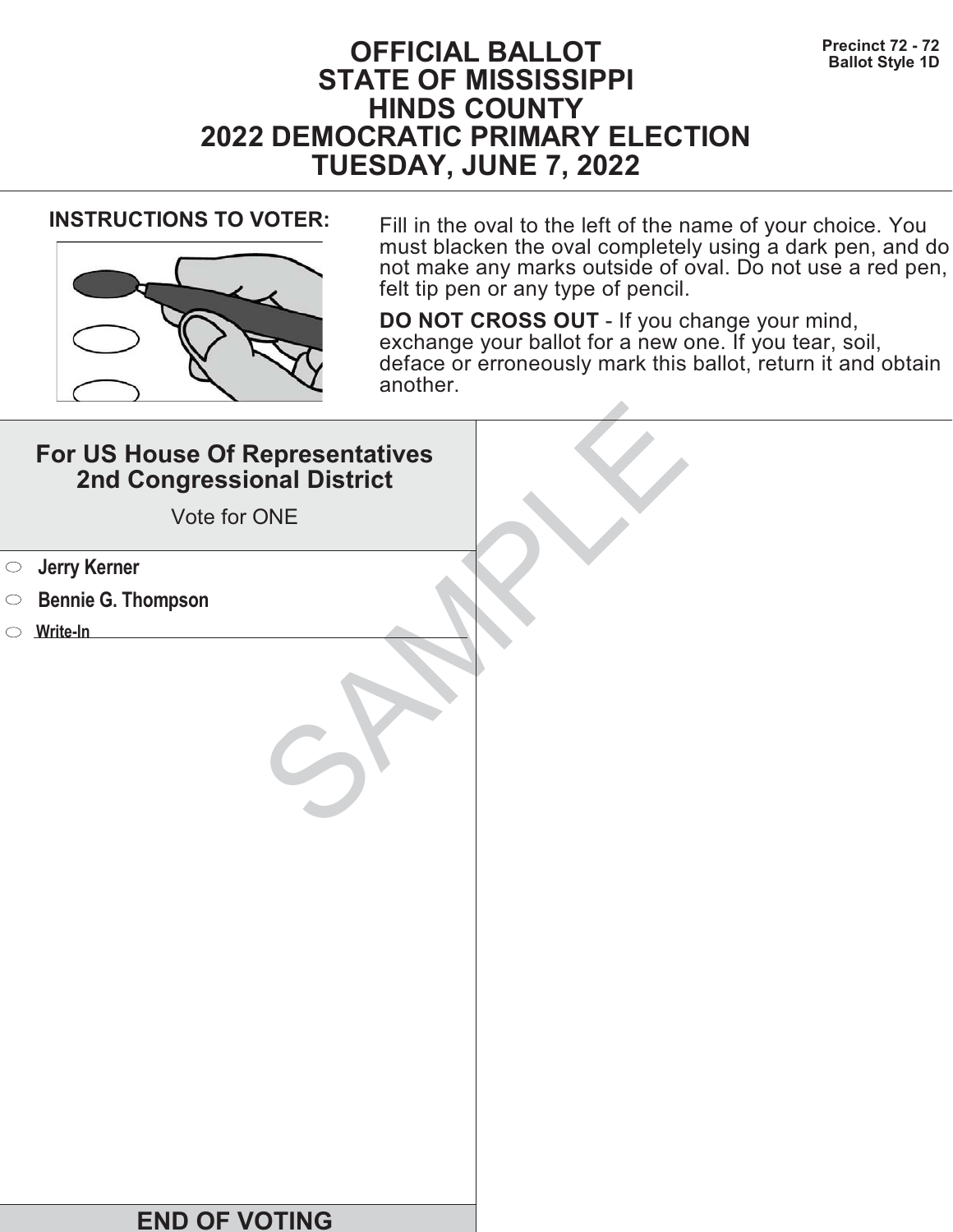Precinct 72 - 72
Ballot Style 1D

# OFFICIAL BALLOT
# STATE OF MISSISSIPPI
# HINDS COUNTY
# 2022 DEMOCRATIC PRIMARY ELECTION
# TUESDAY, JUNE 7, 2022

**INSTRUCTIONS TO VOTER:**

Fill in the oval to the left of the name of your choice. You must blacken the oval completely using a dark pen, and do not make any marks outside of oval. Do not use a red pen, felt tip pen or any type of pencil.

**DO NOT CROSS OUT** - If you change your mind, exchange your ballot for a new one. If you tear, soil, deface or erroneously mark this ballot, return it and obtain another.

## For US House Of Representatives 2nd Congressional District

Vote for ONE

- ⬭ **Jerry Kerner**
- ⬭ **Bennie G. Thompson**
- ⬭ **Write-In** ______________________________

SAMPLE

**END OF VOTING**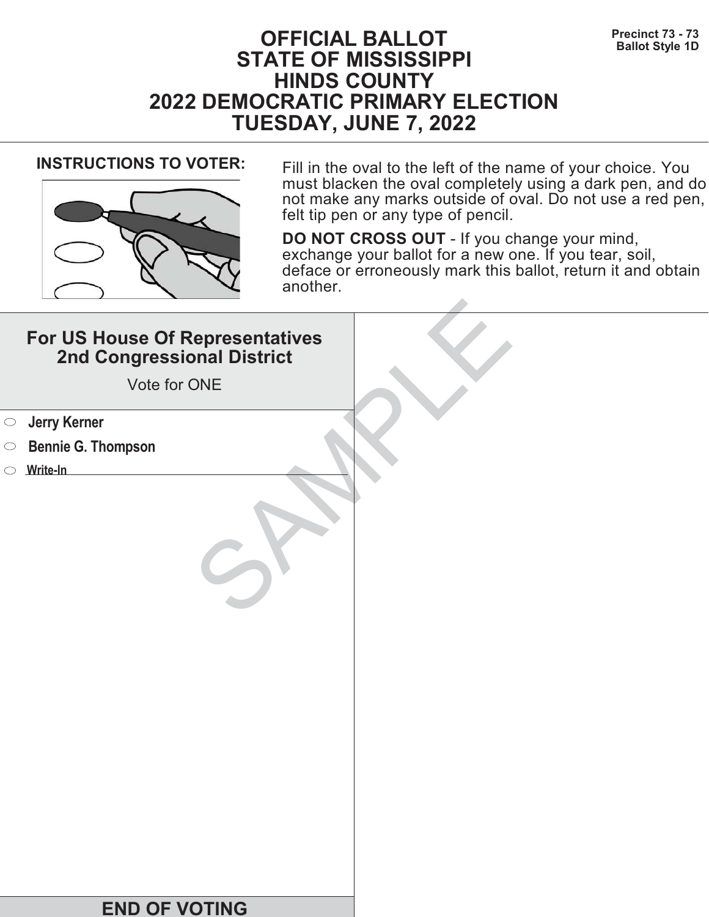Precinct 73 - 73
Ballot Style 1D

# OFFICIAL BALLOT
# STATE OF MISSISSIPPI
# HINDS COUNTY
# 2022 DEMOCRATIC PRIMARY ELECTION
# TUESDAY, JUNE 7, 2022

**INSTRUCTIONS TO VOTER:**

Fill in the oval to the left of the name of your choice. You must blacken the oval completely using a dark pen, and do not make any marks outside of oval. Do not use a red pen, felt tip pen or any type of pencil.

**DO NOT CROSS OUT** - If you change your mind, exchange your ballot for a new one. If you tear, soil, deface or erroneously mark this ballot, return it and obtain another.

## For US House Of Representatives 2nd Congressional District

Vote for ONE

- ○ **Jerry Kerner**
- ○ **Bennie G. Thompson**
- ○ **Write-In** ____________________

SAMPLE

**END OF VOTING**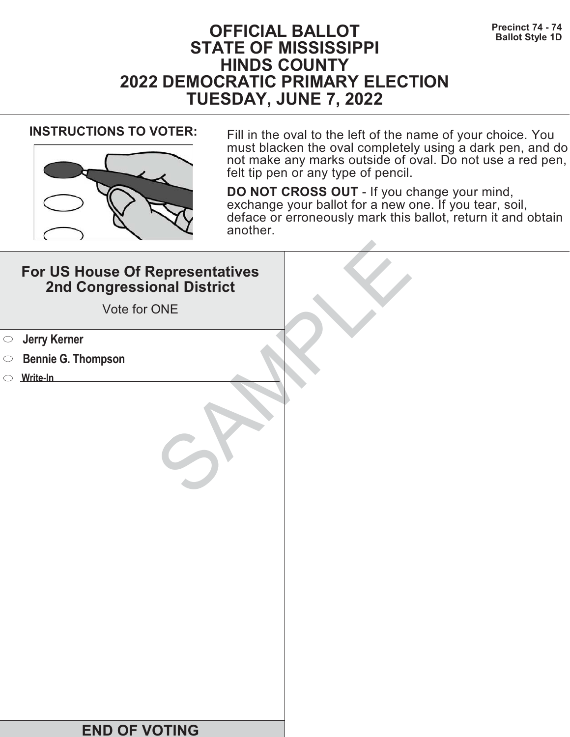Precinct 74 - 74
Ballot Style 1D

# OFFICIAL BALLOT
# STATE OF MISSISSIPPI
# HINDS COUNTY
# 2022 DEMOCRATIC PRIMARY ELECTION
# TUESDAY, JUNE 7, 2022

**INSTRUCTIONS TO VOTER:**

Fill in the oval to the left of the name of your choice. You must blacken the oval completely using a dark pen, and do not make any marks outside of oval. Do not use a red pen, felt tip pen or any type of pencil.

**DO NOT CROSS OUT** - If you change your mind, exchange your ballot for a new one. If you tear, soil, deface or erroneously mark this ballot, return it and obtain another.

## For US House Of Representatives 2nd Congressional District

Vote for ONE

- ⬭ **Jerry Kerner**
- ⬭ **Bennie G. Thompson**
- ⬭ **Write-In** ____________________

SAMPLE

**END OF VOTING**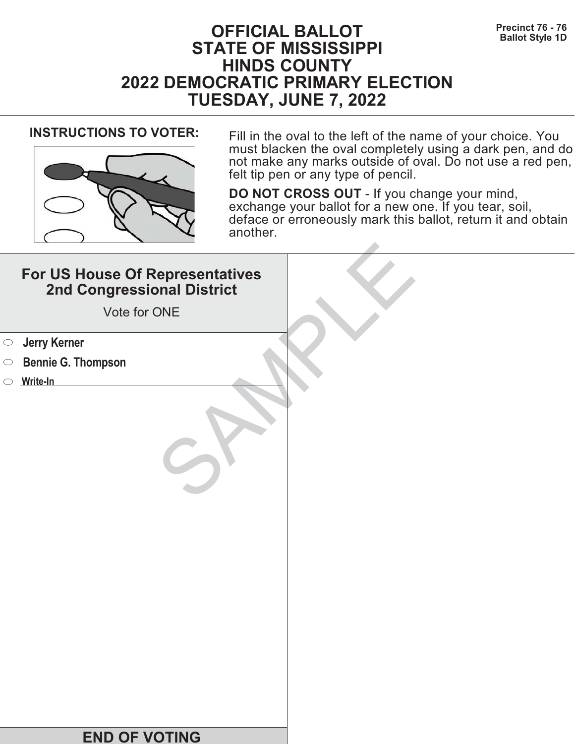Precinct 76 - 76
Ballot Style 1D

# OFFICIAL BALLOT
# STATE OF MISSISSIPPI
# HINDS COUNTY
# 2022 DEMOCRATIC PRIMARY ELECTION
# TUESDAY, JUNE 7, 2022

**INSTRUCTIONS TO VOTER:**

Fill in the oval to the left of the name of your choice. You must blacken the oval completely using a dark pen, and do not make any marks outside of oval. Do not use a red pen, felt tip pen or any type of pencil.

**DO NOT CROSS OUT** - If you change your mind, exchange your ballot for a new one. If you tear, soil, deface or erroneously mark this ballot, return it and obtain another.

## For US House Of Representatives 2nd Congressional District

Vote for ONE

- ⬭ **Jerry Kerner**
- ⬭ **Bennie G. Thompson**
- ⬭ **Write-In** ______________________

SAMPLE

**END OF VOTING**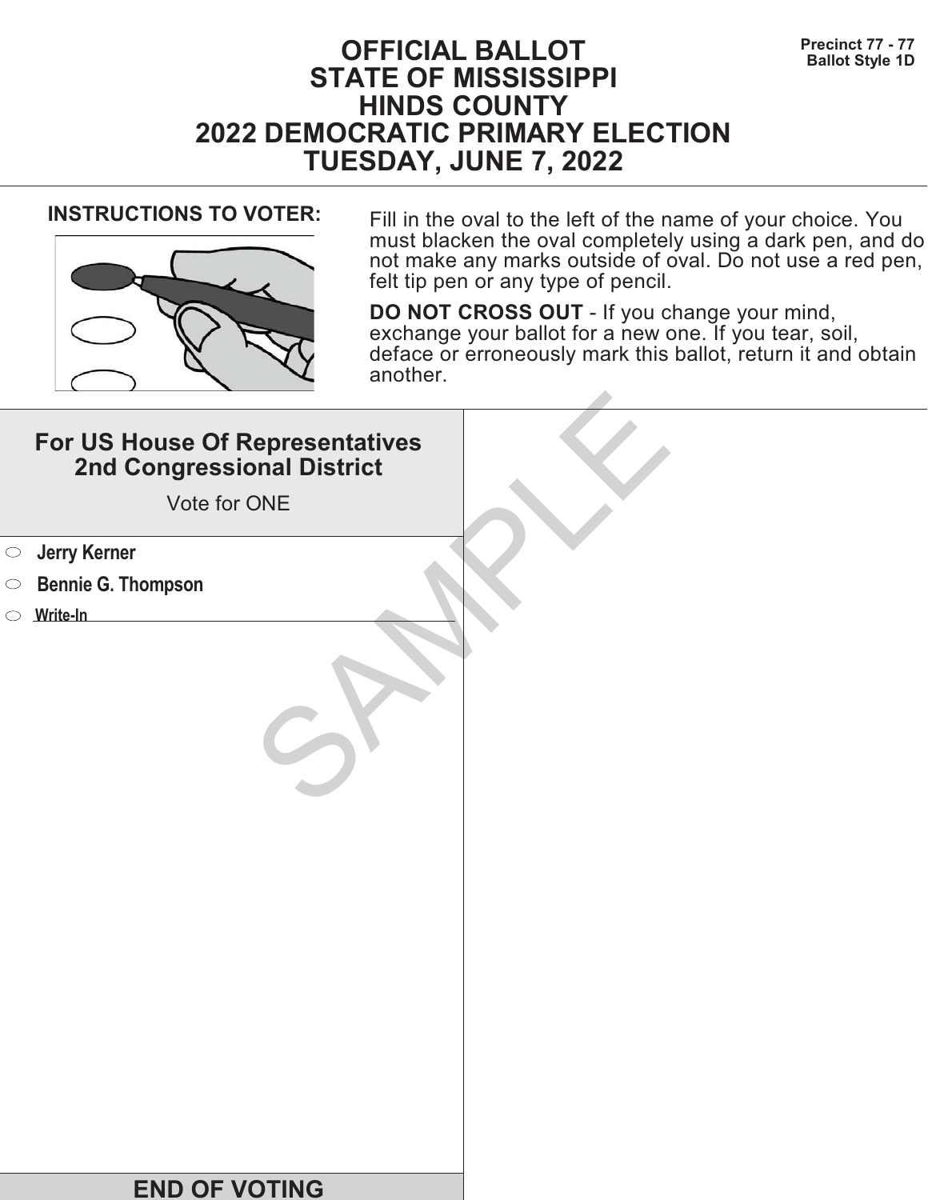Precinct 77 - 77
Ballot Style 1D

# OFFICIAL BALLOT
# STATE OF MISSISSIPPI
# HINDS COUNTY
# 2022 DEMOCRATIC PRIMARY ELECTION
# TUESDAY, JUNE 7, 2022

**INSTRUCTIONS TO VOTER:**

Fill in the oval to the left of the name of your choice. You must blacken the oval completely using a dark pen, and do not make any marks outside of oval. Do not use a red pen, felt tip pen or any type of pencil.

**DO NOT CROSS OUT** - If you change your mind, exchange your ballot for a new one. If you tear, soil, deface or erroneously mark this ballot, return it and obtain another.

## For US House Of Representatives 2nd Congressional District

Vote for ONE

- ⬭ **Jerry Kerner**
- ⬭ **Bennie G. Thompson**
- ⬭ **Write-In** ____________________

SAMPLE

**END OF VOTING**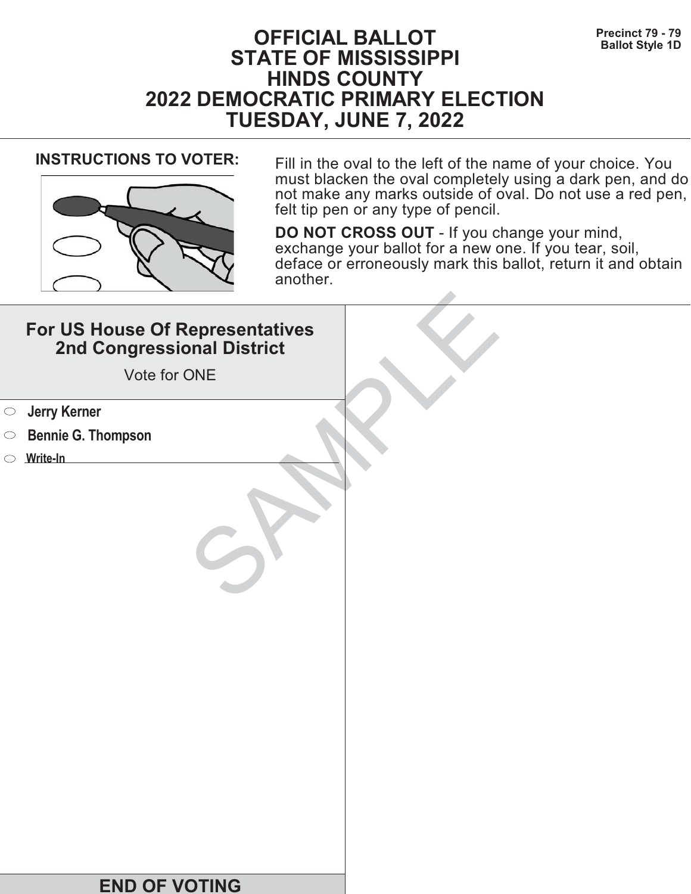Precinct 79 - 79
Ballot Style 1D

# OFFICIAL BALLOT
# STATE OF MISSISSIPPI
# HINDS COUNTY
# 2022 DEMOCRATIC PRIMARY ELECTION
# TUESDAY, JUNE 7, 2022

**INSTRUCTIONS TO VOTER:**

Fill in the oval to the left of the name of your choice. You must blacken the oval completely using a dark pen, and do not make any marks outside of oval. Do not use a red pen, felt tip pen or any type of pencil.

**DO NOT CROSS OUT** - If you change your mind, exchange your ballot for a new one. If you tear, soil, deface or erroneously mark this ballot, return it and obtain another.

## For US House Of Representatives 2nd Congressional District

Vote for ONE

- ○ **Jerry Kerner**
- ○ **Bennie G. Thompson**
- ○ **Write-In** ______________________

SAMPLE

**END OF VOTING**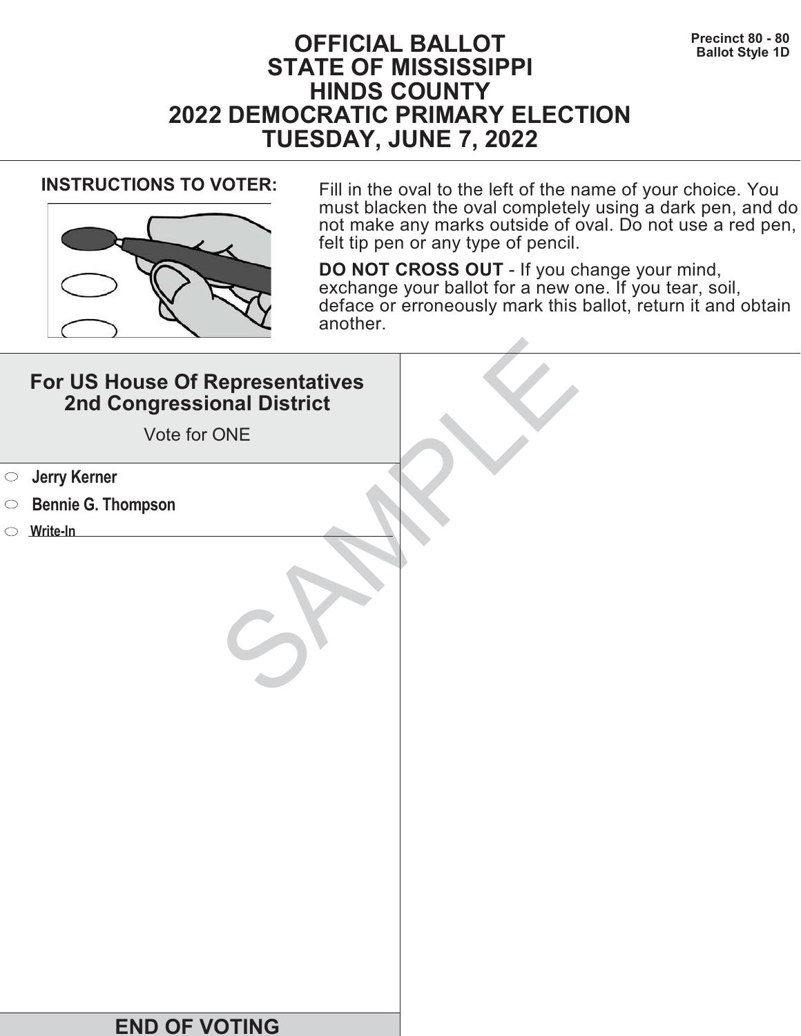Precinct 80 - 80
Ballot Style 1D

# OFFICIAL BALLOT
# STATE OF MISSISSIPPI
# HINDS COUNTY
# 2022 DEMOCRATIC PRIMARY ELECTION
# TUESDAY, JUNE 7, 2022

**INSTRUCTIONS TO VOTER:**

Fill in the oval to the left of the name of your choice. You must blacken the oval completely using a dark pen, and do not make any marks outside of oval. Do not use a red pen, felt tip pen or any type of pencil.

**DO NOT CROSS OUT** - If you change your mind, exchange your ballot for a new one. If you tear, soil, deface or erroneously mark this ballot, return it and obtain another.

## For US House Of Representatives 2nd Congressional District

Vote for ONE

- ⬭ **Jerry Kerner**
- ⬭ **Bennie G. Thompson**
- ⬭ **Write-In** ______________________

SAMPLE

**END OF VOTING**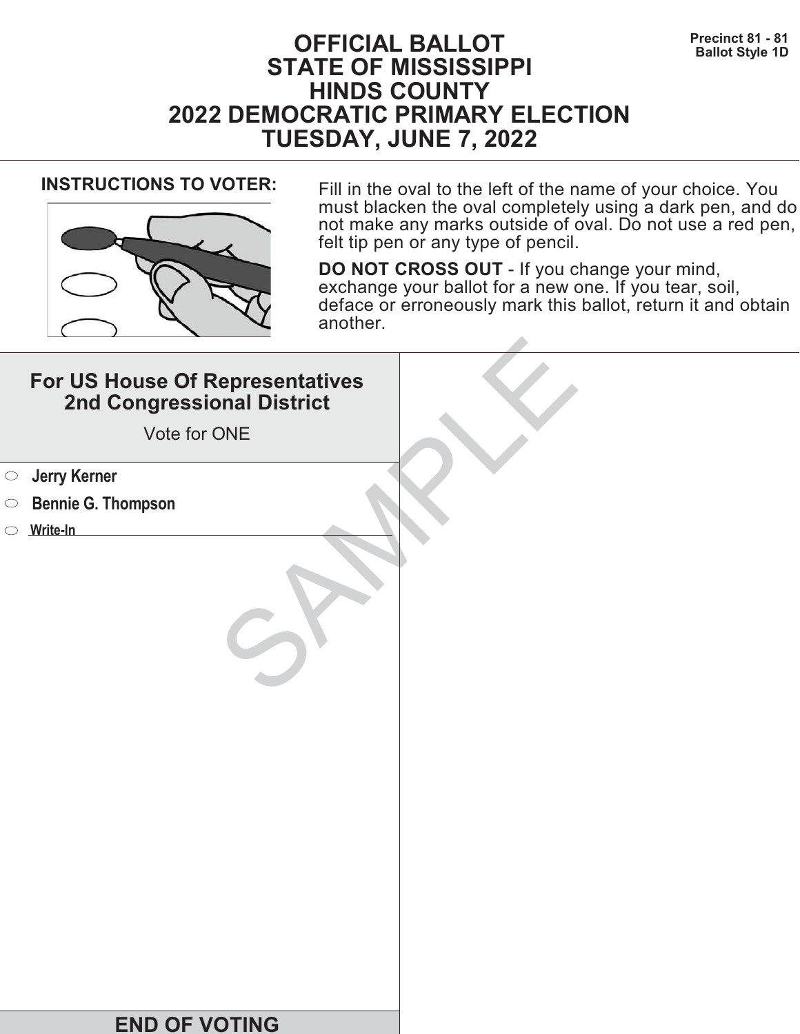Precinct 81 - 81
Ballot Style 1D

# OFFICIAL BALLOT
# STATE OF MISSISSIPPI
# HINDS COUNTY
# 2022 DEMOCRATIC PRIMARY ELECTION
# TUESDAY, JUNE 7, 2022

**INSTRUCTIONS TO VOTER:**

Fill in the oval to the left of the name of your choice. You must blacken the oval completely using a dark pen, and do not make any marks outside of oval. Do not use a red pen, felt tip pen or any type of pencil.

**DO NOT CROSS OUT** - If you change your mind, exchange your ballot for a new one. If you tear, soil, deface or erroneously mark this ballot, return it and obtain another.

## For US House Of Representatives 2nd Congressional District

Vote for ONE

- ⬭ **Jerry Kerner**
- ⬭ **Bennie G. Thompson**
- ⬭ **Write-In** ______________________

SAMPLE

## END OF VOTING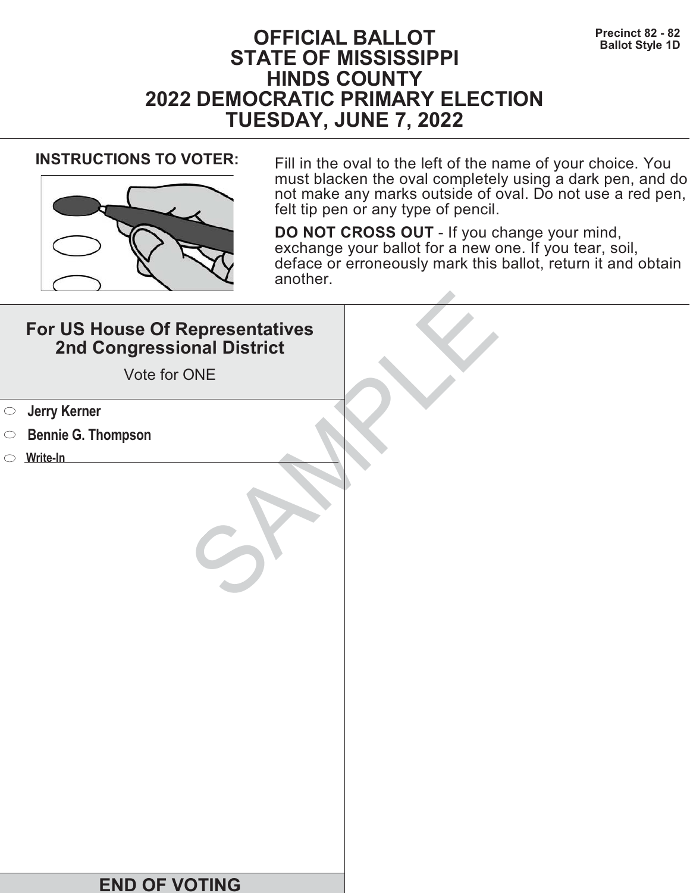Precinct 82 - 82
Ballot Style 1D

# OFFICIAL BALLOT
# STATE OF MISSISSIPPI
# HINDS COUNTY
# 2022 DEMOCRATIC PRIMARY ELECTION
# TUESDAY, JUNE 7, 2022

**INSTRUCTIONS TO VOTER:**

Fill in the oval to the left of the name of your choice. You must blacken the oval completely using a dark pen, and do not make any marks outside of oval. Do not use a red pen, felt tip pen or any type of pencil.

**DO NOT CROSS OUT** - If you change your mind, exchange your ballot for a new one. If you tear, soil, deface or erroneously mark this ballot, return it and obtain another.

## For US House Of Representatives 2nd Congressional District

Vote for ONE

- ⬭ **Jerry Kerner**
- ⬭ **Bennie G. Thompson**
- ⬭ **Write-In** ____________________

SAMPLE

**END OF VOTING**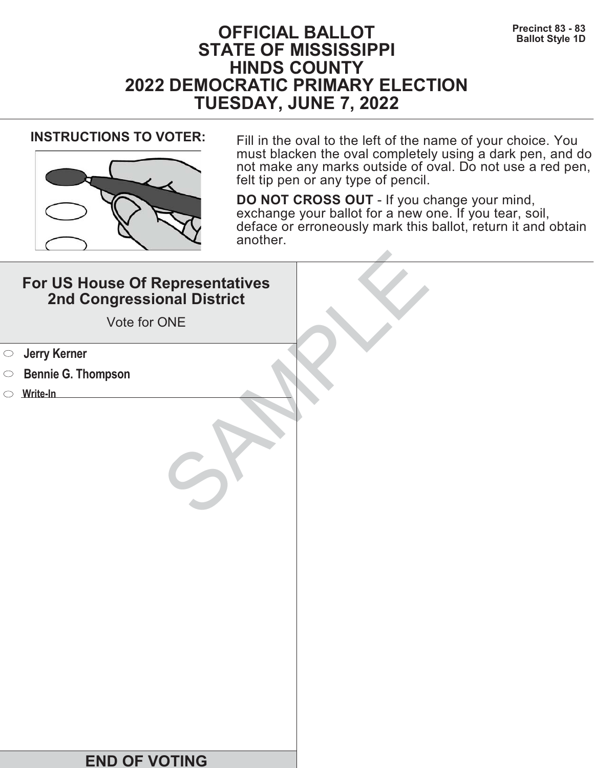Precinct 83 - 83
Ballot Style 1D

# OFFICIAL BALLOT
# STATE OF MISSISSIPPI
# HINDS COUNTY
# 2022 DEMOCRATIC PRIMARY ELECTION
# TUESDAY, JUNE 7, 2022

**INSTRUCTIONS TO VOTER:**

Fill in the oval to the left of the name of your choice. You must blacken the oval completely using a dark pen, and do not make any marks outside of oval. Do not use a red pen, felt tip pen or any type of pencil.

**DO NOT CROSS OUT** - If you change your mind, exchange your ballot for a new one. If you tear, soil, deface or erroneously mark this ballot, return it and obtain another.

## For US House Of Representatives 2nd Congressional District

Vote for ONE

- ⬭ **Jerry Kerner**
- ⬭ **Bennie G. Thompson**
- ⬭ **Write-In** ____________________

SAMPLE

**END OF VOTING**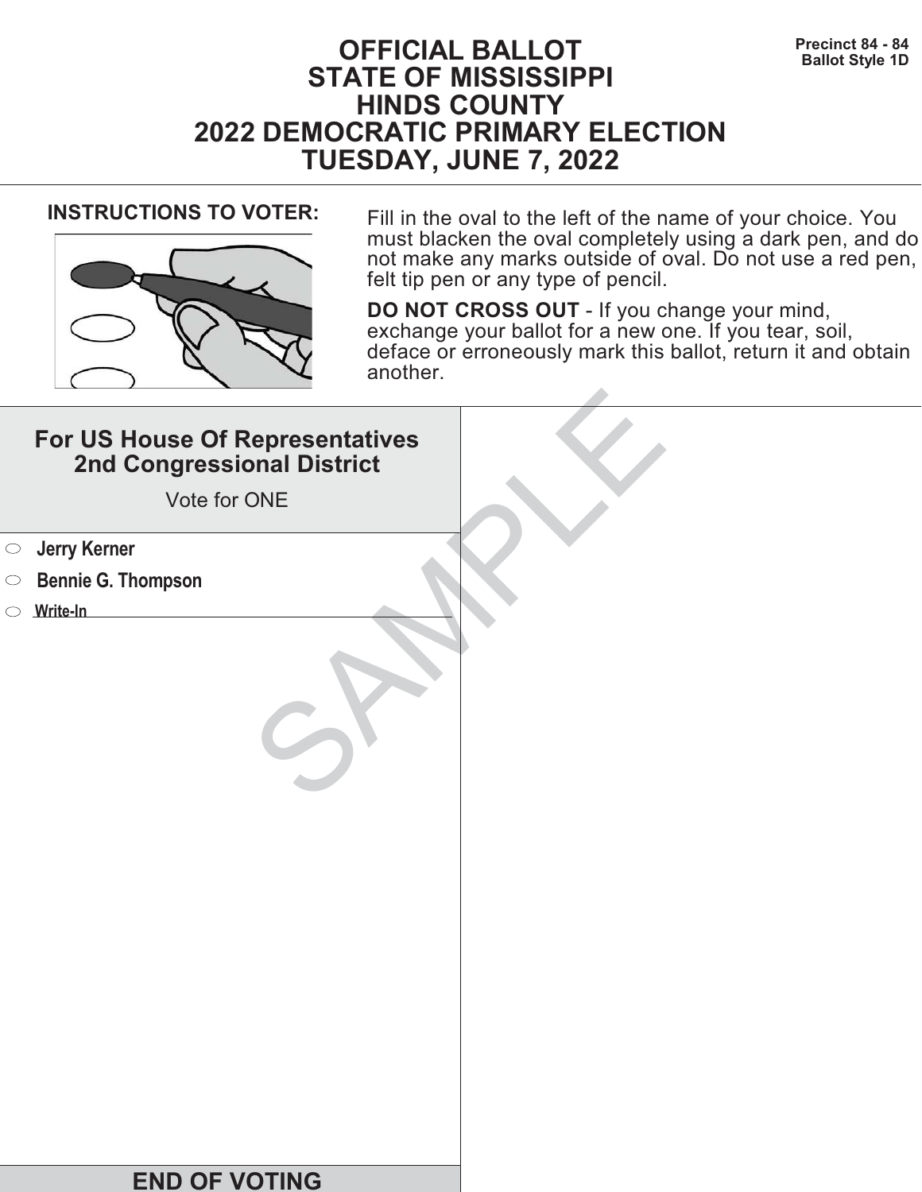Precinct 84 - 84
Ballot Style 1D

# OFFICIAL BALLOT
# STATE OF MISSISSIPPI
# HINDS COUNTY
# 2022 DEMOCRATIC PRIMARY ELECTION
# TUESDAY, JUNE 7, 2022

**INSTRUCTIONS TO VOTER:**

Fill in the oval to the left of the name of your choice. You must blacken the oval completely using a dark pen, and do not make any marks outside of oval. Do not use a red pen, felt tip pen or any type of pencil.

**DO NOT CROSS OUT** - If you change your mind, exchange your ballot for a new one. If you tear, soil, deface or erroneously mark this ballot, return it and obtain another.

## For US House Of Representatives 2nd Congressional District

Vote for ONE

- ⬭ **Jerry Kerner**
- ⬭ **Bennie G. Thompson**
- ⬭ **Write-In** ______________________

SAMPLE

**END OF VOTING**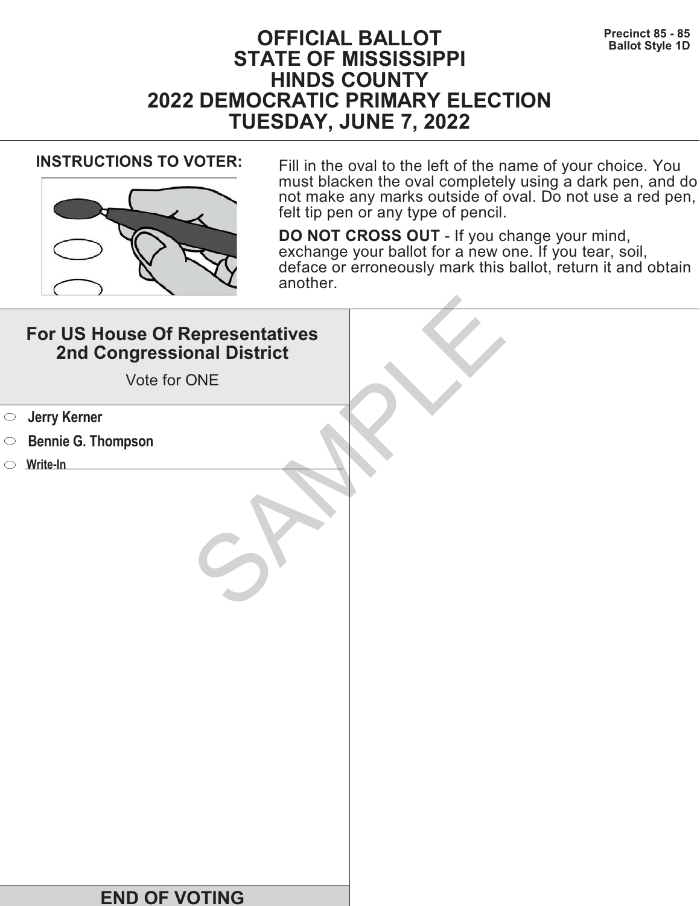Precinct 85 - 85
Ballot Style 1D

# OFFICIAL BALLOT
# STATE OF MISSISSIPPI
# HINDS COUNTY
# 2022 DEMOCRATIC PRIMARY ELECTION
# TUESDAY, JUNE 7, 2022

**INSTRUCTIONS TO VOTER:**

Fill in the oval to the left of the name of your choice. You must blacken the oval completely using a dark pen, and do not make any marks outside of oval. Do not use a red pen, felt tip pen or any type of pencil.

**DO NOT CROSS OUT** - If you change your mind, exchange your ballot for a new one. If you tear, soil, deface or erroneously mark this ballot, return it and obtain another.

## For US House Of Representatives 2nd Congressional District

Vote for ONE

- ⬭ **Jerry Kerner**
- ⬭ **Bennie G. Thompson**
- ⬭ **Write-In** ______________________

SAMPLE

**END OF VOTING**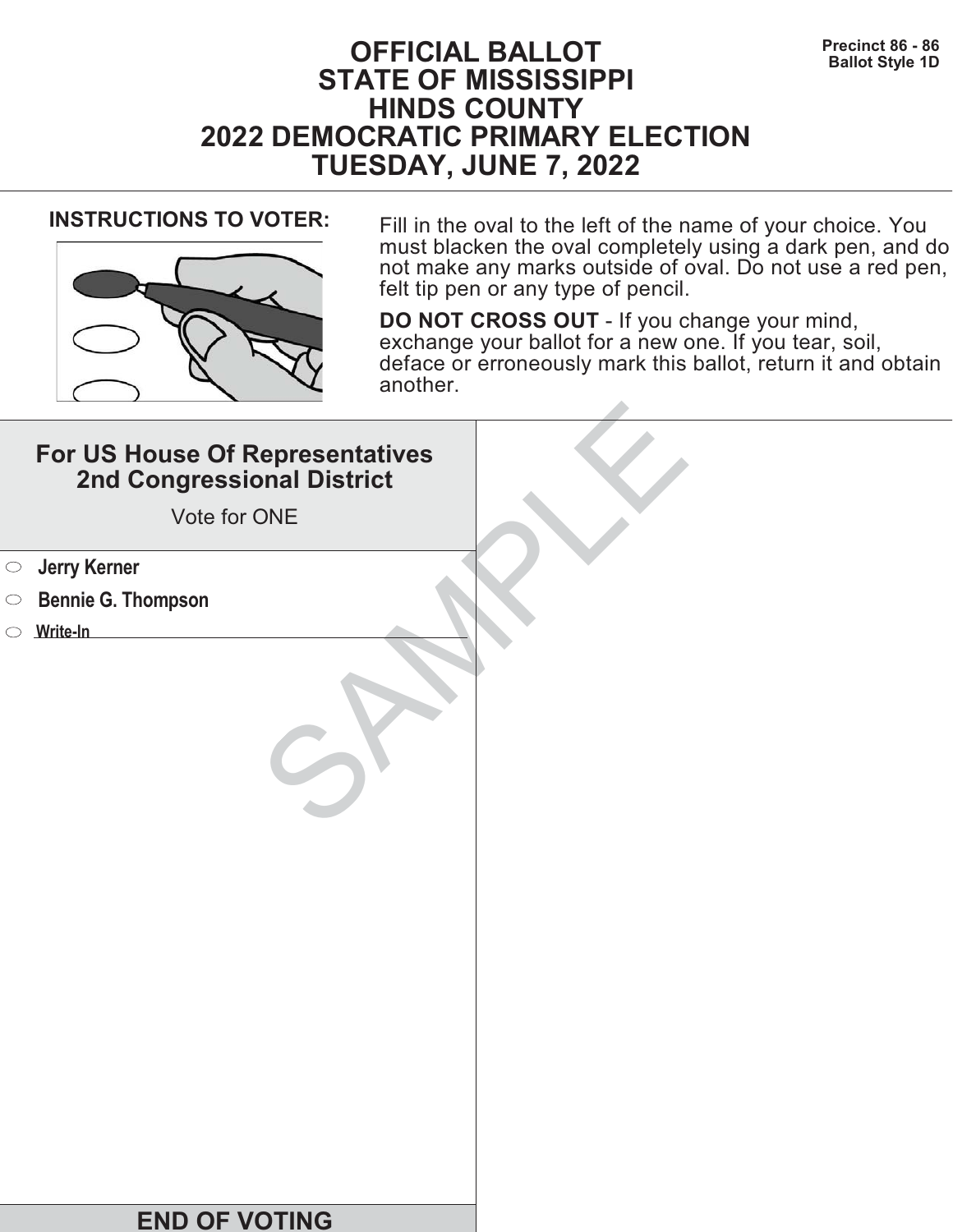Precinct 86 - 86
Ballot Style 1D

# OFFICIAL BALLOT
# STATE OF MISSISSIPPI
# HINDS COUNTY
# 2022 DEMOCRATIC PRIMARY ELECTION
# TUESDAY, JUNE 7, 2022

**INSTRUCTIONS TO VOTER:**

Fill in the oval to the left of the name of your choice. You must blacken the oval completely using a dark pen, and do not make any marks outside of oval. Do not use a red pen, felt tip pen or any type of pencil.

**DO NOT CROSS OUT** - If you change your mind, exchange your ballot for a new one. If you tear, soil, deface or erroneously mark this ballot, return it and obtain another.

## For US House Of Representatives 2nd Congressional District

Vote for ONE

- ⬭ **Jerry Kerner**
- ⬭ **Bennie G. Thompson**
- ⬭ **Write-In** ____________________

SAMPLE

## END OF VOTING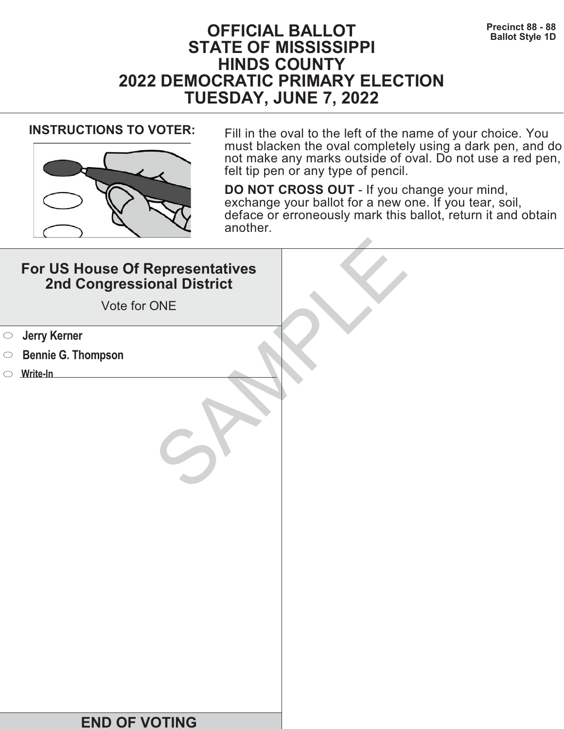Precinct 88 - 88
Ballot Style 1D

# OFFICIAL BALLOT
# STATE OF MISSISSIPPI
# HINDS COUNTY
# 2022 DEMOCRATIC PRIMARY ELECTION
# TUESDAY, JUNE 7, 2022

**INSTRUCTIONS TO VOTER:**

Fill in the oval to the left of the name of your choice. You must blacken the oval completely using a dark pen, and do not make any marks outside of oval. Do not use a red pen, felt tip pen or any type of pencil.

**DO NOT CROSS OUT** - If you change your mind, exchange your ballot for a new one. If you tear, soil, deface or erroneously mark this ballot, return it and obtain another.

## For US House Of Representatives 2nd Congressional District

Vote for ONE

- ⬭ **Jerry Kerner**
- ⬭ **Bennie G. Thompson**
- ⬭ **Write-In** ______________________________

SAMPLE

**END OF VOTING**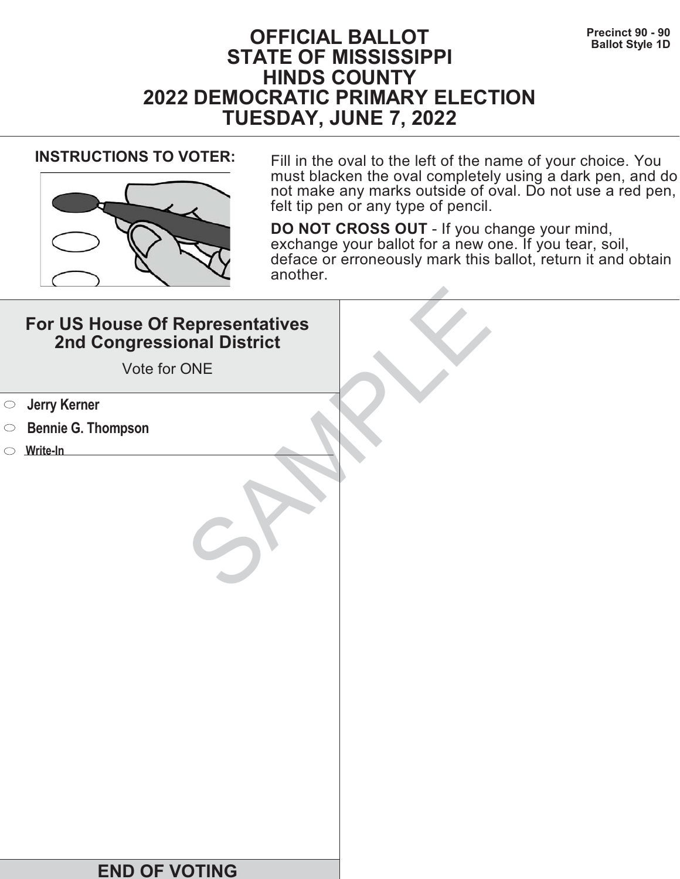Precinct 90 - 90
Ballot Style 1D

# OFFICIAL BALLOT
# STATE OF MISSISSIPPI
# HINDS COUNTY
# 2022 DEMOCRATIC PRIMARY ELECTION
# TUESDAY, JUNE 7, 2022

**INSTRUCTIONS TO VOTER:**

Fill in the oval to the left of the name of your choice. You must blacken the oval completely using a dark pen, and do not make any marks outside of oval. Do not use a red pen, felt tip pen or any type of pencil.

**DO NOT CROSS OUT** - If you change your mind, exchange your ballot for a new one. If you tear, soil, deface or erroneously mark this ballot, return it and obtain another.

## For US House Of Representatives 2nd Congressional District

Vote for ONE

- ⬭ **Jerry Kerner**
- ⬭ **Bennie G. Thompson**
- ⬭ **Write-In** ____________________

SAMPLE

**END OF VOTING**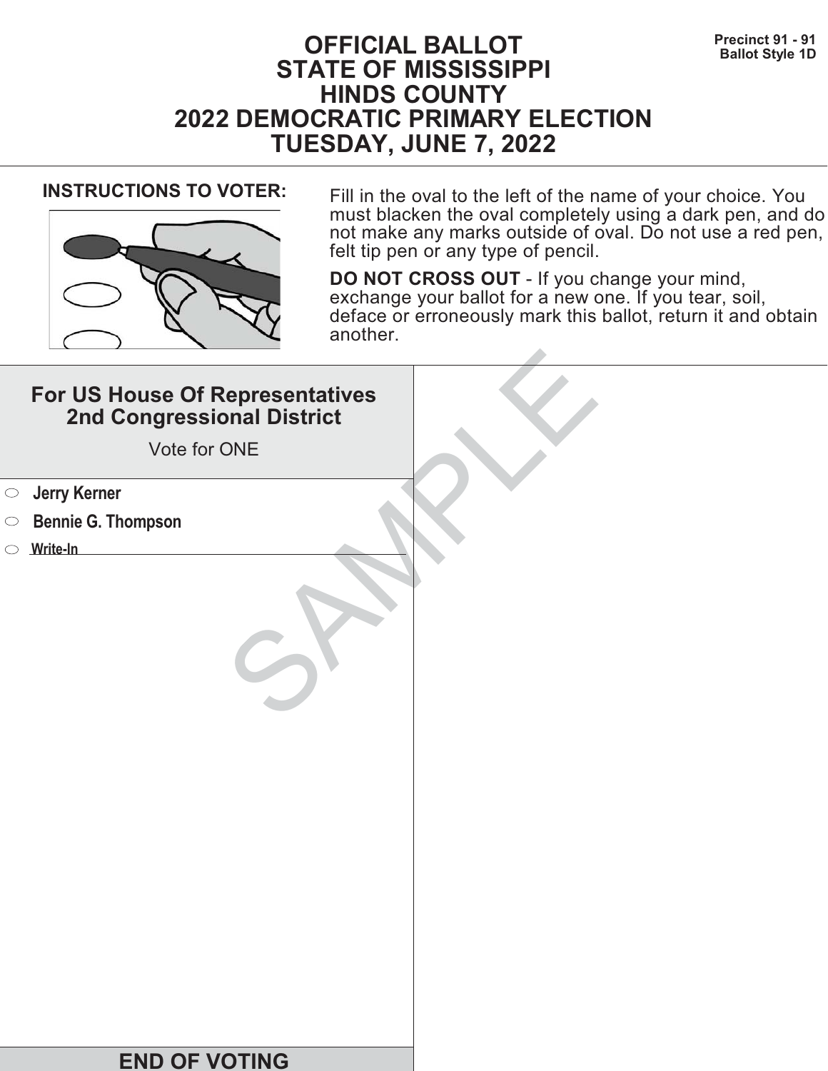Precinct 91 - 91
Ballot Style 1D

# OFFICIAL BALLOT
# STATE OF MISSISSIPPI
# HINDS COUNTY
# 2022 DEMOCRATIC PRIMARY ELECTION
# TUESDAY, JUNE 7, 2022

**INSTRUCTIONS TO VOTER:**

Fill in the oval to the left of the name of your choice. You must blacken the oval completely using a dark pen, and do not make any marks outside of oval. Do not use a red pen, felt tip pen or any type of pencil.

**DO NOT CROSS OUT** - If you change your mind, exchange your ballot for a new one. If you tear, soil, deface or erroneously mark this ballot, return it and obtain another.

## For US House Of Representatives 2nd Congressional District

Vote for ONE

- ⬭ **Jerry Kerner**
- ⬭ **Bennie G. Thompson**
- ⬭ **Write-In** ______________________

SAMPLE

**END OF VOTING**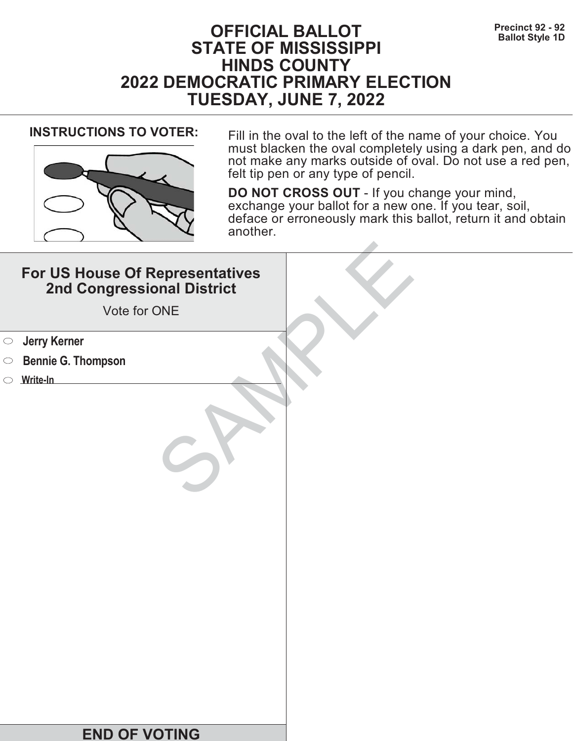Precinct 92 - 92
Ballot Style 1D

# OFFICIAL BALLOT
# STATE OF MISSISSIPPI
# HINDS COUNTY
# 2022 DEMOCRATIC PRIMARY ELECTION
# TUESDAY, JUNE 7, 2022

**INSTRUCTIONS TO VOTER:**

Fill in the oval to the left of the name of your choice. You must blacken the oval completely using a dark pen, and do not make any marks outside of oval. Do not use a red pen, felt tip pen or any type of pencil.

**DO NOT CROSS OUT** - If you change your mind, exchange your ballot for a new one. If you tear, soil, deface or erroneously mark this ballot, return it and obtain another.

## For US House Of Representatives 2nd Congressional District

Vote for ONE

- ⬭ **Jerry Kerner**
- ⬭ **Bennie G. Thompson**
- ⬭ **Write-In** ____________________

SAMPLE

**END OF VOTING**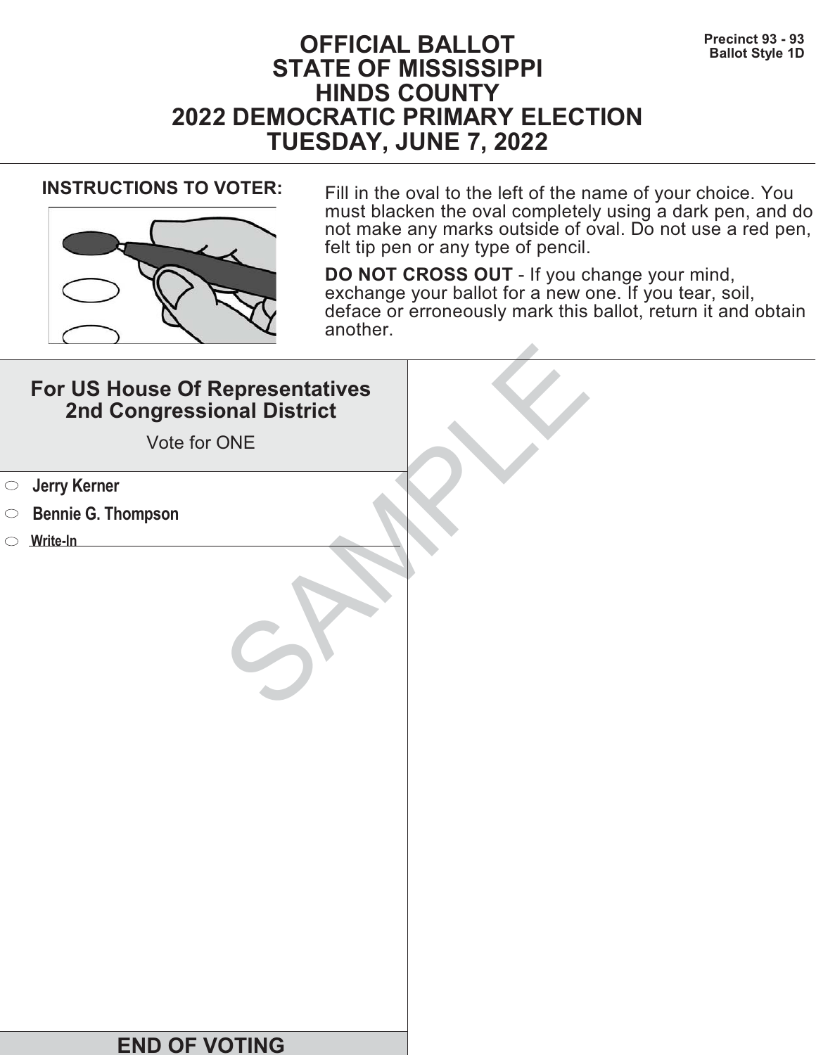Precinct 93 - 93
Ballot Style 1D

# OFFICIAL BALLOT
# STATE OF MISSISSIPPI
# HINDS COUNTY
# 2022 DEMOCRATIC PRIMARY ELECTION
# TUESDAY, JUNE 7, 2022

**INSTRUCTIONS TO VOTER:**

Fill in the oval to the left of the name of your choice. You must blacken the oval completely using a dark pen, and do not make any marks outside of oval. Do not use a red pen, felt tip pen or any type of pencil.

**DO NOT CROSS OUT** - If you change your mind, exchange your ballot for a new one. If you tear, soil, deface or erroneously mark this ballot, return it and obtain another.

## For US House Of Representatives 2nd Congressional District

Vote for ONE

- ⬭ **Jerry Kerner**
- ⬭ **Bennie G. Thompson**
- ⬭ **Write-In** ____________________

SAMPLE

**END OF VOTING**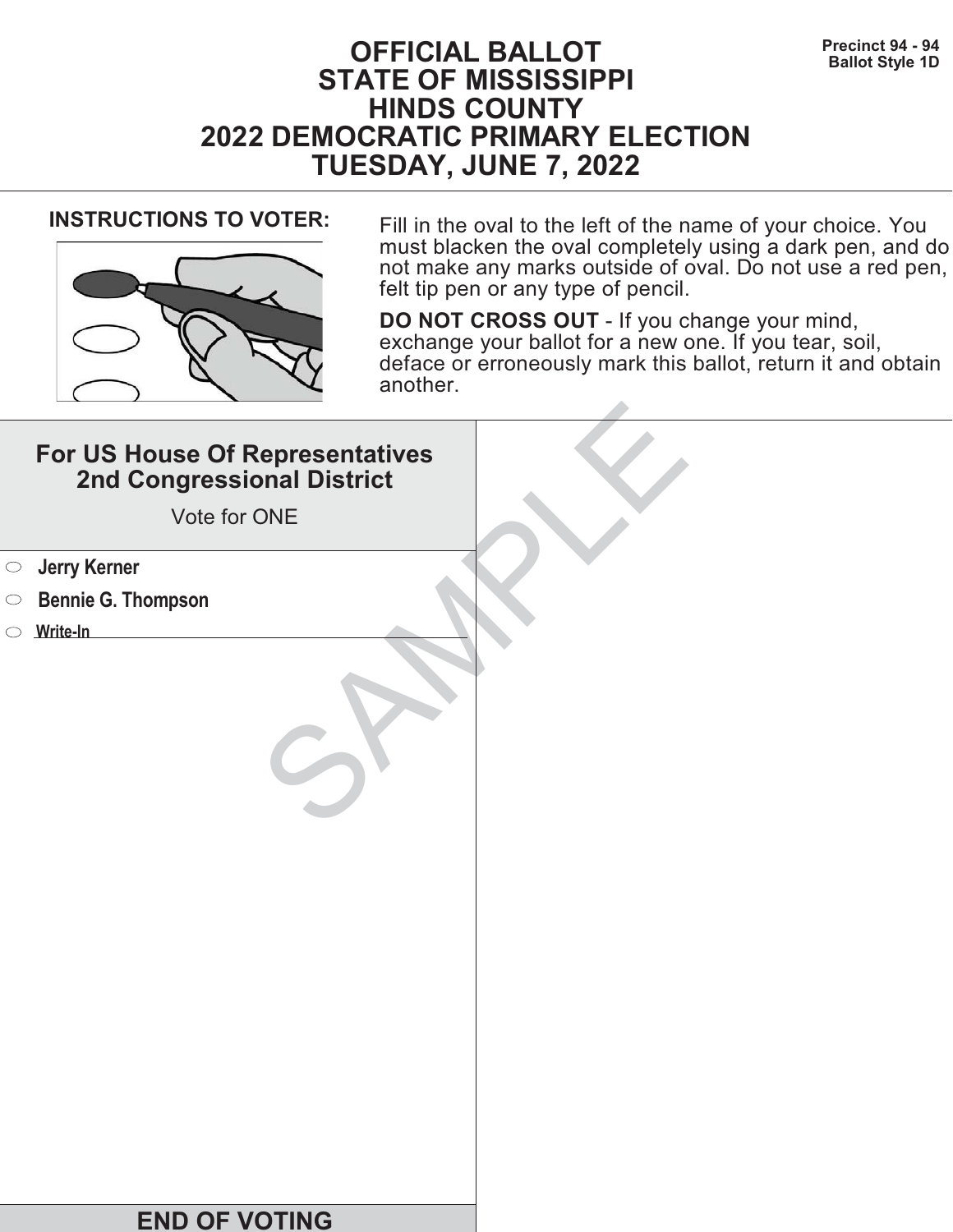Precinct 94 - 94
Ballot Style 1D

# OFFICIAL BALLOT
# STATE OF MISSISSIPPI
# HINDS COUNTY
# 2022 DEMOCRATIC PRIMARY ELECTION
# TUESDAY, JUNE 7, 2022

**INSTRUCTIONS TO VOTER:**

Fill in the oval to the left of the name of your choice. You must blacken the oval completely using a dark pen, and do not make any marks outside of oval. Do not use a red pen, felt tip pen or any type of pencil.

**DO NOT CROSS OUT** - If you change your mind, exchange your ballot for a new one. If you tear, soil, deface or erroneously mark this ballot, return it and obtain another.

## For US House Of Representatives 2nd Congressional District

Vote for ONE

- ⬭ **Jerry Kerner**
- ⬭ **Bennie G. Thompson**
- ⬭ **Write-In** ______________________

SAMPLE

**END OF VOTING**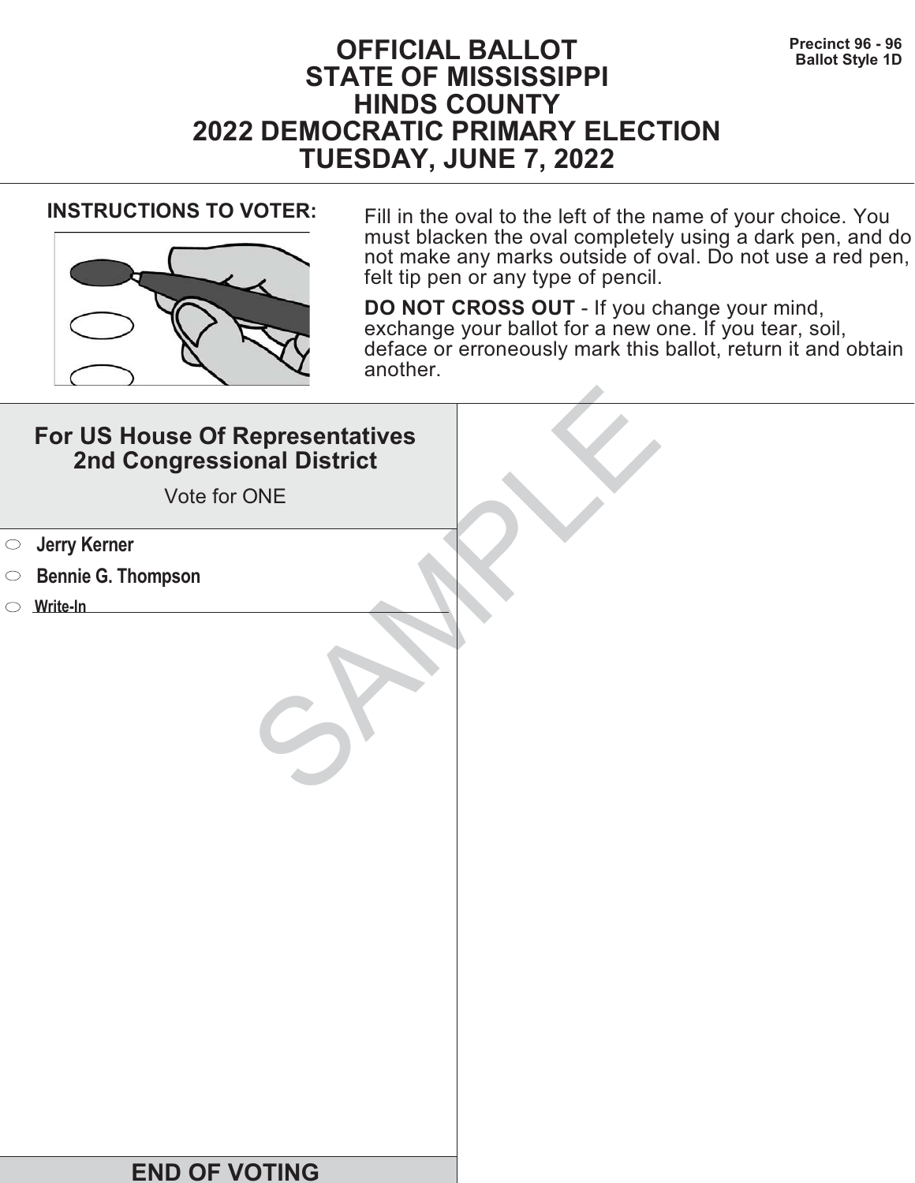Precinct 96 - 96
Ballot Style 1D

# OFFICIAL BALLOT
# STATE OF MISSISSIPPI
# HINDS COUNTY
# 2022 DEMOCRATIC PRIMARY ELECTION
# TUESDAY, JUNE 7, 2022

**INSTRUCTIONS TO VOTER:**

Fill in the oval to the left of the name of your choice. You must blacken the oval completely using a dark pen, and do not make any marks outside of oval. Do not use a red pen, felt tip pen or any type of pencil.

**DO NOT CROSS OUT** - If you change your mind, exchange your ballot for a new one. If you tear, soil, deface or erroneously mark this ballot, return it and obtain another.

## For US House Of Representatives 2nd Congressional District

Vote for ONE

- ⬭ **Jerry Kerner**
- ⬭ **Bennie G. Thompson**
- ⬭ **Write-In** ____________________

SAMPLE

**END OF VOTING**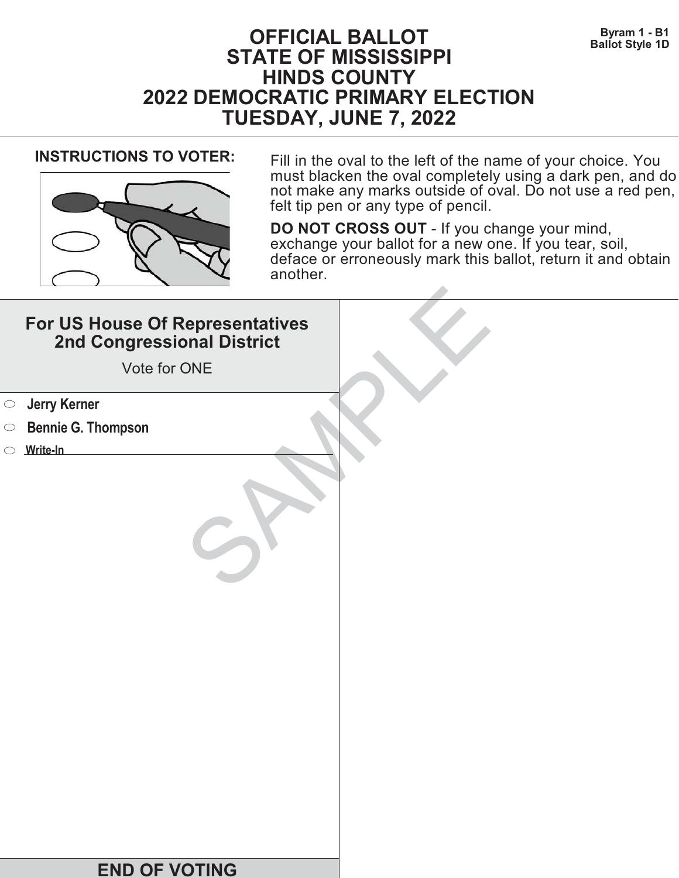Byram 1 - B1
Ballot Style 1D

# OFFICIAL BALLOT
# STATE OF MISSISSIPPI
# HINDS COUNTY
# 2022 DEMOCRATIC PRIMARY ELECTION
# TUESDAY, JUNE 7, 2022

**INSTRUCTIONS TO VOTER:**

Fill in the oval to the left of the name of your choice. You must blacken the oval completely using a dark pen, and do not make any marks outside of oval. Do not use a red pen, felt tip pen or any type of pencil.

**DO NOT CROSS OUT** - If you change your mind, exchange your ballot for a new one. If you tear, soil, deface or erroneously mark this ballot, return it and obtain another.

## For US House Of Representatives 2nd Congressional District

Vote for ONE

- ⬭ **Jerry Kerner**
- ⬭ **Bennie G. Thompson**
- ⬭ **Write-In** ______________________________

SAMPLE

**END OF VOTING**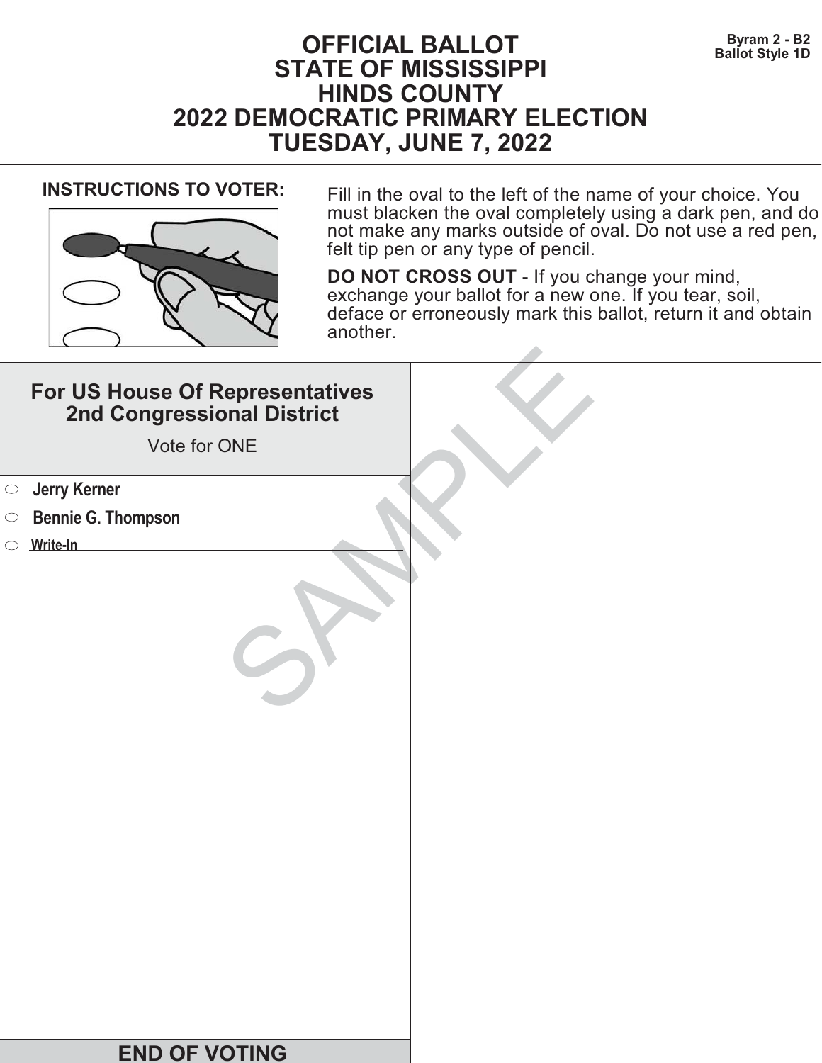Byram 2 - B2
Ballot Style 1D

# OFFICIAL BALLOT
# STATE OF MISSISSIPPI
# HINDS COUNTY
# 2022 DEMOCRATIC PRIMARY ELECTION
# TUESDAY, JUNE 7, 2022

**INSTRUCTIONS TO VOTER:**

Fill in the oval to the left of the name of your choice. You must blacken the oval completely using a dark pen, and do not make any marks outside of oval. Do not use a red pen, felt tip pen or any type of pencil.

**DO NOT CROSS OUT** - If you change your mind, exchange your ballot for a new one. If you tear, soil, deface or erroneously mark this ballot, return it and obtain another.

## For US House Of Representatives 2nd Congressional District

Vote for ONE

- ⬭ **Jerry Kerner**
- ⬭ **Bennie G. Thompson**
- ⬭ **Write-In** ____________________

SAMPLE

**END OF VOTING**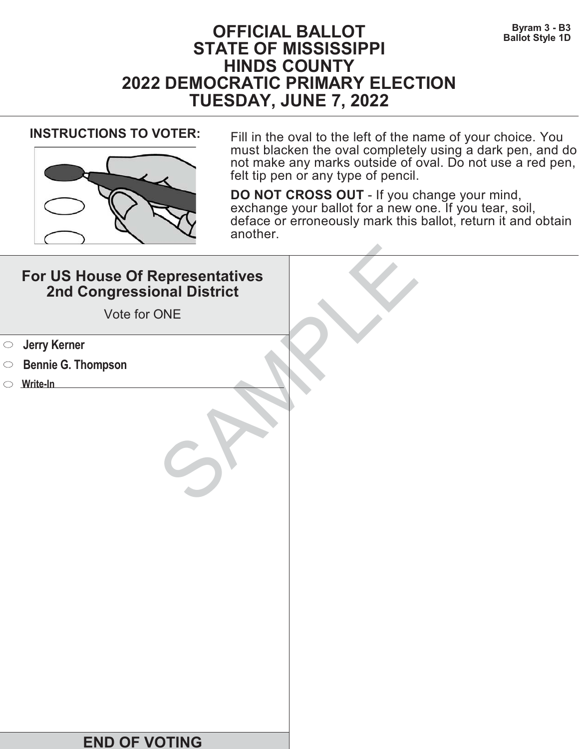Byram 3 - B3
Ballot Style 1D

# OFFICIAL BALLOT
# STATE OF MISSISSIPPI
# HINDS COUNTY
# 2022 DEMOCRATIC PRIMARY ELECTION
# TUESDAY, JUNE 7, 2022

**INSTRUCTIONS TO VOTER:**

Fill in the oval to the left of the name of your choice. You must blacken the oval completely using a dark pen, and do not make any marks outside of oval. Do not use a red pen, felt tip pen or any type of pencil.

**DO NOT CROSS OUT** - If you change your mind, exchange your ballot for a new one. If you tear, soil, deface or erroneously mark this ballot, return it and obtain another.

## For US House Of Representatives 2nd Congressional District

Vote for ONE

- ⬭ **Jerry Kerner**
- ⬭ **Bennie G. Thompson**
- ⬭ **Write-In** ______________________

SAMPLE

**END OF VOTING**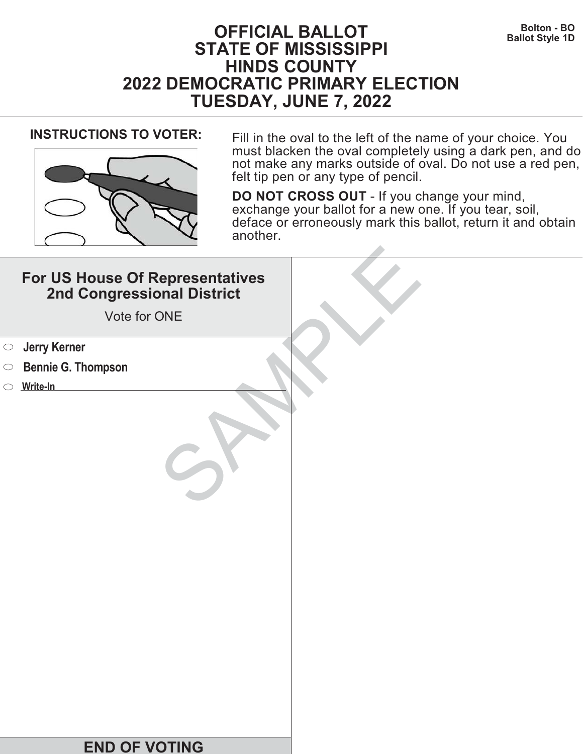Bolton - BO
Ballot Style 1D

# OFFICIAL BALLOT
# STATE OF MISSISSIPPI
# HINDS COUNTY
# 2022 DEMOCRATIC PRIMARY ELECTION
# TUESDAY, JUNE 7, 2022

**INSTRUCTIONS TO VOTER:**

Fill in the oval to the left of the name of your choice. You must blacken the oval completely using a dark pen, and do not make any marks outside of oval. Do not use a red pen, felt tip pen or any type of pencil.

**DO NOT CROSS OUT** - If you change your mind, exchange your ballot for a new one. If you tear, soil, deface or erroneously mark this ballot, return it and obtain another.

## For US House Of Representatives 2nd Congressional District

Vote for ONE

- ⬭ **Jerry Kerner**
- ⬭ **Bennie G. Thompson**
- ⬭ **Write-In** ____________________

SAMPLE

**END OF VOTING**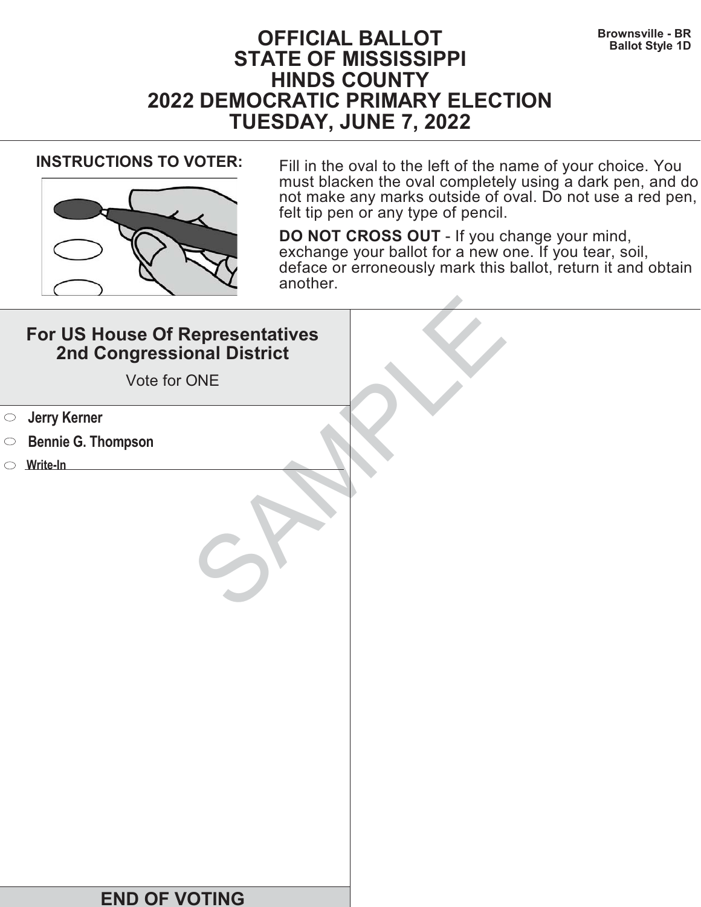Brownsville - BR
Ballot Style 1D

# OFFICIAL BALLOT
# STATE OF MISSISSIPPI
# HINDS COUNTY
# 2022 DEMOCRATIC PRIMARY ELECTION
# TUESDAY, JUNE 7, 2022

**INSTRUCTIONS TO VOTER:**

Fill in the oval to the left of the name of your choice. You must blacken the oval completely using a dark pen, and do not make any marks outside of oval. Do not use a red pen, felt tip pen or any type of pencil.

**DO NOT CROSS OUT** - If you change your mind, exchange your ballot for a new one. If you tear, soil, deface or erroneously mark this ballot, return it and obtain another.

## For US House Of Representatives 2nd Congressional District

Vote for ONE

- ○ **Jerry Kerner**
- ○ **Bennie G. Thompson**
- ○ **Write-In** ______________________________

SAMPLE

## END OF VOTING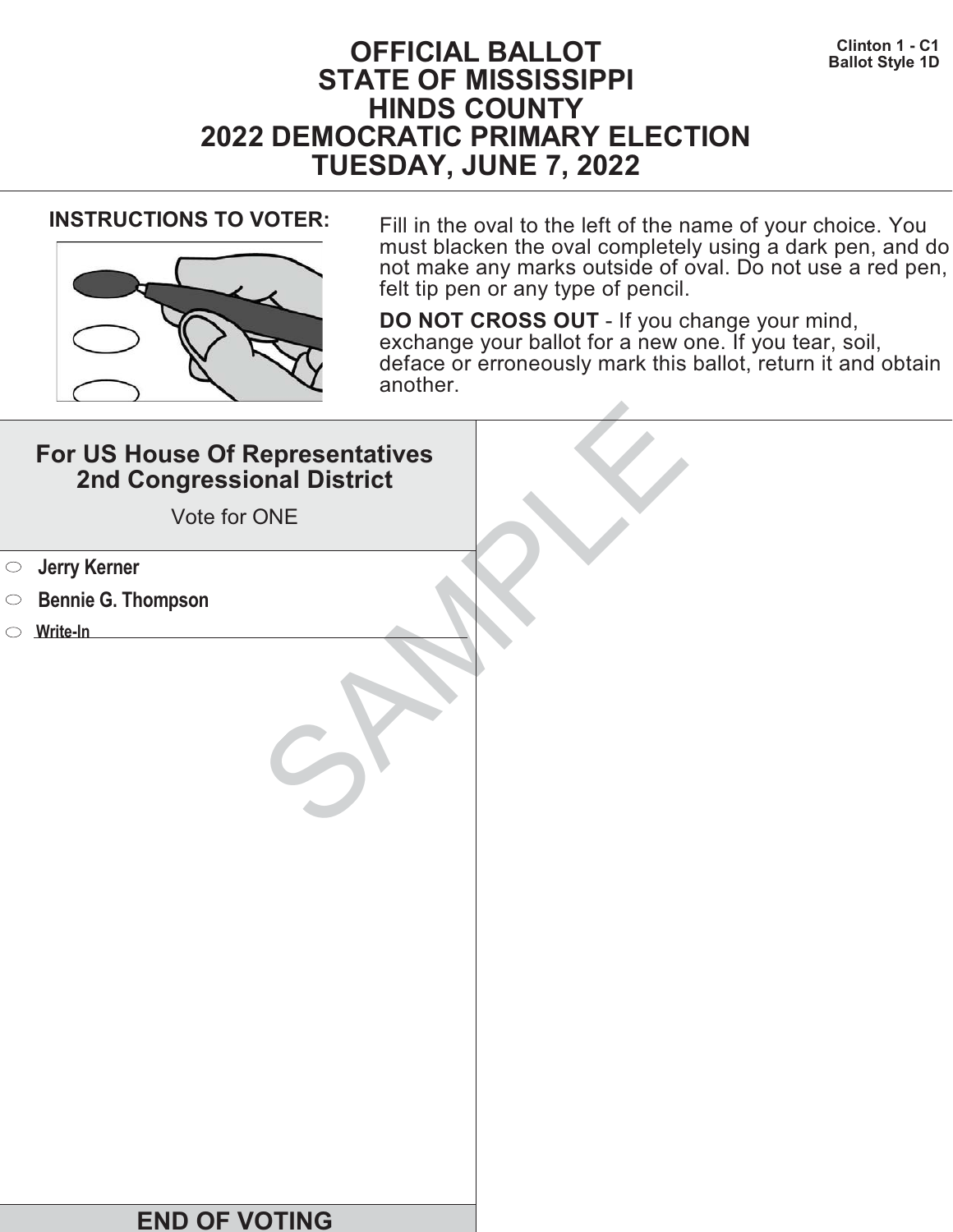# OFFICIAL BALLOT
# STATE OF MISSISSIPPI
# HINDS COUNTY
# 2022 DEMOCRATIC PRIMARY ELECTION
# TUESDAY, JUNE 7, 2022

**Clinton 1 - C1**
**Ballot Style 1D**

**INSTRUCTIONS TO VOTER:**

Fill in the oval to the left of the name of your choice. You must blacken the oval completely using a dark pen, and do not make any marks outside of oval. Do not use a red pen, felt tip pen or any type of pencil.

**DO NOT CROSS OUT** - If you change your mind, exchange your ballot for a new one. If you tear, soil, deface or erroneously mark this ballot, return it and obtain another.

## For US House Of Representatives 2nd Congressional District

Vote for ONE

- ⬭ **Jerry Kerner**
- ⬭ **Bennie G. Thompson**
- ⬭ **Write-In** ______________________

SAMPLE

## END OF VOTING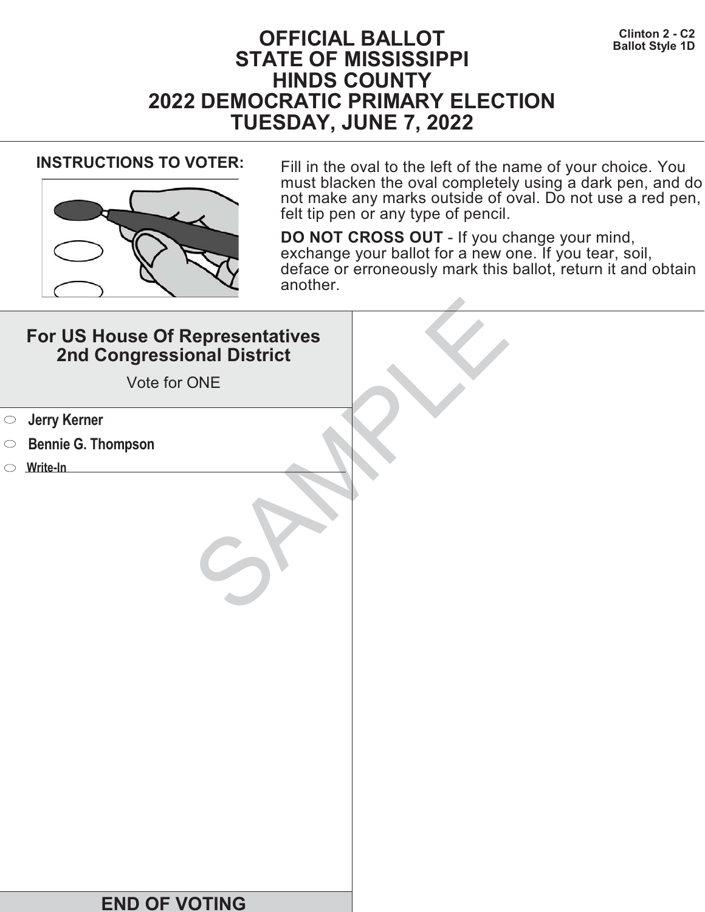Clinton 2 - C2
Ballot Style 1D

# OFFICIAL BALLOT
# STATE OF MISSISSIPPI
# HINDS COUNTY
# 2022 DEMOCRATIC PRIMARY ELECTION
# TUESDAY, JUNE 7, 2022

**INSTRUCTIONS TO VOTER:**

Fill in the oval to the left of the name of your choice. You must blacken the oval completely using a dark pen, and do not make any marks outside of oval. Do not use a red pen, felt tip pen or any type of pencil.

**DO NOT CROSS OUT** - If you change your mind, exchange your ballot for a new one. If you tear, soil, deface or erroneously mark this ballot, return it and obtain another.

## For US House Of Representatives 2nd Congressional District

Vote for ONE

- ⬭ **Jerry Kerner**
- ⬭ **Bennie G. Thompson**
- ⬭ **Write-In** ______________________________

SAMPLE

## END OF VOTING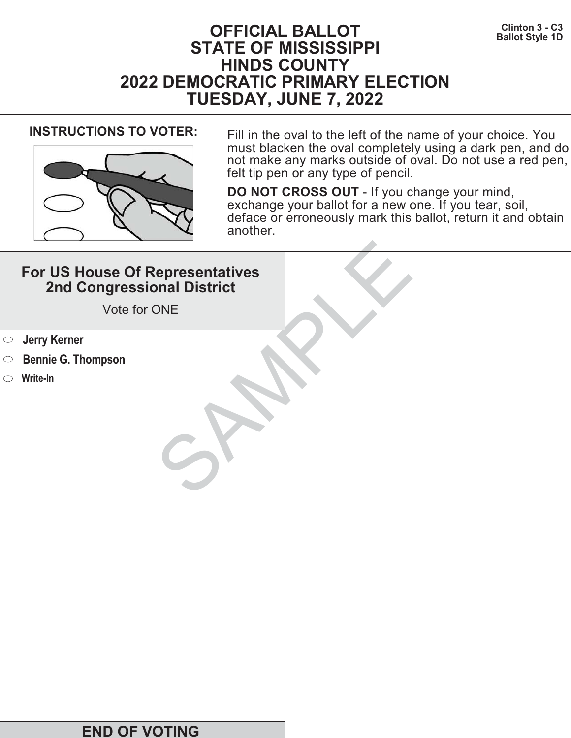Clinton 3 - C3
Ballot Style 1D

# OFFICIAL BALLOT
# STATE OF MISSISSIPPI
# HINDS COUNTY
# 2022 DEMOCRATIC PRIMARY ELECTION
# TUESDAY, JUNE 7, 2022

**INSTRUCTIONS TO VOTER:**

Fill in the oval to the left of the name of your choice. You must blacken the oval completely using a dark pen, and do not make any marks outside of oval. Do not use a red pen, felt tip pen or any type of pencil.

**DO NOT CROSS OUT** - If you change your mind, exchange your ballot for a new one. If you tear, soil, deface or erroneously mark this ballot, return it and obtain another.

## For US House Of Representatives 2nd Congressional District

Vote for ONE

- ⬭ **Jerry Kerner**
- ⬭ **Bennie G. Thompson**
- ⬭ **Write-In** ____________________

SAMPLE

**END OF VOTING**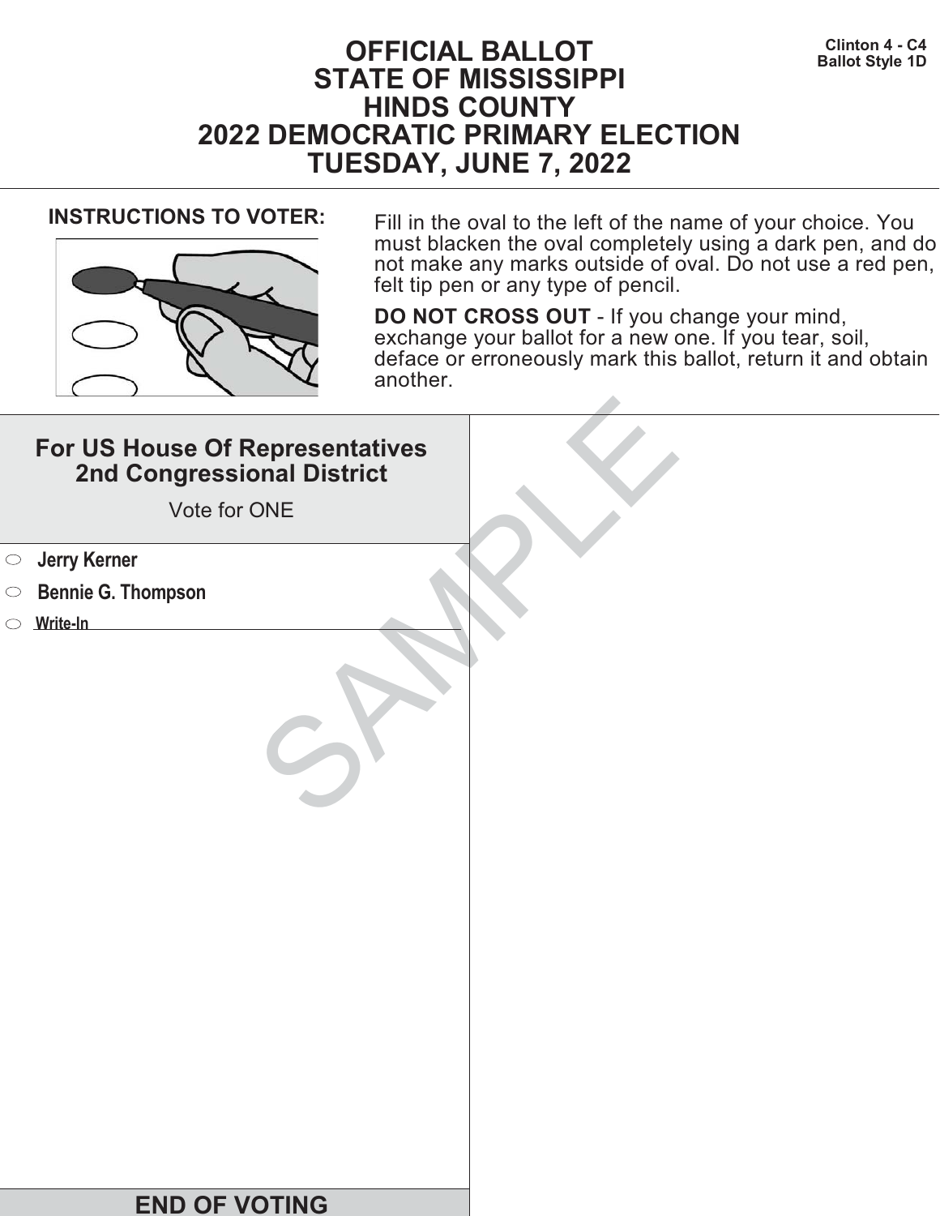Clinton 4 - C4
Ballot Style 1D

# OFFICIAL BALLOT
# STATE OF MISSISSIPPI
# HINDS COUNTY
# 2022 DEMOCRATIC PRIMARY ELECTION
# TUESDAY, JUNE 7, 2022

**INSTRUCTIONS TO VOTER:**

Fill in the oval to the left of the name of your choice. You must blacken the oval completely using a dark pen, and do not make any marks outside of oval. Do not use a red pen, felt tip pen or any type of pencil.

**DO NOT CROSS OUT** - If you change your mind, exchange your ballot for a new one. If you tear, soil, deface or erroneously mark this ballot, return it and obtain another.

## For US House Of Representatives 2nd Congressional District

Vote for ONE

- ⬭ **Jerry Kerner**
- ⬭ **Bennie G. Thompson**
- ⬭ **Write-In** ______________________

SAMPLE

## END OF VOTING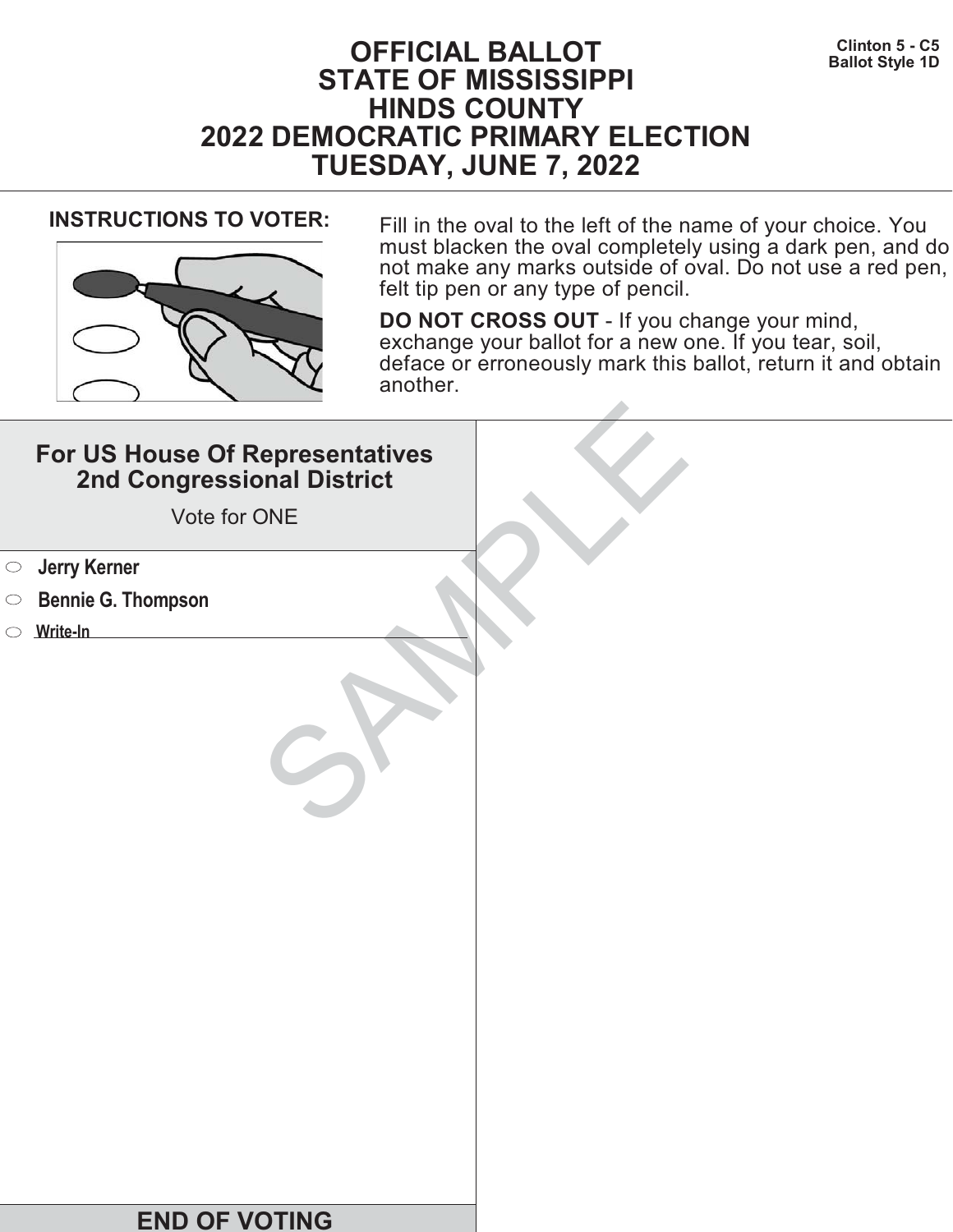Clinton 5 - C5
Ballot Style 1D

# OFFICIAL BALLOT
# STATE OF MISSISSIPPI
# HINDS COUNTY
# 2022 DEMOCRATIC PRIMARY ELECTION
# TUESDAY, JUNE 7, 2022

**INSTRUCTIONS TO VOTER:**

Fill in the oval to the left of the name of your choice. You must blacken the oval completely using a dark pen, and do not make any marks outside of oval. Do not use a red pen, felt tip pen or any type of pencil.

**DO NOT CROSS OUT** - If you change your mind, exchange your ballot for a new one. If you tear, soil, deface or erroneously mark this ballot, return it and obtain another.

## For US House Of Representatives 2nd Congressional District

Vote for ONE

- ⬭ **Jerry Kerner**
- ⬭ **Bennie G. Thompson**
- ⬭ **Write-In** ____________________

SAMPLE

**END OF VOTING**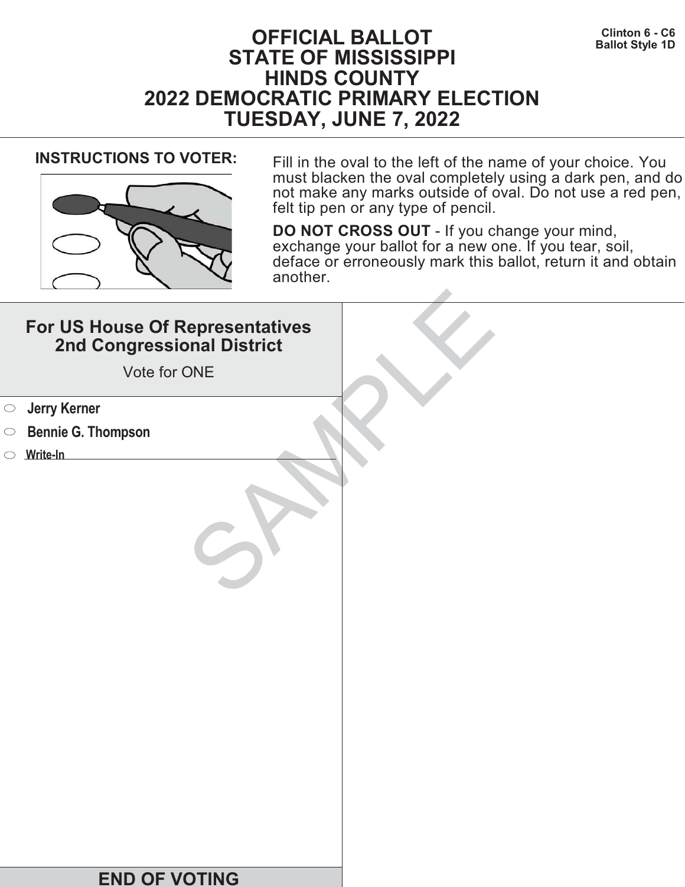Clinton 6 - C6
Ballot Style 1D

# OFFICIAL BALLOT
# STATE OF MISSISSIPPI
# HINDS COUNTY
# 2022 DEMOCRATIC PRIMARY ELECTION
# TUESDAY, JUNE 7, 2022

**INSTRUCTIONS TO VOTER:**

Fill in the oval to the left of the name of your choice. You must blacken the oval completely using a dark pen, and do not make any marks outside of oval. Do not use a red pen, felt tip pen or any type of pencil.

**DO NOT CROSS OUT** - If you change your mind, exchange your ballot for a new one. If you tear, soil, deface or erroneously mark this ballot, return it and obtain another.

## For US House Of Representatives 2nd Congressional District

Vote for ONE

- ⬭ **Jerry Kerner**
- ⬭ **Bennie G. Thompson**
- ⬭ **Write-In** ______________________

SAMPLE

**END OF VOTING**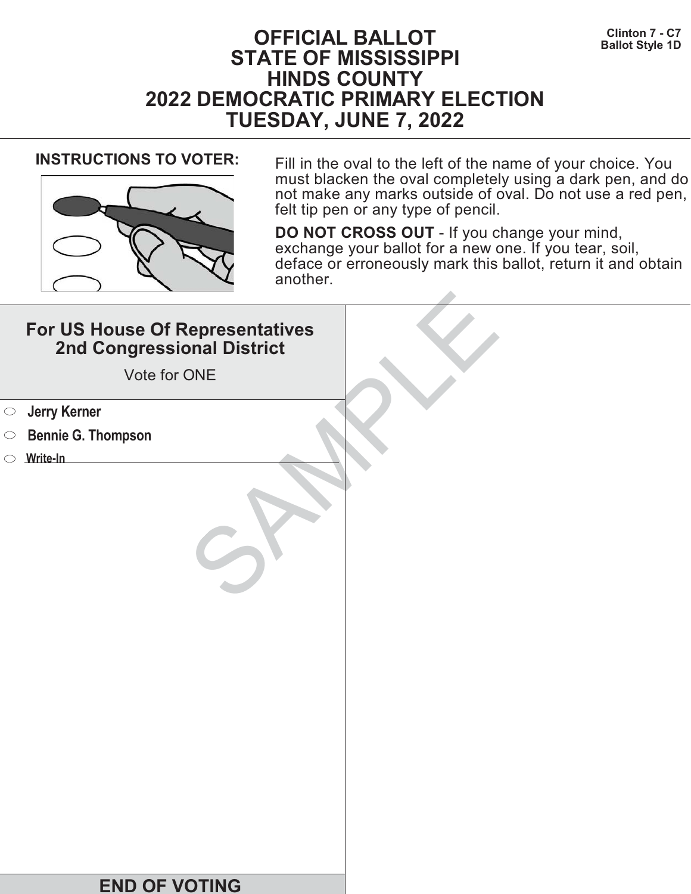# OFFICIAL BALLOT
# STATE OF MISSISSIPPI
# HINDS COUNTY
# 2022 DEMOCRATIC PRIMARY ELECTION
# TUESDAY, JUNE 7, 2022

**Clinton 7 - C7**
**Ballot Style 1D**

**INSTRUCTIONS TO VOTER:**

Fill in the oval to the left of the name of your choice. You must blacken the oval completely using a dark pen, and do not make any marks outside of oval. Do not use a red pen, felt tip pen or any type of pencil.

**DO NOT CROSS OUT** - If you change your mind, exchange your ballot for a new one. If you tear, soil, deface or erroneously mark this ballot, return it and obtain another.

## For US House Of Representatives 2nd Congressional District

Vote for ONE

- ⬭ **Jerry Kerner**
- ⬭ **Bennie G. Thompson**
- ⬭ **Write-In** ______________________

SAMPLE

## END OF VOTING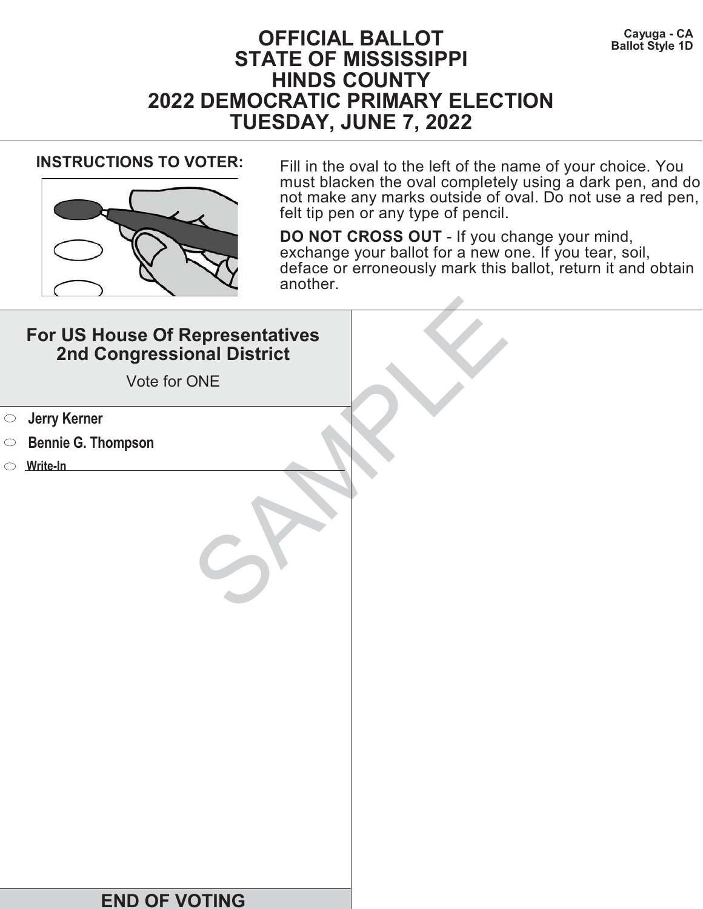Cayuga - CA
Ballot Style 1D

# OFFICIAL BALLOT
# STATE OF MISSISSIPPI
# HINDS COUNTY
# 2022 DEMOCRATIC PRIMARY ELECTION
# TUESDAY, JUNE 7, 2022

**INSTRUCTIONS TO VOTER:**

Fill in the oval to the left of the name of your choice. You must blacken the oval completely using a dark pen, and do not make any marks outside of oval. Do not use a red pen, felt tip pen or any type of pencil.

**DO NOT CROSS OUT** - If you change your mind, exchange your ballot for a new one. If you tear, soil, deface or erroneously mark this ballot, return it and obtain another.

## For US House Of Representatives 2nd Congressional District

Vote for ONE

- ⬭ **Jerry Kerner**
- ⬭ **Bennie G. Thompson**
- ⬭ **Write-In** ______________________

SAMPLE

## END OF VOTING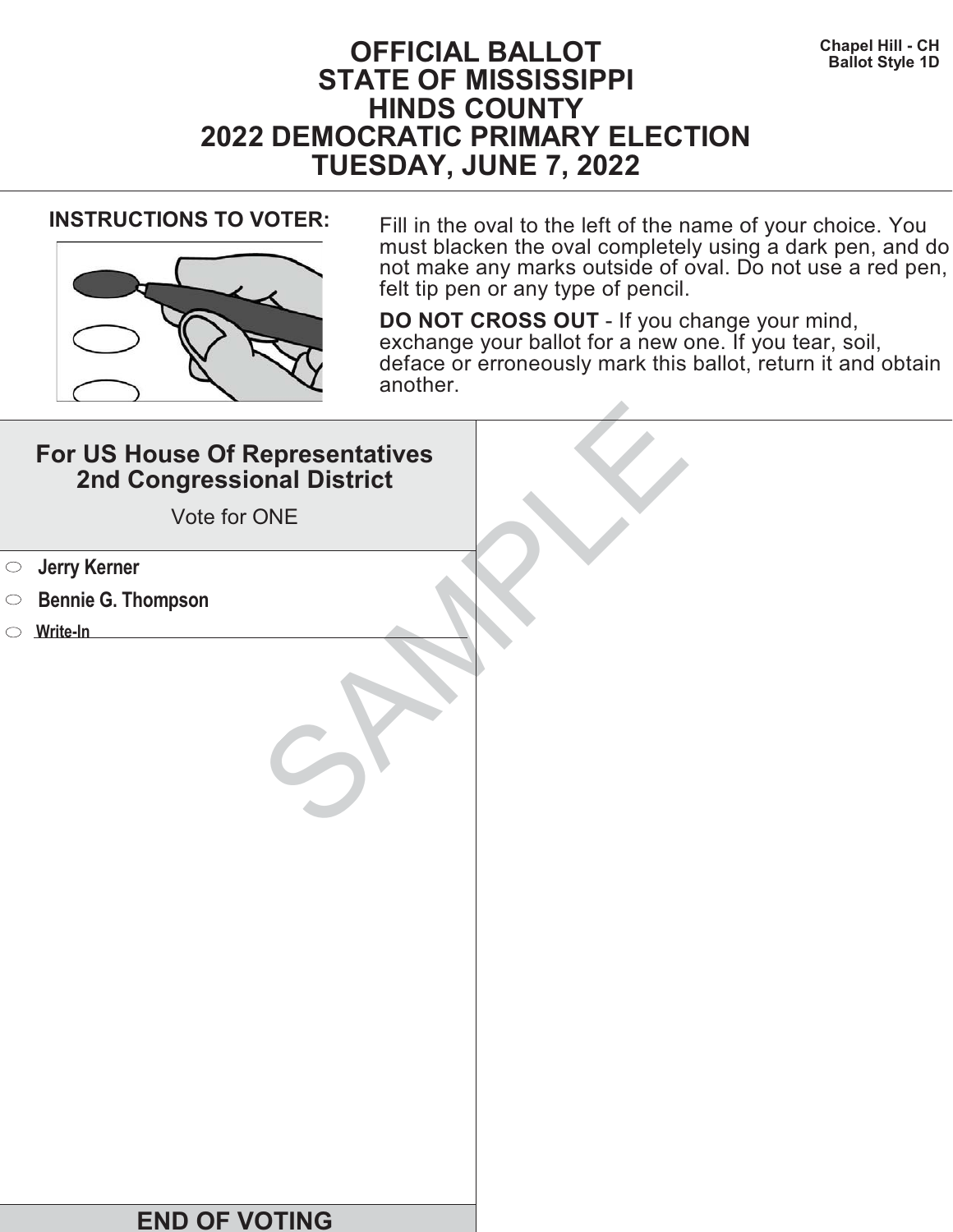Chapel Hill - CH
Ballot Style 1D

# OFFICIAL BALLOT
# STATE OF MISSISSIPPI
# HINDS COUNTY
# 2022 DEMOCRATIC PRIMARY ELECTION
# TUESDAY, JUNE 7, 2022

**INSTRUCTIONS TO VOTER:**

Fill in the oval to the left of the name of your choice. You must blacken the oval completely using a dark pen, and do not make any marks outside of oval. Do not use a red pen, felt tip pen or any type of pencil.

**DO NOT CROSS OUT** - If you change your mind, exchange your ballot for a new one. If you tear, soil, deface or erroneously mark this ballot, return it and obtain another.

## For US House Of Representatives 2nd Congressional District

Vote for ONE

- ⬭ **Jerry Kerner**
- ⬭ **Bennie G. Thompson**
- ⬭ **Write-In** \_\_\_\_\_\_\_\_\_\_\_\_\_\_\_\_\_\_\_\_

SAMPLE

**END OF VOTING**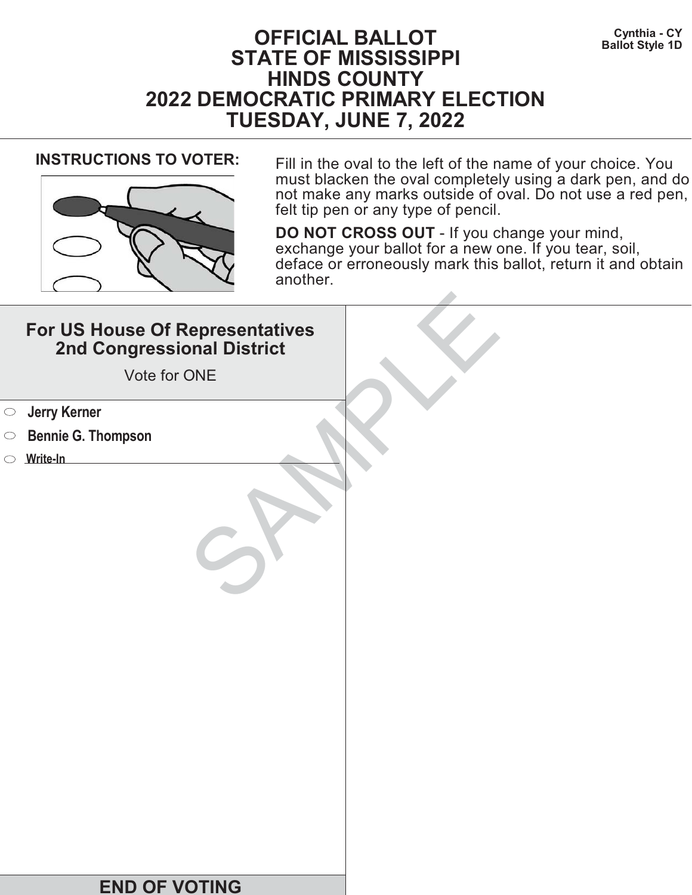Cynthia - CY
Ballot Style 1D

# OFFICIAL BALLOT
# STATE OF MISSISSIPPI
# HINDS COUNTY
# 2022 DEMOCRATIC PRIMARY ELECTION
# TUESDAY, JUNE 7, 2022

**INSTRUCTIONS TO VOTER:**

Fill in the oval to the left of the name of your choice. You must blacken the oval completely using a dark pen, and do not make any marks outside of oval. Do not use a red pen, felt tip pen or any type of pencil.

**DO NOT CROSS OUT** - If you change your mind, exchange your ballot for a new one. If you tear, soil, deface or erroneously mark this ballot, return it and obtain another.

## For US House Of Representatives 2nd Congressional District

Vote for ONE

- ⬭ **Jerry Kerner**
- ⬭ **Bennie G. Thompson**
- ⬭ **Write-In** ____________________

SAMPLE

## END OF VOTING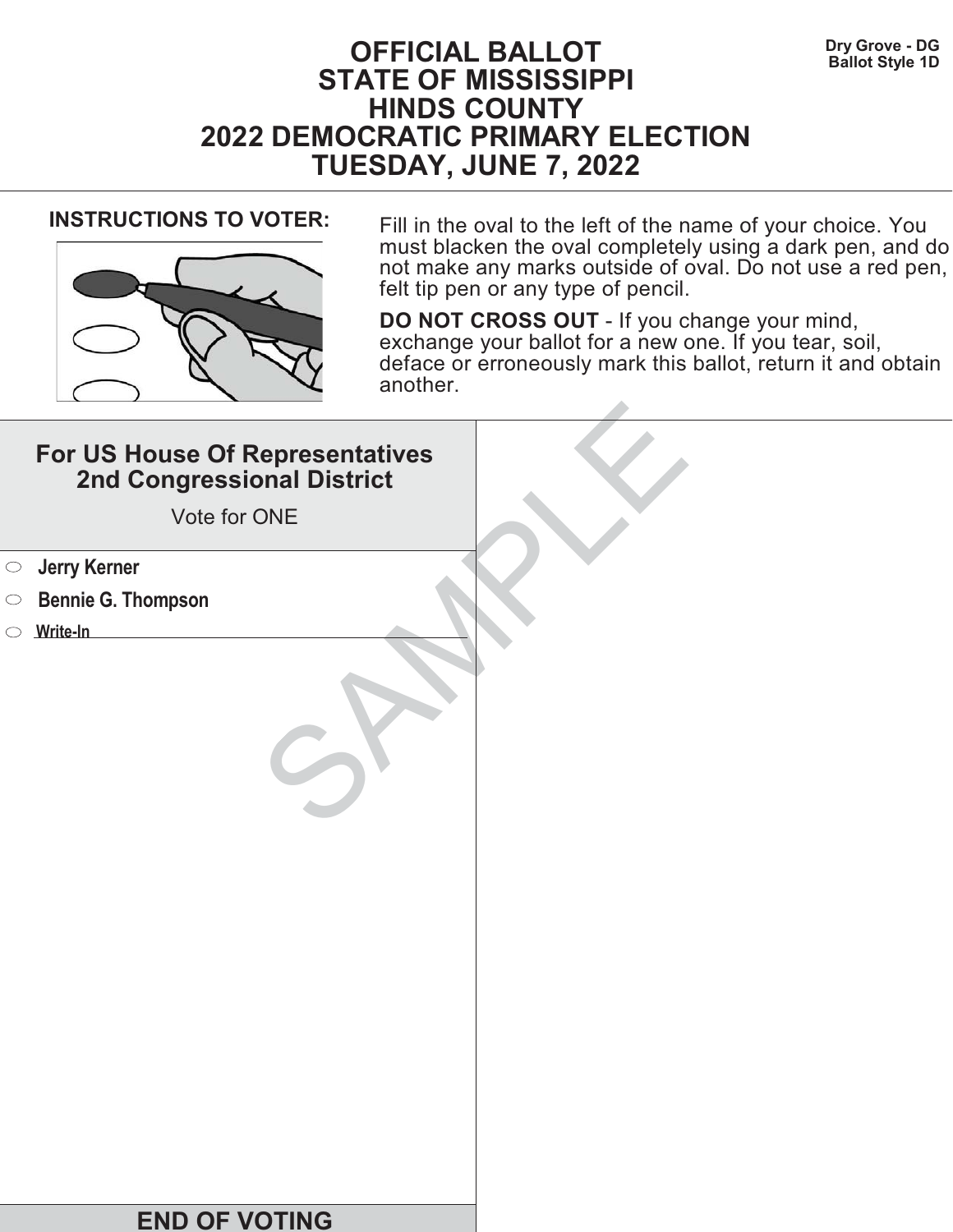Dry Grove - DG
Ballot Style 1D

# OFFICIAL BALLOT
# STATE OF MISSISSIPPI
# HINDS COUNTY
# 2022 DEMOCRATIC PRIMARY ELECTION
# TUESDAY, JUNE 7, 2022

**INSTRUCTIONS TO VOTER:**

Fill in the oval to the left of the name of your choice. You must blacken the oval completely using a dark pen, and do not make any marks outside of oval. Do not use a red pen, felt tip pen or any type of pencil.

**DO NOT CROSS OUT** - If you change your mind, exchange your ballot for a new one. If you tear, soil, deface or erroneously mark this ballot, return it and obtain another.

## For US House Of Representatives 2nd Congressional District

Vote for ONE

- ⬭ **Jerry Kerner**
- ⬭ **Bennie G. Thompson**
- ⬭ **Write-In** \_\_\_\_\_\_\_\_\_\_\_\_\_\_\_\_\_\_\_\_

SAMPLE

**END OF VOTING**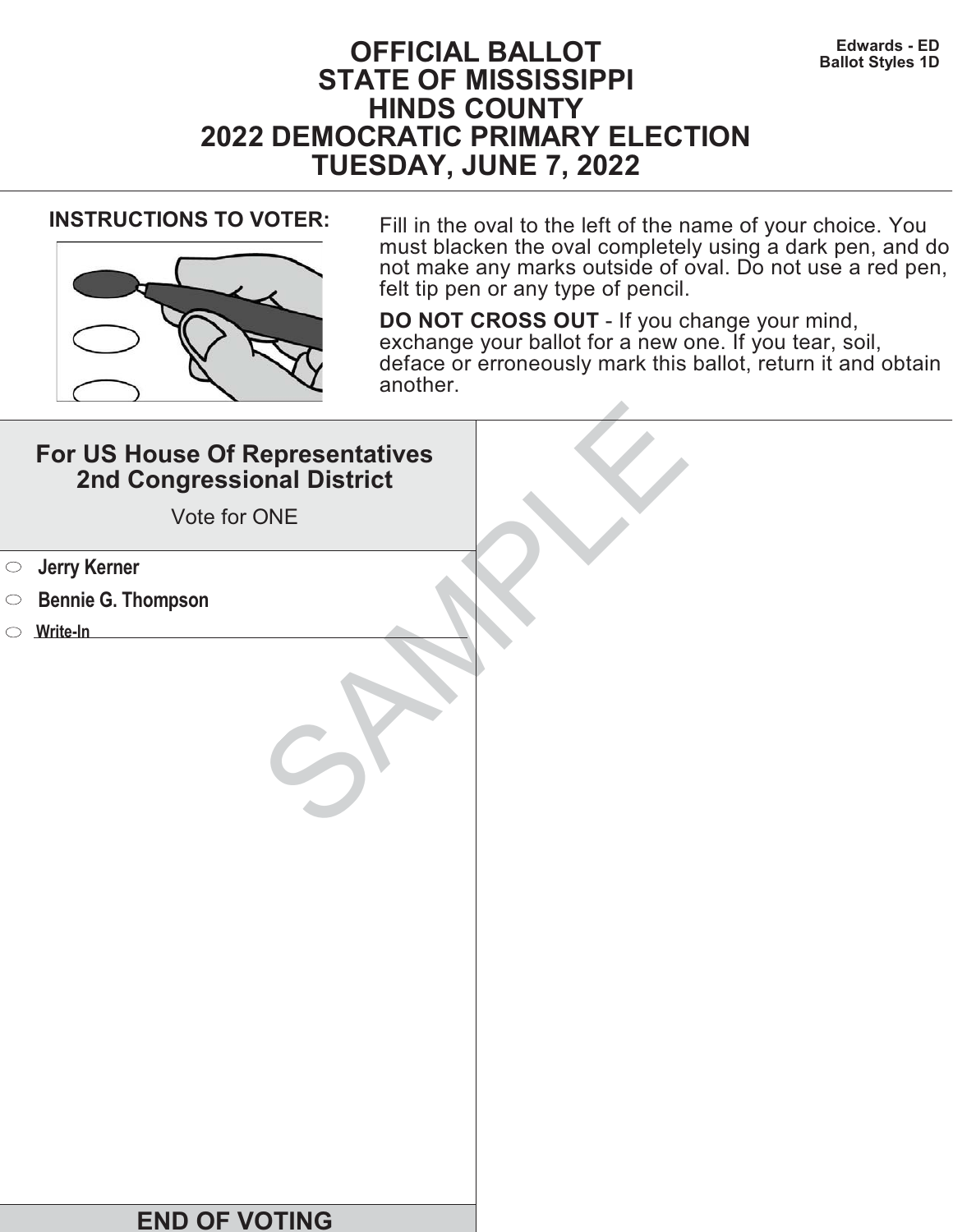Edwards - ED
Ballot Styles 1D

# OFFICIAL BALLOT
# STATE OF MISSISSIPPI
# HINDS COUNTY
# 2022 DEMOCRATIC PRIMARY ELECTION
# TUESDAY, JUNE 7, 2022

**INSTRUCTIONS TO VOTER:**

Fill in the oval to the left of the name of your choice. You must blacken the oval completely using a dark pen, and do not make any marks outside of oval. Do not use a red pen, felt tip pen or any type of pencil.

**DO NOT CROSS OUT** - If you change your mind, exchange your ballot for a new one. If you tear, soil, deface or erroneously mark this ballot, return it and obtain another.

## For US House Of Representatives 2nd Congressional District

Vote for ONE

- ⬭ **Jerry Kerner**
- ⬭ **Bennie G. Thompson**
- ⬭ **Write-In** ______________________

SAMPLE

**END OF VOTING**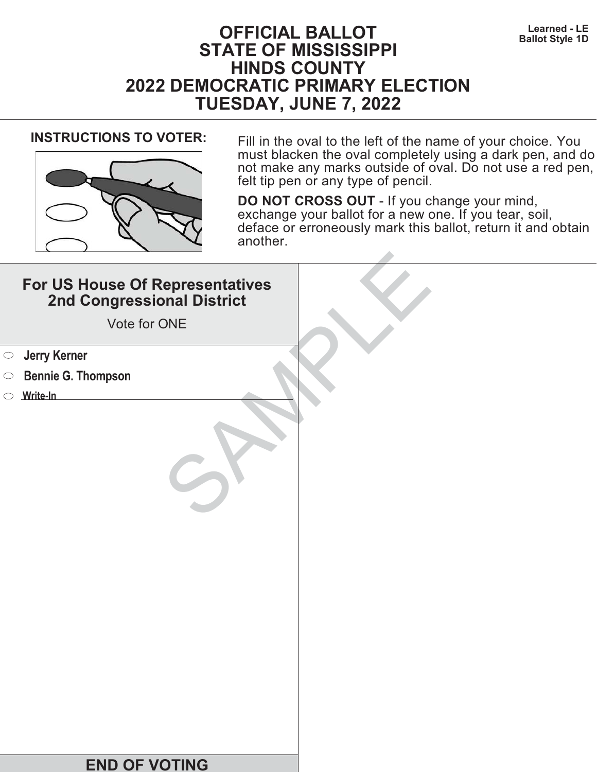Learned - LE
Ballot Style 1D

# OFFICIAL BALLOT
# STATE OF MISSISSIPPI
# HINDS COUNTY
# 2022 DEMOCRATIC PRIMARY ELECTION
# TUESDAY, JUNE 7, 2022

**INSTRUCTIONS TO VOTER:**

Fill in the oval to the left of the name of your choice. You must blacken the oval completely using a dark pen, and do not make any marks outside of oval. Do not use a red pen, felt tip pen or any type of pencil.

**DO NOT CROSS OUT** - If you change your mind, exchange your ballot for a new one. If you tear, soil, deface or erroneously mark this ballot, return it and obtain another.

## For US House Of Representatives 2nd Congressional District

Vote for ONE

- ⬭ **Jerry Kerner**
- ⬭ **Bennie G. Thompson**
- ⬭ **Write-In** ______________________

SAMPLE

**END OF VOTING**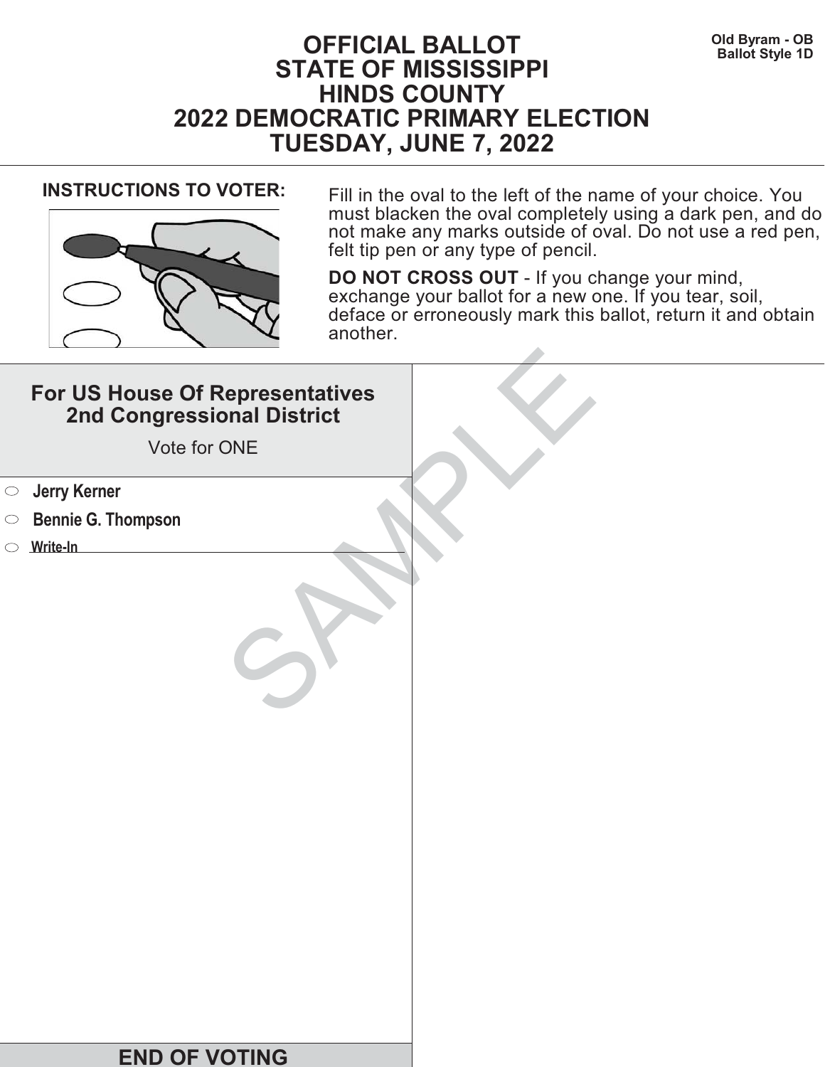Old Byram - OB
Ballot Style 1D

# OFFICIAL BALLOT
# STATE OF MISSISSIPPI
# HINDS COUNTY
# 2022 DEMOCRATIC PRIMARY ELECTION
# TUESDAY, JUNE 7, 2022

**INSTRUCTIONS TO VOTER:**

Fill in the oval to the left of the name of your choice. You must blacken the oval completely using a dark pen, and do not make any marks outside of oval. Do not use a red pen, felt tip pen or any type of pencil.

**DO NOT CROSS OUT** - If you change your mind, exchange your ballot for a new one. If you tear, soil, deface or erroneously mark this ballot, return it and obtain another.

## For US House Of Representatives 2nd Congressional District

Vote for ONE

- ⬭ **Jerry Kerner**
- ⬭ **Bennie G. Thompson**
- ⬭ **Write-In** ____________________

SAMPLE

**END OF VOTING**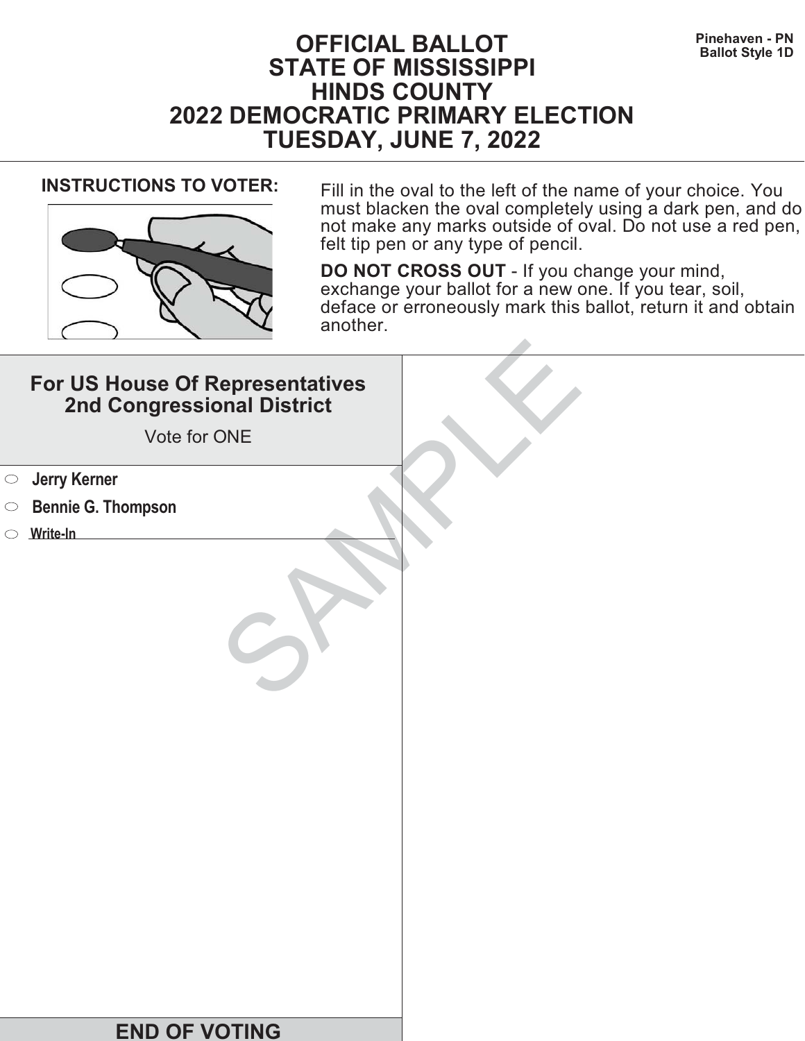Pinehaven - PN
Ballot Style 1D

# OFFICIAL BALLOT
# STATE OF MISSISSIPPI
# HINDS COUNTY
# 2022 DEMOCRATIC PRIMARY ELECTION
# TUESDAY, JUNE 7, 2022

**INSTRUCTIONS TO VOTER:**

Fill in the oval to the left of the name of your choice. You must blacken the oval completely using a dark pen, and do not make any marks outside of oval. Do not use a red pen, felt tip pen or any type of pencil.

**DO NOT CROSS OUT** - If you change your mind, exchange your ballot for a new one. If you tear, soil, deface or erroneously mark this ballot, return it and obtain another.

## For US House Of Representatives 2nd Congressional District

Vote for ONE

- ⬭ **Jerry Kerner**
- ⬭ **Bennie G. Thompson**
- ⬭ **Write-In** \_\_\_\_\_\_\_\_\_\_\_\_\_\_\_\_\_\_\_\_\_\_\_\_

SAMPLE

**END OF VOTING**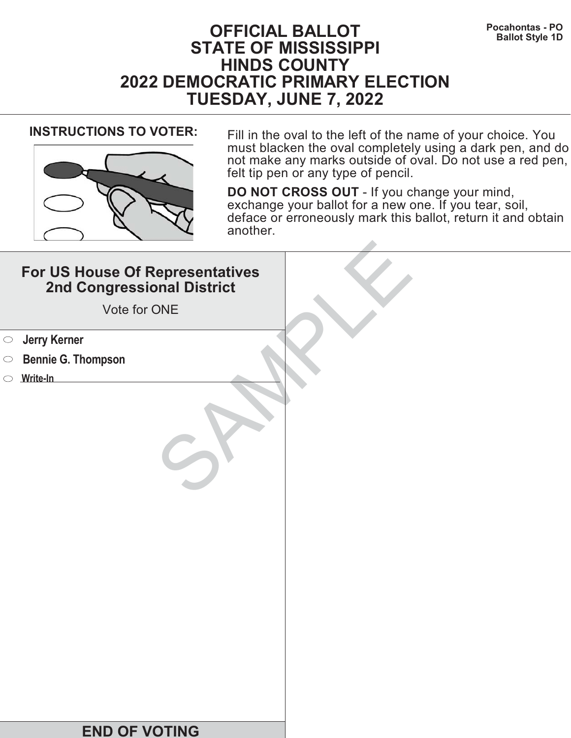Pocahontas - PO
Ballot Style 1D

# OFFICIAL BALLOT
# STATE OF MISSISSIPPI
# HINDS COUNTY
# 2022 DEMOCRATIC PRIMARY ELECTION
# TUESDAY, JUNE 7, 2022

**INSTRUCTIONS TO VOTER:**

Fill in the oval to the left of the name of your choice. You must blacken the oval completely using a dark pen, and do not make any marks outside of oval. Do not use a red pen, felt tip pen or any type of pencil.

**DO NOT CROSS OUT** - If you change your mind, exchange your ballot for a new one. If you tear, soil, deface or erroneously mark this ballot, return it and obtain another.

## For US House Of Representatives 2nd Congressional District

Vote for ONE

- ⬭ **Jerry Kerner**
- ⬭ **Bennie G. Thompson**
- ⬭ **Write-In** ______________________

SAMPLE

**END OF VOTING**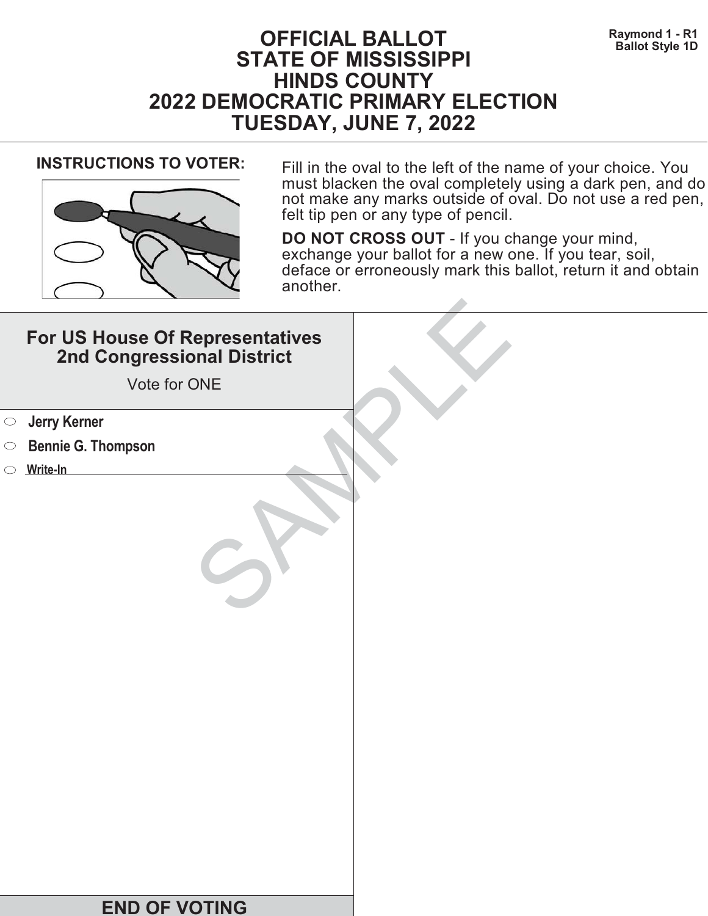Raymond 1 - R1
Ballot Style 1D

# OFFICIAL BALLOT
# STATE OF MISSISSIPPI
# HINDS COUNTY
# 2022 DEMOCRATIC PRIMARY ELECTION
# TUESDAY, JUNE 7, 2022

**INSTRUCTIONS TO VOTER:**

Fill in the oval to the left of the name of your choice. You must blacken the oval completely using a dark pen, and do not make any marks outside of oval. Do not use a red pen, felt tip pen or any type of pencil.

**DO NOT CROSS OUT** - If you change your mind, exchange your ballot for a new one. If you tear, soil, deface or erroneously mark this ballot, return it and obtain another.

## For US House Of Representatives 2nd Congressional District

Vote for ONE

- ⬭ **Jerry Kerner**
- ⬭ **Bennie G. Thompson**
- ⬭ **Write-In** ______________________

SAMPLE

**END OF VOTING**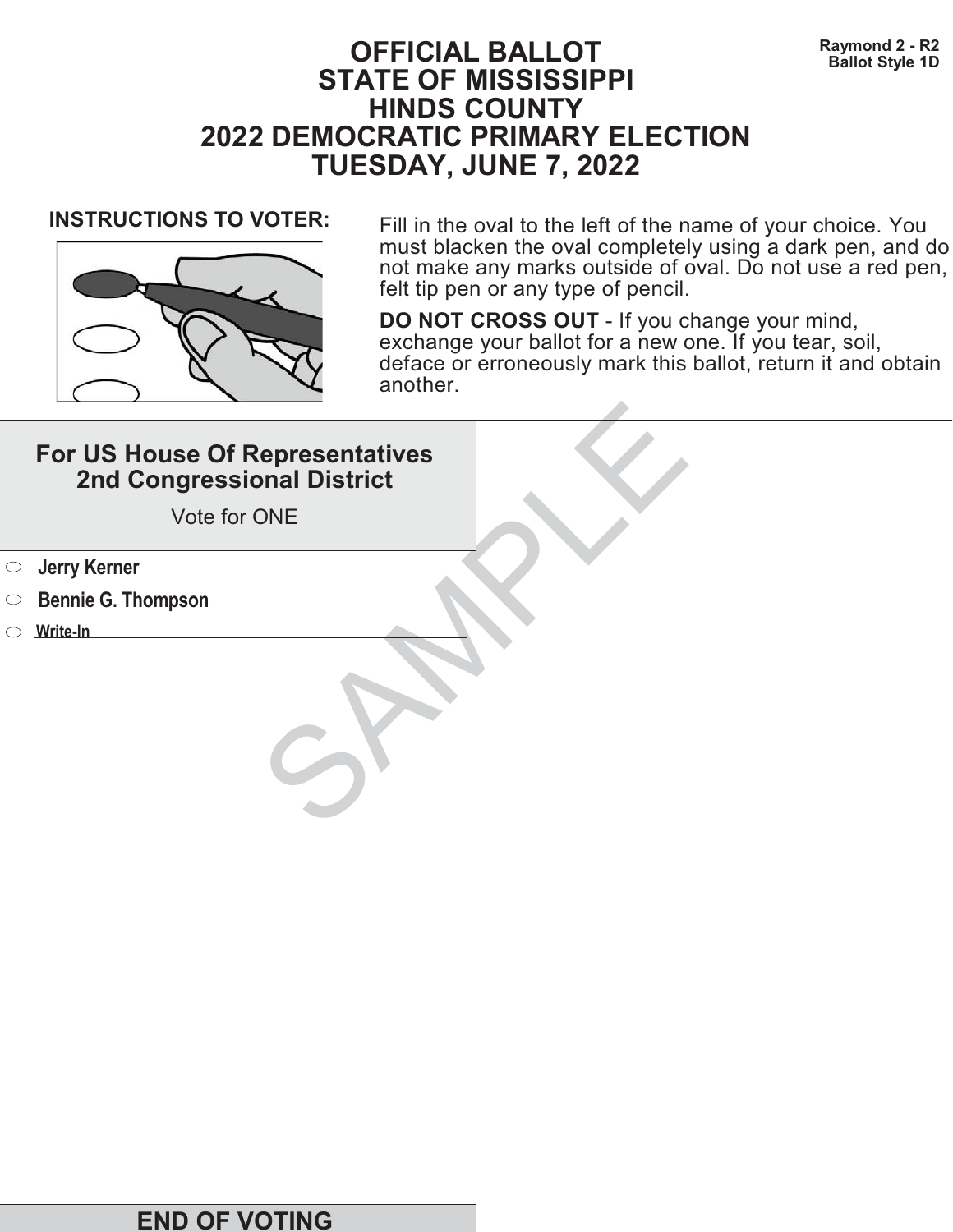Raymond 2 - R2
Ballot Style 1D

# OFFICIAL BALLOT
# STATE OF MISSISSIPPI
# HINDS COUNTY
# 2022 DEMOCRATIC PRIMARY ELECTION
# TUESDAY, JUNE 7, 2022

**INSTRUCTIONS TO VOTER:**

Fill in the oval to the left of the name of your choice. You must blacken the oval completely using a dark pen, and do not make any marks outside of oval. Do not use a red pen, felt tip pen or any type of pencil.

**DO NOT CROSS OUT** - If you change your mind, exchange your ballot for a new one. If you tear, soil, deface or erroneously mark this ballot, return it and obtain another.

## For US House Of Representatives
## 2nd Congressional District

Vote for ONE

- ⬭ **Jerry Kerner**
- ⬭ **Bennie G. Thompson**
- ⬭ **Write-In** ____________________

SAMPLE

**END OF VOTING**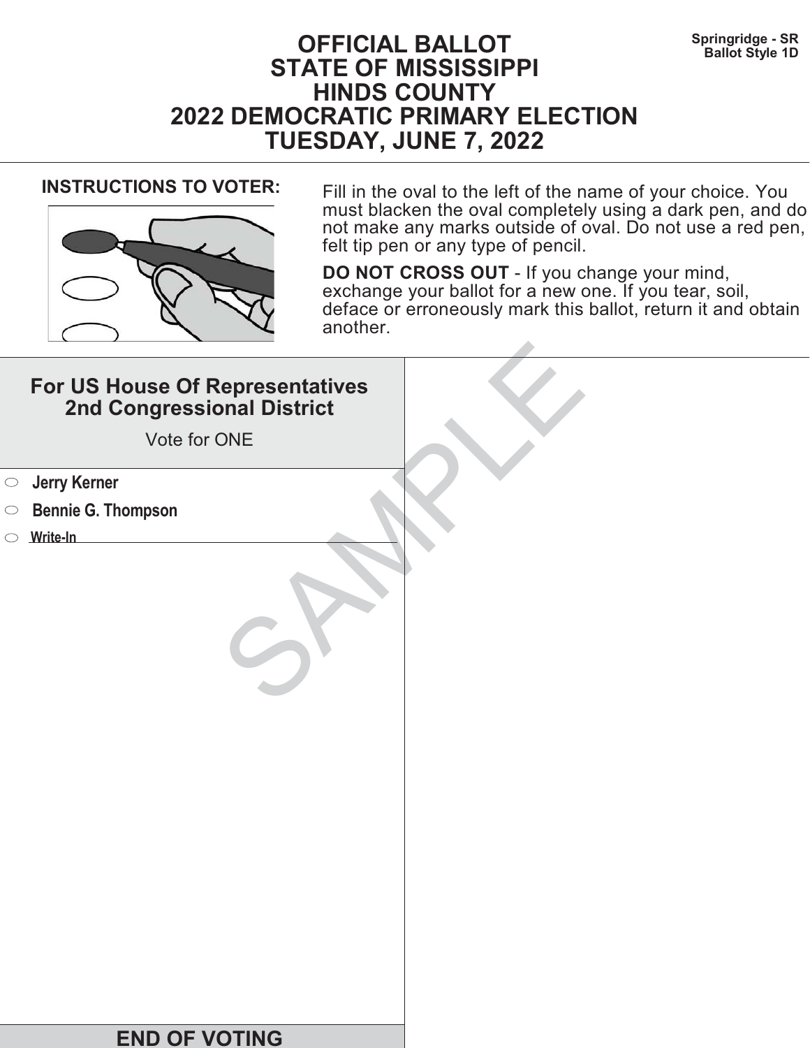Springridge - SR
Ballot Style 1D

# OFFICIAL BALLOT
# STATE OF MISSISSIPPI
# HINDS COUNTY
# 2022 DEMOCRATIC PRIMARY ELECTION
# TUESDAY, JUNE 7, 2022

**INSTRUCTIONS TO VOTER:**

Fill in the oval to the left of the name of your choice. You must blacken the oval completely using a dark pen, and do not make any marks outside of oval. Do not use a red pen, felt tip pen or any type of pencil.

**DO NOT CROSS OUT** - If you change your mind, exchange your ballot for a new one. If you tear, soil, deface or erroneously mark this ballot, return it and obtain another.

## For US House Of Representatives 2nd Congressional District

Vote for ONE

- ⬭ **Jerry Kerner**
- ⬭ **Bennie G. Thompson**
- ⬭ **Write-In** ______________________

SAMPLE

**END OF VOTING**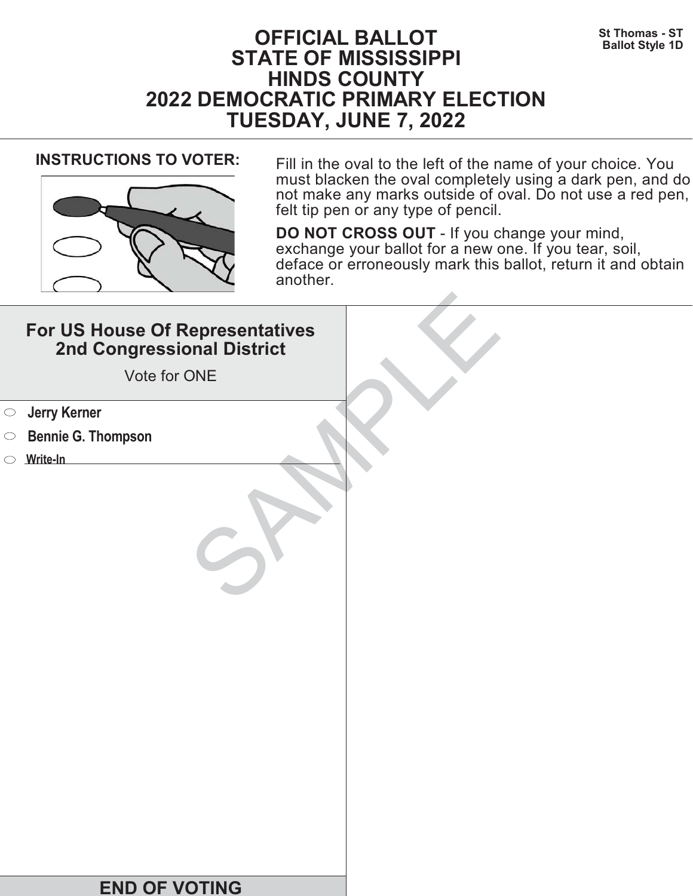St Thomas - ST
Ballot Style 1D

# OFFICIAL BALLOT
# STATE OF MISSISSIPPI
# HINDS COUNTY
# 2022 DEMOCRATIC PRIMARY ELECTION
# TUESDAY, JUNE 7, 2022

**INSTRUCTIONS TO VOTER:**

Fill in the oval to the left of the name of your choice. You must blacken the oval completely using a dark pen, and do not make any marks outside of oval. Do not use a red pen, felt tip pen or any type of pencil.

**DO NOT CROSS OUT** - If you change your mind, exchange your ballot for a new one. If you tear, soil, deface or erroneously mark this ballot, return it and obtain another.

## For US House Of Representatives 2nd Congressional District

Vote for ONE

- ⬭ **Jerry Kerner**
- ⬭ **Bennie G. Thompson**
- ⬭ **Write-In** ______________________

SAMPLE

**END OF VOTING**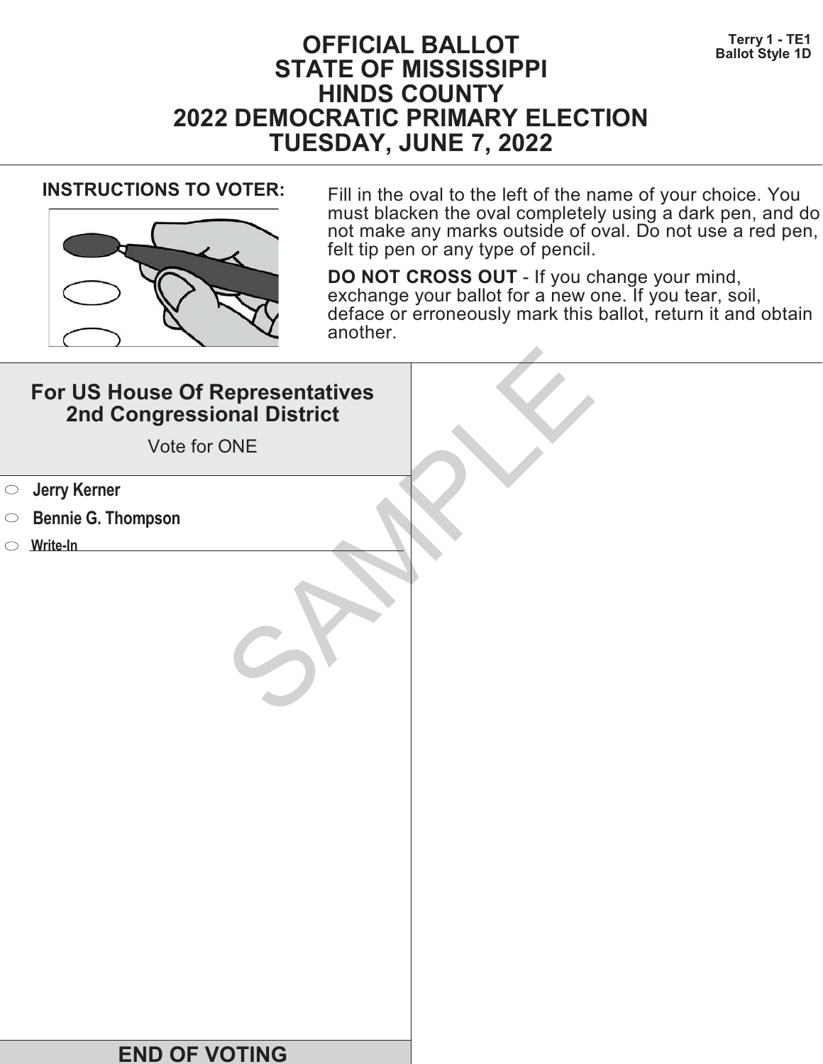Terry 1 - TE1
Ballot Style 1D

# OFFICIAL BALLOT
# STATE OF MISSISSIPPI
# HINDS COUNTY
# 2022 DEMOCRATIC PRIMARY ELECTION
# TUESDAY, JUNE 7, 2022

**INSTRUCTIONS TO VOTER:**

Fill in the oval to the left of the name of your choice. You must blacken the oval completely using a dark pen, and do not make any marks outside of oval. Do not use a red pen, felt tip pen or any type of pencil.

**DO NOT CROSS OUT** - If you change your mind, exchange your ballot for a new one. If you tear, soil, deface or erroneously mark this ballot, return it and obtain another.

## For US House Of Representatives 2nd Congressional District

Vote for ONE

- ⬭ **Jerry Kerner**
- ⬭ **Bennie G. Thompson**
- ⬭ **Write-In** ____________________

SAMPLE

**END OF VOTING**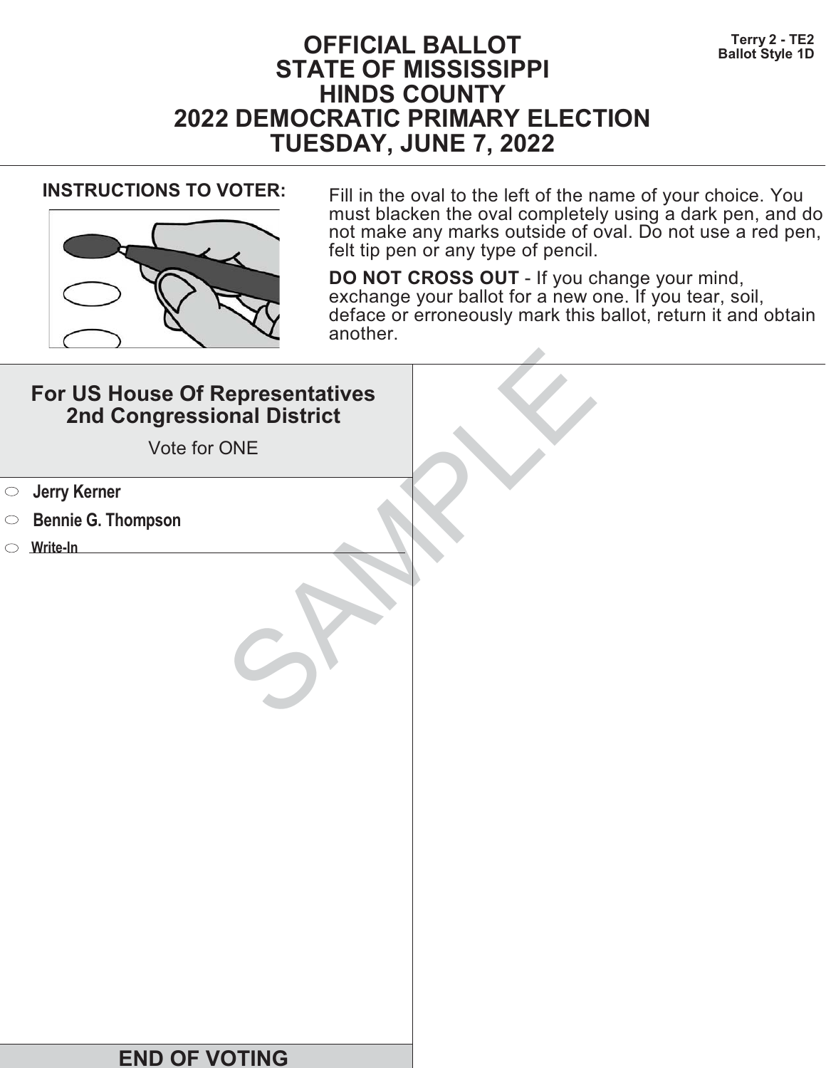Terry 2 - TE2
Ballot Style 1D

# OFFICIAL BALLOT
# STATE OF MISSISSIPPI
# HINDS COUNTY
# 2022 DEMOCRATIC PRIMARY ELECTION
# TUESDAY, JUNE 7, 2022

**INSTRUCTIONS TO VOTER:**

Fill in the oval to the left of the name of your choice. You must blacken the oval completely using a dark pen, and do not make any marks outside of oval. Do not use a red pen, felt tip pen or any type of pencil.

**DO NOT CROSS OUT** - If you change your mind, exchange your ballot for a new one. If you tear, soil, deface or erroneously mark this ballot, return it and obtain another.

## For US House Of Representatives 2nd Congressional District

Vote for ONE

- ⬭ **Jerry Kerner**
- ⬭ **Bennie G. Thompson**
- ⬭ **Write-In** ____________________

SAMPLE

**END OF VOTING**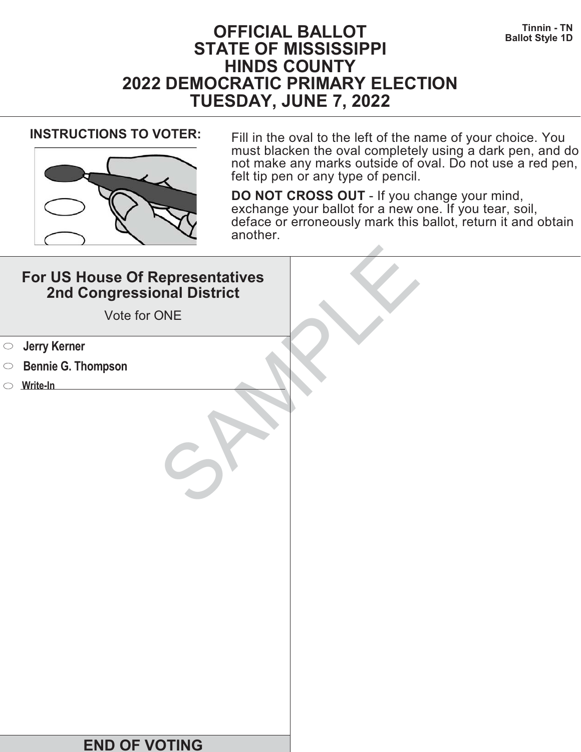# OFFICIAL BALLOT
# STATE OF MISSISSIPPI
# HINDS COUNTY
# 2022 DEMOCRATIC PRIMARY ELECTION
# TUESDAY, JUNE 7, 2022

**Tinnin - TN**
**Ballot Style 1D**

**INSTRUCTIONS TO VOTER:**

Fill in the oval to the left of the name of your choice. You must blacken the oval completely using a dark pen, and do not make any marks outside of oval. Do not use a red pen, felt tip pen or any type of pencil.

**DO NOT CROSS OUT** - If you change your mind, exchange your ballot for a new one. If you tear, soil, deface or erroneously mark this ballot, return it and obtain another.

## For US House Of Representatives 2nd Congressional District

Vote for ONE

- ○ **Jerry Kerner**
- ○ **Bennie G. Thompson**
- ○ **Write-In** ____________________

SAMPLE

**END OF VOTING**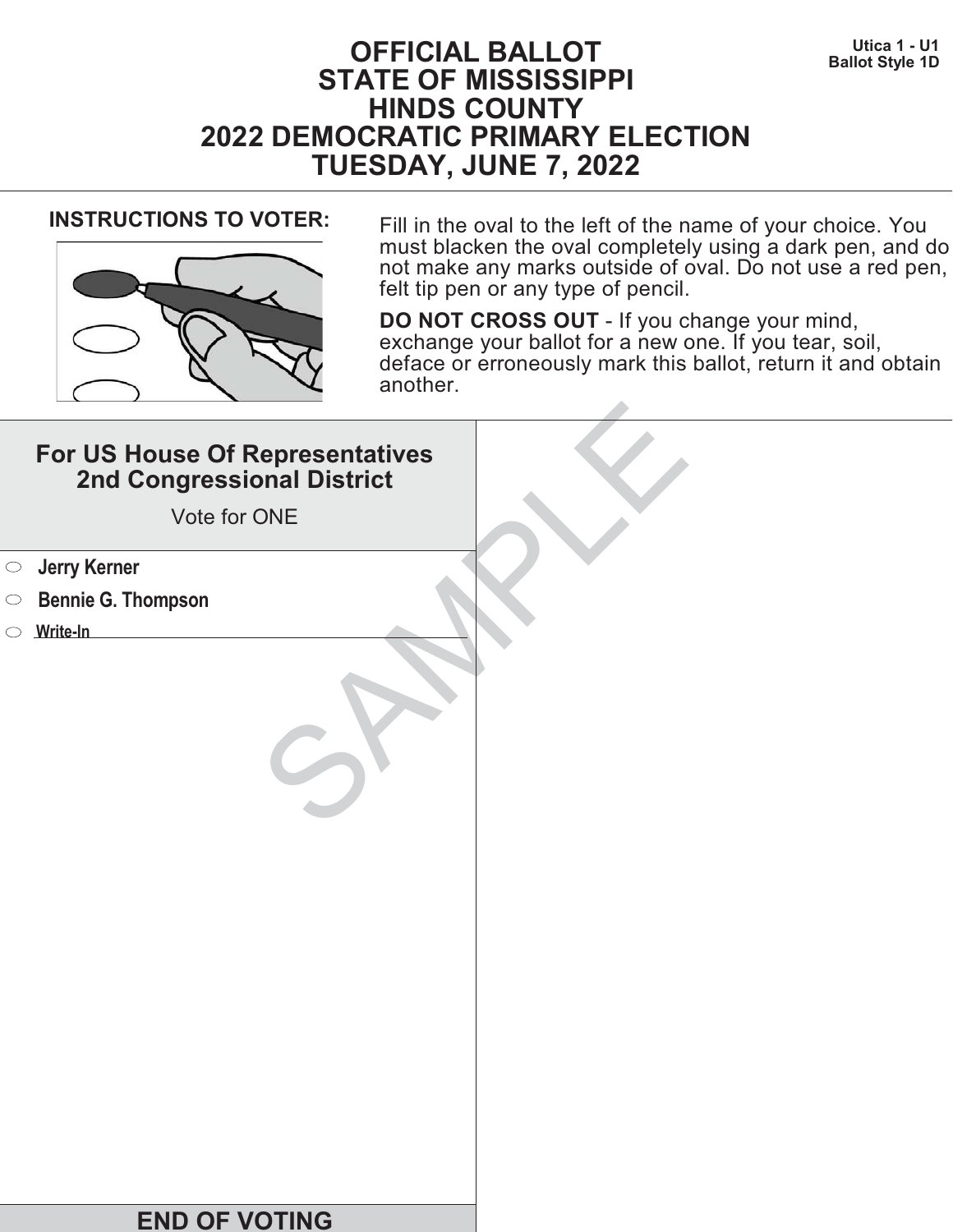Utica 1 - U1
Ballot Style 1D

# OFFICIAL BALLOT
# STATE OF MISSISSIPPI
# HINDS COUNTY
# 2022 DEMOCRATIC PRIMARY ELECTION
# TUESDAY, JUNE 7, 2022

**INSTRUCTIONS TO VOTER:**

Fill in the oval to the left of the name of your choice. You must blacken the oval completely using a dark pen, and do not make any marks outside of oval. Do not use a red pen, felt tip pen or any type of pencil.

**DO NOT CROSS OUT** - If you change your mind, exchange your ballot for a new one. If you tear, soil, deface or erroneously mark this ballot, return it and obtain another.

## For US House Of Representatives 2nd Congressional District

Vote for ONE

- ⬭ **Jerry Kerner**
- ⬭ **Bennie G. Thompson**
- ⬭ **Write-In** ______________________

SAMPLE

**END OF VOTING**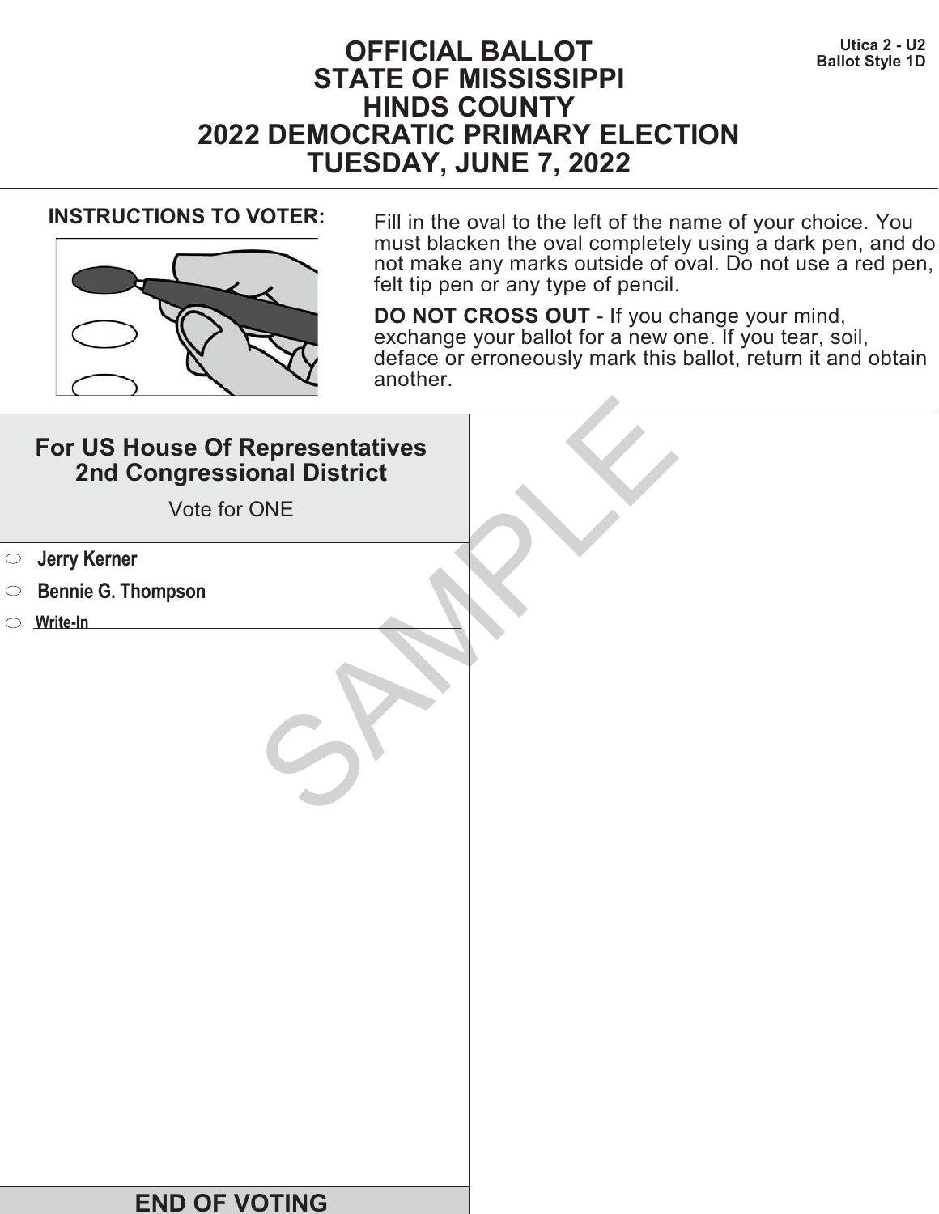Utica 2 - U2
Ballot Style 1D

# OFFICIAL BALLOT
# STATE OF MISSISSIPPI
# HINDS COUNTY
# 2022 DEMOCRATIC PRIMARY ELECTION
# TUESDAY, JUNE 7, 2022

**INSTRUCTIONS TO VOTER:**

Fill in the oval to the left of the name of your choice. You must blacken the oval completely using a dark pen, and do not make any marks outside of oval. Do not use a red pen, felt tip pen or any type of pencil.

**DO NOT CROSS OUT** - If you change your mind, exchange your ballot for a new one. If you tear, soil, deface or erroneously mark this ballot, return it and obtain another.

## For US House Of Representatives 2nd Congressional District

Vote for ONE

- ⬭ **Jerry Kerner**
- ⬭ **Bennie G. Thompson**
- ⬭ **Write-In** ____________________

SAMPLE

## END OF VOTING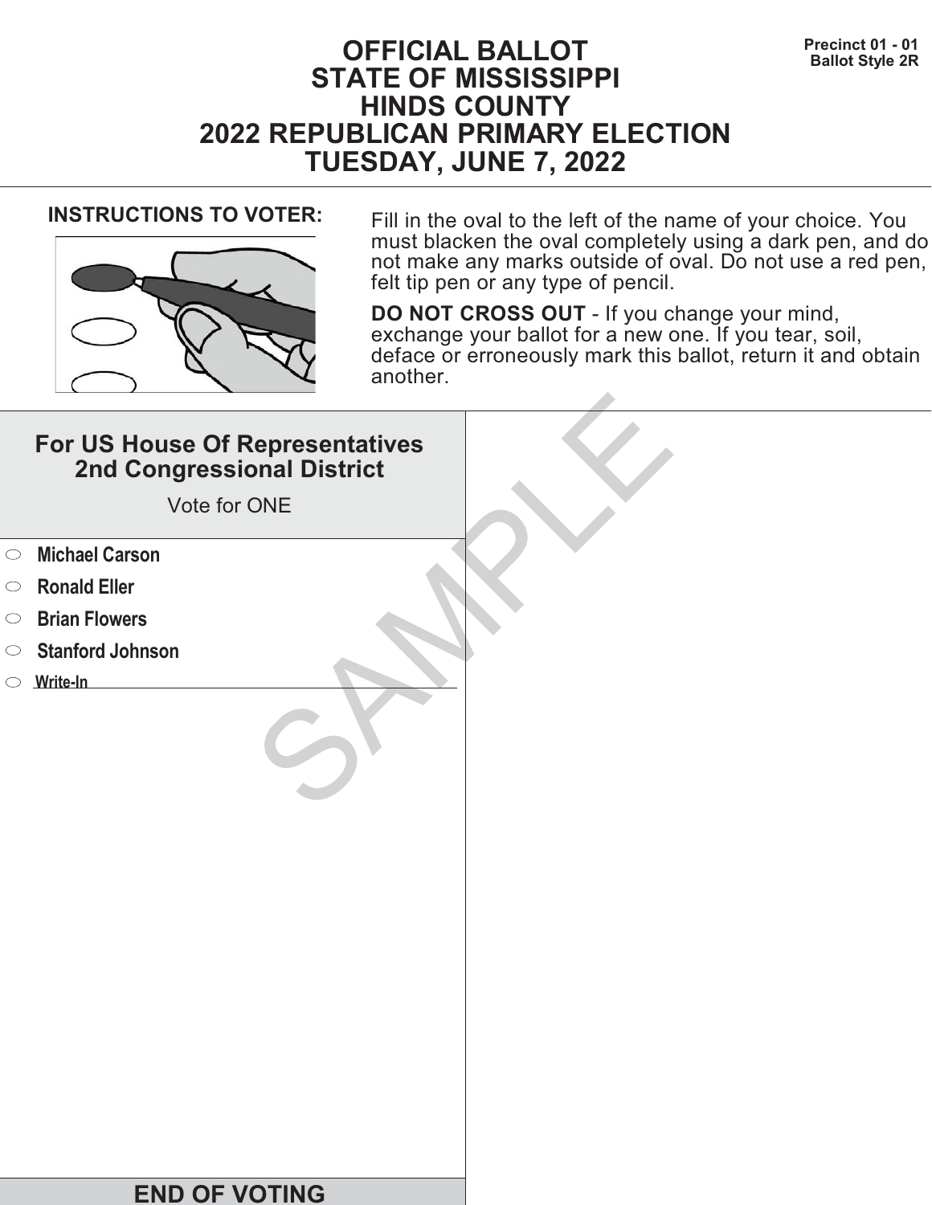Precinct 01 - 01
Ballot Style 2R

# OFFICIAL BALLOT
# STATE OF MISSISSIPPI
# HINDS COUNTY
# 2022 REPUBLICAN PRIMARY ELECTION
# TUESDAY, JUNE 7, 2022

**INSTRUCTIONS TO VOTER:**

Fill in the oval to the left of the name of your choice. You must blacken the oval completely using a dark pen, and do not make any marks outside of oval. Do not use a red pen, felt tip pen or any type of pencil.

**DO NOT CROSS OUT** - If you change your mind, exchange your ballot for a new one. If you tear, soil, deface or erroneously mark this ballot, return it and obtain another.

## For US House Of Representatives 2nd Congressional District

Vote for ONE

- ⬭ **Michael Carson**
- ⬭ **Ronald Eller**
- ⬭ **Brian Flowers**
- ⬭ **Stanford Johnson**
- ⬭ **Write-In** ______________________________

SAMPLE

## END OF VOTING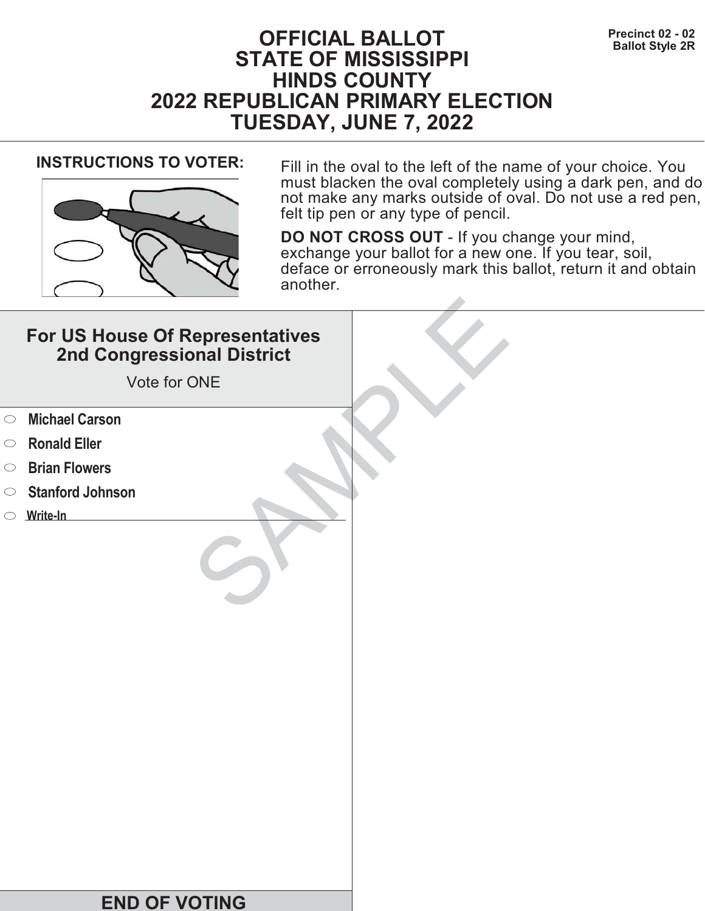Precinct 02 - 02
Ballot Style 2R

# OFFICIAL BALLOT
# STATE OF MISSISSIPPI
# HINDS COUNTY
# 2022 REPUBLICAN PRIMARY ELECTION
# TUESDAY, JUNE 7, 2022

**INSTRUCTIONS TO VOTER:**

Fill in the oval to the left of the name of your choice. You must blacken the oval completely using a dark pen, and do not make any marks outside of oval. Do not use a red pen, felt tip pen or any type of pencil.

**DO NOT CROSS OUT** - If you change your mind, exchange your ballot for a new one. If you tear, soil, deface or erroneously mark this ballot, return it and obtain another.

## For US House Of Representatives 2nd Congressional District

Vote for ONE

- ⬭ **Michael Carson**
- ⬭ **Ronald Eller**
- ⬭ **Brian Flowers**
- ⬭ **Stanford Johnson**
- ⬭ **Write-In** ____________________

SAMPLE

## END OF VOTING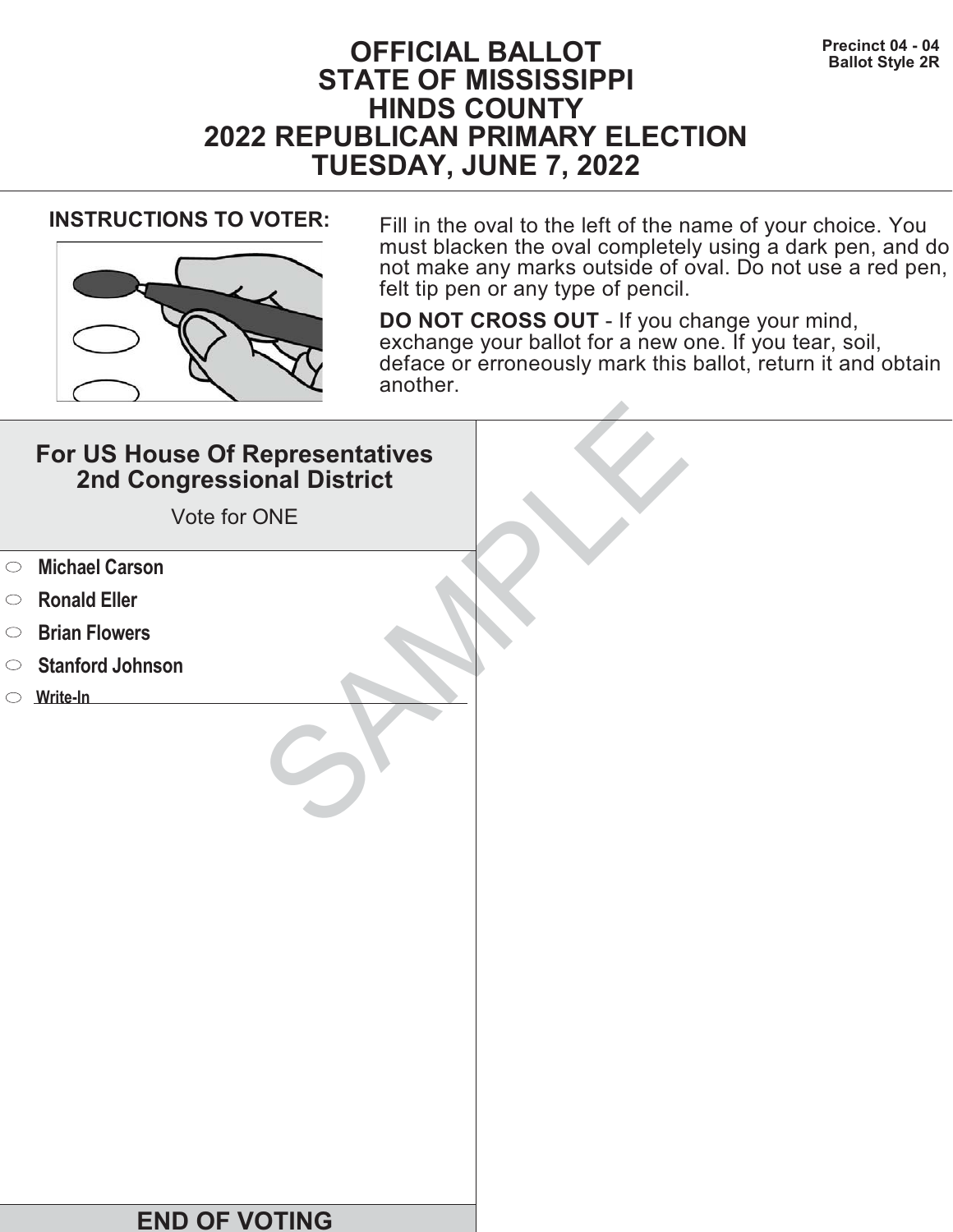# OFFICIAL BALLOT
# STATE OF MISSISSIPPI
# HINDS COUNTY
# 2022 REPUBLICAN PRIMARY ELECTION
# TUESDAY, JUNE 7, 2022

**Precinct 04 - 04**
**Ballot Style 2R**

**INSTRUCTIONS TO VOTER:**

Fill in the oval to the left of the name of your choice. You must blacken the oval completely using a dark pen, and do not make any marks outside of oval. Do not use a red pen, felt tip pen or any type of pencil.

**DO NOT CROSS OUT** - If you change your mind, exchange your ballot for a new one. If you tear, soil, deface or erroneously mark this ballot, return it and obtain another.

## For US House Of Representatives 2nd Congressional District

Vote for ONE

- ⬭ **Michael Carson**
- ⬭ **Ronald Eller**
- ⬭ **Brian Flowers**
- ⬭ **Stanford Johnson**
- ⬭ **Write-In** ____________________

SAMPLE

**END OF VOTING**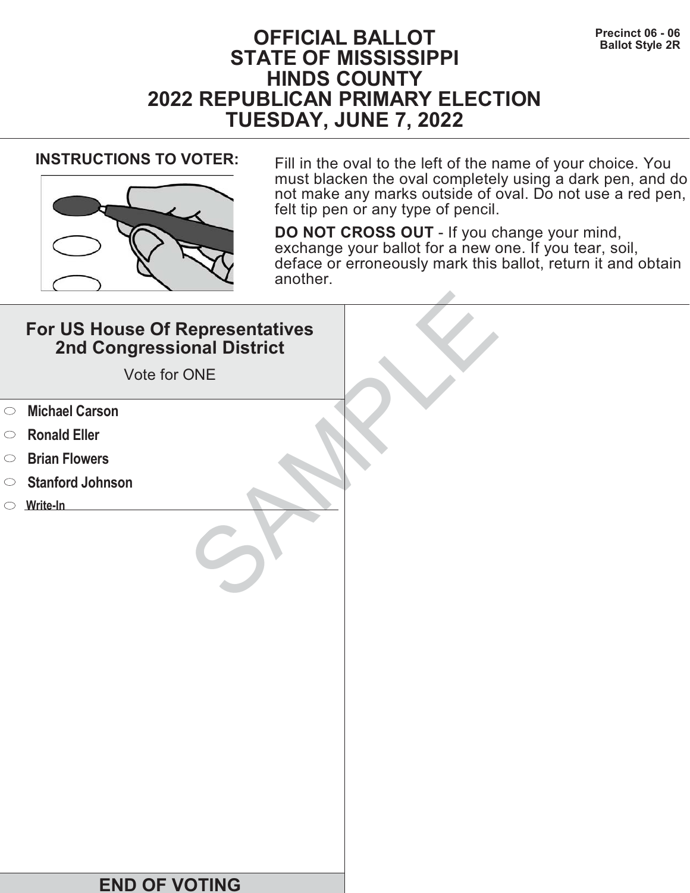Precinct 06 - 06
Ballot Style 2R

# OFFICIAL BALLOT
# STATE OF MISSISSIPPI
# HINDS COUNTY
# 2022 REPUBLICAN PRIMARY ELECTION
# TUESDAY, JUNE 7, 2022

**INSTRUCTIONS TO VOTER:**

Fill in the oval to the left of the name of your choice. You must blacken the oval completely using a dark pen, and do not make any marks outside of oval. Do not use a red pen, felt tip pen or any type of pencil.

**DO NOT CROSS OUT** - If you change your mind, exchange your ballot for a new one. If you tear, soil, deface or erroneously mark this ballot, return it and obtain another.

## For US House Of Representatives 2nd Congressional District

Vote for ONE

- ⬭ **Michael Carson**
- ⬭ **Ronald Eller**
- ⬭ **Brian Flowers**
- ⬭ **Stanford Johnson**
- ⬭ **Write-In** ______________________________

SAMPLE

**END OF VOTING**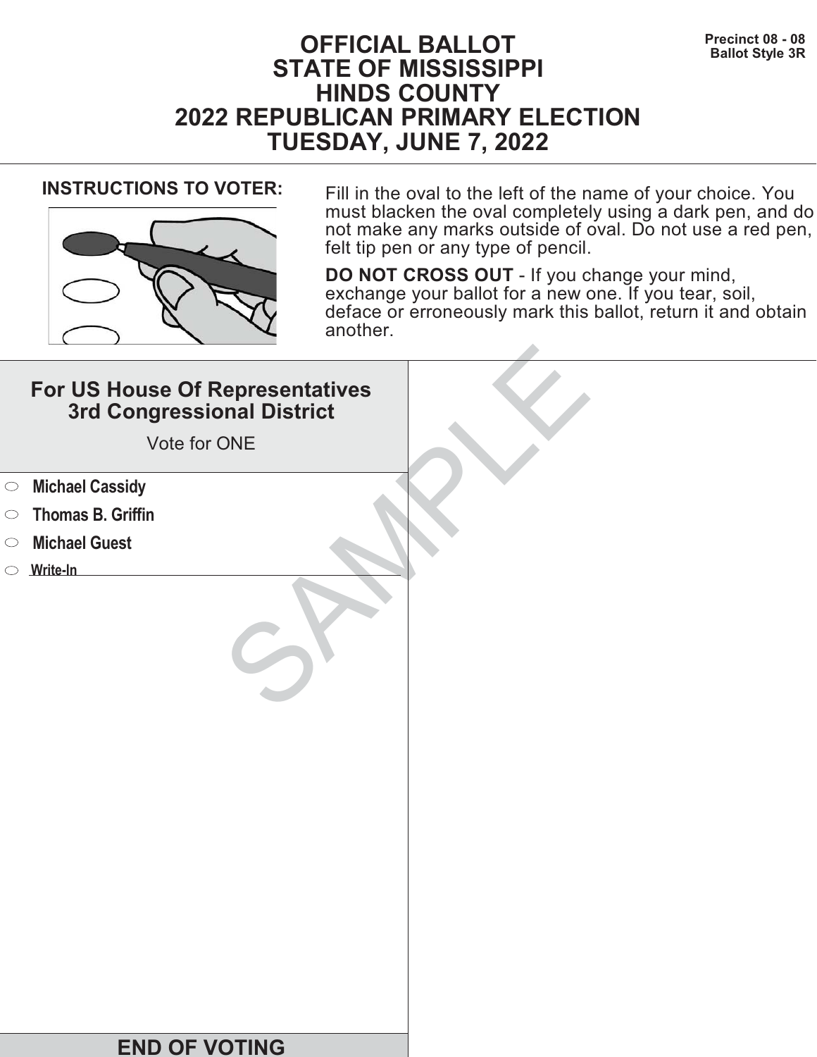Precinct 08 - 08
Ballot Style 3R

# OFFICIAL BALLOT
# STATE OF MISSISSIPPI
# HINDS COUNTY
# 2022 REPUBLICAN PRIMARY ELECTION
# TUESDAY, JUNE 7, 2022

**INSTRUCTIONS TO VOTER:**

Fill in the oval to the left of the name of your choice. You must blacken the oval completely using a dark pen, and do not make any marks outside of oval. Do not use a red pen, felt tip pen or any type of pencil.

**DO NOT CROSS OUT** - If you change your mind, exchange your ballot for a new one. If you tear, soil, deface or erroneously mark this ballot, return it and obtain another.

## For US House Of Representatives 3rd Congressional District

Vote for ONE

- ⬭ **Michael Cassidy**
- ⬭ **Thomas B. Griffin**
- ⬭ **Michael Guest**
- ⬭ **Write-In** ____________________

SAMPLE

**END OF VOTING**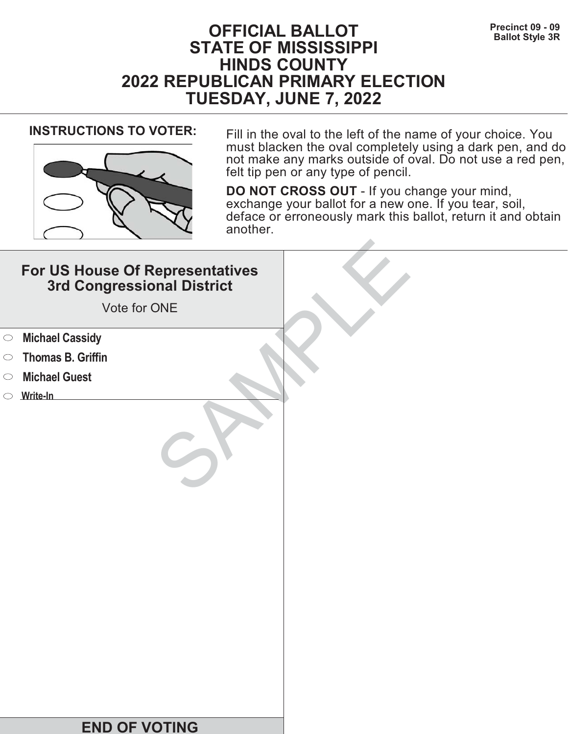Precinct 09 - 09
Ballot Style 3R

# OFFICIAL BALLOT
# STATE OF MISSISSIPPI
# HINDS COUNTY
# 2022 REPUBLICAN PRIMARY ELECTION
# TUESDAY, JUNE 7, 2022

**INSTRUCTIONS TO VOTER:**

Fill in the oval to the left of the name of your choice. You must blacken the oval completely using a dark pen, and do not make any marks outside of oval. Do not use a red pen, felt tip pen or any type of pencil.

**DO NOT CROSS OUT** - If you change your mind, exchange your ballot for a new one. If you tear, soil, deface or erroneously mark this ballot, return it and obtain another.

## For US House Of Representatives 3rd Congressional District

Vote for ONE

- ⬭ **Michael Cassidy**
- ⬭ **Thomas B. Griffin**
- ⬭ **Michael Guest**
- ⬭ **Write-In** ____________________

SAMPLE

## END OF VOTING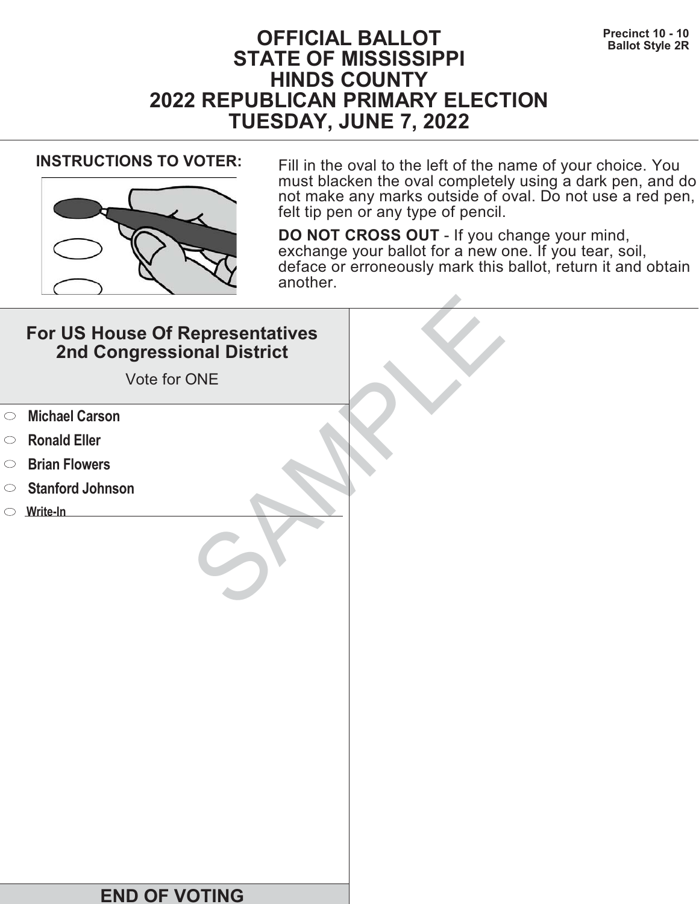Precinct 10 - 10
Ballot Style 2R

# OFFICIAL BALLOT
# STATE OF MISSISSIPPI
# HINDS COUNTY
# 2022 REPUBLICAN PRIMARY ELECTION
# TUESDAY, JUNE 7, 2022

**INSTRUCTIONS TO VOTER:**

Fill in the oval to the left of the name of your choice. You must blacken the oval completely using a dark pen, and do not make any marks outside of oval. Do not use a red pen, felt tip pen or any type of pencil.

**DO NOT CROSS OUT** - If you change your mind, exchange your ballot for a new one. If you tear, soil, deface or erroneously mark this ballot, return it and obtain another.

## For US House Of Representatives 2nd Congressional District

Vote for ONE

- ⬭ **Michael Carson**
- ⬭ **Ronald Eller**
- ⬭ **Brian Flowers**
- ⬭ **Stanford Johnson**
- ⬭ **Write-In** ______________________________

SAMPLE

**END OF VOTING**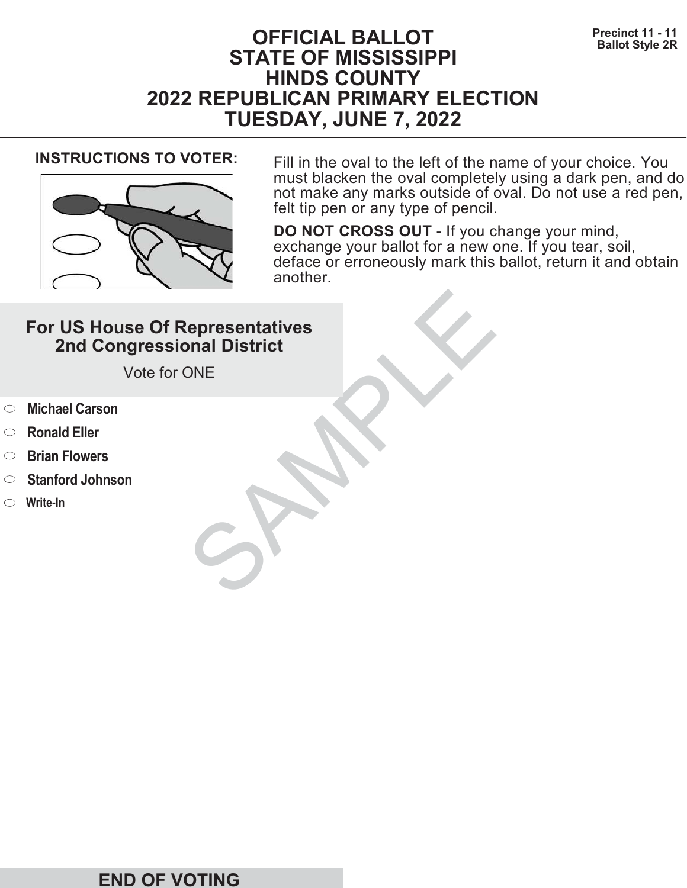Precinct 11 - 11
Ballot Style 2R

# OFFICIAL BALLOT
# STATE OF MISSISSIPPI
# HINDS COUNTY
# 2022 REPUBLICAN PRIMARY ELECTION
# TUESDAY, JUNE 7, 2022

**INSTRUCTIONS TO VOTER:**

Fill in the oval to the left of the name of your choice. You must blacken the oval completely using a dark pen, and do not make any marks outside of oval. Do not use a red pen, felt tip pen or any type of pencil.

**DO NOT CROSS OUT** - If you change your mind, exchange your ballot for a new one. If you tear, soil, deface or erroneously mark this ballot, return it and obtain another.

## For US House Of Representatives 2nd Congressional District

Vote for ONE

- ⬭ **Michael Carson**
- ⬭ **Ronald Eller**
- ⬭ **Brian Flowers**
- ⬭ **Stanford Johnson**
- ⬭ **Write-In** ____________________

SAMPLE

**END OF VOTING**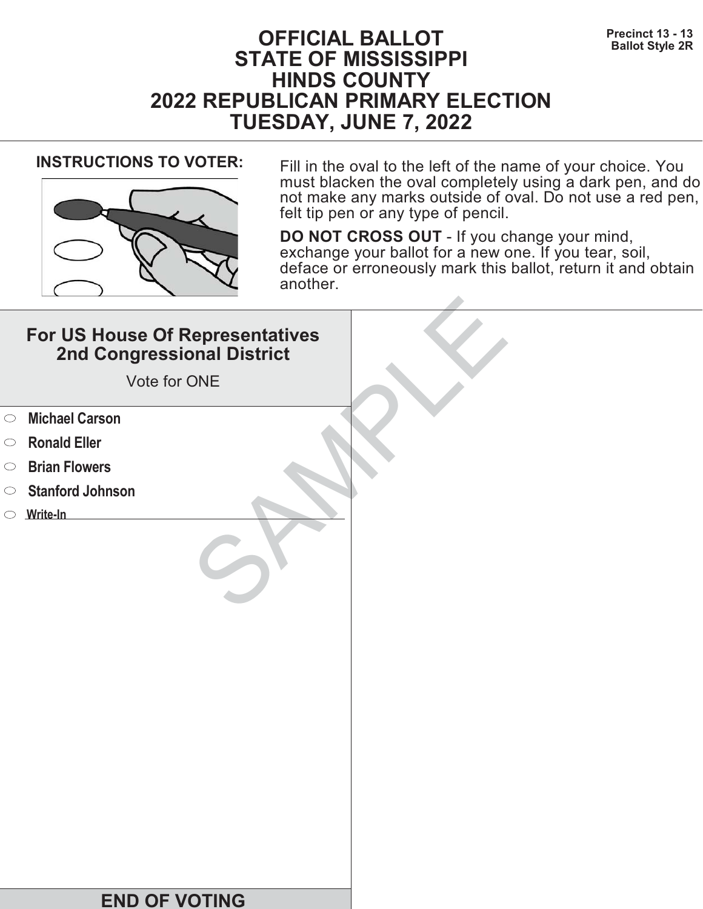Precinct 13 - 13
Ballot Style 2R

# OFFICIAL BALLOT
# STATE OF MISSISSIPPI
# HINDS COUNTY
# 2022 REPUBLICAN PRIMARY ELECTION
# TUESDAY, JUNE 7, 2022

**INSTRUCTIONS TO VOTER:**

Fill in the oval to the left of the name of your choice. You must blacken the oval completely using a dark pen, and do not make any marks outside of oval. Do not use a red pen, felt tip pen or any type of pencil.

**DO NOT CROSS OUT** - If you change your mind, exchange your ballot for a new one. If you tear, soil, deface or erroneously mark this ballot, return it and obtain another.

## For US House Of Representatives 2nd Congressional District

Vote for ONE

- ○ **Michael Carson**
- ○ **Ronald Eller**
- ○ **Brian Flowers**
- ○ **Stanford Johnson**
- ○ **Write-In** ____________________

SAMPLE

**END OF VOTING**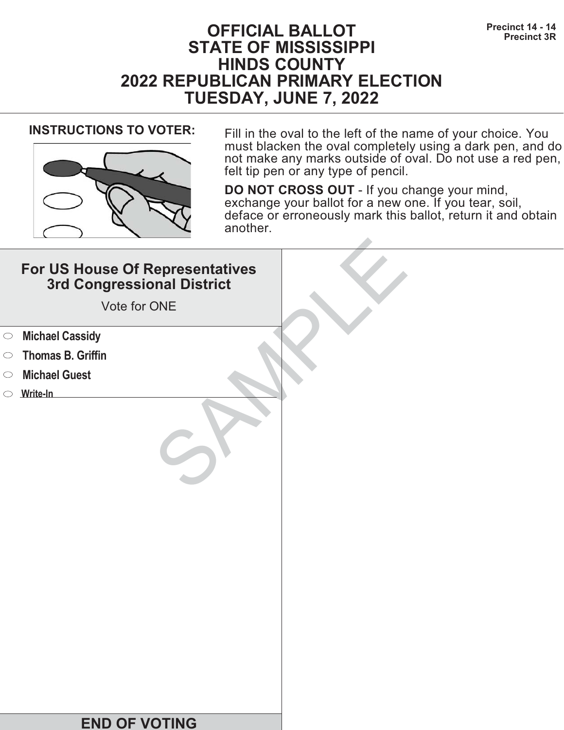Precinct 14 - 14
Precinct 3R

# OFFICIAL BALLOT
# STATE OF MISSISSIPPI
# HINDS COUNTY
# 2022 REPUBLICAN PRIMARY ELECTION
# TUESDAY, JUNE 7, 2022

**INSTRUCTIONS TO VOTER:**

Fill in the oval to the left of the name of your choice. You must blacken the oval completely using a dark pen, and do not make any marks outside of oval. Do not use a red pen, felt tip pen or any type of pencil.

**DO NOT CROSS OUT** - If you change your mind, exchange your ballot for a new one. If you tear, soil, deface or erroneously mark this ballot, return it and obtain another.

## For US House Of Representatives
## 3rd Congressional District

Vote for ONE

- ⬭ **Michael Cassidy**
- ⬭ **Thomas B. Griffin**
- ⬭ **Michael Guest**
- ⬭ **Write-In** ____________________

SAMPLE

**END OF VOTING**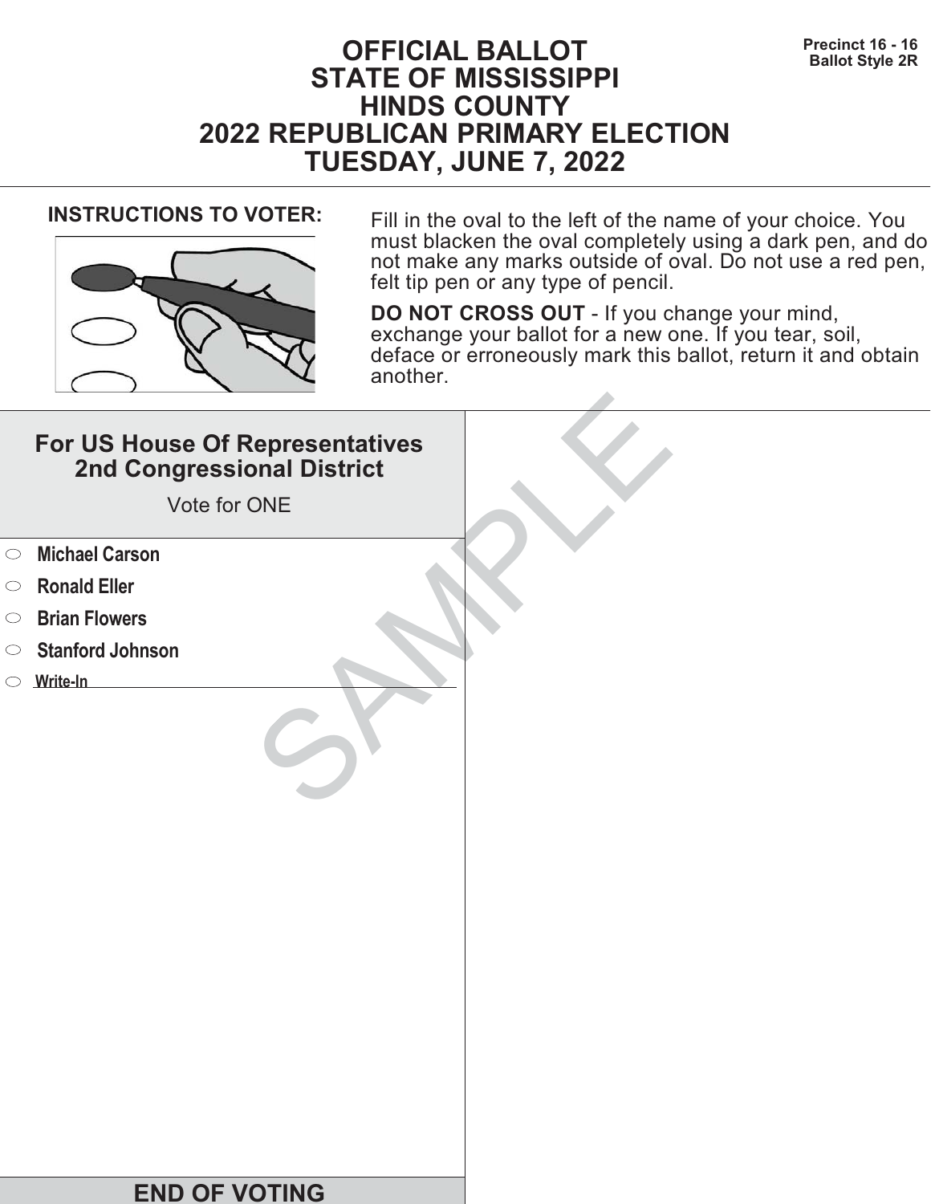Precinct 16 - 16
Ballot Style 2R

# OFFICIAL BALLOT
# STATE OF MISSISSIPPI
# HINDS COUNTY
# 2022 REPUBLICAN PRIMARY ELECTION
# TUESDAY, JUNE 7, 2022

**INSTRUCTIONS TO VOTER:**

Fill in the oval to the left of the name of your choice. You must blacken the oval completely using a dark pen, and do not make any marks outside of oval. Do not use a red pen, felt tip pen or any type of pencil.

**DO NOT CROSS OUT** - If you change your mind, exchange your ballot for a new one. If you tear, soil, deface or erroneously mark this ballot, return it and obtain another.

## For US House Of Representatives 2nd Congressional District

Vote for ONE

- ⬭ **Michael Carson**
- ⬭ **Ronald Eller**
- ⬭ **Brian Flowers**
- ⬭ **Stanford Johnson**
- ⬭ **Write-In** ______________________

SAMPLE

**END OF VOTING**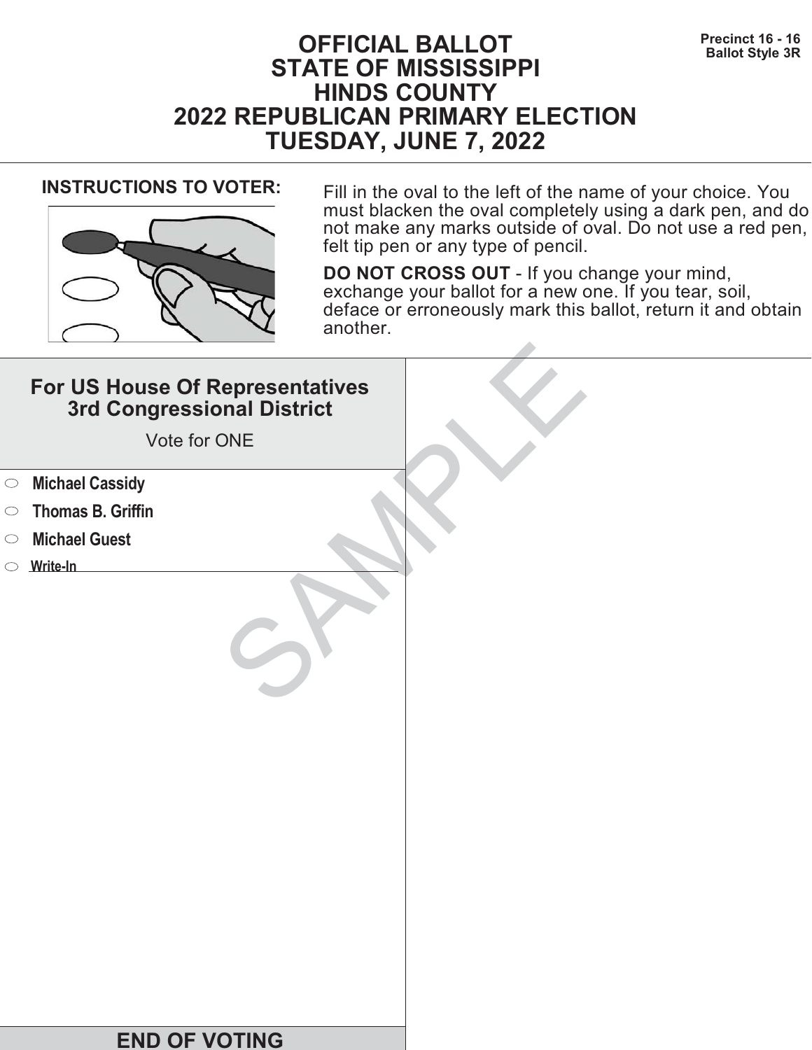Precinct 16 - 16
Ballot Style 3R

# OFFICIAL BALLOT
# STATE OF MISSISSIPPI
# HINDS COUNTY
# 2022 REPUBLICAN PRIMARY ELECTION
# TUESDAY, JUNE 7, 2022

**INSTRUCTIONS TO VOTER:**

Fill in the oval to the left of the name of your choice. You must blacken the oval completely using a dark pen, and do not make any marks outside of oval. Do not use a red pen, felt tip pen or any type of pencil.

**DO NOT CROSS OUT** - If you change your mind, exchange your ballot for a new one. If you tear, soil, deface or erroneously mark this ballot, return it and obtain another.

## For US House Of Representatives 3rd Congressional District

Vote for ONE

- ⬭ **Michael Cassidy**
- ⬭ **Thomas B. Griffin**
- ⬭ **Michael Guest**
- ⬭ **Write-In** ______________________

SAMPLE

**END OF VOTING**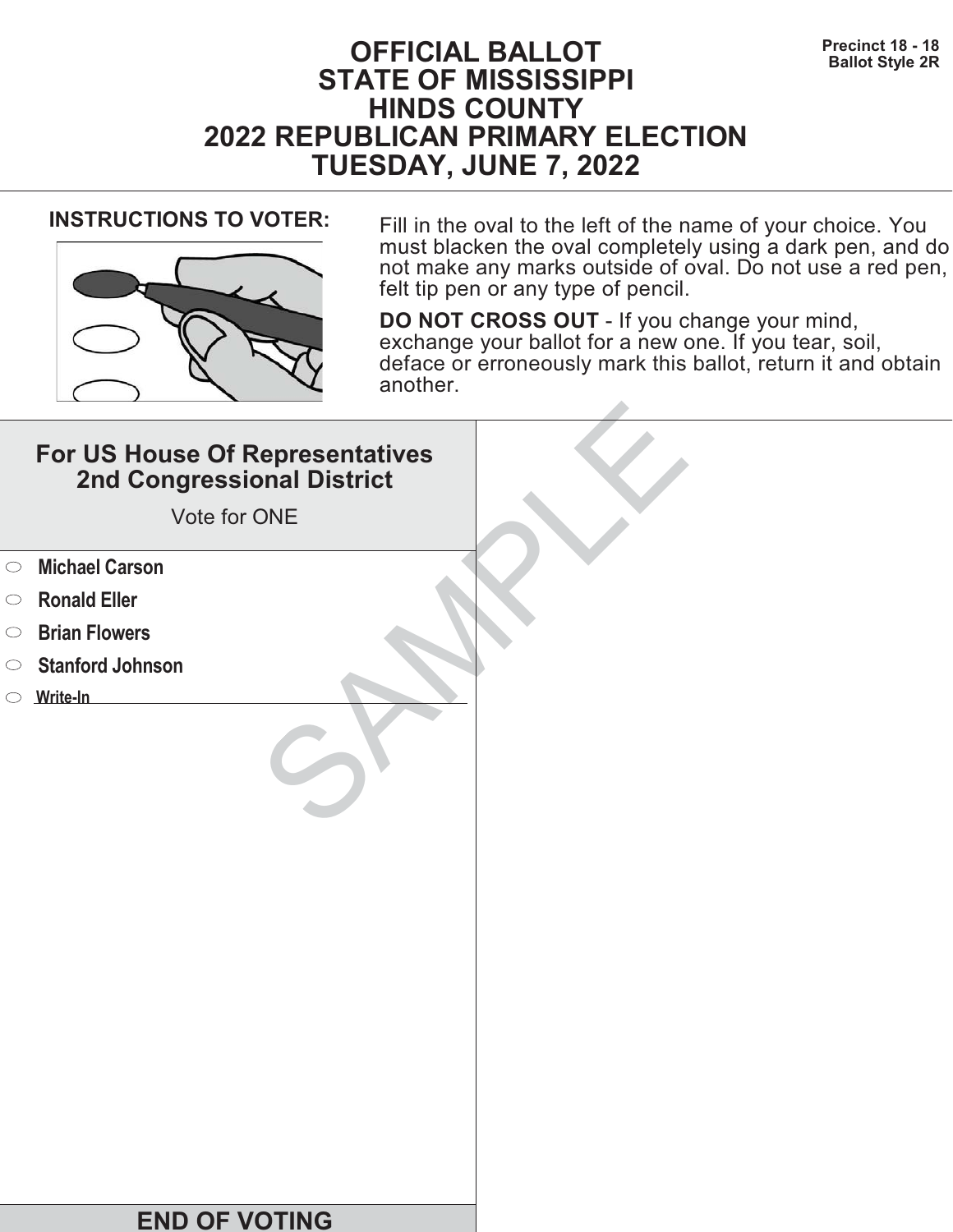Precinct 18 - 18
Ballot Style 2R

# OFFICIAL BALLOT
# STATE OF MISSISSIPPI
# HINDS COUNTY
# 2022 REPUBLICAN PRIMARY ELECTION
# TUESDAY, JUNE 7, 2022

**INSTRUCTIONS TO VOTER:**

Fill in the oval to the left of the name of your choice. You must blacken the oval completely using a dark pen, and do not make any marks outside of oval. Do not use a red pen, felt tip pen or any type of pencil.

**DO NOT CROSS OUT** - If you change your mind, exchange your ballot for a new one. If you tear, soil, deface or erroneously mark this ballot, return it and obtain another.

## For US House Of Representatives 2nd Congressional District

Vote for ONE

- ⬭ **Michael Carson**
- ⬭ **Ronald Eller**
- ⬭ **Brian Flowers**
- ⬭ **Stanford Johnson**
- ⬭ **Write-In** ______________________________

SAMPLE

**END OF VOTING**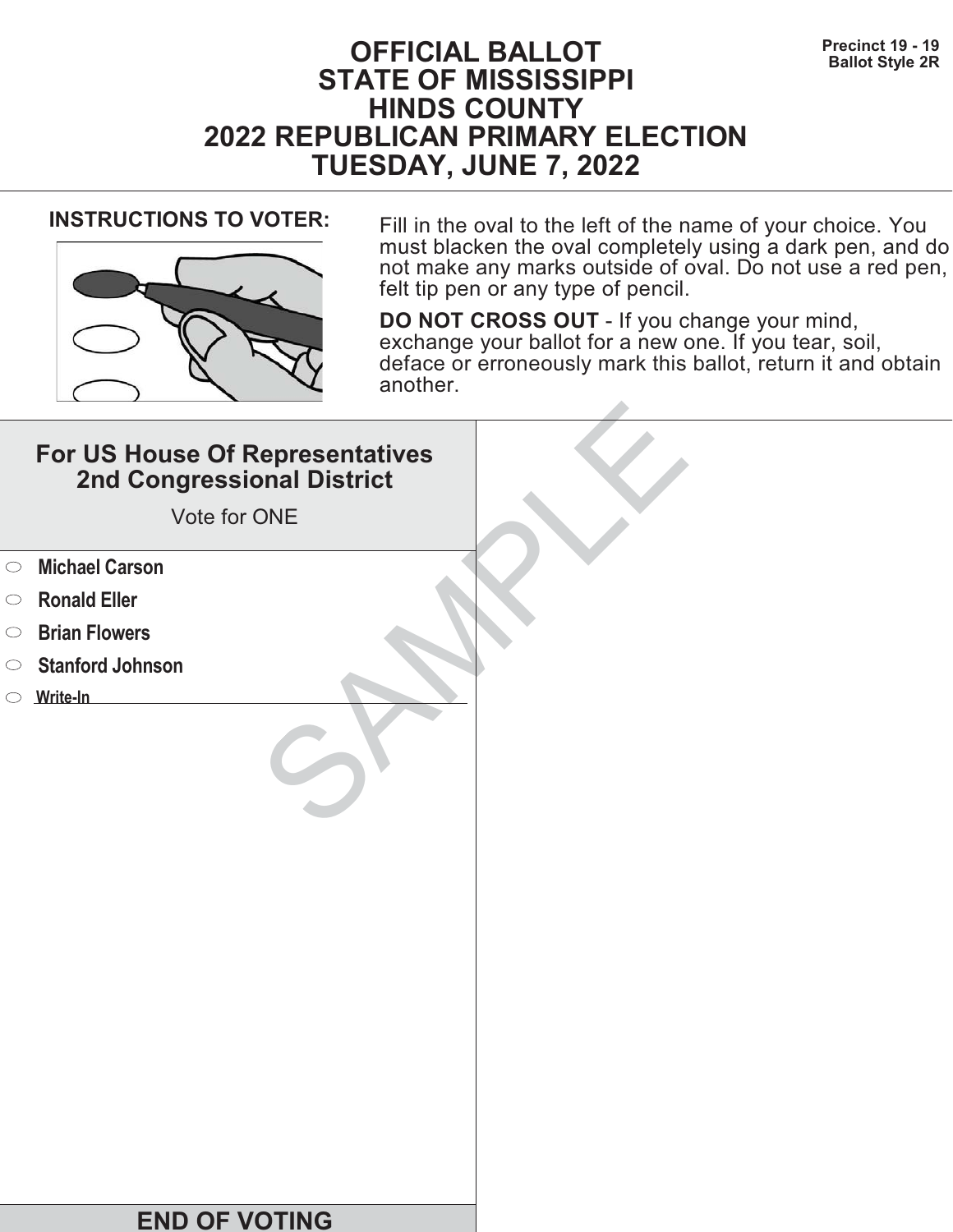# OFFICIAL BALLOT
# STATE OF MISSISSIPPI
# HINDS COUNTY
# 2022 REPUBLICAN PRIMARY ELECTION
# TUESDAY, JUNE 7, 2022

**Precinct 19 - 19**
**Ballot Style 2R**

**INSTRUCTIONS TO VOTER:**

Fill in the oval to the left of the name of your choice. You must blacken the oval completely using a dark pen, and do not make any marks outside of oval. Do not use a red pen, felt tip pen or any type of pencil.

**DO NOT CROSS OUT** - If you change your mind, exchange your ballot for a new one. If you tear, soil, deface or erroneously mark this ballot, return it and obtain another.

## For US House Of Representatives 2nd Congressional District

Vote for ONE

- ⬭ **Michael Carson**
- ⬭ **Ronald Eller**
- ⬭ **Brian Flowers**
- ⬭ **Stanford Johnson**
- ⬭ **Write-In** ____________________

SAMPLE

## END OF VOTING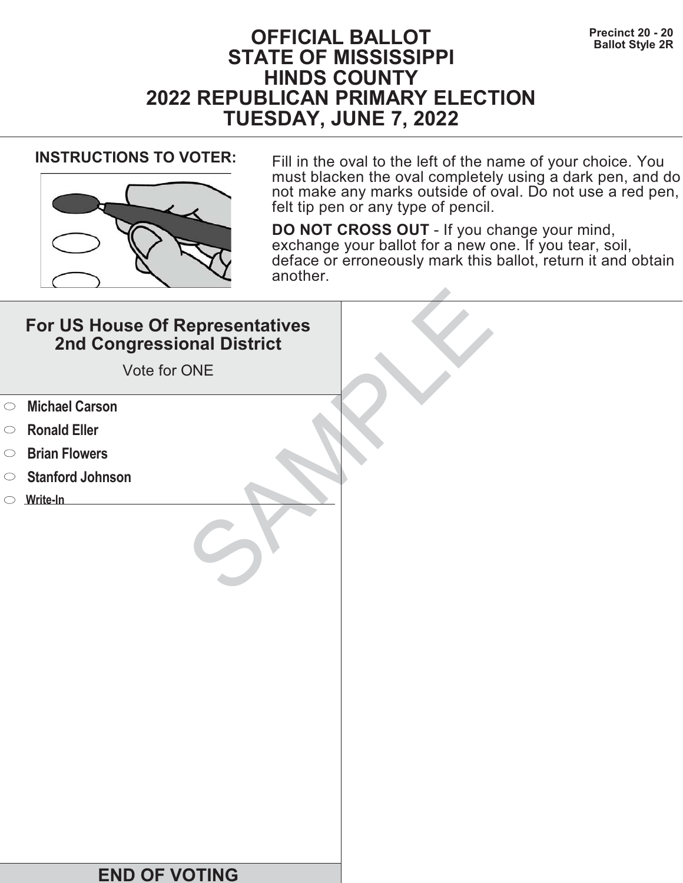# OFFICIAL BALLOT
# STATE OF MISSISSIPPI
# HINDS COUNTY
# 2022 REPUBLICAN PRIMARY ELECTION
# TUESDAY, JUNE 7, 2022

**Precinct 20 - 20**
**Ballot Style 2R**

**INSTRUCTIONS TO VOTER:**

Fill in the oval to the left of the name of your choice. You must blacken the oval completely using a dark pen, and do not make any marks outside of oval. Do not use a red pen, felt tip pen or any type of pencil.

**DO NOT CROSS OUT** - If you change your mind, exchange your ballot for a new one. If you tear, soil, deface or erroneously mark this ballot, return it and obtain another.

## For US House Of Representatives 2nd Congressional District

Vote for ONE

- ⬭ **Michael Carson**
- ⬭ **Ronald Eller**
- ⬭ **Brian Flowers**
- ⬭ **Stanford Johnson**
- ⬭ **Write-In** ________________________

SAMPLE

**END OF VOTING**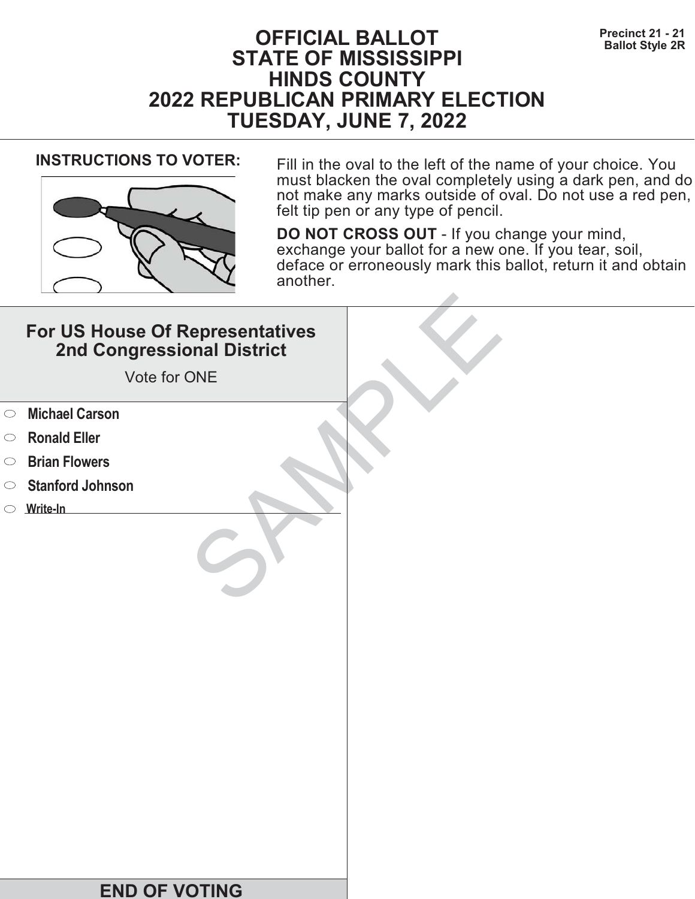Precinct 21 - 21
Ballot Style 2R

# OFFICIAL BALLOT
# STATE OF MISSISSIPPI
# HINDS COUNTY
# 2022 REPUBLICAN PRIMARY ELECTION
# TUESDAY, JUNE 7, 2022

**INSTRUCTIONS TO VOTER:**

Fill in the oval to the left of the name of your choice. You must blacken the oval completely using a dark pen, and do not make any marks outside of oval. Do not use a red pen, felt tip pen or any type of pencil.

**DO NOT CROSS OUT** - If you change your mind, exchange your ballot for a new one. If you tear, soil, deface or erroneously mark this ballot, return it and obtain another.

## For US House Of Representatives 2nd Congressional District

Vote for ONE

- ⬭ **Michael Carson**
- ⬭ **Ronald Eller**
- ⬭ **Brian Flowers**
- ⬭ **Stanford Johnson**
- ⬭ **Write-In** ____________________

SAMPLE

**END OF VOTING**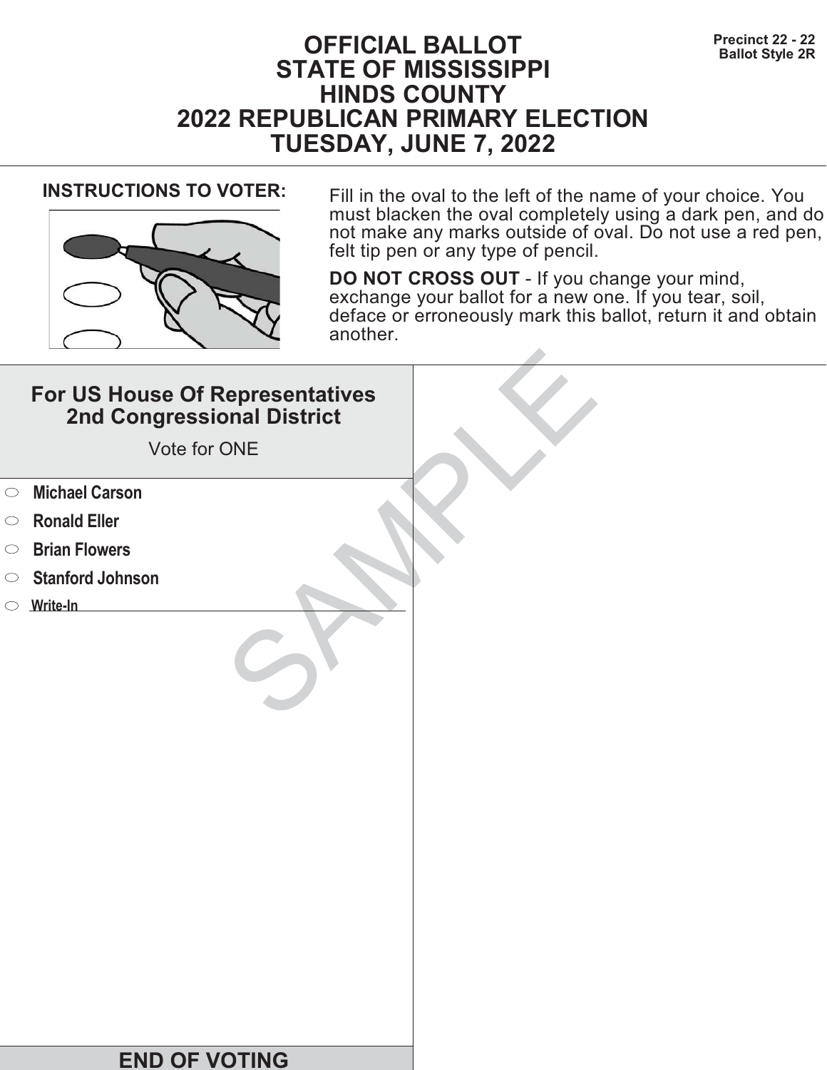Precinct 22 - 22
Ballot Style 2R

# OFFICIAL BALLOT
# STATE OF MISSISSIPPI
# HINDS COUNTY
# 2022 REPUBLICAN PRIMARY ELECTION
# TUESDAY, JUNE 7, 2022

**INSTRUCTIONS TO VOTER:**

Fill in the oval to the left of the name of your choice. You must blacken the oval completely using a dark pen, and do not make any marks outside of oval. Do not use a red pen, felt tip pen or any type of pencil.

**DO NOT CROSS OUT** - If you change your mind, exchange your ballot for a new one. If you tear, soil, deface or erroneously mark this ballot, return it and obtain another.

## For US House Of Representatives 2nd Congressional District

Vote for ONE

- ⬭ **Michael Carson**
- ⬭ **Ronald Eller**
- ⬭ **Brian Flowers**
- ⬭ **Stanford Johnson**
- ⬭ **Write-In** ____________________

SAMPLE

**END OF VOTING**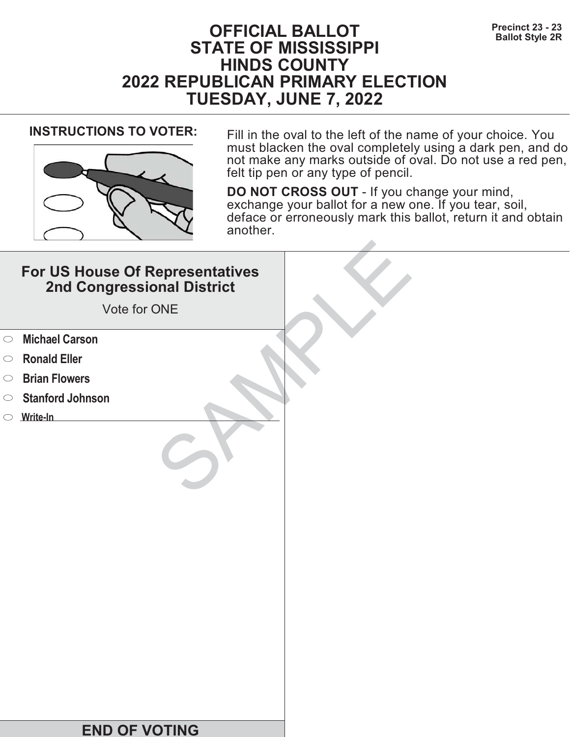Precinct 23 - 23
Ballot Style 2R

# OFFICIAL BALLOT
# STATE OF MISSISSIPPI
# HINDS COUNTY
# 2022 REPUBLICAN PRIMARY ELECTION
# TUESDAY, JUNE 7, 2022

**INSTRUCTIONS TO VOTER:**

Fill in the oval to the left of the name of your choice. You must blacken the oval completely using a dark pen, and do not make any marks outside of oval. Do not use a red pen, felt tip pen or any type of pencil.

**DO NOT CROSS OUT** - If you change your mind, exchange your ballot for a new one. If you tear, soil, deface or erroneously mark this ballot, return it and obtain another.

## For US House Of Representatives 2nd Congressional District

Vote for ONE

- ⬭ **Michael Carson**
- ⬭ **Ronald Eller**
- ⬭ **Brian Flowers**
- ⬭ **Stanford Johnson**
- ⬭ **Write-In** ____________________

SAMPLE

**END OF VOTING**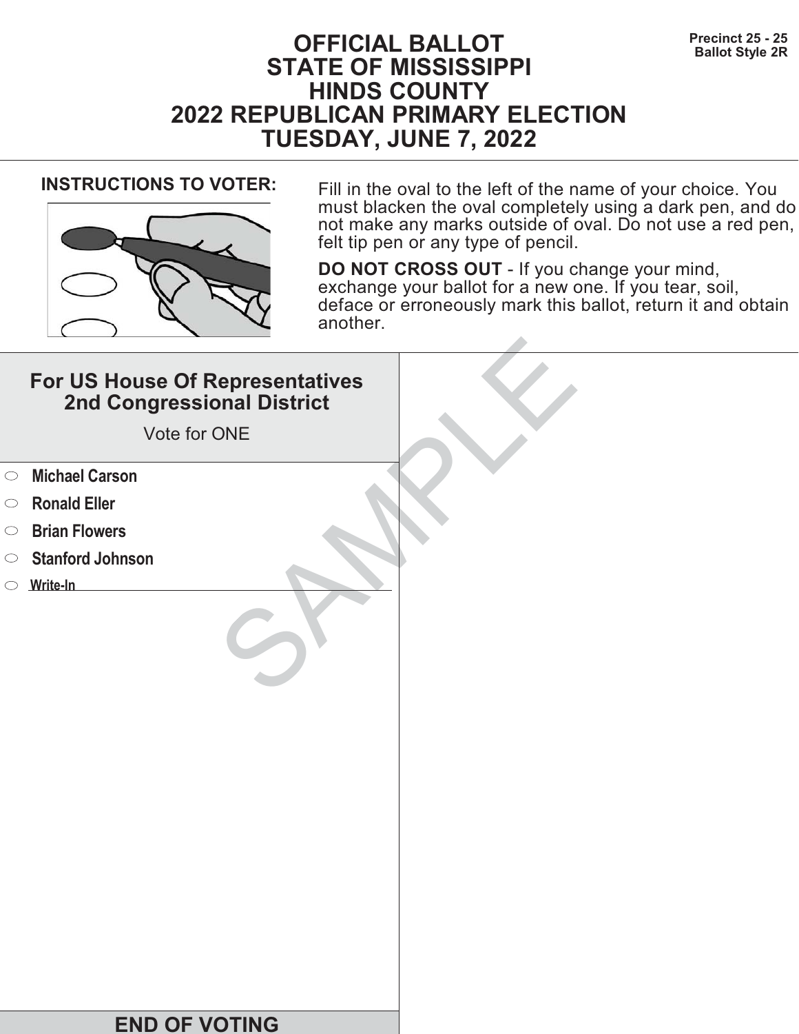# OFFICIAL BALLOT
# STATE OF MISSISSIPPI
# HINDS COUNTY
# 2022 REPUBLICAN PRIMARY ELECTION
# TUESDAY, JUNE 7, 2022

**Precinct 25 - 25**
**Ballot Style 2R**

**INSTRUCTIONS TO VOTER:**

Fill in the oval to the left of the name of your choice. You must blacken the oval completely using a dark pen, and do not make any marks outside of oval. Do not use a red pen, felt tip pen or any type of pencil.

**DO NOT CROSS OUT** - If you change your mind, exchange your ballot for a new one. If you tear, soil, deface or erroneously mark this ballot, return it and obtain another.

## For US House Of Representatives 2nd Congressional District

Vote for ONE

- ⬭ **Michael Carson**
- ⬭ **Ronald Eller**
- ⬭ **Brian Flowers**
- ⬭ **Stanford Johnson**
- ⬭ **Write-In** ____________________

SAMPLE

## END OF VOTING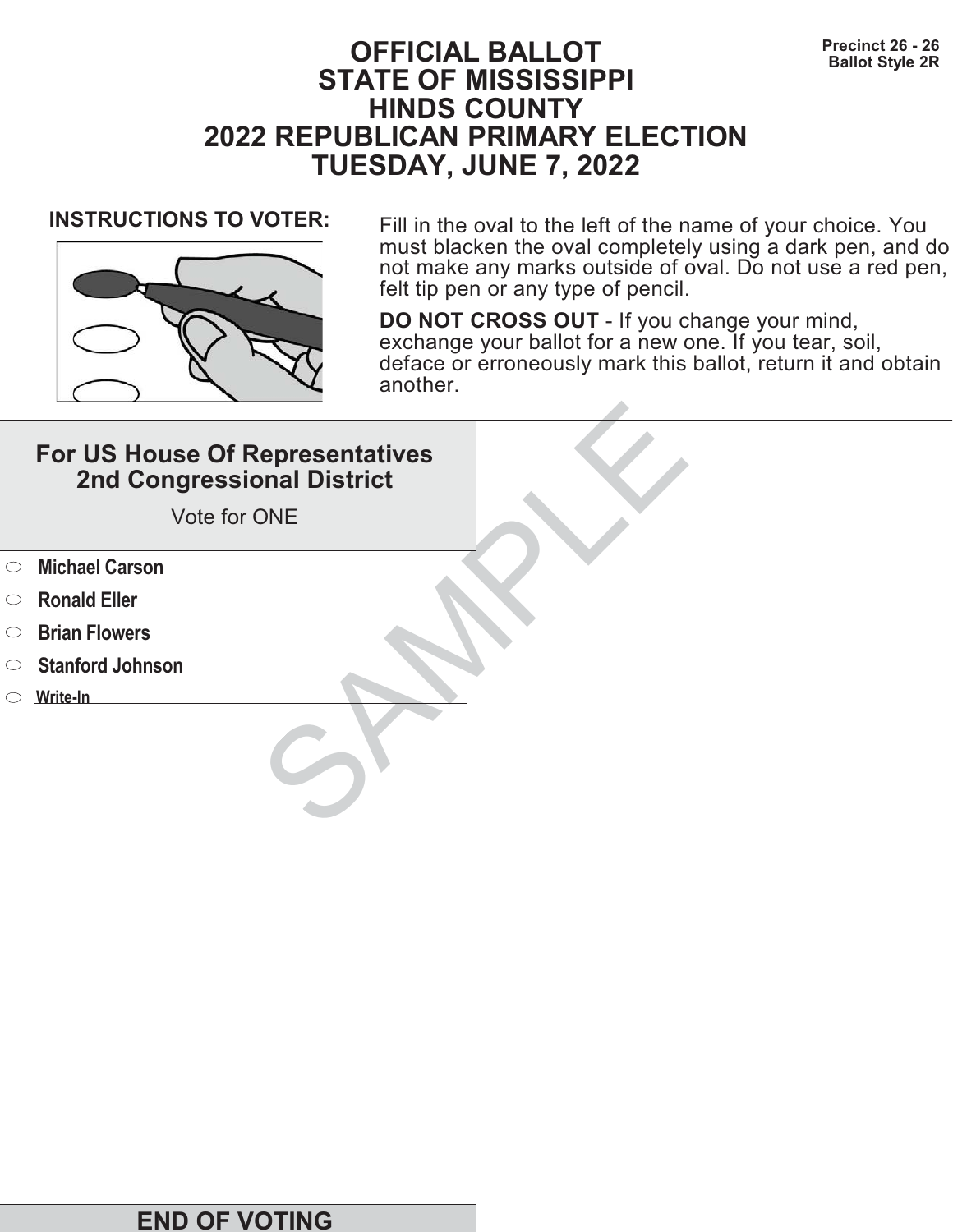Precinct 26 - 26
Ballot Style 2R

# OFFICIAL BALLOT
# STATE OF MISSISSIPPI
# HINDS COUNTY
# 2022 REPUBLICAN PRIMARY ELECTION
# TUESDAY, JUNE 7, 2022

**INSTRUCTIONS TO VOTER:**

Fill in the oval to the left of the name of your choice. You must blacken the oval completely using a dark pen, and do not make any marks outside of oval. Do not use a red pen, felt tip pen or any type of pencil.

**DO NOT CROSS OUT** - If you change your mind, exchange your ballot for a new one. If you tear, soil, deface or erroneously mark this ballot, return it and obtain another.

## For US House Of Representatives 2nd Congressional District

Vote for ONE

- ⬭ **Michael Carson**
- ⬭ **Ronald Eller**
- ⬭ **Brian Flowers**
- ⬭ **Stanford Johnson**
- ⬭ **Write-In** ______________________

SAMPLE

**END OF VOTING**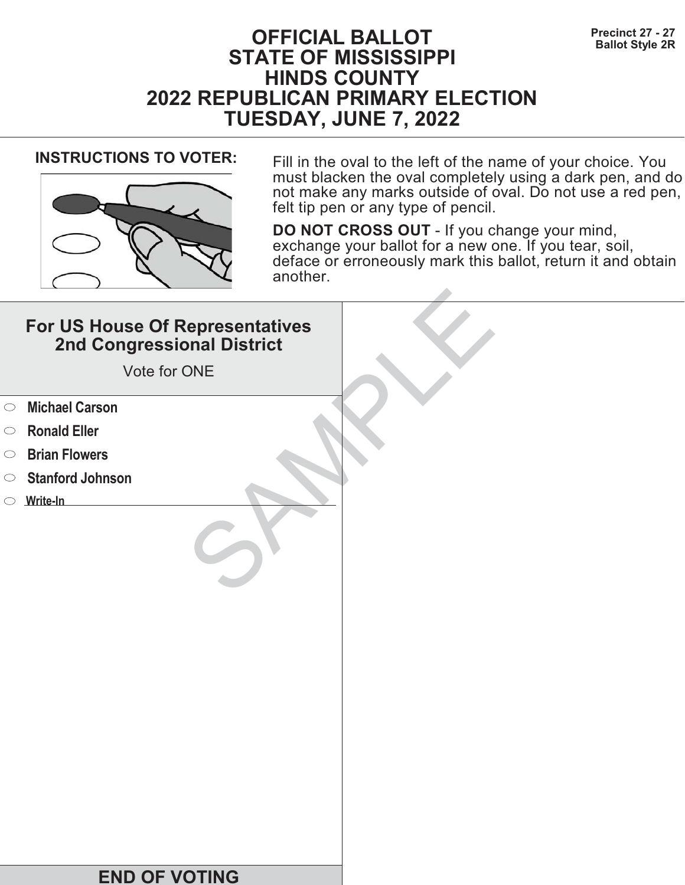# OFFICIAL BALLOT
# STATE OF MISSISSIPPI
# HINDS COUNTY
# 2022 REPUBLICAN PRIMARY ELECTION
# TUESDAY, JUNE 7, 2022

**Precinct 27 - 27**
**Ballot Style 2R**

**INSTRUCTIONS TO VOTER:**

Fill in the oval to the left of the name of your choice. You must blacken the oval completely using a dark pen, and do not make any marks outside of oval. Do not use a red pen, felt tip pen or any type of pencil.

**DO NOT CROSS OUT** - If you change your mind, exchange your ballot for a new one. If you tear, soil, deface or erroneously mark this ballot, return it and obtain another.

## For US House Of Representatives 2nd Congressional District

Vote for ONE

- ⬭ **Michael Carson**
- ⬭ **Ronald Eller**
- ⬭ **Brian Flowers**
- ⬭ **Stanford Johnson**
- ⬭ **Write-In** ________________________

SAMPLE

**END OF VOTING**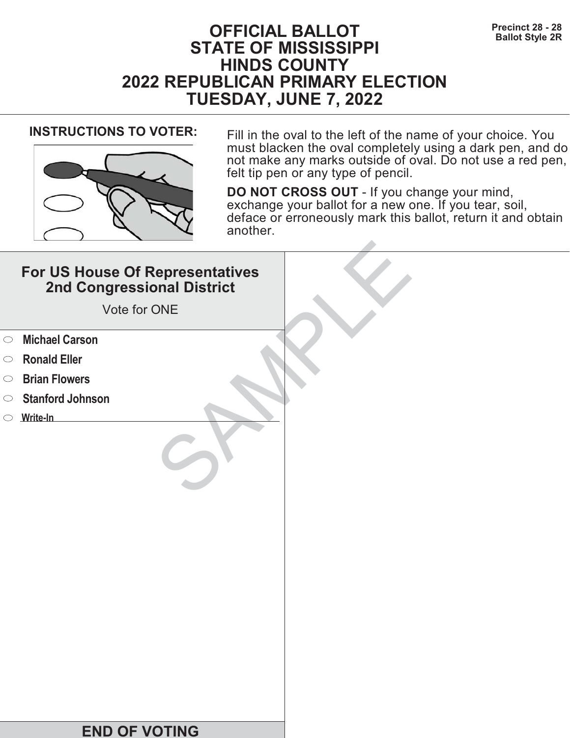Precinct 28 - 28
Ballot Style 2R

# OFFICIAL BALLOT
# STATE OF MISSISSIPPI
# HINDS COUNTY
# 2022 REPUBLICAN PRIMARY ELECTION
# TUESDAY, JUNE 7, 2022

**INSTRUCTIONS TO VOTER:**

Fill in the oval to the left of the name of your choice. You must blacken the oval completely using a dark pen, and do not make any marks outside of oval. Do not use a red pen, felt tip pen or any type of pencil.

**DO NOT CROSS OUT** - If you change your mind, exchange your ballot for a new one. If you tear, soil, deface or erroneously mark this ballot, return it and obtain another.

## For US House Of Representatives 2nd Congressional District

Vote for ONE

- ⬭ **Michael Carson**
- ⬭ **Ronald Eller**
- ⬭ **Brian Flowers**
- ⬭ **Stanford Johnson**
- ⬭ **Write-In** ________________________

SAMPLE

**END OF VOTING**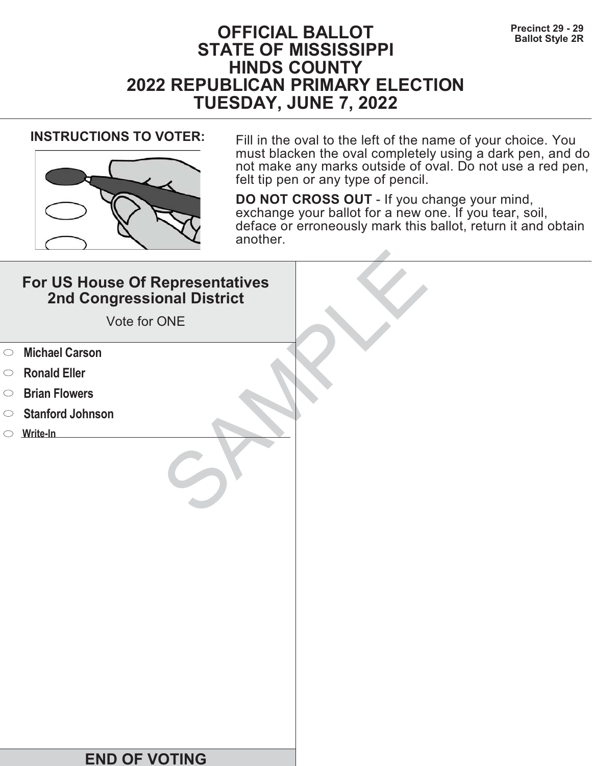Precinct 29 - 29
Ballot Style 2R

# OFFICIAL BALLOT
# STATE OF MISSISSIPPI
# HINDS COUNTY
# 2022 REPUBLICAN PRIMARY ELECTION
# TUESDAY, JUNE 7, 2022

**INSTRUCTIONS TO VOTER:**

Fill in the oval to the left of the name of your choice. You must blacken the oval completely using a dark pen, and do not make any marks outside of oval. Do not use a red pen, felt tip pen or any type of pencil.

**DO NOT CROSS OUT** - If you change your mind, exchange your ballot for a new one. If you tear, soil, deface or erroneously mark this ballot, return it and obtain another.

## For US House Of Representatives 2nd Congressional District

Vote for ONE

- ⬭ **Michael Carson**
- ⬭ **Ronald Eller**
- ⬭ **Brian Flowers**
- ⬭ **Stanford Johnson**
- ⬭ **Write-In** ____________________

SAMPLE

**END OF VOTING**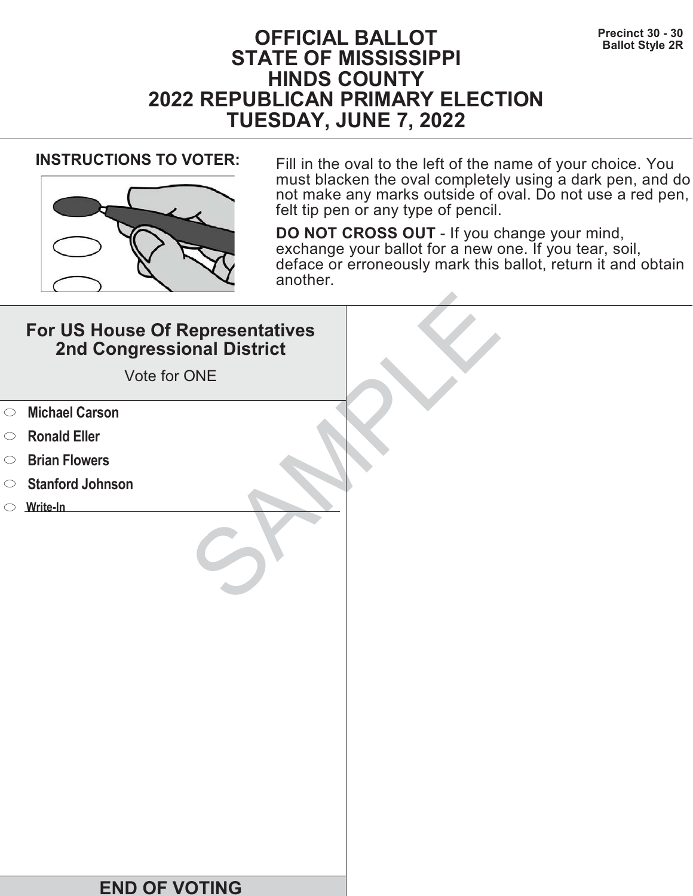Precinct 30 - 30
Ballot Style 2R

# OFFICIAL BALLOT
# STATE OF MISSISSIPPI
# HINDS COUNTY
# 2022 REPUBLICAN PRIMARY ELECTION
# TUESDAY, JUNE 7, 2022

**INSTRUCTIONS TO VOTER:**

Fill in the oval to the left of the name of your choice. You must blacken the oval completely using a dark pen, and do not make any marks outside of oval. Do not use a red pen, felt tip pen or any type of pencil.

**DO NOT CROSS OUT** - If you change your mind, exchange your ballot for a new one. If you tear, soil, deface or erroneously mark this ballot, return it and obtain another.

## For US House Of Representatives 2nd Congressional District

Vote for ONE

- ⬭ **Michael Carson**
- ⬭ **Ronald Eller**
- ⬭ **Brian Flowers**
- ⬭ **Stanford Johnson**
- ⬭ **Write-In** ____________________

SAMPLE

## END OF VOTING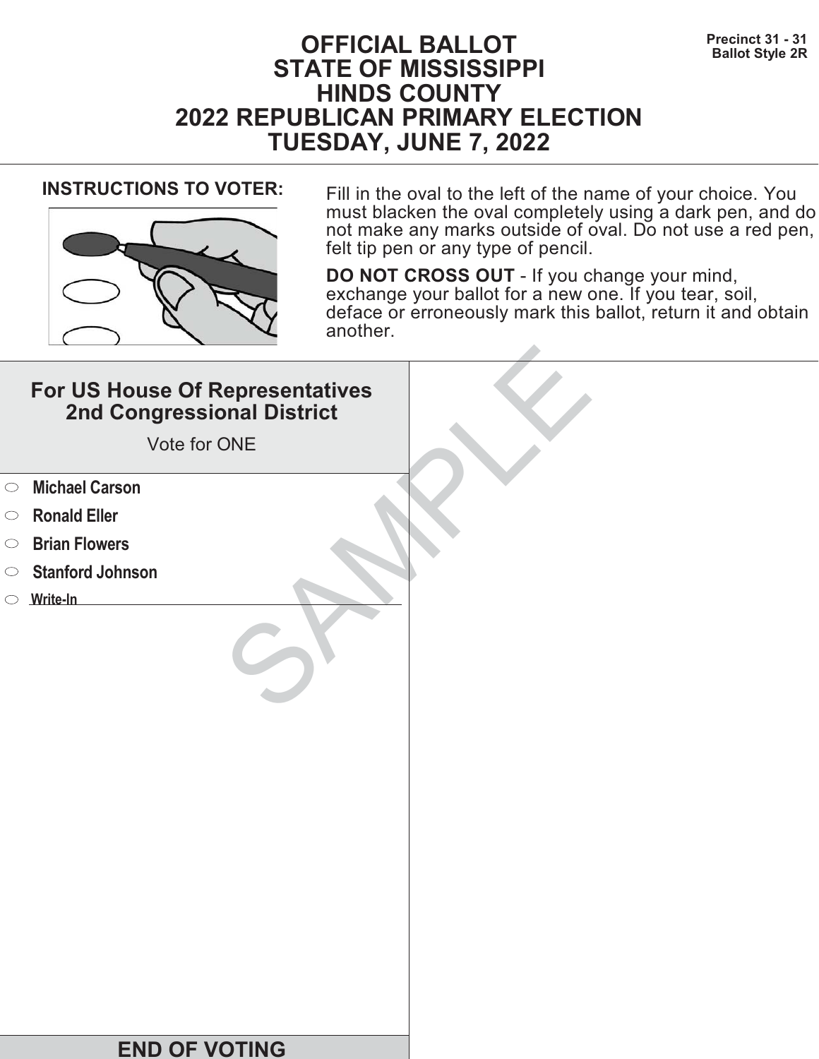Precinct 31 - 31
Ballot Style 2R

# OFFICIAL BALLOT
# STATE OF MISSISSIPPI
# HINDS COUNTY
# 2022 REPUBLICAN PRIMARY ELECTION
# TUESDAY, JUNE 7, 2022

**INSTRUCTIONS TO VOTER:**

Fill in the oval to the left of the name of your choice. You must blacken the oval completely using a dark pen, and do not make any marks outside of oval. Do not use a red pen, felt tip pen or any type of pencil.

**DO NOT CROSS OUT** - If you change your mind, exchange your ballot for a new one. If you tear, soil, deface or erroneously mark this ballot, return it and obtain another.

## For US House Of Representatives 2nd Congressional District

Vote for ONE

- ○ **Michael Carson**
- ○ **Ronald Eller**
- ○ **Brian Flowers**
- ○ **Stanford Johnson**
- ○ **Write-In** ____________________

SAMPLE

**END OF VOTING**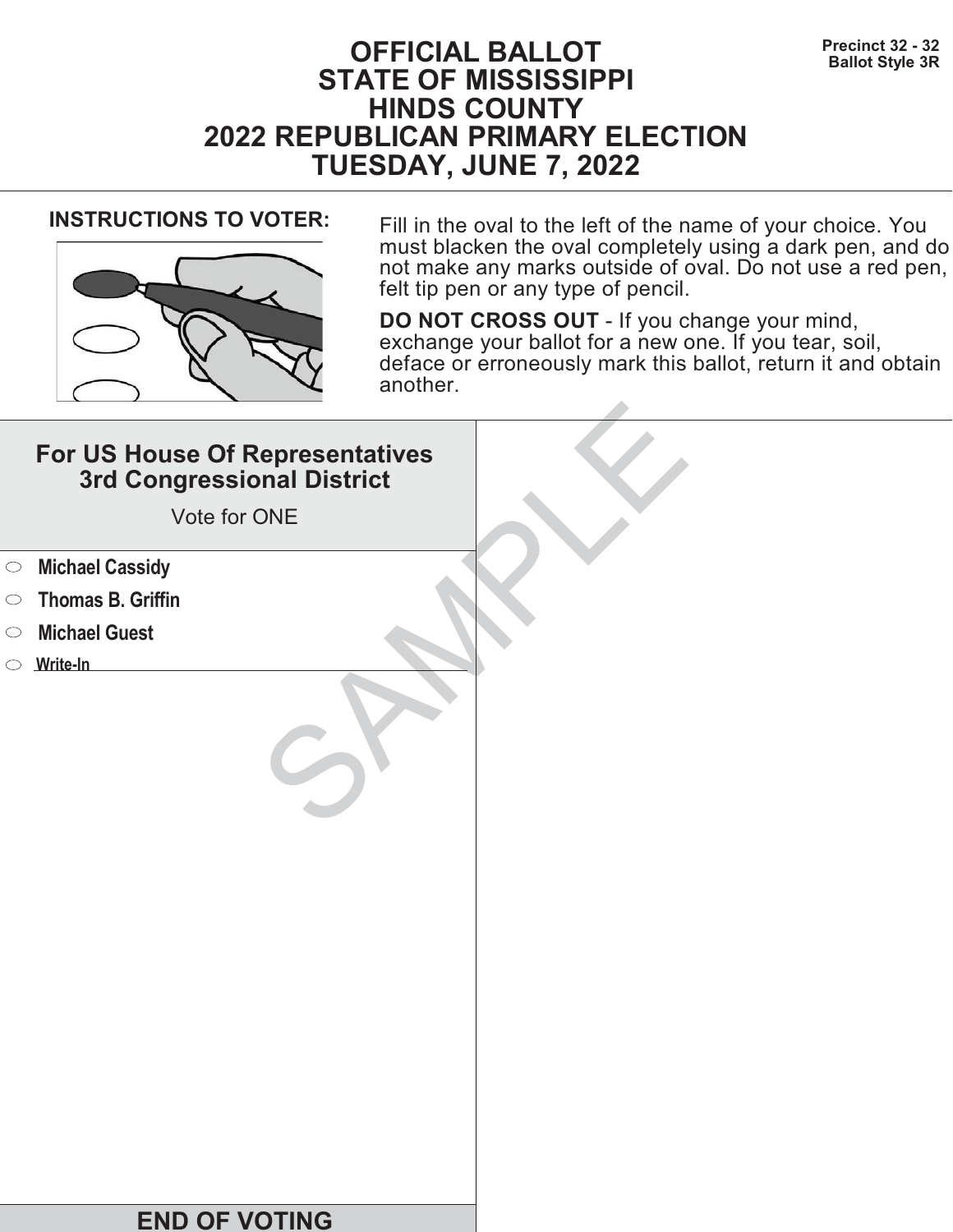Precinct 32 - 32
Ballot Style 3R

# OFFICIAL BALLOT
# STATE OF MISSISSIPPI
# HINDS COUNTY
# 2022 REPUBLICAN PRIMARY ELECTION
# TUESDAY, JUNE 7, 2022

**INSTRUCTIONS TO VOTER:**

Fill in the oval to the left of the name of your choice. You must blacken the oval completely using a dark pen, and do not make any marks outside of oval. Do not use a red pen, felt tip pen or any type of pencil.

**DO NOT CROSS OUT** - If you change your mind, exchange your ballot for a new one. If you tear, soil, deface or erroneously mark this ballot, return it and obtain another.

## For US House Of Representatives 3rd Congressional District

Vote for ONE

- ⬭ **Michael Cassidy**
- ⬭ **Thomas B. Griffin**
- ⬭ **Michael Guest**
- ⬭ **Write-In** ____________________

SAMPLE

**END OF VOTING**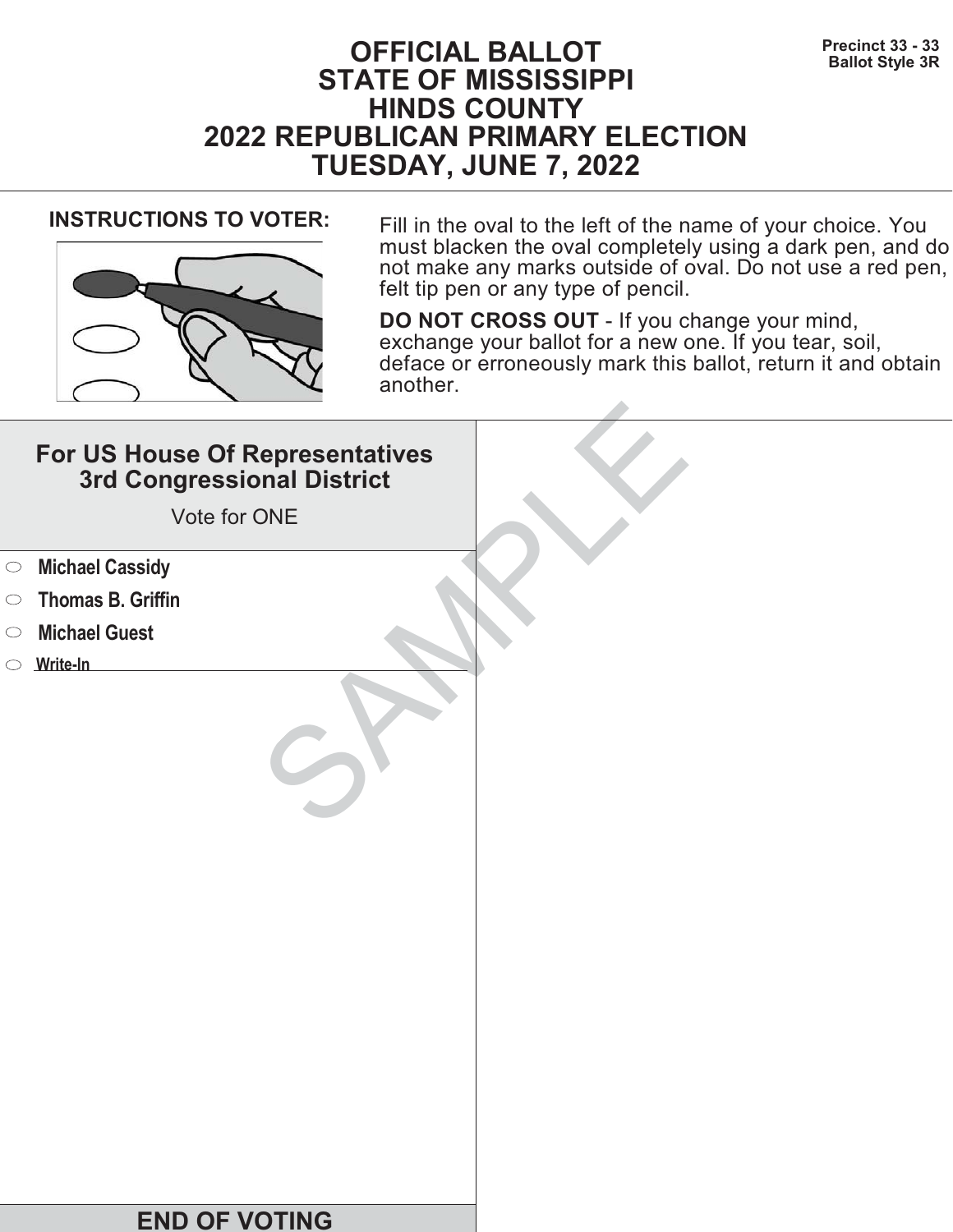# OFFICIAL BALLOT
# STATE OF MISSISSIPPI
# HINDS COUNTY
# 2022 REPUBLICAN PRIMARY ELECTION
# TUESDAY, JUNE 7, 2022

**Precinct 33 - 33**
**Ballot Style 3R**

**INSTRUCTIONS TO VOTER:**

Fill in the oval to the left of the name of your choice. You must blacken the oval completely using a dark pen, and do not make any marks outside of oval. Do not use a red pen, felt tip pen or any type of pencil.

**DO NOT CROSS OUT** - If you change your mind, exchange your ballot for a new one. If you tear, soil, deface or erroneously mark this ballot, return it and obtain another.

## For US House Of Representatives 3rd Congressional District

Vote for ONE

- ⬭ **Michael Cassidy**
- ⬭ **Thomas B. Griffin**
- ⬭ **Michael Guest**
- ⬭ Write-In ____________________

SAMPLE

**END OF VOTING**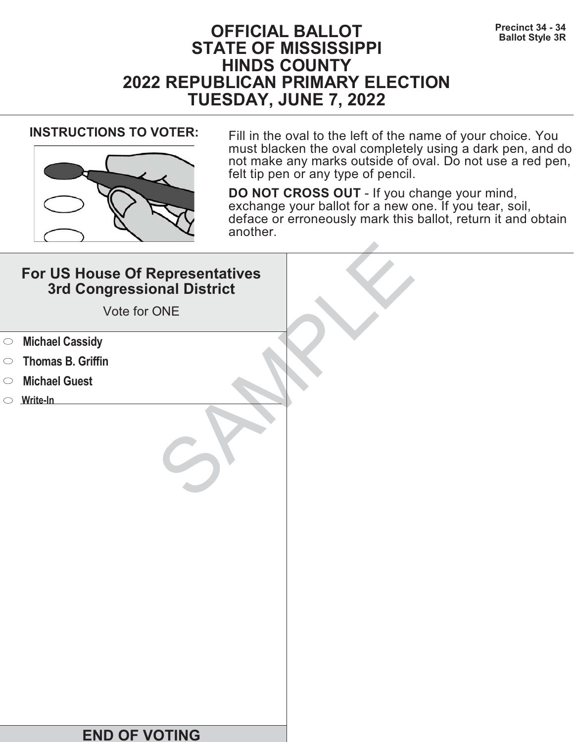# OFFICIAL BALLOT
# STATE OF MISSISSIPPI
# HINDS COUNTY
# 2022 REPUBLICAN PRIMARY ELECTION
# TUESDAY, JUNE 7, 2022

**Precinct 34 - 34**
**Ballot Style 3R**

**INSTRUCTIONS TO VOTER:**

Fill in the oval to the left of the name of your choice. You must blacken the oval completely using a dark pen, and do not make any marks outside of oval. Do not use a red pen, felt tip pen or any type of pencil.

**DO NOT CROSS OUT** - If you change your mind, exchange your ballot for a new one. If you tear, soil, deface or erroneously mark this ballot, return it and obtain another.

## For US House Of Representatives 3rd Congressional District

Vote for ONE

- ⬭ **Michael Cassidy**
- ⬭ **Thomas B. Griffin**
- ⬭ **Michael Guest**
- ⬭ **Write-In** \_\_\_\_\_\_\_\_\_\_\_\_\_\_\_\_\_\_\_\_

SAMPLE

**END OF VOTING**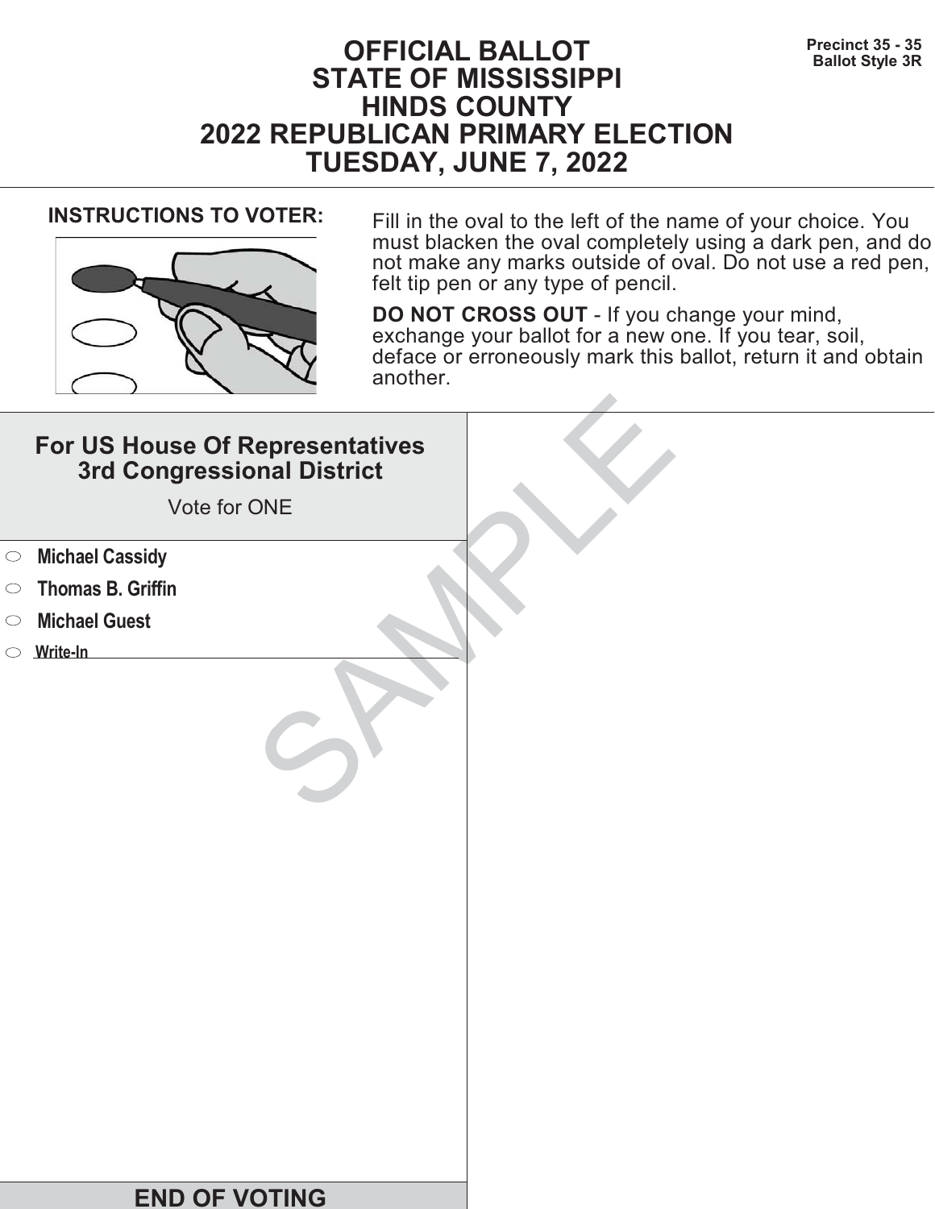Precinct 35 - 35
Ballot Style 3R

# OFFICIAL BALLOT
# STATE OF MISSISSIPPI
# HINDS COUNTY
# 2022 REPUBLICAN PRIMARY ELECTION
# TUESDAY, JUNE 7, 2022

**INSTRUCTIONS TO VOTER:**

Fill in the oval to the left of the name of your choice. You must blacken the oval completely using a dark pen, and do not make any marks outside of oval. Do not use a red pen, felt tip pen or any type of pencil.

**DO NOT CROSS OUT** - If you change your mind, exchange your ballot for a new one. If you tear, soil, deface or erroneously mark this ballot, return it and obtain another.

## For US House Of Representatives 3rd Congressional District

Vote for ONE

- ⬭ **Michael Cassidy**
- ⬭ **Thomas B. Griffin**
- ⬭ **Michael Guest**
- ⬭ **Write-In** \_\_\_\_\_\_\_\_\_\_\_\_\_\_\_\_\_\_\_\_

SAMPLE

**END OF VOTING**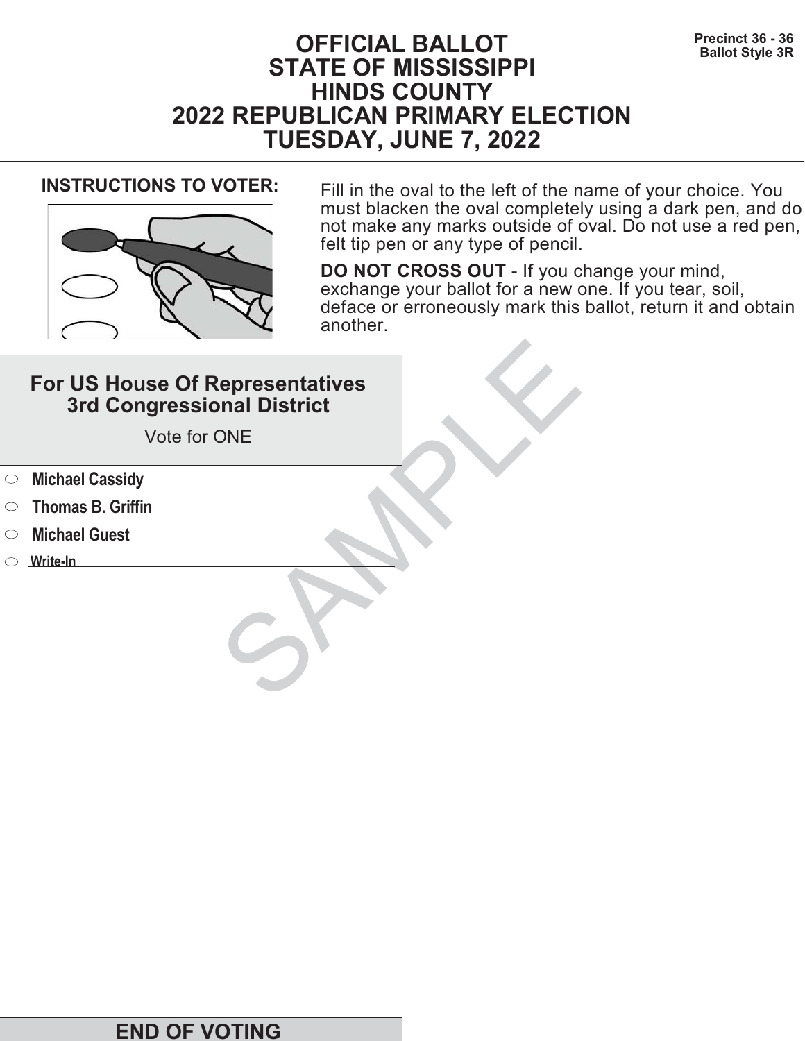Precinct 36 - 36
Ballot Style 3R

# OFFICIAL BALLOT
# STATE OF MISSISSIPPI
# HINDS COUNTY
# 2022 REPUBLICAN PRIMARY ELECTION
# TUESDAY, JUNE 7, 2022

**INSTRUCTIONS TO VOTER:**

Fill in the oval to the left of the name of your choice. You must blacken the oval completely using a dark pen, and do not make any marks outside of oval. Do not use a red pen, felt tip pen or any type of pencil.

**DO NOT CROSS OUT** - If you change your mind, exchange your ballot for a new one. If you tear, soil, deface or erroneously mark this ballot, return it and obtain another.

## For US House Of Representatives 3rd Congressional District

Vote for ONE

- ⬭ **Michael Cassidy**
- ⬭ **Thomas B. Griffin**
- ⬭ **Michael Guest**
- ⬭ Write-In ______________________

SAMPLE

**END OF VOTING**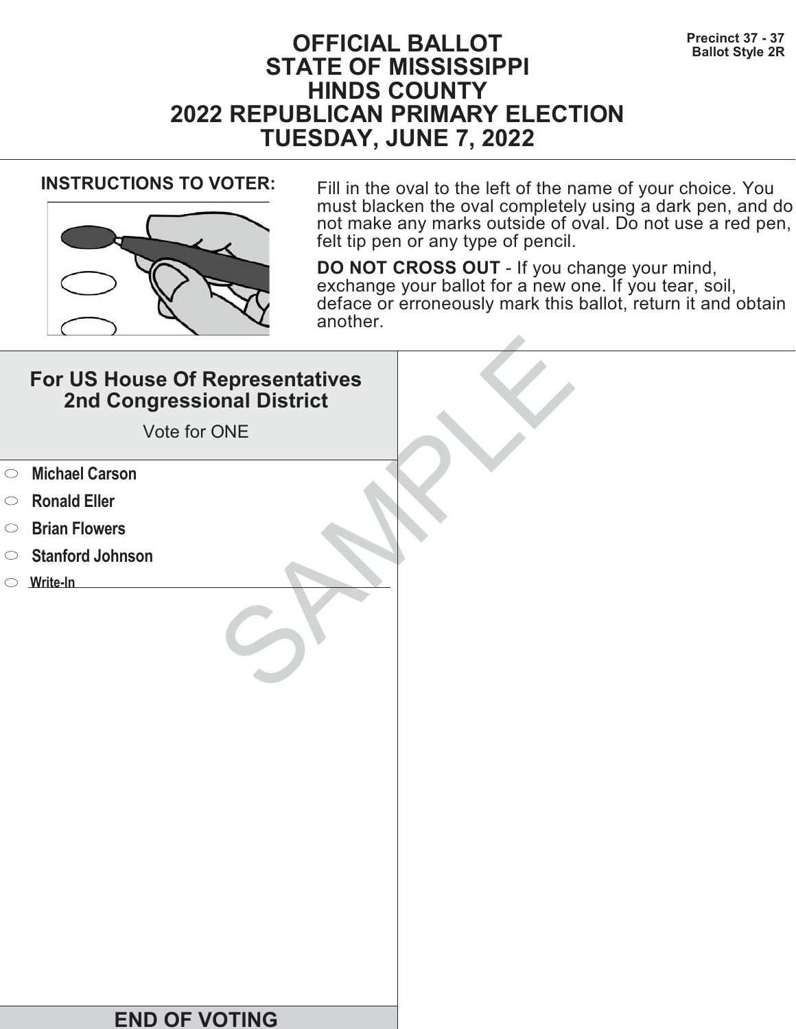# OFFICIAL BALLOT
# STATE OF MISSISSIPPI
# HINDS COUNTY
# 2022 REPUBLICAN PRIMARY ELECTION
# TUESDAY, JUNE 7, 2022

**Precinct 37 - 37**
**Ballot Style 2R**

**INSTRUCTIONS TO VOTER:**

Fill in the oval to the left of the name of your choice. You must blacken the oval completely using a dark pen, and do not make any marks outside of oval. Do not use a red pen, felt tip pen or any type of pencil.

**DO NOT CROSS OUT** - If you change your mind, exchange your ballot for a new one. If you tear, soil, deface or erroneously mark this ballot, return it and obtain another.

## For US House Of Representatives 2nd Congressional District

Vote for ONE

- ○ **Michael Carson**
- ○ **Ronald Eller**
- ○ **Brian Flowers**
- ○ **Stanford Johnson**
- ○ **Write-In** ____________________

SAMPLE

**END OF VOTING**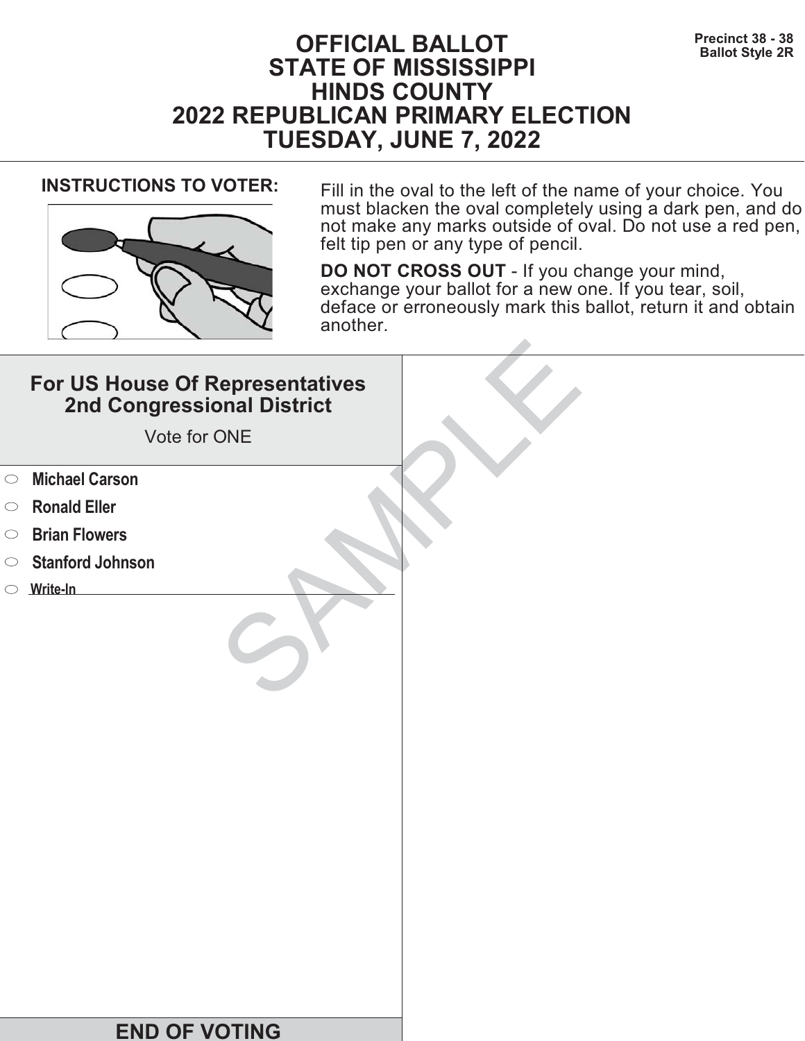Precinct 38 - 38
Ballot Style 2R

# OFFICIAL BALLOT
# STATE OF MISSISSIPPI
# HINDS COUNTY
# 2022 REPUBLICAN PRIMARY ELECTION
# TUESDAY, JUNE 7, 2022

**INSTRUCTIONS TO VOTER:**

Fill in the oval to the left of the name of your choice. You must blacken the oval completely using a dark pen, and do not make any marks outside of oval. Do not use a red pen, felt tip pen or any type of pencil.

**DO NOT CROSS OUT** - If you change your mind, exchange your ballot for a new one. If you tear, soil, deface or erroneously mark this ballot, return it and obtain another.

## For US House Of Representatives 2nd Congressional District

Vote for ONE

- ⬭ **Michael Carson**
- ⬭ **Ronald Eller**
- ⬭ **Brian Flowers**
- ⬭ **Stanford Johnson**
- ⬭ **Write-In** ____________________

SAMPLE

**END OF VOTING**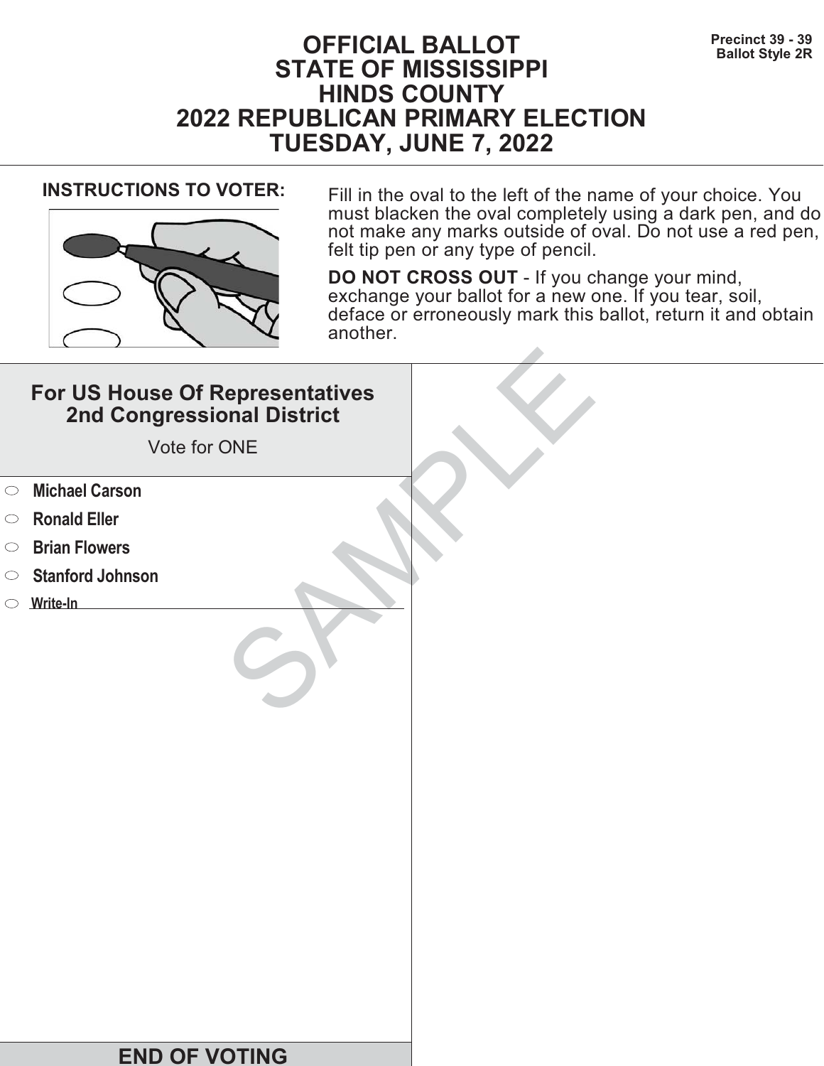Precinct 39 - 39
Ballot Style 2R

# OFFICIAL BALLOT
# STATE OF MISSISSIPPI
# HINDS COUNTY
# 2022 REPUBLICAN PRIMARY ELECTION
# TUESDAY, JUNE 7, 2022

**INSTRUCTIONS TO VOTER:**

Fill in the oval to the left of the name of your choice. You must blacken the oval completely using a dark pen, and do not make any marks outside of oval. Do not use a red pen, felt tip pen or any type of pencil.

**DO NOT CROSS OUT** - If you change your mind, exchange your ballot for a new one. If you tear, soil, deface or erroneously mark this ballot, return it and obtain another.

## For US House Of Representatives 2nd Congressional District

Vote for ONE

- ○ **Michael Carson**
- ○ **Ronald Eller**
- ○ **Brian Flowers**
- ○ **Stanford Johnson**
- ○ Write-In ____________________

SAMPLE

**END OF VOTING**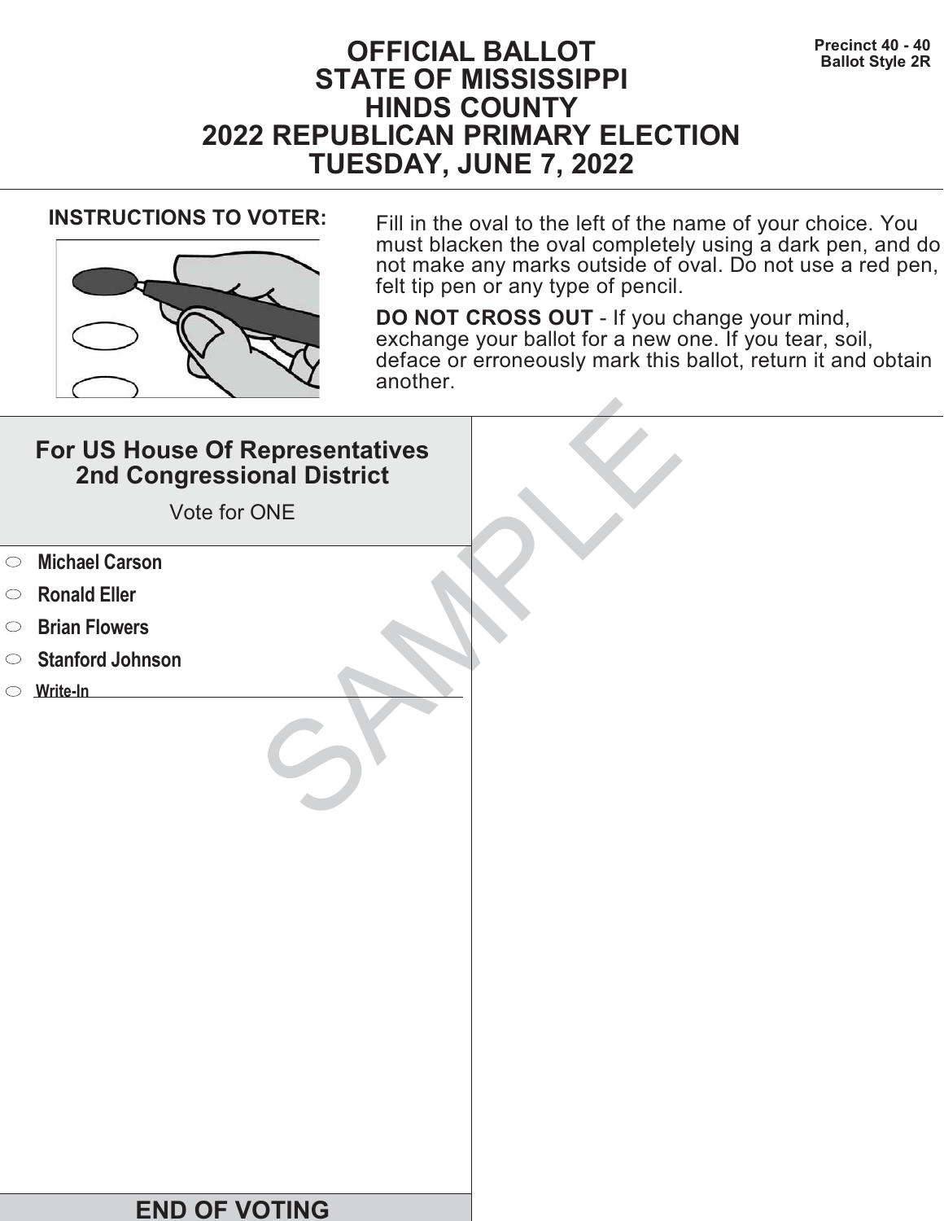Precinct 40 - 40
Ballot Style 2R

# OFFICIAL BALLOT
# STATE OF MISSISSIPPI
# HINDS COUNTY
# 2022 REPUBLICAN PRIMARY ELECTION
# TUESDAY, JUNE 7, 2022

**INSTRUCTIONS TO VOTER:**

Fill in the oval to the left of the name of your choice. You must blacken the oval completely using a dark pen, and do not make any marks outside of oval. Do not use a red pen, felt tip pen or any type of pencil.

**DO NOT CROSS OUT** - If you change your mind, exchange your ballot for a new one. If you tear, soil, deface or erroneously mark this ballot, return it and obtain another.

## For US House Of Representatives 2nd Congressional District

Vote for ONE

- ⬭ **Michael Carson**
- ⬭ **Ronald Eller**
- ⬭ **Brian Flowers**
- ⬭ **Stanford Johnson**
- ⬭ **Write-In** ____________________

SAMPLE

**END OF VOTING**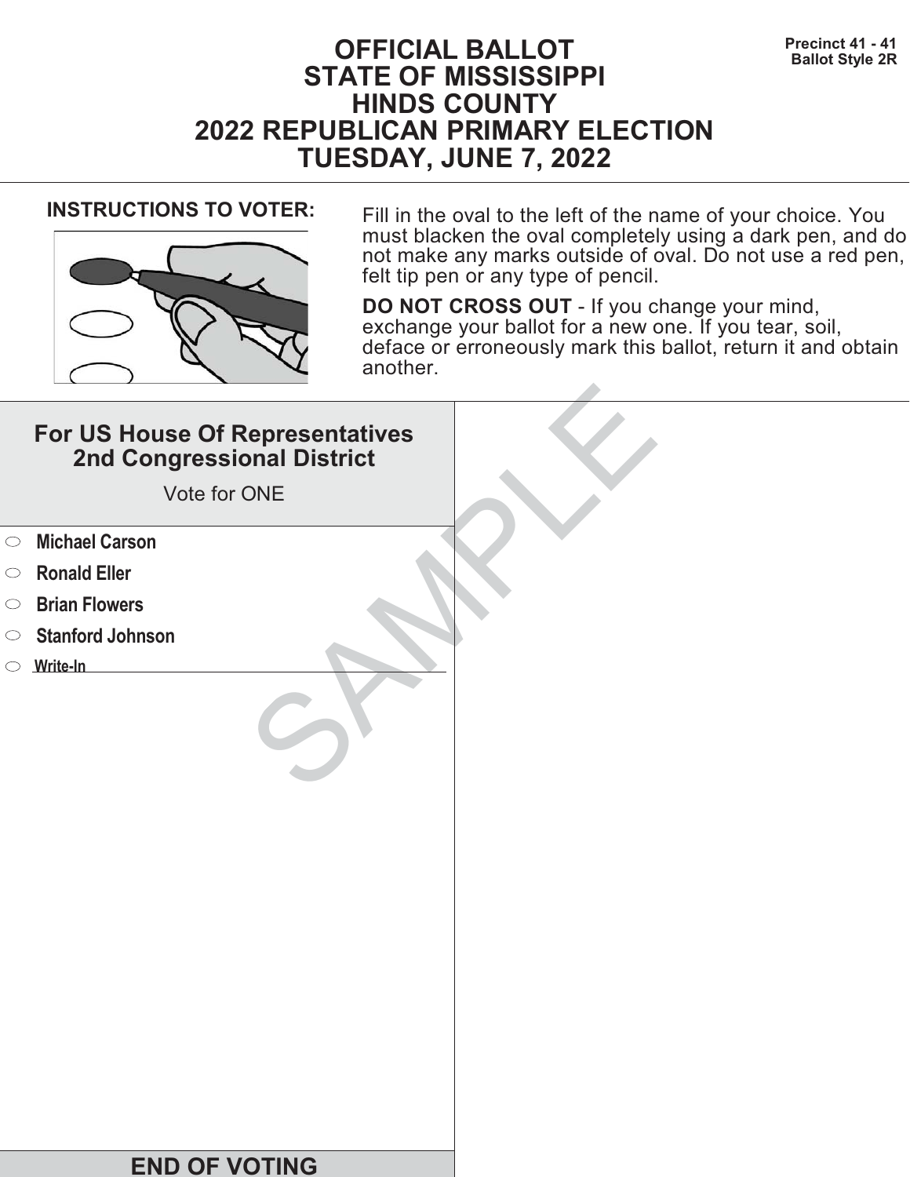Precinct 41 - 41
Ballot Style 2R

# OFFICIAL BALLOT
# STATE OF MISSISSIPPI
# HINDS COUNTY
# 2022 REPUBLICAN PRIMARY ELECTION
# TUESDAY, JUNE 7, 2022

**INSTRUCTIONS TO VOTER:**

Fill in the oval to the left of the name of your choice. You must blacken the oval completely using a dark pen, and do not make any marks outside of oval. Do not use a red pen, felt tip pen or any type of pencil.

**DO NOT CROSS OUT** - If you change your mind, exchange your ballot for a new one. If you tear, soil, deface or erroneously mark this ballot, return it and obtain another.

## For US House Of Representatives 2nd Congressional District

Vote for ONE

- ⬭ **Michael Carson**
- ⬭ **Ronald Eller**
- ⬭ **Brian Flowers**
- ⬭ **Stanford Johnson**
- ⬭ **Write-In** ____________________

SAMPLE

**END OF VOTING**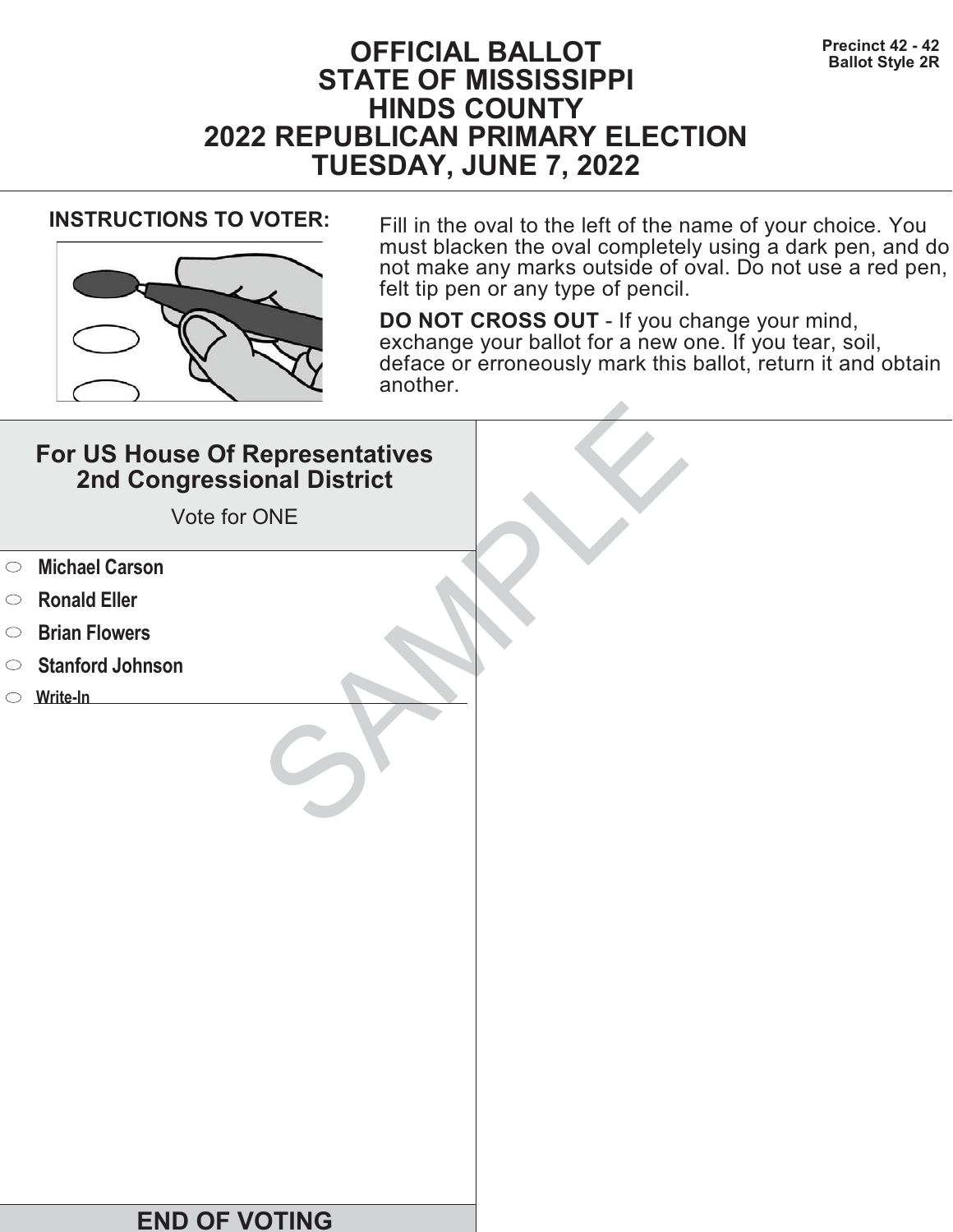Precinct 42 - 42
Ballot Style 2R

# OFFICIAL BALLOT
# STATE OF MISSISSIPPI
# HINDS COUNTY
# 2022 REPUBLICAN PRIMARY ELECTION
# TUESDAY, JUNE 7, 2022

**INSTRUCTIONS TO VOTER:**

Fill in the oval to the left of the name of your choice. You must blacken the oval completely using a dark pen, and do not make any marks outside of oval. Do not use a red pen, felt tip pen or any type of pencil.

**DO NOT CROSS OUT** - If you change your mind, exchange your ballot for a new one. If you tear, soil, deface or erroneously mark this ballot, return it and obtain another.

## For US House Of Representatives 2nd Congressional District

Vote for ONE

- ⬭ **Michael Carson**
- ⬭ **Ronald Eller**
- ⬭ **Brian Flowers**
- ⬭ **Stanford Johnson**
- ⬭ **Write-In** ____________________

SAMPLE

**END OF VOTING**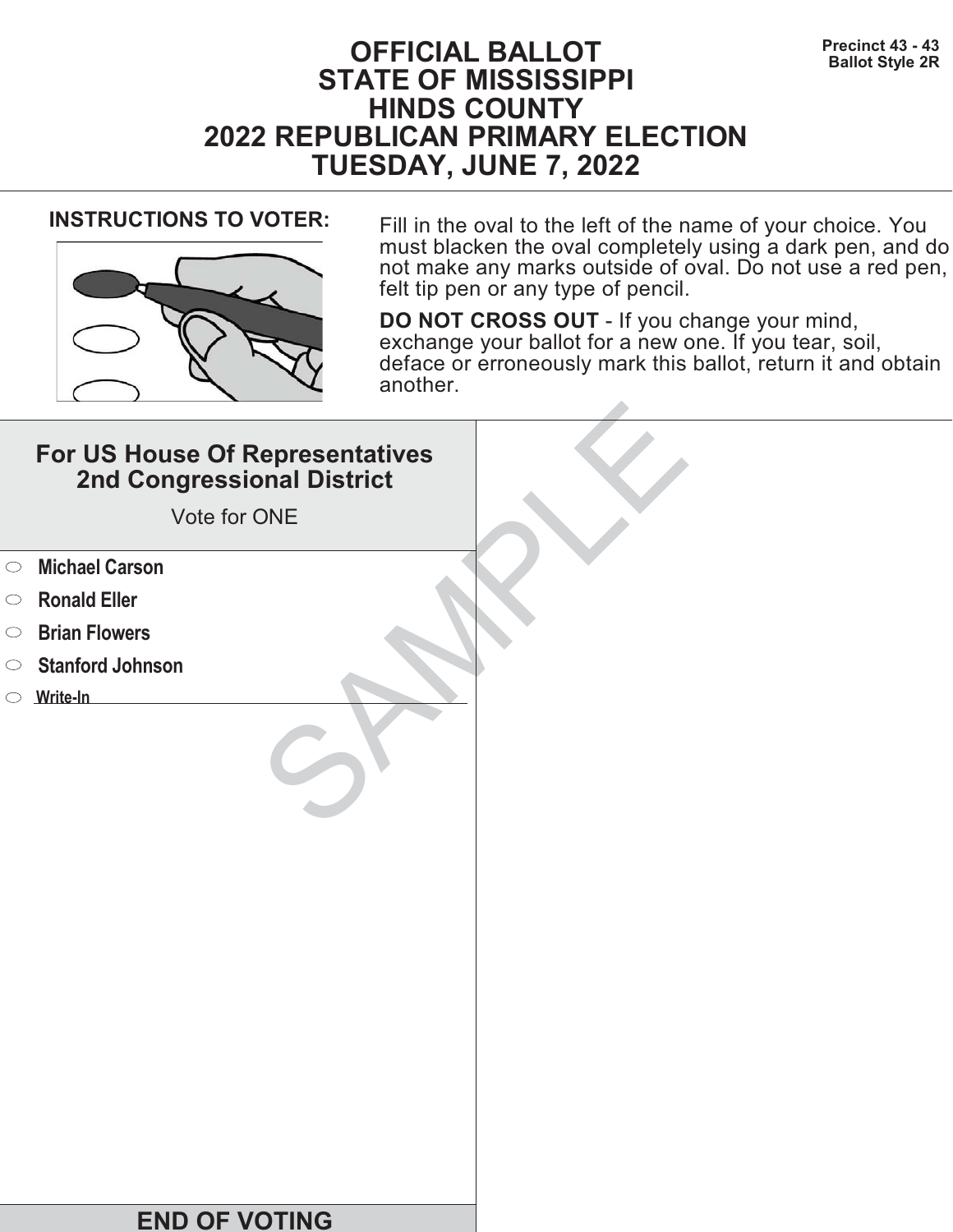Precinct 43 - 43
Ballot Style 2R

# OFFICIAL BALLOT
# STATE OF MISSISSIPPI
# HINDS COUNTY
# 2022 REPUBLICAN PRIMARY ELECTION
# TUESDAY, JUNE 7, 2022

**INSTRUCTIONS TO VOTER:**

Fill in the oval to the left of the name of your choice. You must blacken the oval completely using a dark pen, and do not make any marks outside of oval. Do not use a red pen, felt tip pen or any type of pencil.

**DO NOT CROSS OUT** - If you change your mind, exchange your ballot for a new one. If you tear, soil, deface or erroneously mark this ballot, return it and obtain another.

## For US House Of Representatives 2nd Congressional District

Vote for ONE

- ⬭ **Michael Carson**
- ⬭ **Ronald Eller**
- ⬭ **Brian Flowers**
- ⬭ **Stanford Johnson**
- ⬭ **Write-In** ________________________

SAMPLE

**END OF VOTING**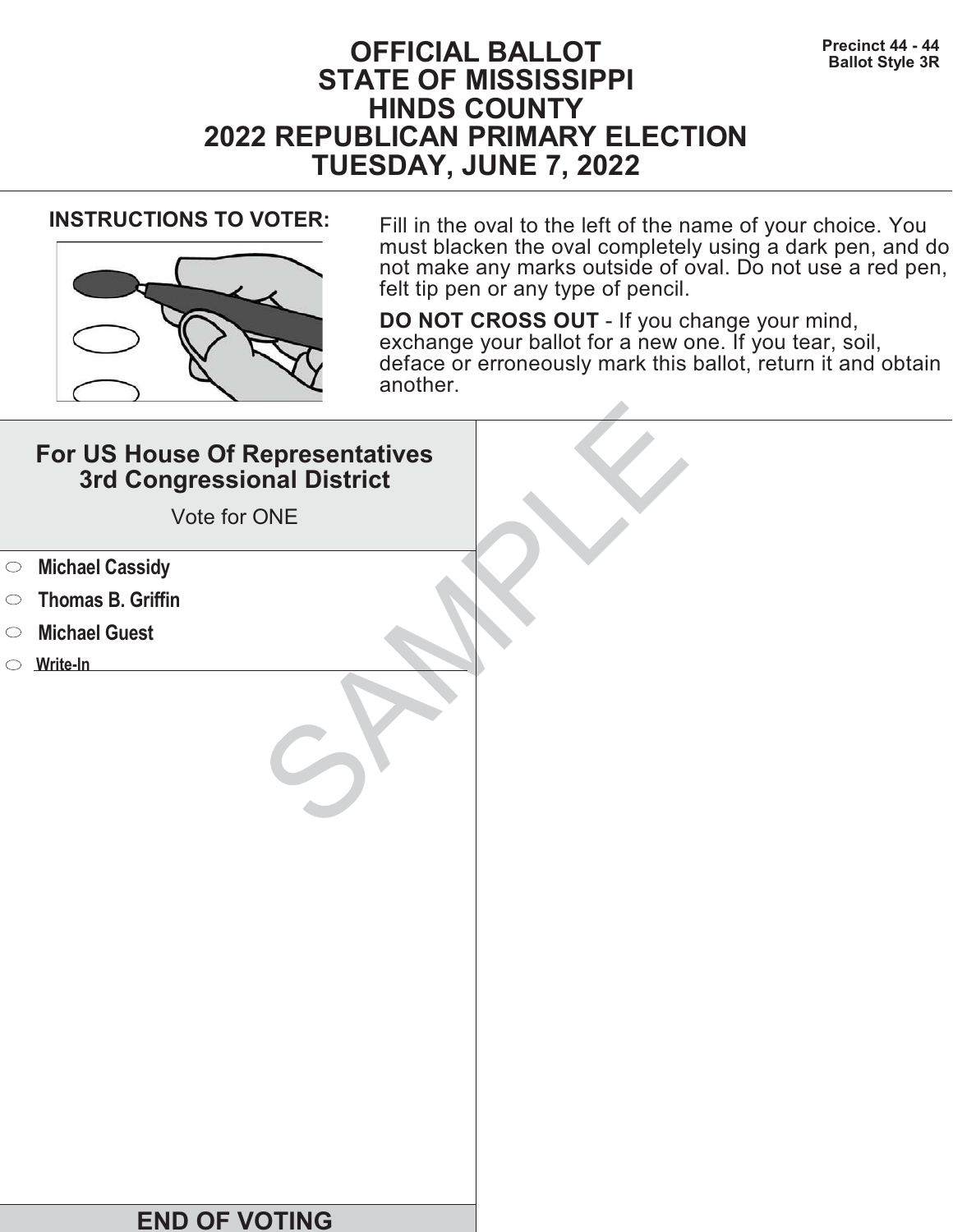Precinct 44 - 44
Ballot Style 3R

# OFFICIAL BALLOT
# STATE OF MISSISSIPPI
# HINDS COUNTY
# 2022 REPUBLICAN PRIMARY ELECTION
# TUESDAY, JUNE 7, 2022

**INSTRUCTIONS TO VOTER:**

Fill in the oval to the left of the name of your choice. You must blacken the oval completely using a dark pen, and do not make any marks outside of oval. Do not use a red pen, felt tip pen or any type of pencil.

**DO NOT CROSS OUT** - If you change your mind, exchange your ballot for a new one. If you tear, soil, deface or erroneously mark this ballot, return it and obtain another.

## For US House Of Representatives 3rd Congressional District

Vote for ONE

- ⬭ **Michael Cassidy**
- ⬭ **Thomas B. Griffin**
- ⬭ **Michael Guest**
- ⬭ **Write-In** ____________________

SAMPLE

**END OF VOTING**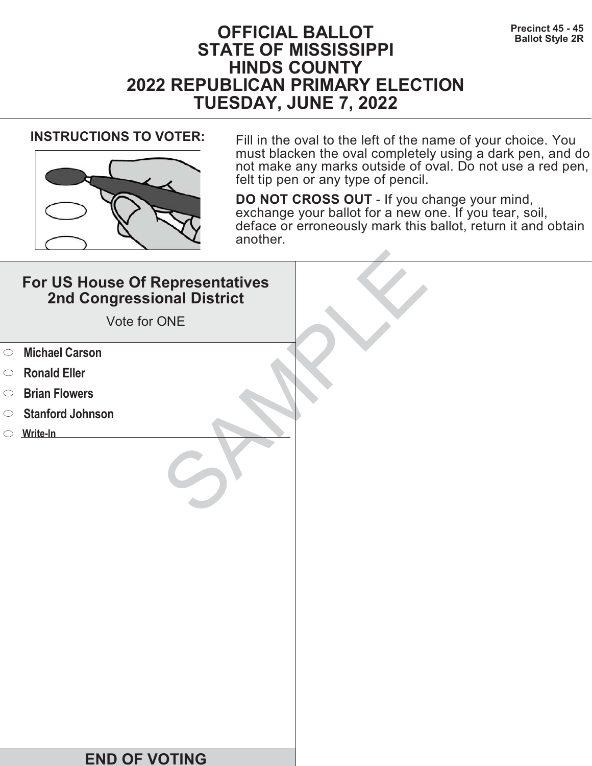Precinct 45 - 45
Ballot Style 2R

# OFFICIAL BALLOT
# STATE OF MISSISSIPPI
# HINDS COUNTY
# 2022 REPUBLICAN PRIMARY ELECTION
# TUESDAY, JUNE 7, 2022

**INSTRUCTIONS TO VOTER:**

Fill in the oval to the left of the name of your choice. You must blacken the oval completely using a dark pen, and do not make any marks outside of oval. Do not use a red pen, felt tip pen or any type of pencil.

**DO NOT CROSS OUT** - If you change your mind, exchange your ballot for a new one. If you tear, soil, deface or erroneously mark this ballot, return it and obtain another.

SAMPLE

## For US House Of Representatives 2nd Congressional District

Vote for ONE

- ⬭ **Michael Carson**
- ⬭ **Ronald Eller**
- ⬭ **Brian Flowers**
- ⬭ **Stanford Johnson**
- ⬭ **Write-In** ______________________

**END OF VOTING**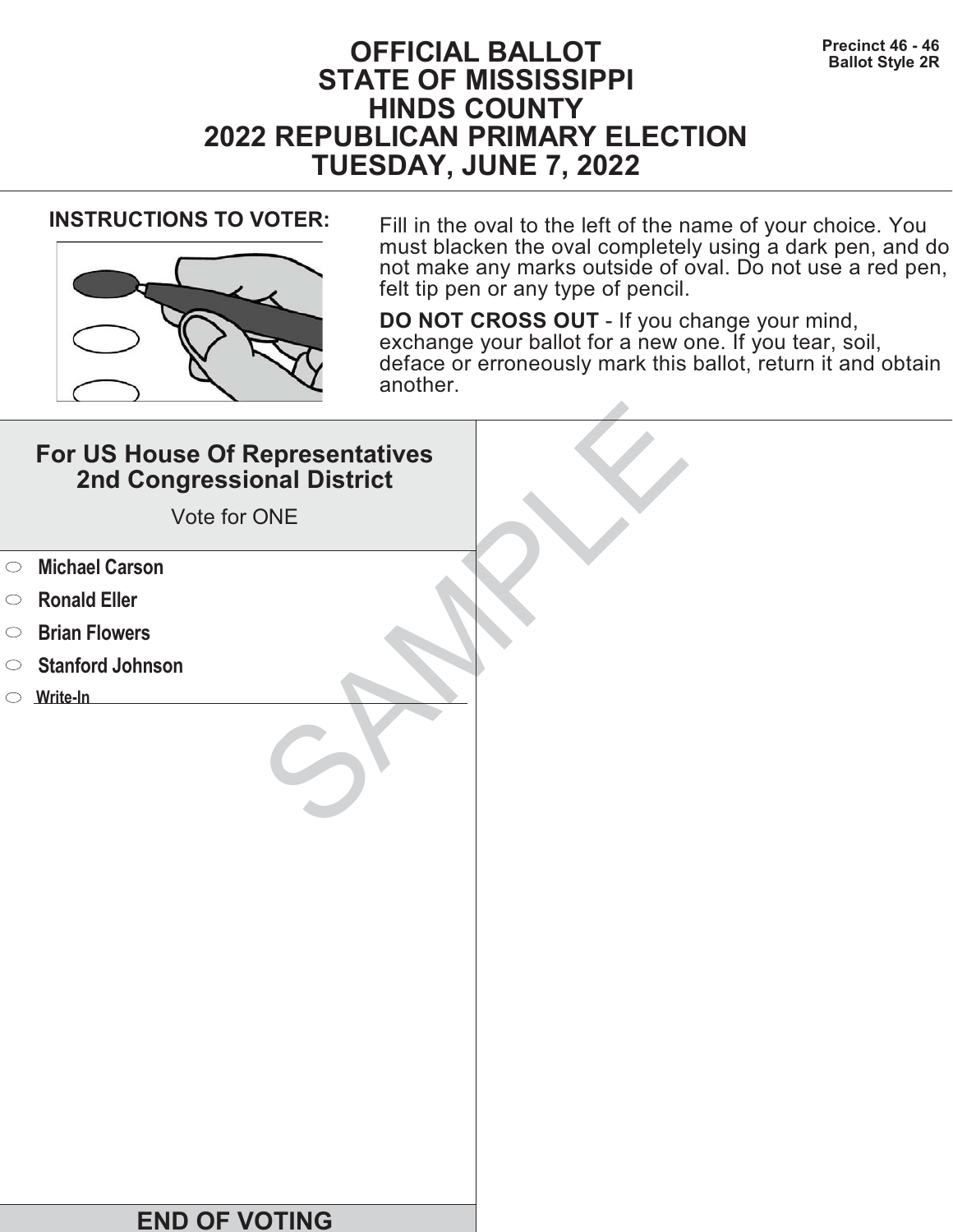Precinct 46 - 46
Ballot Style 2R

# OFFICIAL BALLOT
# STATE OF MISSISSIPPI
# HINDS COUNTY
# 2022 REPUBLICAN PRIMARY ELECTION
# TUESDAY, JUNE 7, 2022

**INSTRUCTIONS TO VOTER:**

Fill in the oval to the left of the name of your choice. You must blacken the oval completely using a dark pen, and do not make any marks outside of oval. Do not use a red pen, felt tip pen or any type of pencil.

**DO NOT CROSS OUT** - If you change your mind, exchange your ballot for a new one. If you tear, soil, deface or erroneously mark this ballot, return it and obtain another.

## For US House Of Representatives 2nd Congressional District

Vote for ONE

- ⬭ **Michael Carson**
- ⬭ **Ronald Eller**
- ⬭ **Brian Flowers**
- ⬭ **Stanford Johnson**
- ⬭ **Write-In** ______________________

SAMPLE

**END OF VOTING**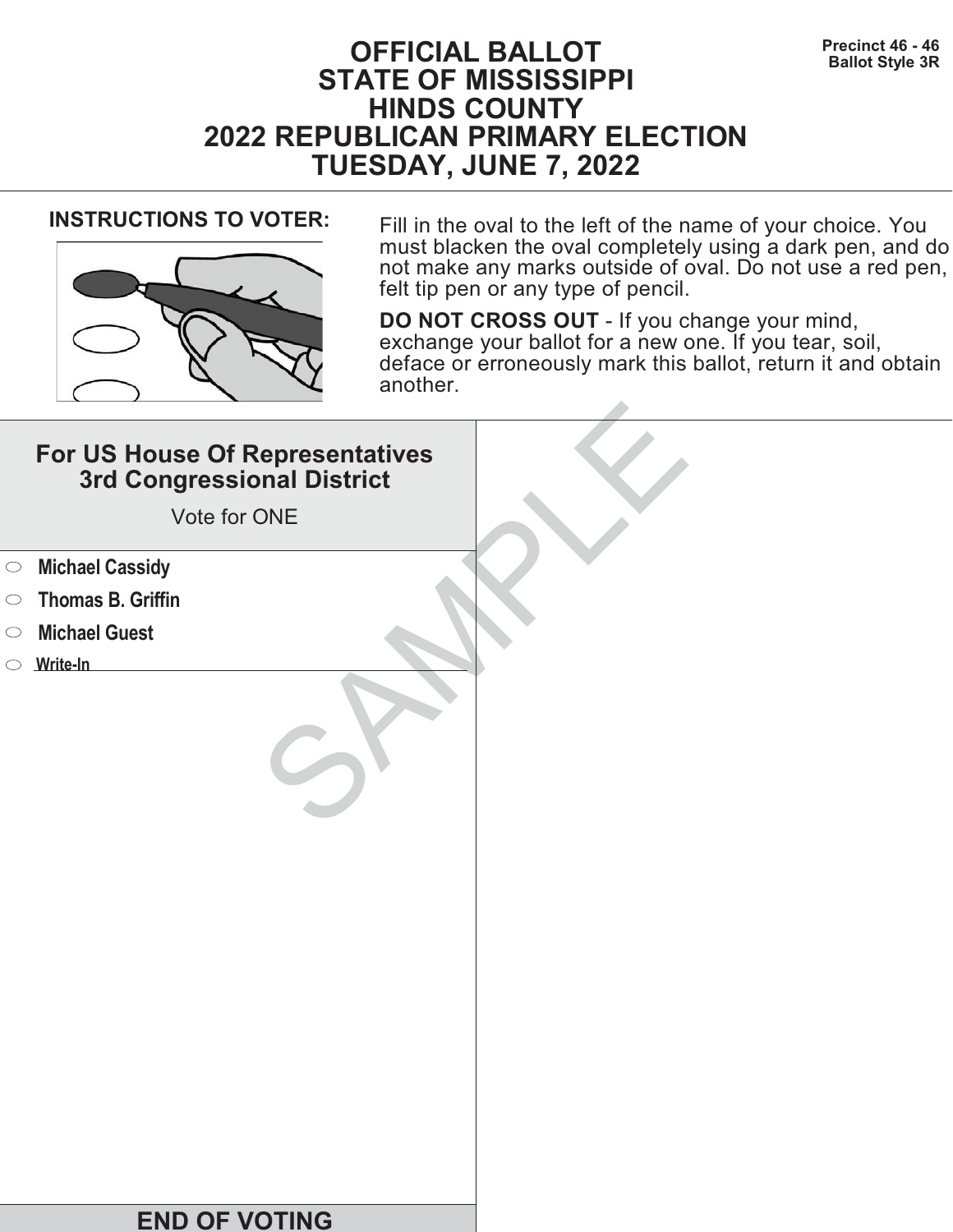Precinct 46 - 46
Ballot Style 3R

# OFFICIAL BALLOT
# STATE OF MISSISSIPPI
# HINDS COUNTY
# 2022 REPUBLICAN PRIMARY ELECTION
# TUESDAY, JUNE 7, 2022

**INSTRUCTIONS TO VOTER:**

Fill in the oval to the left of the name of your choice. You must blacken the oval completely using a dark pen, and do not make any marks outside of oval. Do not use a red pen, felt tip pen or any type of pencil.

**DO NOT CROSS OUT** - If you change your mind, exchange your ballot for a new one. If you tear, soil, deface or erroneously mark this ballot, return it and obtain another.

## For US House Of Representatives 3rd Congressional District

Vote for ONE

- ⬭ **Michael Cassidy**
- ⬭ **Thomas B. Griffin**
- ⬭ **Michael Guest**
- ⬭ **Write-In** ____________________

SAMPLE

**END OF VOTING**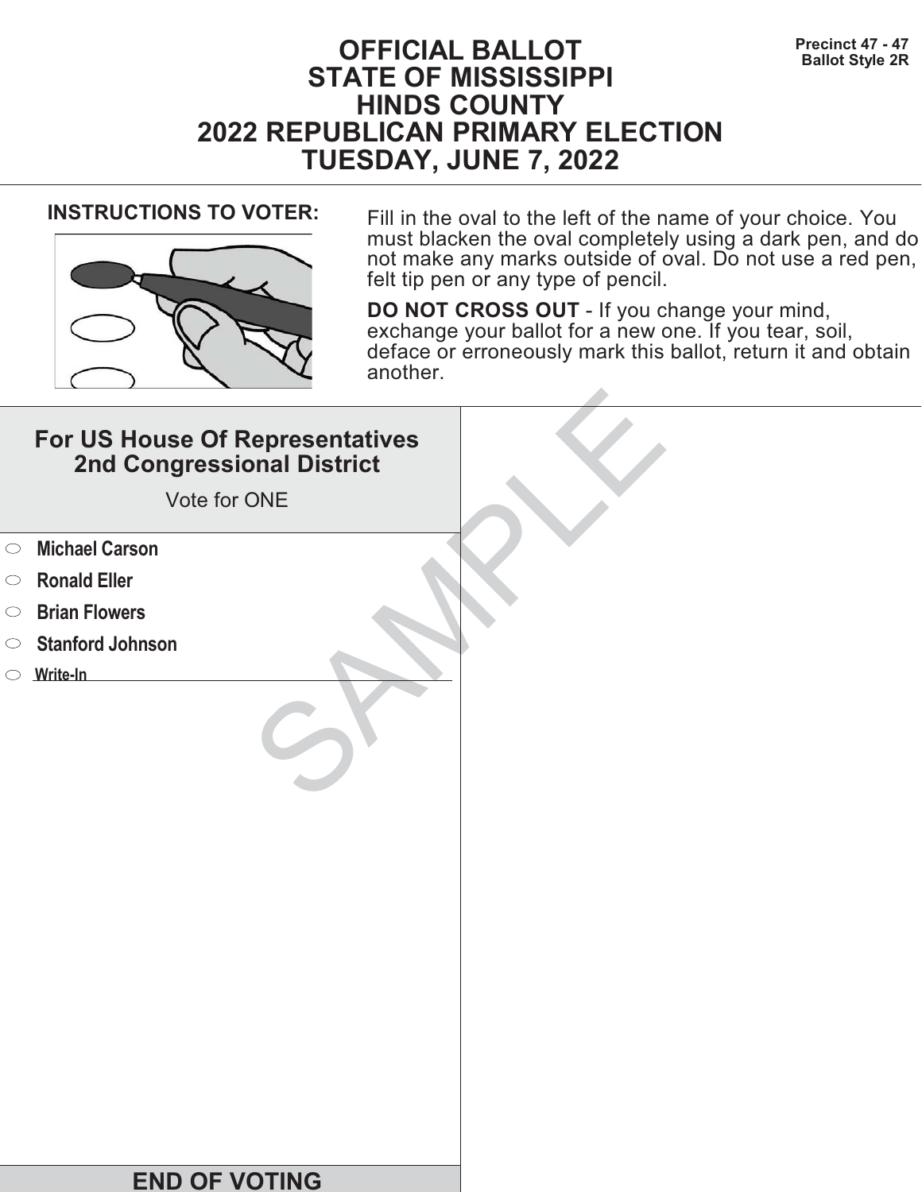Precinct 47 - 47
Ballot Style 2R

# OFFICIAL BALLOT
# STATE OF MISSISSIPPI
# HINDS COUNTY
# 2022 REPUBLICAN PRIMARY ELECTION
# TUESDAY, JUNE 7, 2022

**INSTRUCTIONS TO VOTER:**

Fill in the oval to the left of the name of your choice. You must blacken the oval completely using a dark pen, and do not make any marks outside of oval. Do not use a red pen, felt tip pen or any type of pencil.

**DO NOT CROSS OUT** - If you change your mind, exchange your ballot for a new one. If you tear, soil, deface or erroneously mark this ballot, return it and obtain another.

## For US House Of Representatives 2nd Congressional District

Vote for ONE

- ⬭ **Michael Carson**
- ⬭ **Ronald Eller**
- ⬭ **Brian Flowers**
- ⬭ **Stanford Johnson**
- ⬭ **Write-In** ____________________

SAMPLE

**END OF VOTING**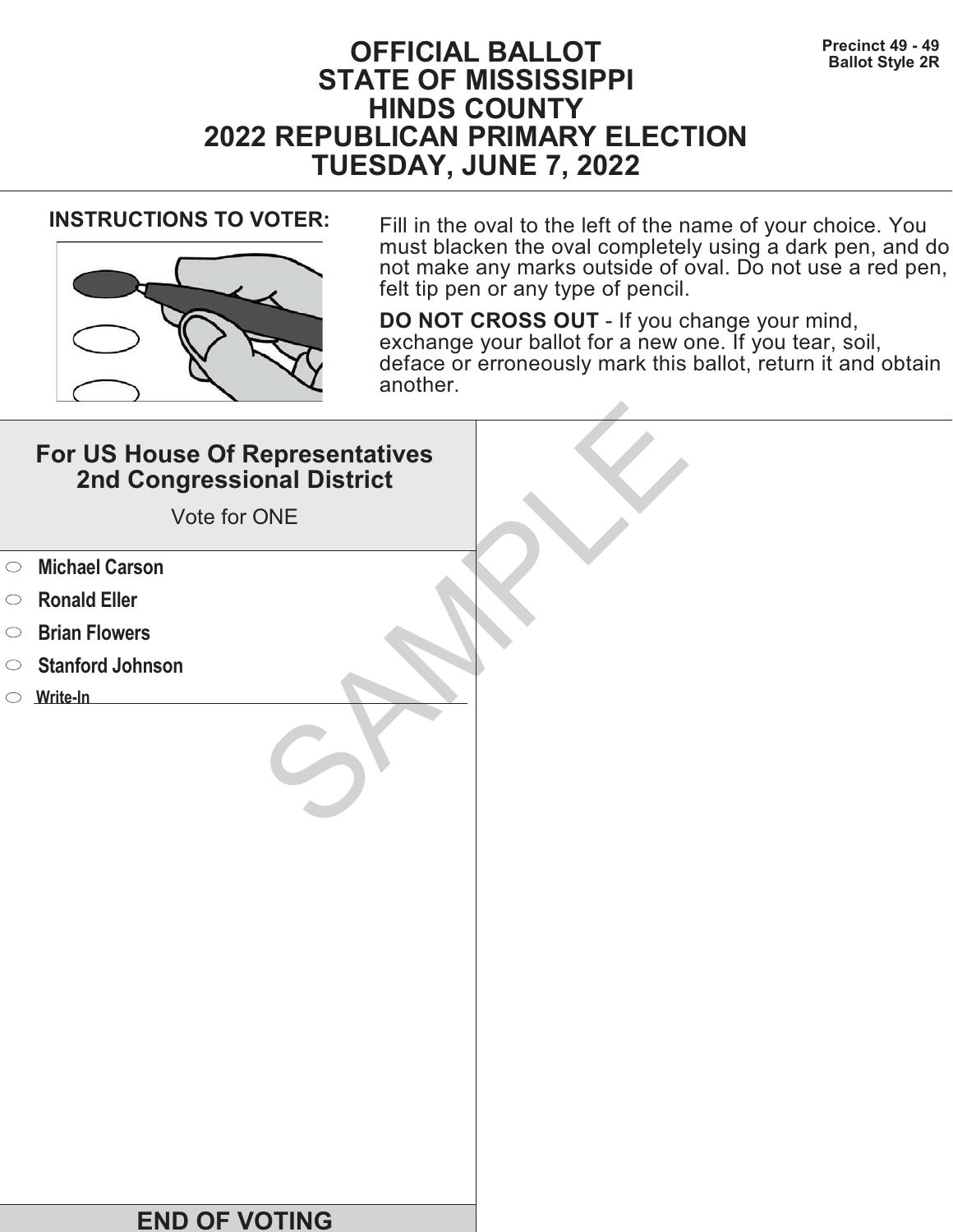Precinct 49 - 49
Ballot Style 2R

# OFFICIAL BALLOT
# STATE OF MISSISSIPPI
# HINDS COUNTY
# 2022 REPUBLICAN PRIMARY ELECTION
# TUESDAY, JUNE 7, 2022

**INSTRUCTIONS TO VOTER:**

Fill in the oval to the left of the name of your choice. You must blacken the oval completely using a dark pen, and do not make any marks outside of oval. Do not use a red pen, felt tip pen or any type of pencil.

**DO NOT CROSS OUT** - If you change your mind, exchange your ballot for a new one. If you tear, soil, deface or erroneously mark this ballot, return it and obtain another.

## For US House Of Representatives 2nd Congressional District

Vote for ONE

- ⬭ **Michael Carson**
- ⬭ **Ronald Eller**
- ⬭ **Brian Flowers**
- ⬭ **Stanford Johnson**
- ⬭ Write-In ____________________

SAMPLE

**END OF VOTING**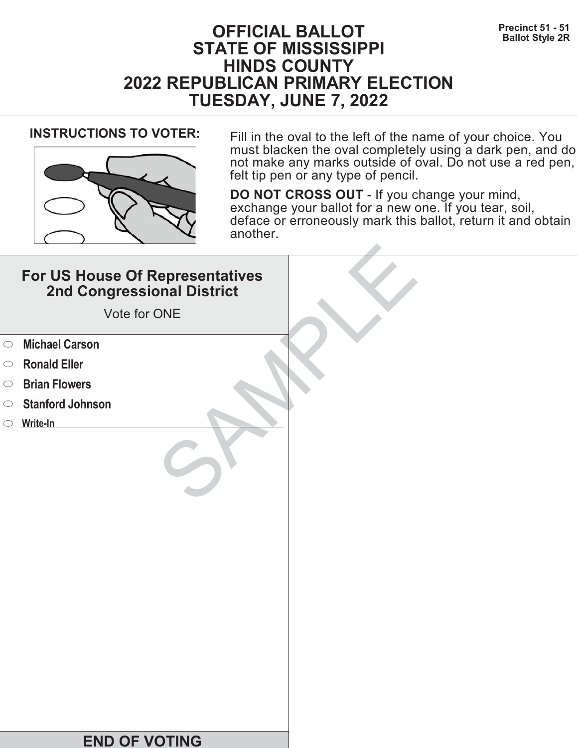Precinct 51 - 51
Ballot Style 2R

# OFFICIAL BALLOT
# STATE OF MISSISSIPPI
# HINDS COUNTY
# 2022 REPUBLICAN PRIMARY ELECTION
# TUESDAY, JUNE 7, 2022

**INSTRUCTIONS TO VOTER:**

Fill in the oval to the left of the name of your choice. You must blacken the oval completely using a dark pen, and do not make any marks outside of oval. Do not use a red pen, felt tip pen or any type of pencil.

**DO NOT CROSS OUT** - If you change your mind, exchange your ballot for a new one. If you tear, soil, deface or erroneously mark this ballot, return it and obtain another.

## For US House Of Representatives 2nd Congressional District

Vote for ONE

- ⬭ **Michael Carson**
- ⬭ **Ronald Eller**
- ⬭ **Brian Flowers**
- ⬭ **Stanford Johnson**
- ⬭ **Write-In** ____________________

SAMPLE

## END OF VOTING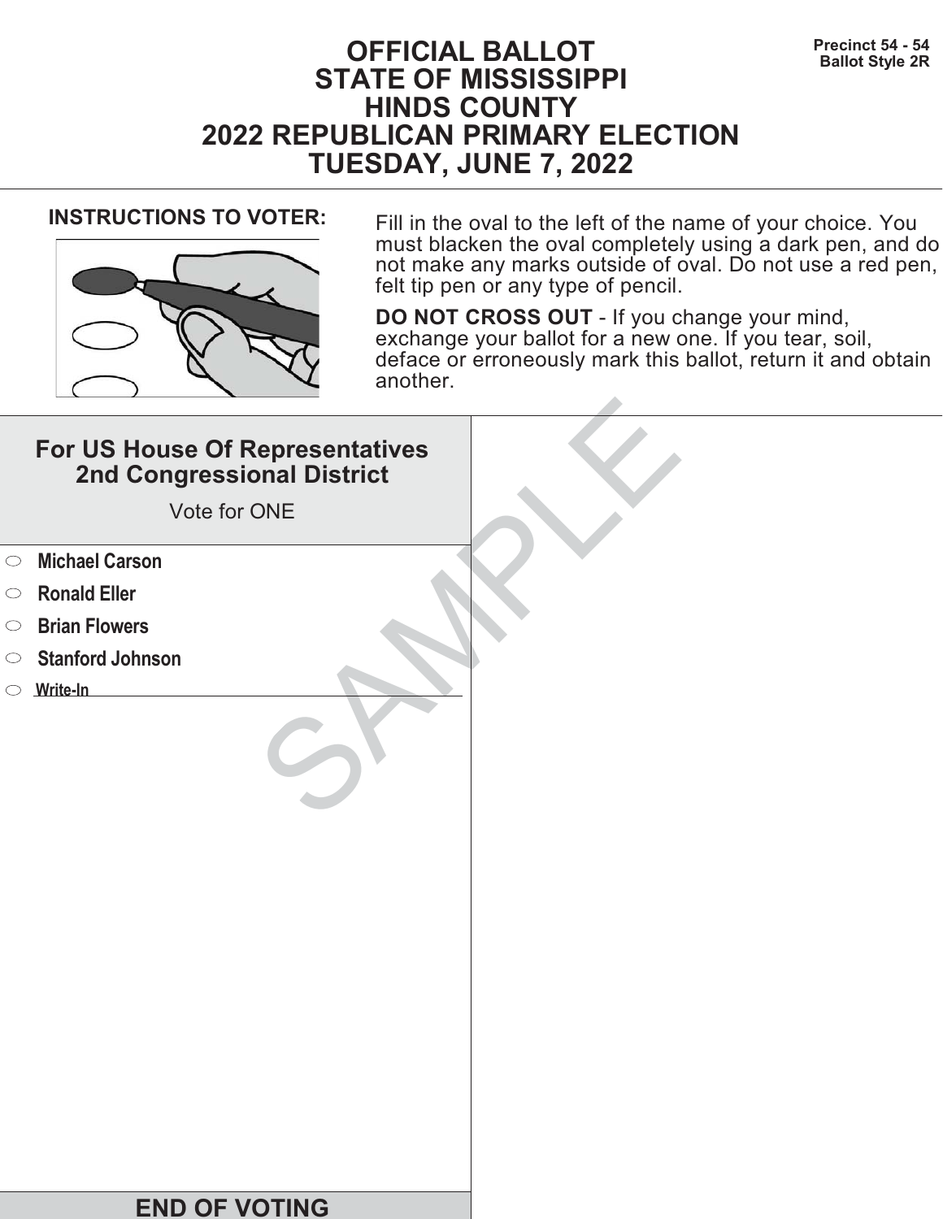Precinct 54 - 54
Ballot Style 2R

# OFFICIAL BALLOT
# STATE OF MISSISSIPPI
# HINDS COUNTY
# 2022 REPUBLICAN PRIMARY ELECTION
# TUESDAY, JUNE 7, 2022

**INSTRUCTIONS TO VOTER:**

Fill in the oval to the left of the name of your choice. You must blacken the oval completely using a dark pen, and do not make any marks outside of oval. Do not use a red pen, felt tip pen or any type of pencil.

**DO NOT CROSS OUT** - If you change your mind, exchange your ballot for a new one. If you tear, soil, deface or erroneously mark this ballot, return it and obtain another.

## For US House Of Representatives 2nd Congressional District

Vote for ONE

- ⬭ **Michael Carson**
- ⬭ **Ronald Eller**
- ⬭ **Brian Flowers**
- ⬭ **Stanford Johnson**
- ⬭ **Write-In** ____________________

SAMPLE

**END OF VOTING**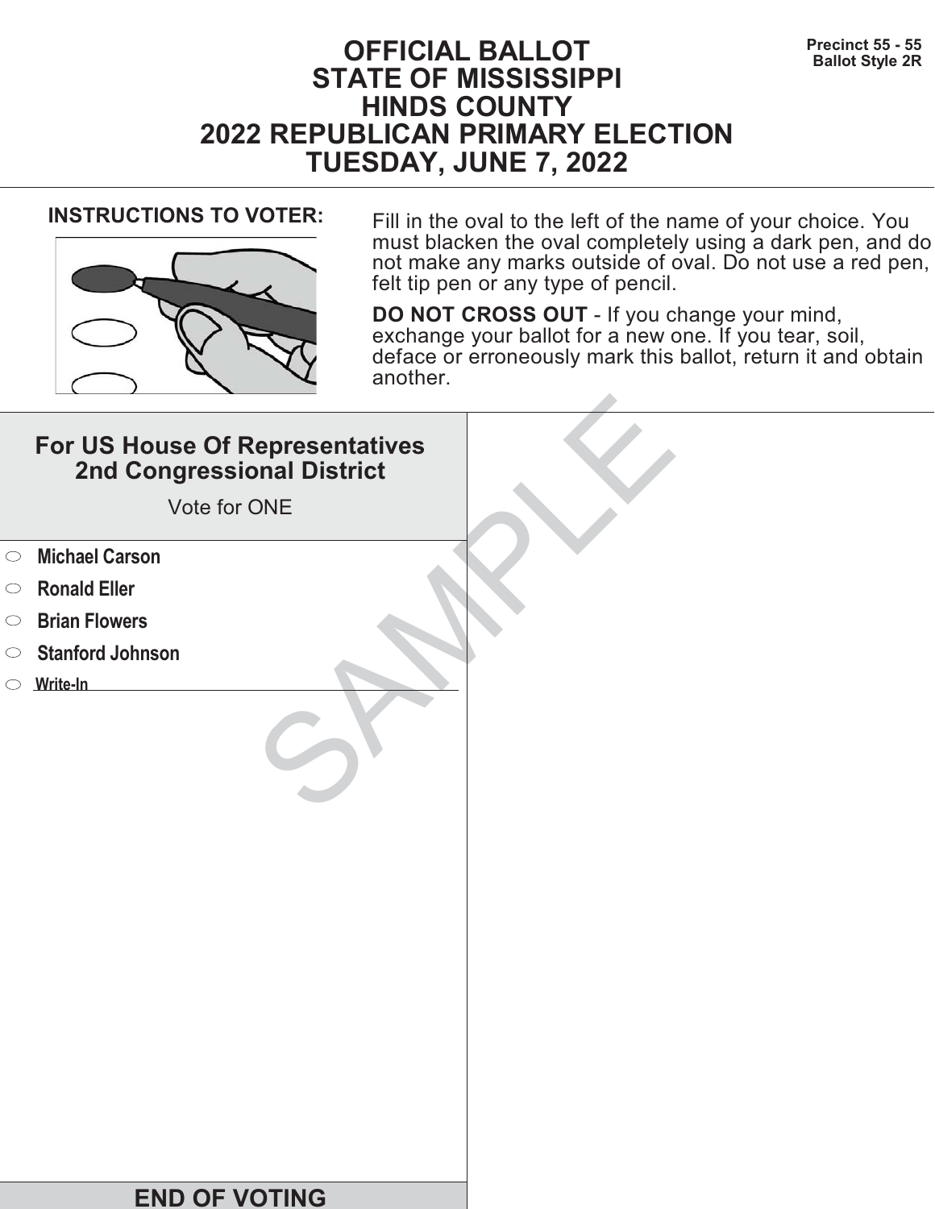Precinct 55 - 55
Ballot Style 2R

# OFFICIAL BALLOT
# STATE OF MISSISSIPPI
# HINDS COUNTY
# 2022 REPUBLICAN PRIMARY ELECTION
# TUESDAY, JUNE 7, 2022

**INSTRUCTIONS TO VOTER:**

Fill in the oval to the left of the name of your choice. You must blacken the oval completely using a dark pen, and do not make any marks outside of oval. Do not use a red pen, felt tip pen or any type of pencil.

**DO NOT CROSS OUT** - If you change your mind, exchange your ballot for a new one. If you tear, soil, deface or erroneously mark this ballot, return it and obtain another.

## For US House Of Representatives 2nd Congressional District

Vote for ONE

- ⬭ **Michael Carson**
- ⬭ **Ronald Eller**
- ⬭ **Brian Flowers**
- ⬭ **Stanford Johnson**
- ⬭ **Write-In** ______________________

SAMPLE

**END OF VOTING**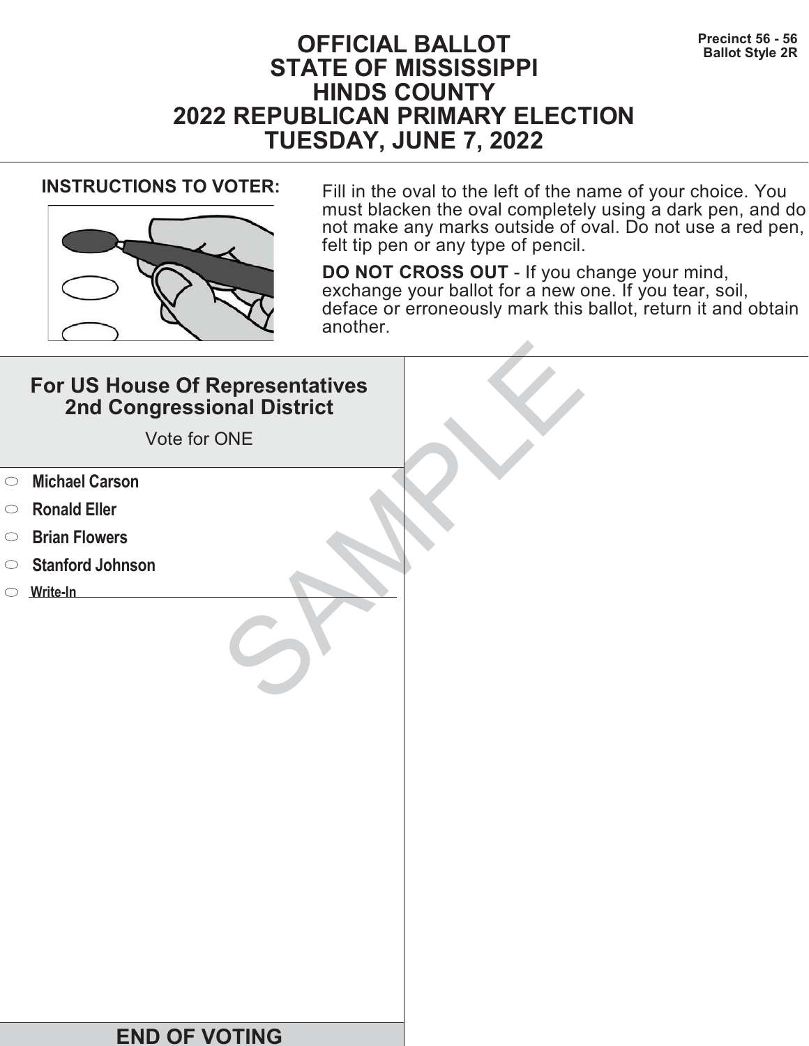# OFFICIAL BALLOT
# STATE OF MISSISSIPPI
# HINDS COUNTY
# 2022 REPUBLICAN PRIMARY ELECTION
# TUESDAY, JUNE 7, 2022

**Precinct 56 - 56**
**Ballot Style 2R**

**INSTRUCTIONS TO VOTER:**

Fill in the oval to the left of the name of your choice. You must blacken the oval completely using a dark pen, and do not make any marks outside of oval. Do not use a red pen, felt tip pen or any type of pencil.

**DO NOT CROSS OUT** - If you change your mind, exchange your ballot for a new one. If you tear, soil, deface or erroneously mark this ballot, return it and obtain another.

## For US House Of Representatives 2nd Congressional District

Vote for ONE

- ⬭ **Michael Carson**
- ⬭ **Ronald Eller**
- ⬭ **Brian Flowers**
- ⬭ **Stanford Johnson**
- ⬭ **Write-In** \_\_\_\_\_\_\_\_\_\_\_\_\_\_\_\_\_\_\_\_\_\_\_\_

SAMPLE

**END OF VOTING**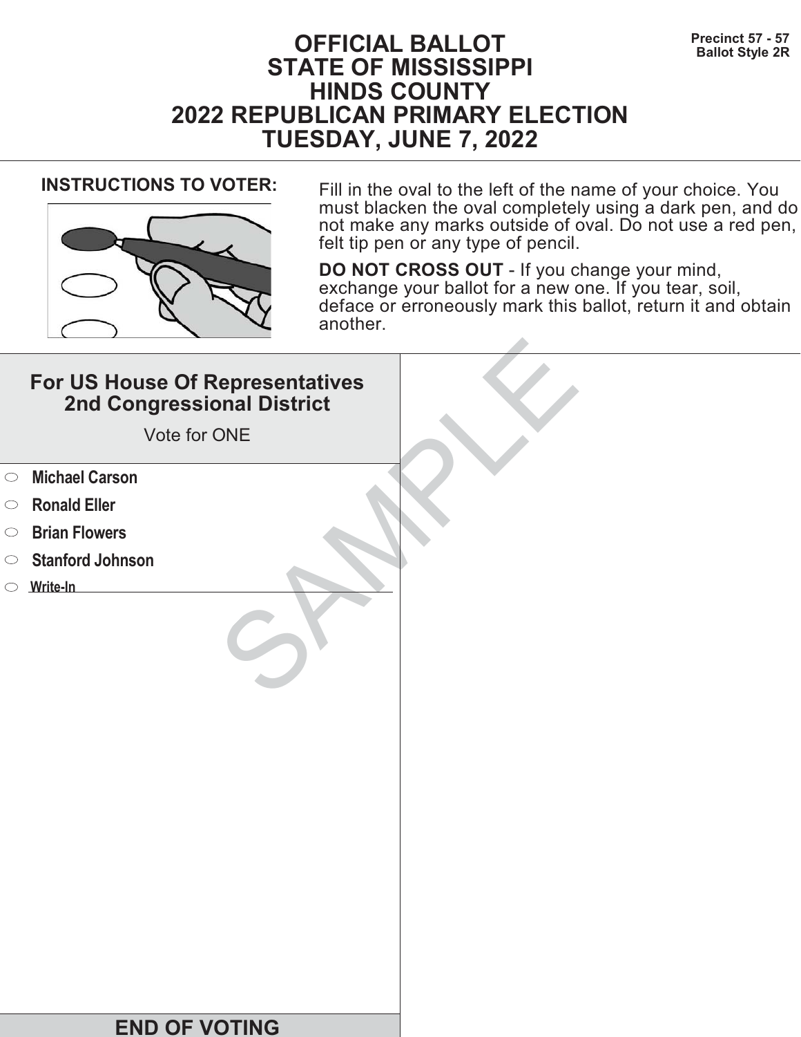# OFFICIAL BALLOT
# STATE OF MISSISSIPPI
# HINDS COUNTY
# 2022 REPUBLICAN PRIMARY ELECTION
# TUESDAY, JUNE 7, 2022

**Precinct 57 - 57**
**Ballot Style 2R**

**INSTRUCTIONS TO VOTER:**

Fill in the oval to the left of the name of your choice. You must blacken the oval completely using a dark pen, and do not make any marks outside of oval. Do not use a red pen, felt tip pen or any type of pencil.

**DO NOT CROSS OUT** - If you change your mind, exchange your ballot for a new one. If you tear, soil, deface or erroneously mark this ballot, return it and obtain another.

## For US House Of Representatives 2nd Congressional District

Vote for ONE

- **Michael Carson**
- **Ronald Eller**
- **Brian Flowers**
- **Stanford Johnson**
- **Write-In** \_\_\_\_\_\_\_\_\_\_\_\_\_\_\_\_\_\_\_\_

SAMPLE

## END OF VOTING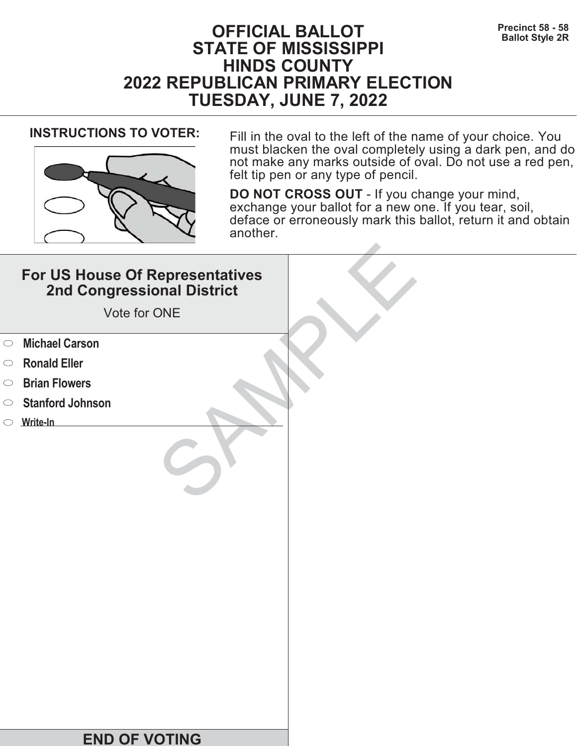# OFFICIAL BALLOT
# STATE OF MISSISSIPPI
# HINDS COUNTY
# 2022 REPUBLICAN PRIMARY ELECTION
# TUESDAY, JUNE 7, 2022

**Precinct 58 - 58**
**Ballot Style 2R**

**INSTRUCTIONS TO VOTER:**

Fill in the oval to the left of the name of your choice. You must blacken the oval completely using a dark pen, and do not make any marks outside of oval. Do not use a red pen, felt tip pen or any type of pencil.

**DO NOT CROSS OUT** - If you change your mind, exchange your ballot for a new one. If you tear, soil, deface or erroneously mark this ballot, return it and obtain another.

## For US House Of Representatives 2nd Congressional District

Vote for ONE

- ⬭ **Michael Carson**
- ⬭ **Ronald Eller**
- ⬭ **Brian Flowers**
- ⬭ **Stanford Johnson**
- ⬭ **Write-In** ______________________

SAMPLE

## END OF VOTING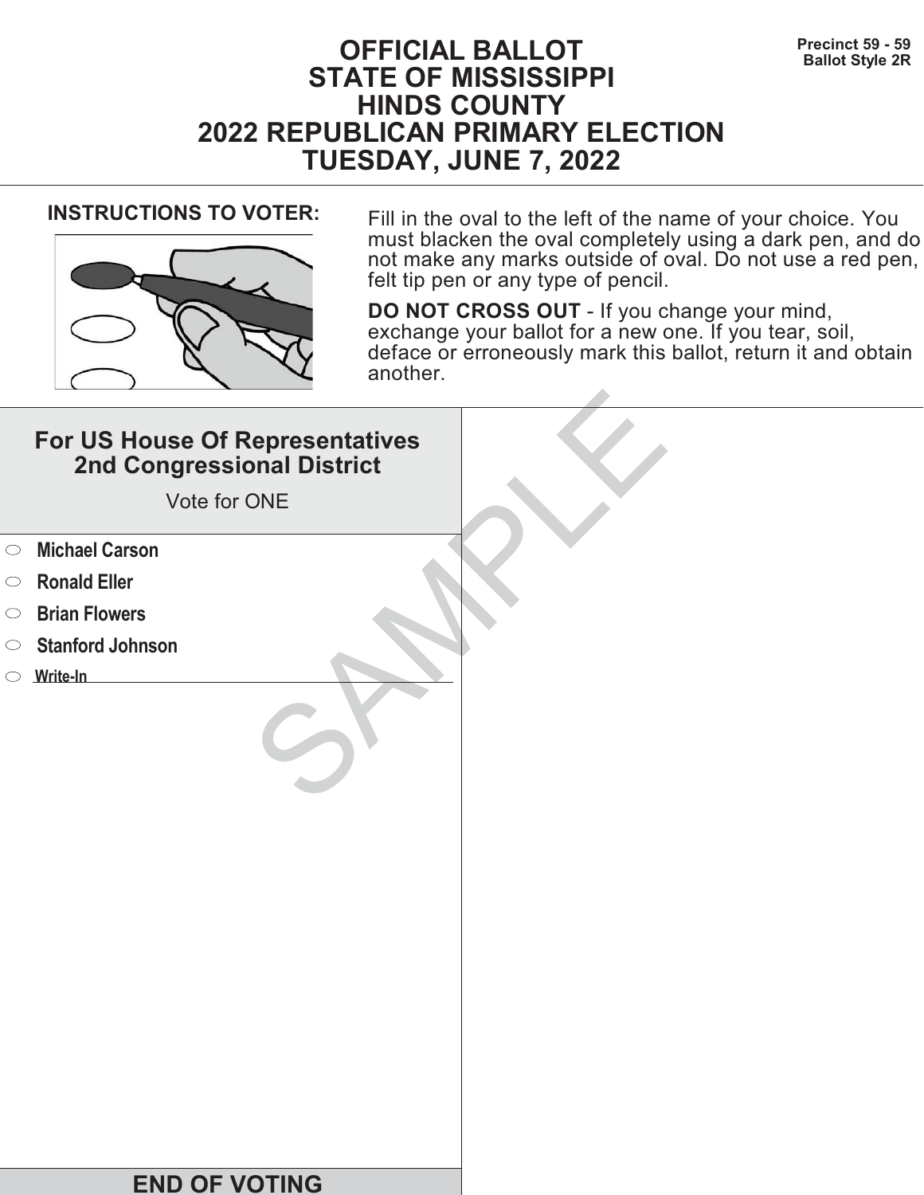Precinct 59 - 59
Ballot Style 2R

# OFFICIAL BALLOT
# STATE OF MISSISSIPPI
# HINDS COUNTY
# 2022 REPUBLICAN PRIMARY ELECTION
# TUESDAY, JUNE 7, 2022

**INSTRUCTIONS TO VOTER:**

Fill in the oval to the left of the name of your choice. You must blacken the oval completely using a dark pen, and do not make any marks outside of oval. Do not use a red pen, felt tip pen or any type of pencil.

**DO NOT CROSS OUT** - If you change your mind, exchange your ballot for a new one. If you tear, soil, deface or erroneously mark this ballot, return it and obtain another.

## For US House Of Representatives 2nd Congressional District

Vote for ONE

- ○ **Michael Carson**
- ○ **Ronald Eller**
- ○ **Brian Flowers**
- ○ **Stanford Johnson**
- ○ **Write-In** \_\_\_\_\_\_\_\_\_\_\_\_\_\_\_\_\_\_\_\_

SAMPLE

**END OF VOTING**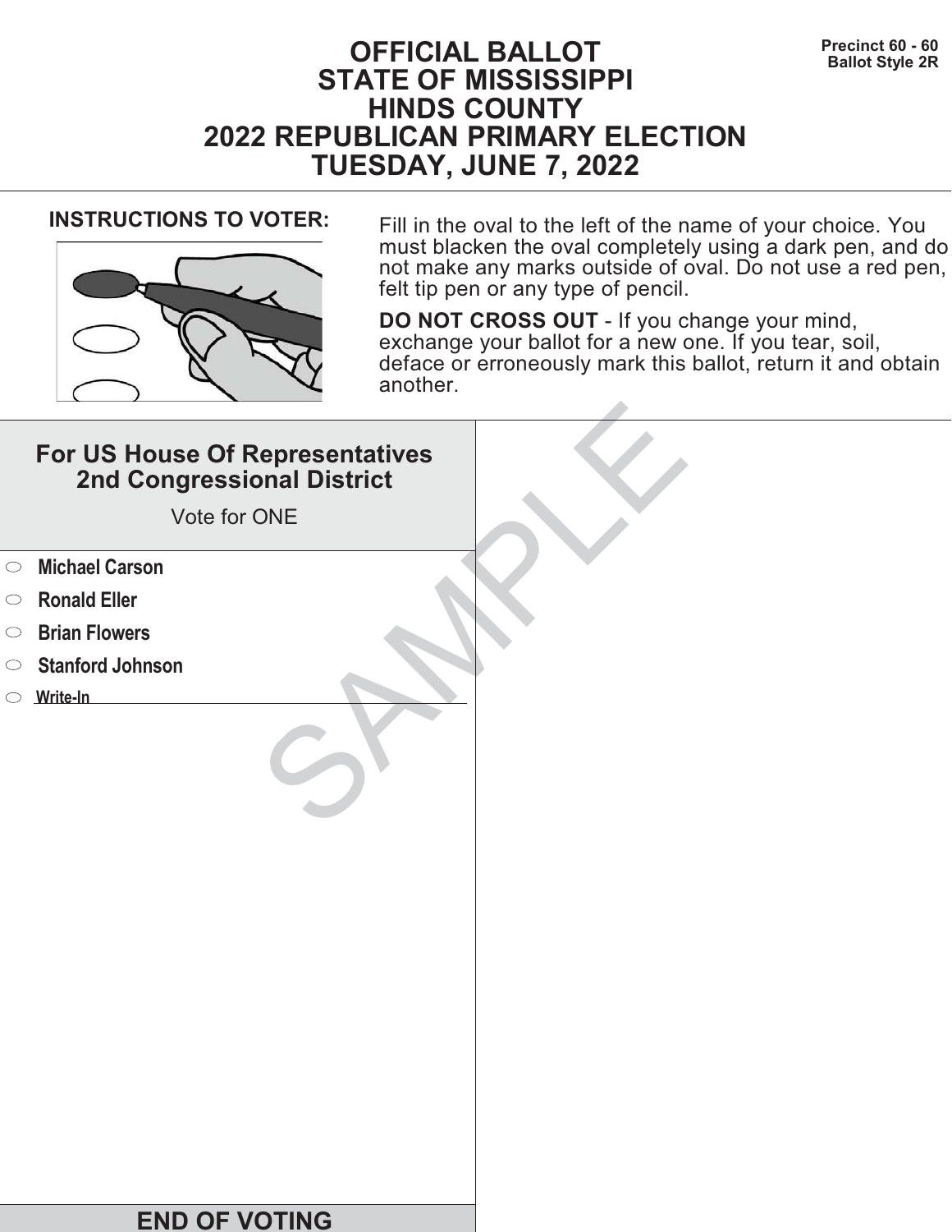Precinct 60 - 60
Ballot Style 2R

# OFFICIAL BALLOT
# STATE OF MISSISSIPPI
# HINDS COUNTY
# 2022 REPUBLICAN PRIMARY ELECTION
# TUESDAY, JUNE 7, 2022

**INSTRUCTIONS TO VOTER:**

Fill in the oval to the left of the name of your choice. You must blacken the oval completely using a dark pen, and do not make any marks outside of oval. Do not use a red pen, felt tip pen or any type of pencil.

**DO NOT CROSS OUT** - If you change your mind, exchange your ballot for a new one. If you tear, soil, deface or erroneously mark this ballot, return it and obtain another.

## For US House Of Representatives 2nd Congressional District

Vote for ONE

- ⬭ **Michael Carson**
- ⬭ **Ronald Eller**
- ⬭ **Brian Flowers**
- ⬭ **Stanford Johnson**
- ⬭ **Write-In** ____________________

SAMPLE

## END OF VOTING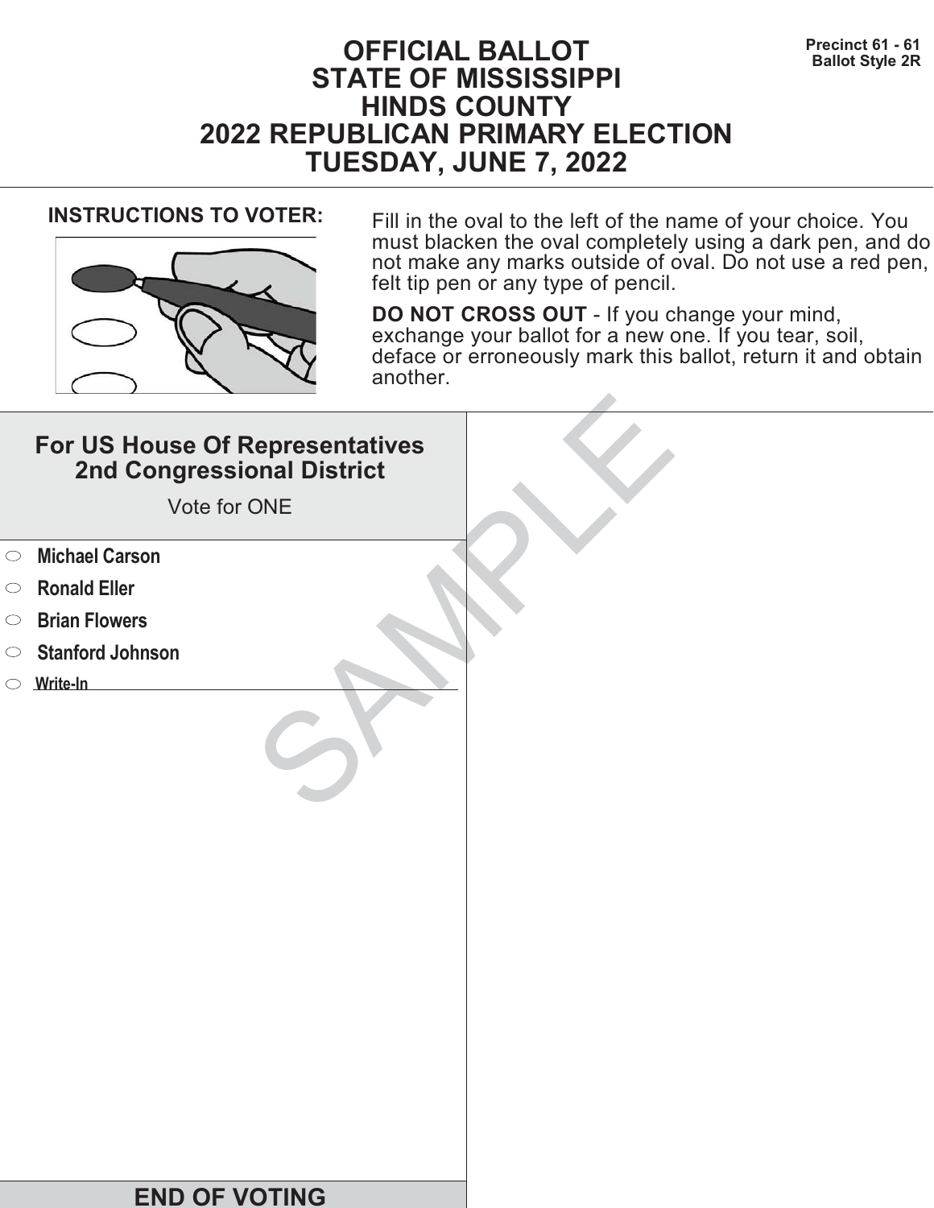Precinct 61 - 61
Ballot Style 2R

# OFFICIAL BALLOT
# STATE OF MISSISSIPPI
# HINDS COUNTY
# 2022 REPUBLICAN PRIMARY ELECTION
# TUESDAY, JUNE 7, 2022

**INSTRUCTIONS TO VOTER:**

Fill in the oval to the left of the name of your choice. You must blacken the oval completely using a dark pen, and do not make any marks outside of oval. Do not use a red pen, felt tip pen or any type of pencil.

**DO NOT CROSS OUT** - If you change your mind, exchange your ballot for a new one. If you tear, soil, deface or erroneously mark this ballot, return it and obtain another.

## For US House Of Representatives 2nd Congressional District

Vote for ONE

- ⬭ **Michael Carson**
- ⬭ **Ronald Eller**
- ⬭ **Brian Flowers**
- ⬭ **Stanford Johnson**
- ⬭ Write-In ____________________

SAMPLE

**END OF VOTING**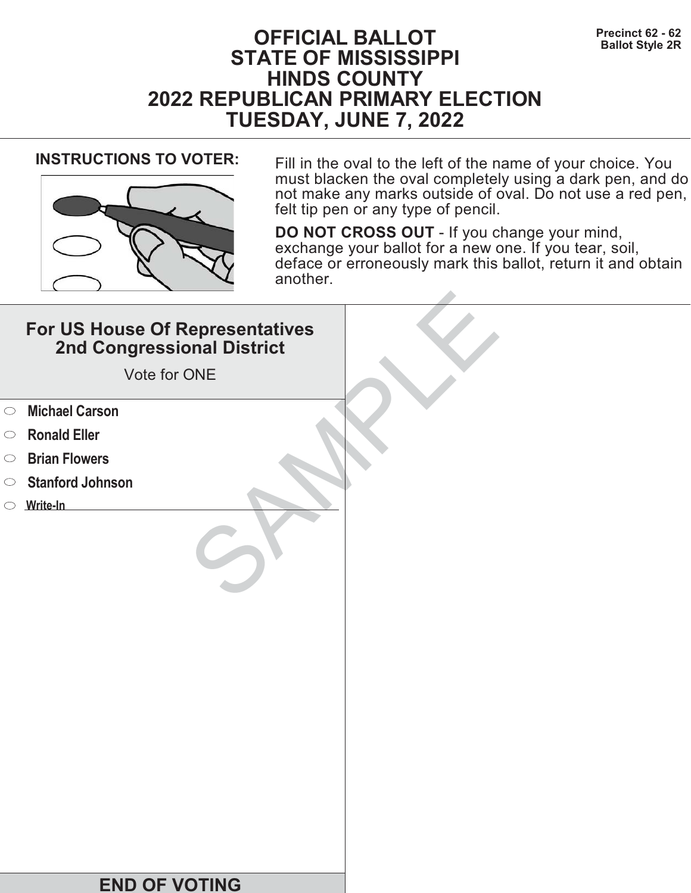Precinct 62 - 62
Ballot Style 2R

# OFFICIAL BALLOT
# STATE OF MISSISSIPPI
# HINDS COUNTY
# 2022 REPUBLICAN PRIMARY ELECTION
# TUESDAY, JUNE 7, 2022

**INSTRUCTIONS TO VOTER:**

Fill in the oval to the left of the name of your choice. You must blacken the oval completely using a dark pen, and do not make any marks outside of oval. Do not use a red pen, felt tip pen or any type of pencil.

**DO NOT CROSS OUT** - If you change your mind, exchange your ballot for a new one. If you tear, soil, deface or erroneously mark this ballot, return it and obtain another.

## For US House Of Representatives 2nd Congressional District

Vote for ONE

- ⬭ **Michael Carson**
- ⬭ **Ronald Eller**
- ⬭ **Brian Flowers**
- ⬭ **Stanford Johnson**
- ⬭ Write-In ____________________

SAMPLE

**END OF VOTING**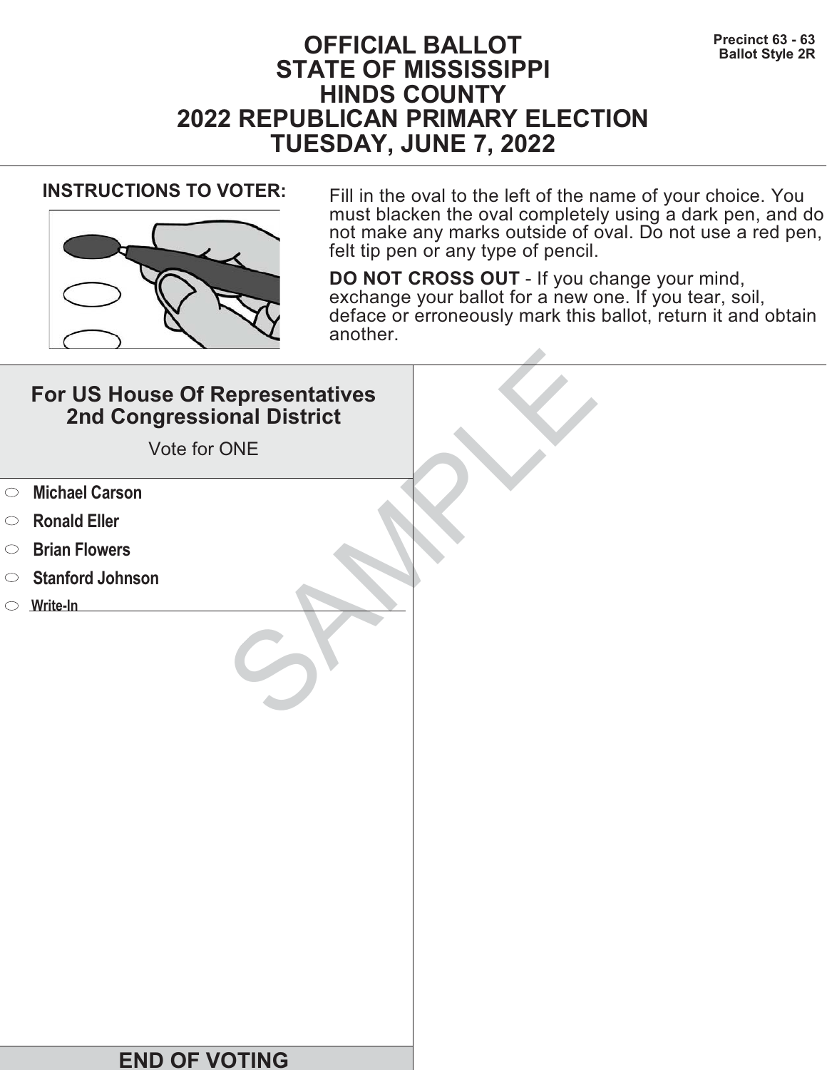Precinct 63 - 63
Ballot Style 2R

# OFFICIAL BALLOT
# STATE OF MISSISSIPPI
# HINDS COUNTY
# 2022 REPUBLICAN PRIMARY ELECTION
# TUESDAY, JUNE 7, 2022

**INSTRUCTIONS TO VOTER:**

Fill in the oval to the left of the name of your choice. You must blacken the oval completely using a dark pen, and do not make any marks outside of oval. Do not use a red pen, felt tip pen or any type of pencil.

**DO NOT CROSS OUT** - If you change your mind, exchange your ballot for a new one. If you tear, soil, deface or erroneously mark this ballot, return it and obtain another.

## For US House Of Representatives 2nd Congressional District

Vote for ONE

- **Michael Carson**
- **Ronald Eller**
- **Brian Flowers**
- **Stanford Johnson**
- Write-In ____________________

SAMPLE

**END OF VOTING**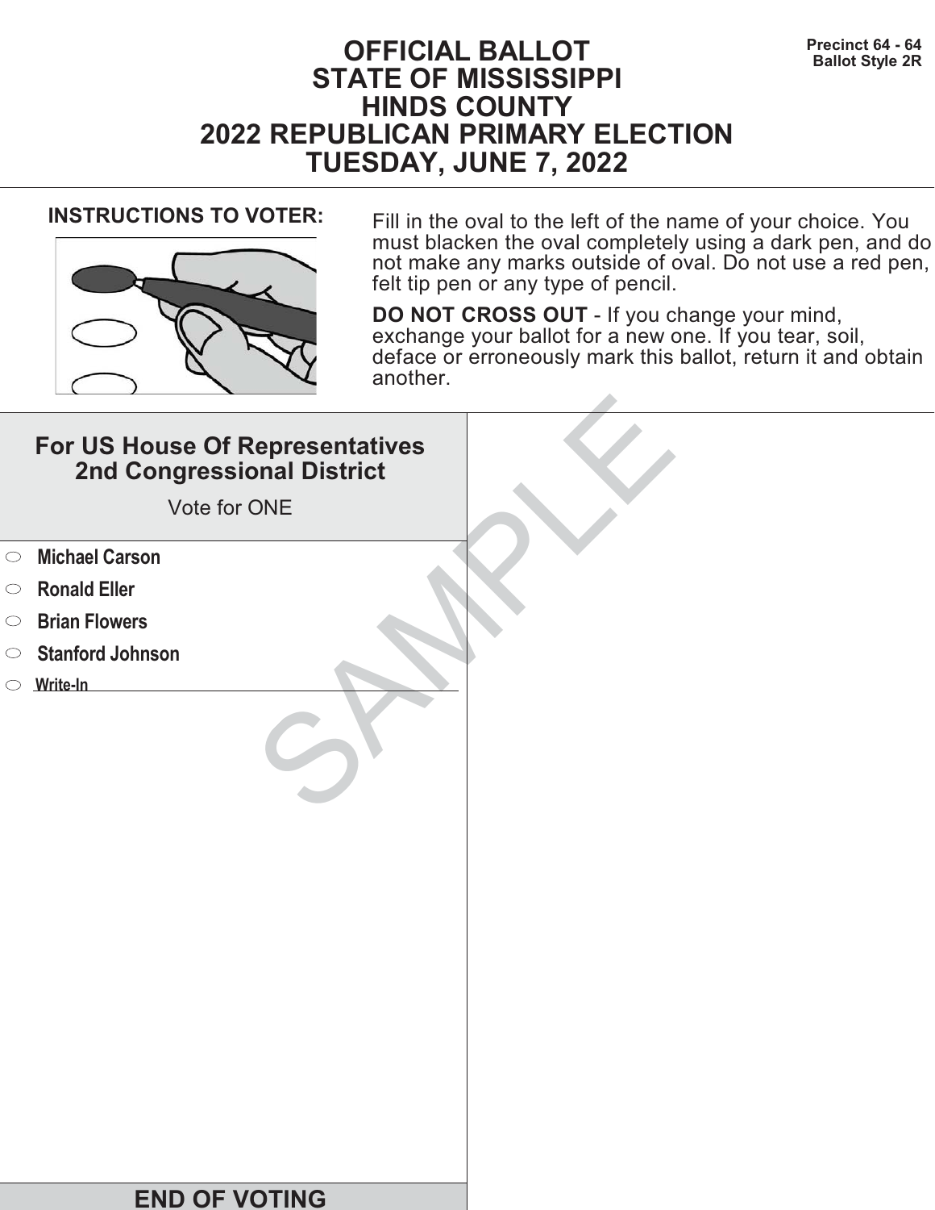Precinct 64 - 64
Ballot Style 2R

# OFFICIAL BALLOT
# STATE OF MISSISSIPPI
# HINDS COUNTY
# 2022 REPUBLICAN PRIMARY ELECTION
# TUESDAY, JUNE 7, 2022

**INSTRUCTIONS TO VOTER:**

Fill in the oval to the left of the name of your choice. You must blacken the oval completely using a dark pen, and do not make any marks outside of oval. Do not use a red pen, felt tip pen or any type of pencil.

**DO NOT CROSS OUT** - If you change your mind, exchange your ballot for a new one. If you tear, soil, deface or erroneously mark this ballot, return it and obtain another.

## For US House Of Representatives 2nd Congressional District

Vote for ONE

- ⬭ **Michael Carson**
- ⬭ **Ronald Eller**
- ⬭ **Brian Flowers**
- ⬭ **Stanford Johnson**
- ⬭ **Write-In** ____________________

SAMPLE

## END OF VOTING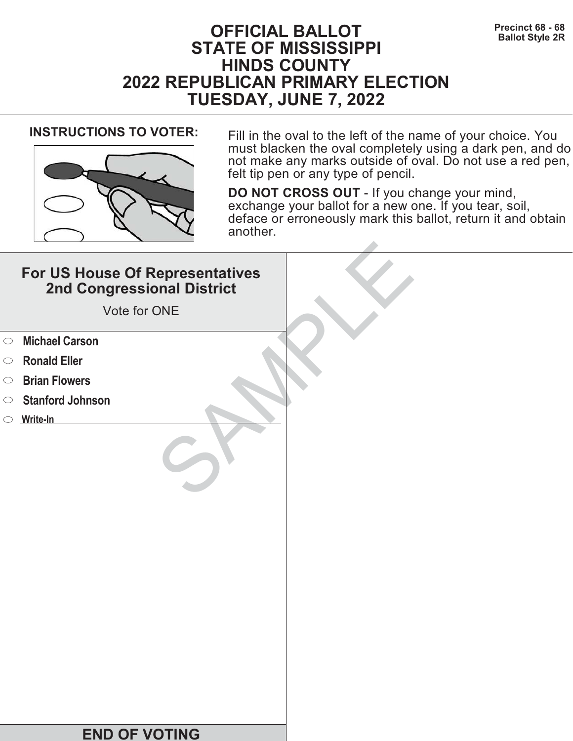Precinct 68 - 68
Ballot Style 2R

# OFFICIAL BALLOT
# STATE OF MISSISSIPPI
# HINDS COUNTY
# 2022 REPUBLICAN PRIMARY ELECTION
# TUESDAY, JUNE 7, 2022

**INSTRUCTIONS TO VOTER:**

Fill in the oval to the left of the name of your choice. You must blacken the oval completely using a dark pen, and do not make any marks outside of oval. Do not use a red pen, felt tip pen or any type of pencil.

**DO NOT CROSS OUT** - If you change your mind, exchange your ballot for a new one. If you tear, soil, deface or erroneously mark this ballot, return it and obtain another.

## For US House Of Representatives 2nd Congressional District

Vote for ONE

- ⬭ **Michael Carson**
- ⬭ **Ronald Eller**
- ⬭ **Brian Flowers**
- ⬭ **Stanford Johnson**
- ⬭ **Write-In** ____________________

SAMPLE

**END OF VOTING**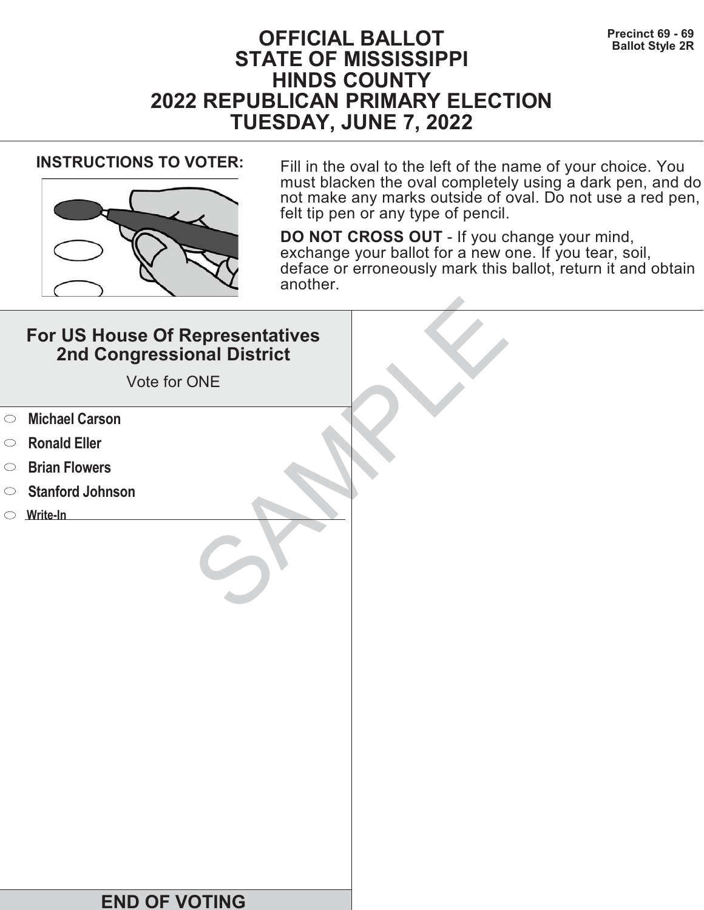Precinct 69 - 69
Ballot Style 2R

# OFFICIAL BALLOT
# STATE OF MISSISSIPPI
# HINDS COUNTY
# 2022 REPUBLICAN PRIMARY ELECTION
# TUESDAY, JUNE 7, 2022

**INSTRUCTIONS TO VOTER:**

Fill in the oval to the left of the name of your choice. You must blacken the oval completely using a dark pen, and do not make any marks outside of oval. Do not use a red pen, felt tip pen or any type of pencil.

**DO NOT CROSS OUT** - If you change your mind, exchange your ballot for a new one. If you tear, soil, deface or erroneously mark this ballot, return it and obtain another.

## For US House Of Representatives 2nd Congressional District

Vote for ONE

- ⬭ **Michael Carson**
- ⬭ **Ronald Eller**
- ⬭ **Brian Flowers**
- ⬭ **Stanford Johnson**
- ⬭ **Write-In** ______________________

SAMPLE

**END OF VOTING**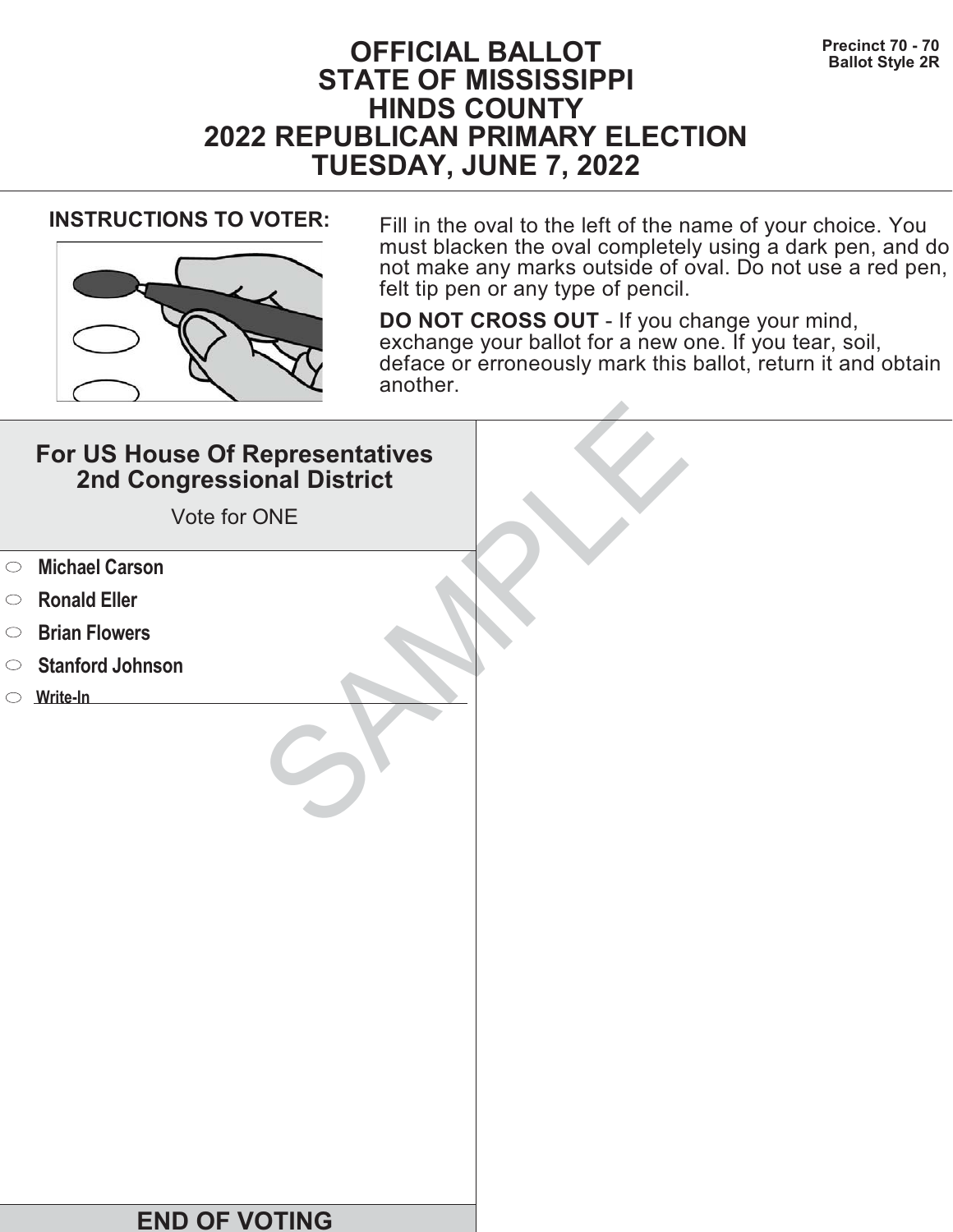Precinct 70 - 70
Ballot Style 2R

# OFFICIAL BALLOT
# STATE OF MISSISSIPPI
# HINDS COUNTY
# 2022 REPUBLICAN PRIMARY ELECTION
# TUESDAY, JUNE 7, 2022

**INSTRUCTIONS TO VOTER:**

Fill in the oval to the left of the name of your choice. You must blacken the oval completely using a dark pen, and do not make any marks outside of oval. Do not use a red pen, felt tip pen or any type of pencil.

**DO NOT CROSS OUT** - If you change your mind, exchange your ballot for a new one. If you tear, soil, deface or erroneously mark this ballot, return it and obtain another.

## For US House Of Representatives 2nd Congressional District

Vote for ONE

- ⬭ **Michael Carson**
- ⬭ **Ronald Eller**
- ⬭ **Brian Flowers**
- ⬭ **Stanford Johnson**
- ⬭ **Write-In** ____________________

SAMPLE

**END OF VOTING**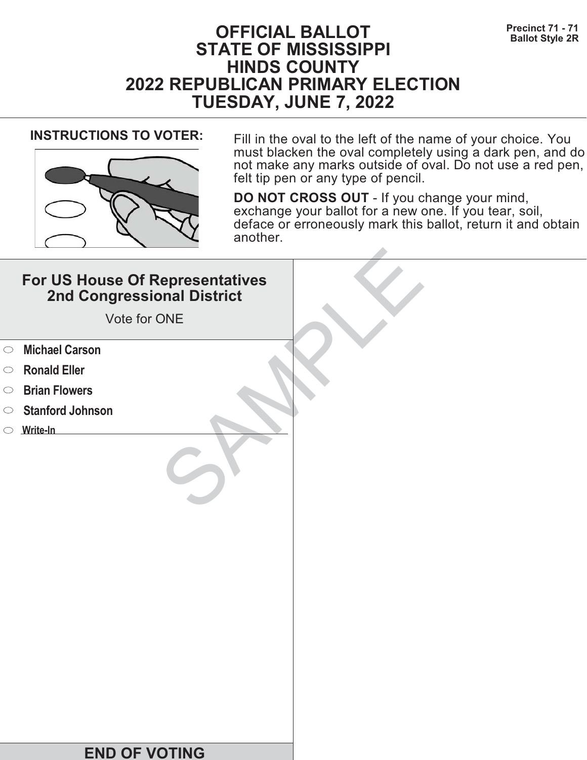Precinct 71 - 71
Ballot Style 2R

# OFFICIAL BALLOT
# STATE OF MISSISSIPPI
# HINDS COUNTY
# 2022 REPUBLICAN PRIMARY ELECTION
# TUESDAY, JUNE 7, 2022

**INSTRUCTIONS TO VOTER:**

Fill in the oval to the left of the name of your choice. You must blacken the oval completely using a dark pen, and do not make any marks outside of oval. Do not use a red pen, felt tip pen or any type of pencil.

**DO NOT CROSS OUT** - If you change your mind, exchange your ballot for a new one. If you tear, soil, deface or erroneously mark this ballot, return it and obtain another.

## For US House Of Representatives 2nd Congressional District

Vote for ONE

- ⬭ **Michael Carson**
- ⬭ **Ronald Eller**
- ⬭ **Brian Flowers**
- ⬭ **Stanford Johnson**
- ⬭ **Write-In** ____________________

SAMPLE

**END OF VOTING**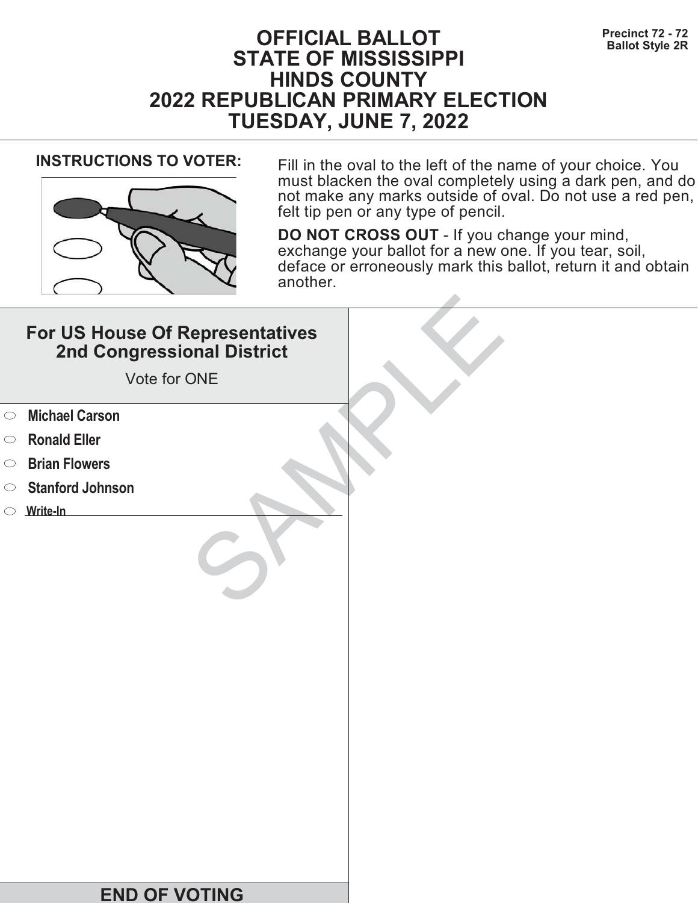# OFFICIAL BALLOT
# STATE OF MISSISSIPPI
# HINDS COUNTY
# 2022 REPUBLICAN PRIMARY ELECTION
# TUESDAY, JUNE 7, 2022

**Precinct 72 - 72**
**Ballot Style 2R**

**INSTRUCTIONS TO VOTER:**

Fill in the oval to the left of the name of your choice. You must blacken the oval completely using a dark pen, and do not make any marks outside of oval. Do not use a red pen, felt tip pen or any type of pencil.

**DO NOT CROSS OUT** - If you change your mind, exchange your ballot for a new one. If you tear, soil, deface or erroneously mark this ballot, return it and obtain another.

## For US House Of Representatives 2nd Congressional District

Vote for ONE

- **Michael Carson**
- **Ronald Eller**
- **Brian Flowers**
- **Stanford Johnson**
- **Write-In** ____________________

SAMPLE

**END OF VOTING**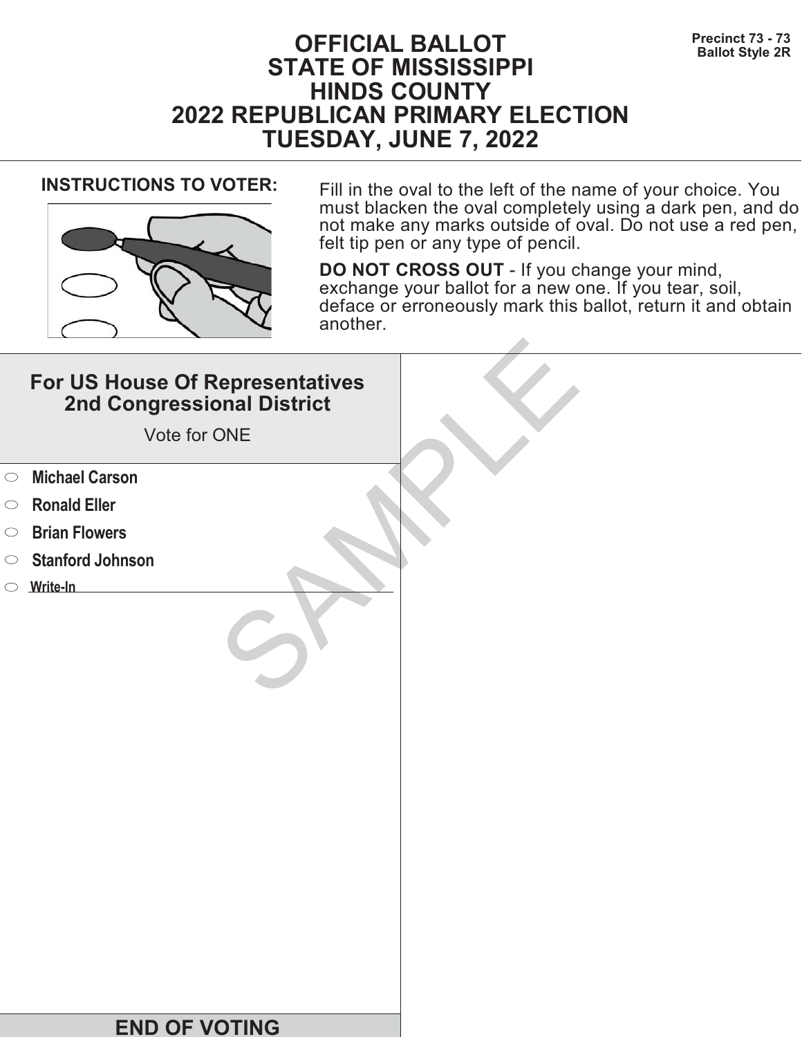Precinct 73 - 73
Ballot Style 2R

# OFFICIAL BALLOT
# STATE OF MISSISSIPPI
# HINDS COUNTY
# 2022 REPUBLICAN PRIMARY ELECTION
# TUESDAY, JUNE 7, 2022

**INSTRUCTIONS TO VOTER:**

Fill in the oval to the left of the name of your choice. You must blacken the oval completely using a dark pen, and do not make any marks outside of oval. Do not use a red pen, felt tip pen or any type of pencil.

**DO NOT CROSS OUT** - If you change your mind, exchange your ballot for a new one. If you tear, soil, deface or erroneously mark this ballot, return it and obtain another.

## For US House Of Representatives 2nd Congressional District

Vote for ONE

- ⬭ **Michael Carson**
- ⬭ **Ronald Eller**
- ⬭ **Brian Flowers**
- ⬭ **Stanford Johnson**
- ⬭ **Write-In** ____________________

SAMPLE

**END OF VOTING**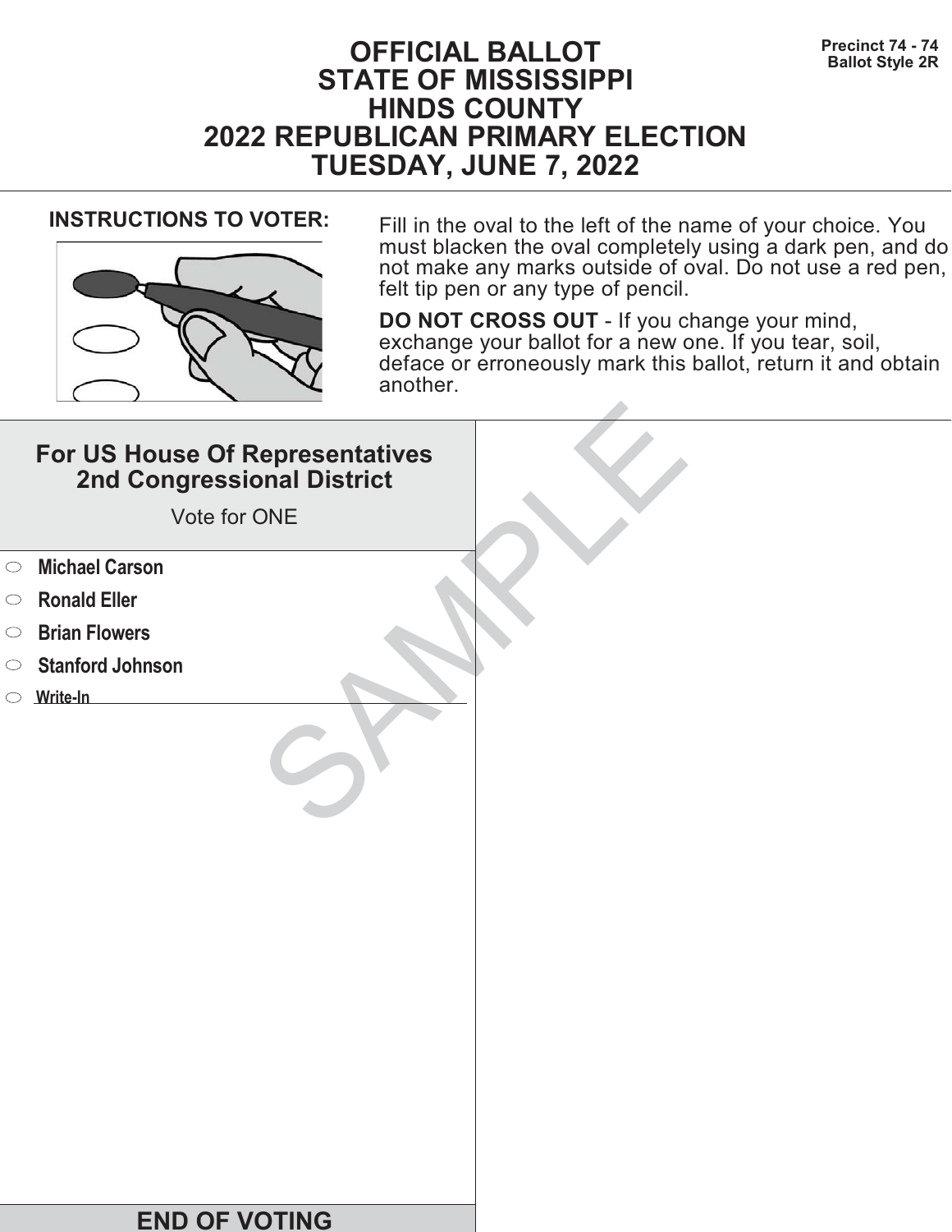Precinct 74 - 74
Ballot Style 2R

# OFFICIAL BALLOT
# STATE OF MISSISSIPPI
# HINDS COUNTY
# 2022 REPUBLICAN PRIMARY ELECTION
# TUESDAY, JUNE 7, 2022

**INSTRUCTIONS TO VOTER:**

Fill in the oval to the left of the name of your choice. You must blacken the oval completely using a dark pen, and do not make any marks outside of oval. Do not use a red pen, felt tip pen or any type of pencil.

**DO NOT CROSS OUT** - If you change your mind, exchange your ballot for a new one. If you tear, soil, deface or erroneously mark this ballot, return it and obtain another.

## For US House Of Representatives 2nd Congressional District

Vote for ONE

- ⬭ **Michael Carson**
- ⬭ **Ronald Eller**
- ⬭ **Brian Flowers**
- ⬭ **Stanford Johnson**
- ⬭ **Write-In** ____________________

SAMPLE

**END OF VOTING**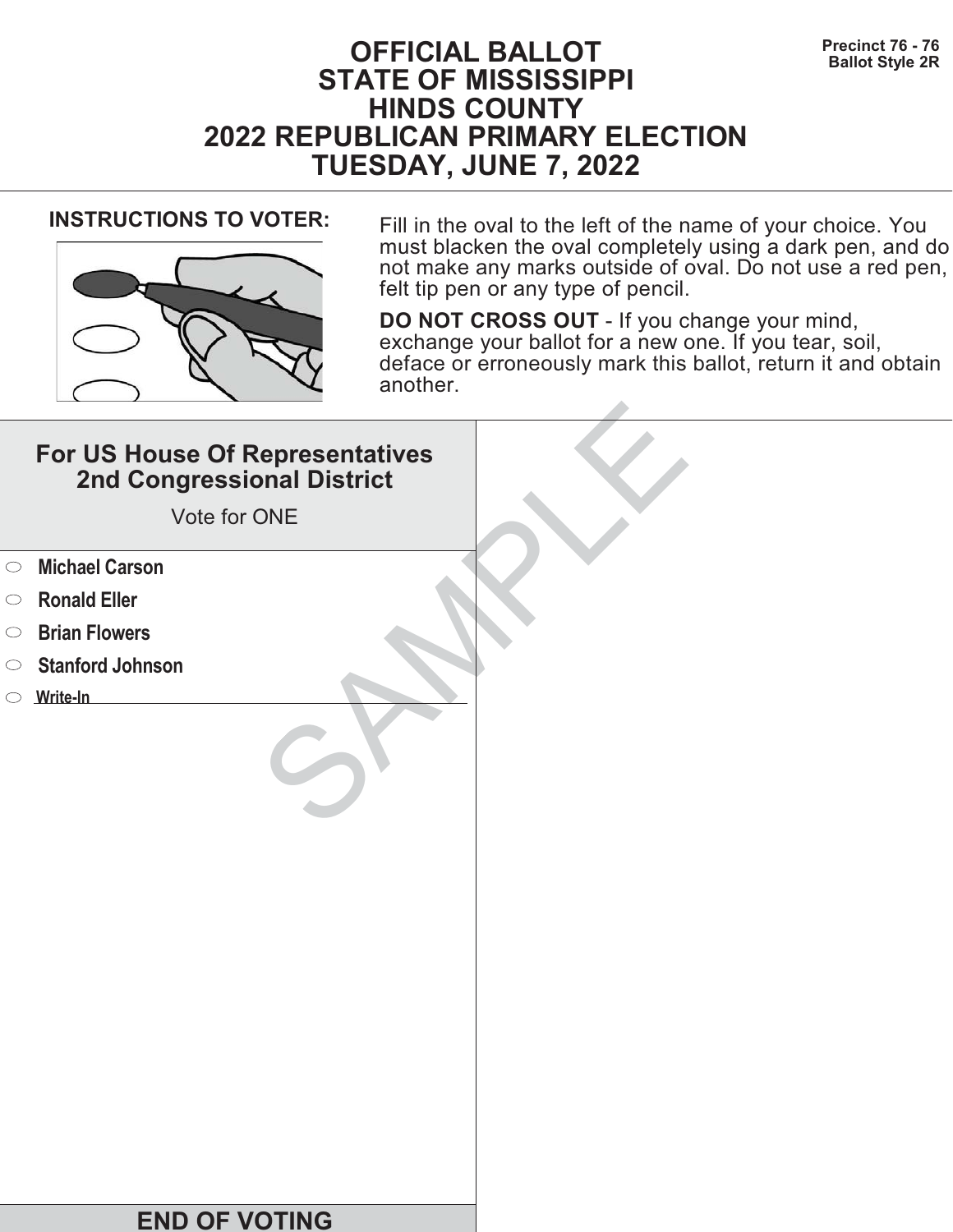Precinct 76 - 76
Ballot Style 2R

# OFFICIAL BALLOT
# STATE OF MISSISSIPPI
# HINDS COUNTY
# 2022 REPUBLICAN PRIMARY ELECTION
# TUESDAY, JUNE 7, 2022

**INSTRUCTIONS TO VOTER:**

Fill in the oval to the left of the name of your choice. You must blacken the oval completely using a dark pen, and do not make any marks outside of oval. Do not use a red pen, felt tip pen or any type of pencil.

**DO NOT CROSS OUT** - If you change your mind, exchange your ballot for a new one. If you tear, soil, deface or erroneously mark this ballot, return it and obtain another.

## For US House Of Representatives 2nd Congressional District

Vote for ONE

- ○ **Michael Carson**
- ○ **Ronald Eller**
- ○ **Brian Flowers**
- ○ **Stanford Johnson**
- ○ **Write-In** ____________________

SAMPLE

**END OF VOTING**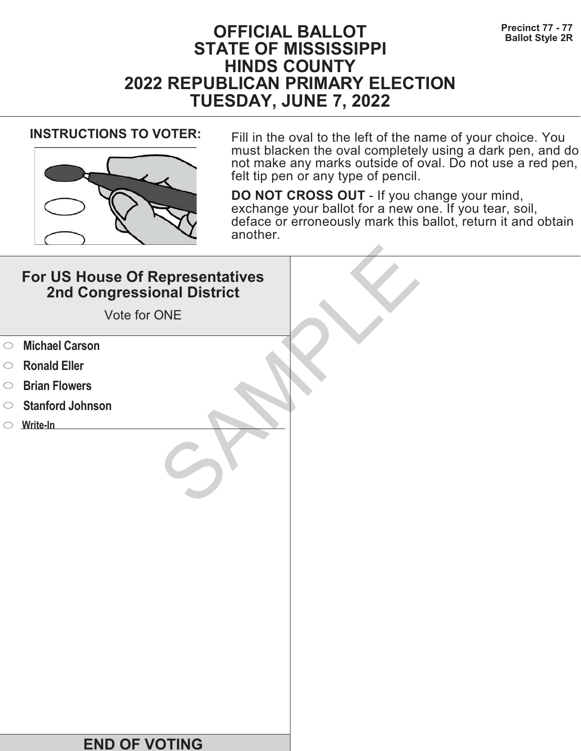Precinct 77 - 77
Ballot Style 2R

# OFFICIAL BALLOT
# STATE OF MISSISSIPPI
# HINDS COUNTY
# 2022 REPUBLICAN PRIMARY ELECTION
# TUESDAY, JUNE 7, 2022

**INSTRUCTIONS TO VOTER:**

Fill in the oval to the left of the name of your choice. You must blacken the oval completely using a dark pen, and do not make any marks outside of oval. Do not use a red pen, felt tip pen or any type of pencil.

**DO NOT CROSS OUT** - If you change your mind, exchange your ballot for a new one. If you tear, soil, deface or erroneously mark this ballot, return it and obtain another.

## For US House Of Representatives 2nd Congressional District

Vote for ONE

- ⬭ **Michael Carson**
- ⬭ **Ronald Eller**
- ⬭ **Brian Flowers**
- ⬭ **Stanford Johnson**
- ⬭ Write-In ____________________

SAMPLE

**END OF VOTING**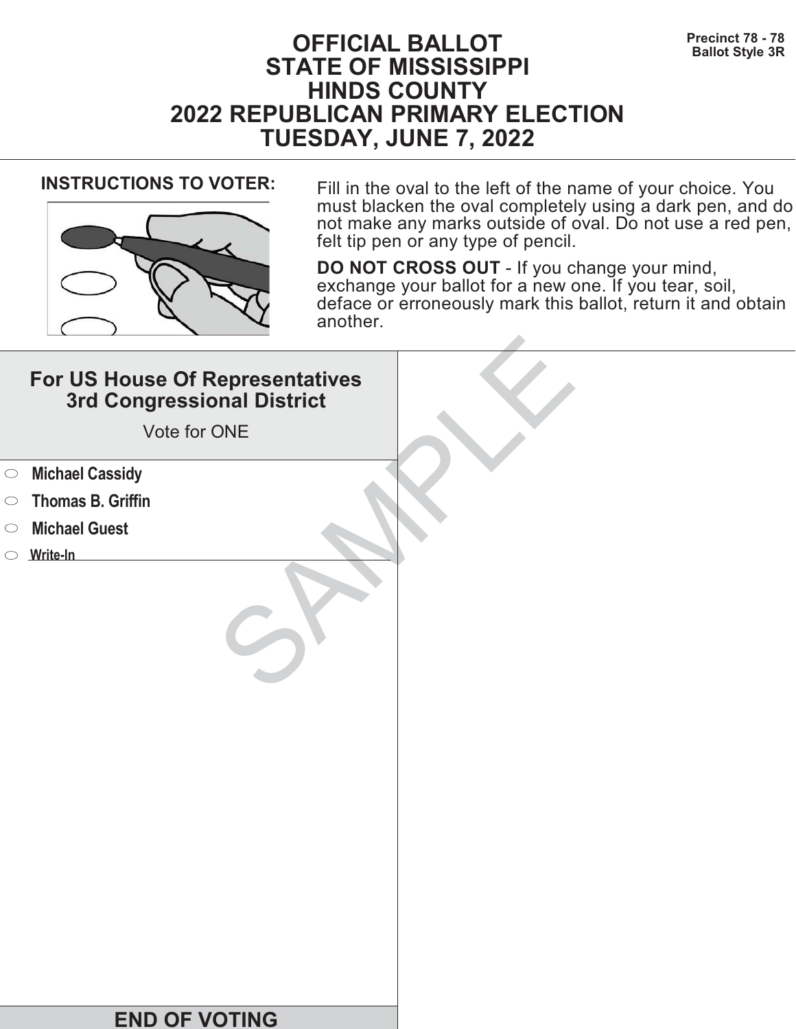Precinct 78 - 78
Ballot Style 3R

# OFFICIAL BALLOT
# STATE OF MISSISSIPPI
# HINDS COUNTY
# 2022 REPUBLICAN PRIMARY ELECTION
# TUESDAY, JUNE 7, 2022

**INSTRUCTIONS TO VOTER:**

Fill in the oval to the left of the name of your choice. You must blacken the oval completely using a dark pen, and do not make any marks outside of oval. Do not use a red pen, felt tip pen or any type of pencil.

**DO NOT CROSS OUT** - If you change your mind, exchange your ballot for a new one. If you tear, soil, deface or erroneously mark this ballot, return it and obtain another.

## For US House Of Representatives 3rd Congressional District

Vote for ONE

- ⬭ **Michael Cassidy**
- ⬭ **Thomas B. Griffin**
- ⬭ **Michael Guest**
- ⬭ **Write-In** \_\_\_\_\_\_\_\_\_\_\_\_\_\_\_\_\_\_\_\_

SAMPLE

**END OF VOTING**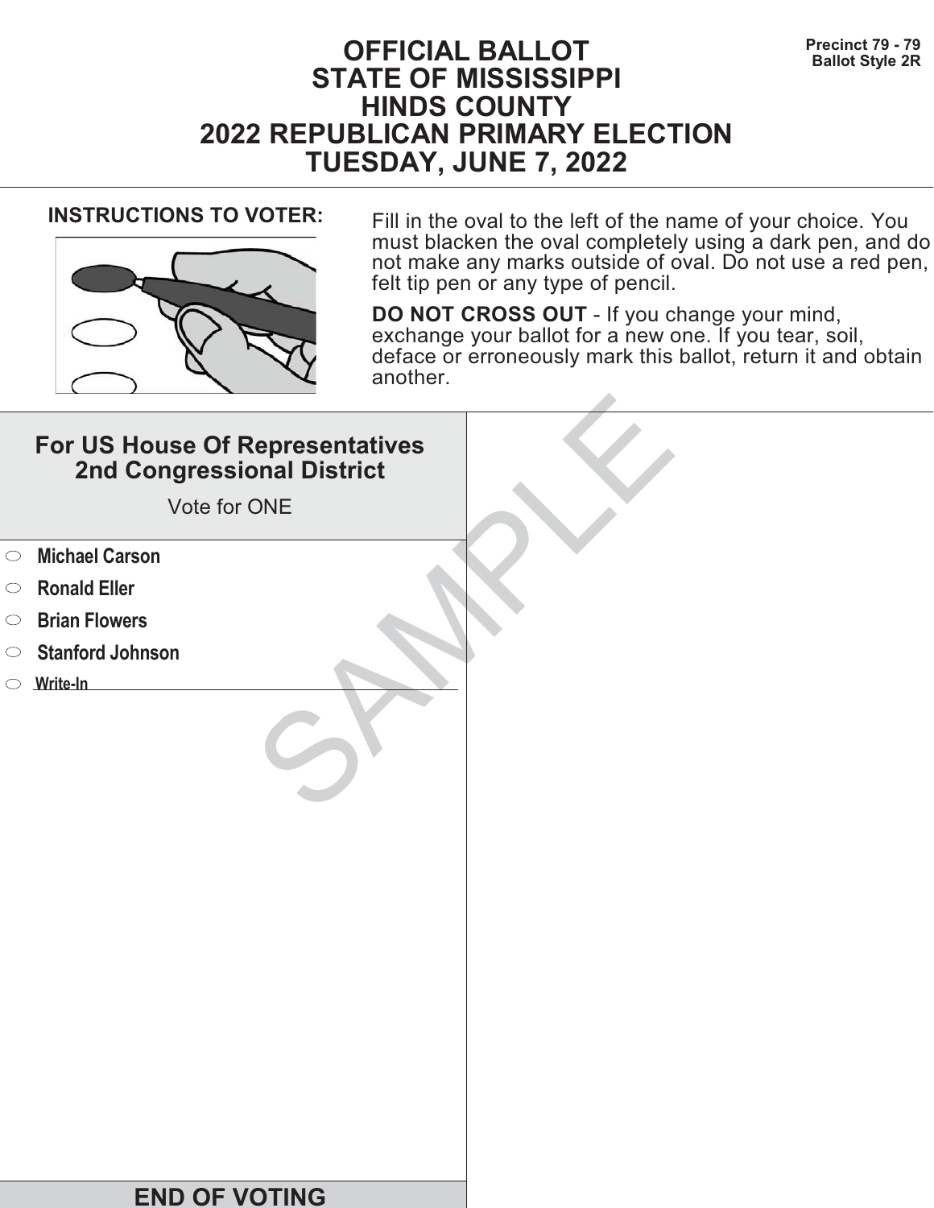Precinct 79 - 79
Ballot Style 2R

# OFFICIAL BALLOT
# STATE OF MISSISSIPPI
# HINDS COUNTY
# 2022 REPUBLICAN PRIMARY ELECTION
# TUESDAY, JUNE 7, 2022

**INSTRUCTIONS TO VOTER:**

Fill in the oval to the left of the name of your choice. You must blacken the oval completely using a dark pen, and do not make any marks outside of oval. Do not use a red pen, felt tip pen or any type of pencil.

**DO NOT CROSS OUT** - If you change your mind, exchange your ballot for a new one. If you tear, soil, deface or erroneously mark this ballot, return it and obtain another.

## For US House Of Representatives 2nd Congressional District

Vote for ONE

- ⬭ **Michael Carson**
- ⬭ **Ronald Eller**
- ⬭ **Brian Flowers**
- ⬭ **Stanford Johnson**
- ⬭ **Write-In** ________________________

SAMPLE

## END OF VOTING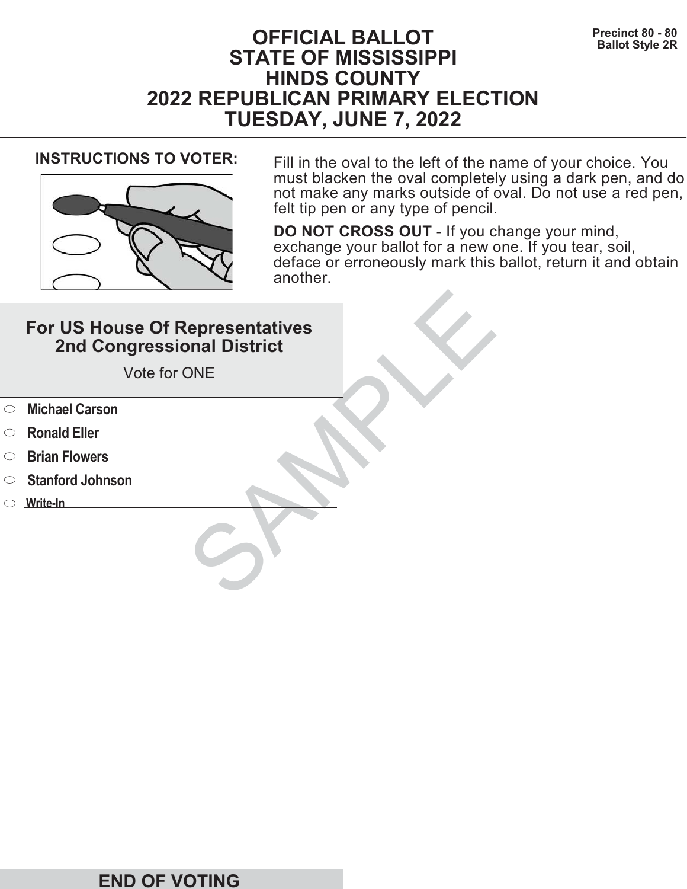Precinct 80 - 80
Ballot Style 2R

# OFFICIAL BALLOT
# STATE OF MISSISSIPPI
# HINDS COUNTY
# 2022 REPUBLICAN PRIMARY ELECTION
# TUESDAY, JUNE 7, 2022

**INSTRUCTIONS TO VOTER:**

Fill in the oval to the left of the name of your choice. You must blacken the oval completely using a dark pen, and do not make any marks outside of oval. Do not use a red pen, felt tip pen or any type of pencil.

**DO NOT CROSS OUT** - If you change your mind, exchange your ballot for a new one. If you tear, soil, deface or erroneously mark this ballot, return it and obtain another.

## For US House Of Representatives 2nd Congressional District

Vote for ONE

- ⬭ **Michael Carson**
- ⬭ **Ronald Eller**
- ⬭ **Brian Flowers**
- ⬭ **Stanford Johnson**
- ⬭ **Write-In** ____________________

SAMPLE

## END OF VOTING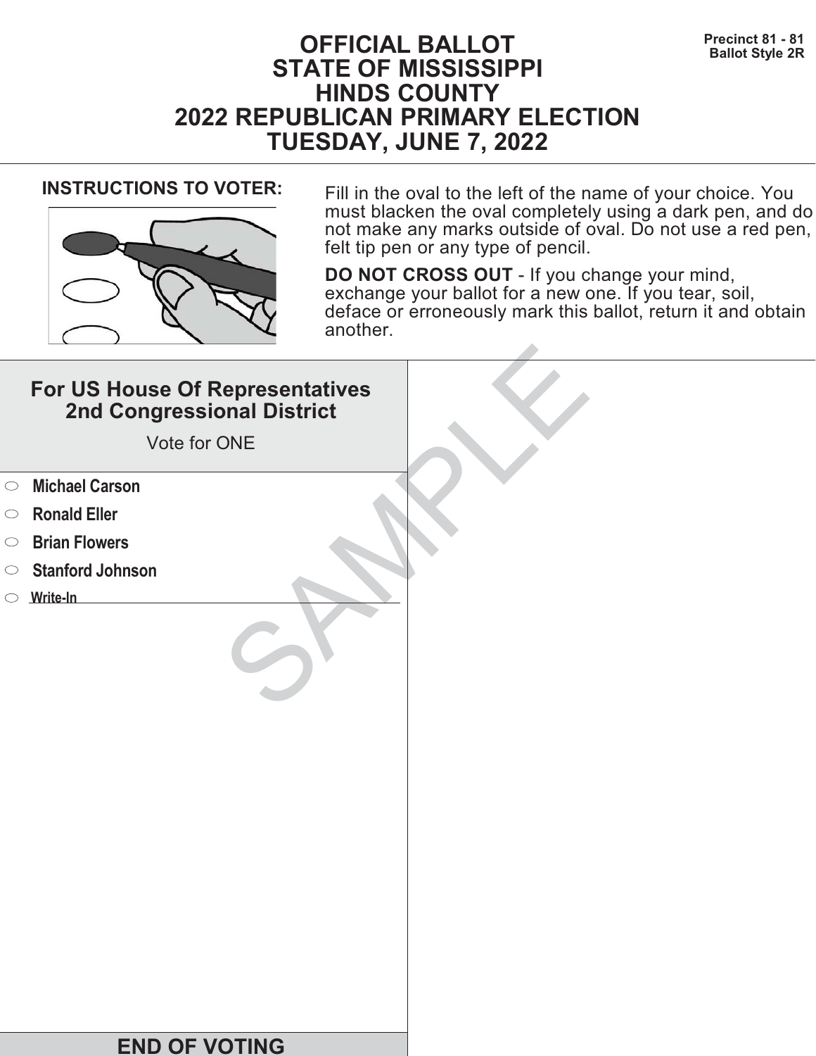# OFFICIAL BALLOT
# STATE OF MISSISSIPPI
# HINDS COUNTY
# 2022 REPUBLICAN PRIMARY ELECTION
# TUESDAY, JUNE 7, 2022

**Precinct 81 - 81**
**Ballot Style 2R**

**INSTRUCTIONS TO VOTER:**

Fill in the oval to the left of the name of your choice. You must blacken the oval completely using a dark pen, and do not make any marks outside of oval. Do not use a red pen, felt tip pen or any type of pencil.

**DO NOT CROSS OUT** - If you change your mind, exchange your ballot for a new one. If you tear, soil, deface or erroneously mark this ballot, return it and obtain another.

## For US House Of Representatives 2nd Congressional District

Vote for ONE

- ⬭ **Michael Carson**
- ⬭ **Ronald Eller**
- ⬭ **Brian Flowers**
- ⬭ **Stanford Johnson**
- ⬭ **Write-In** ____________________

SAMPLE

**END OF VOTING**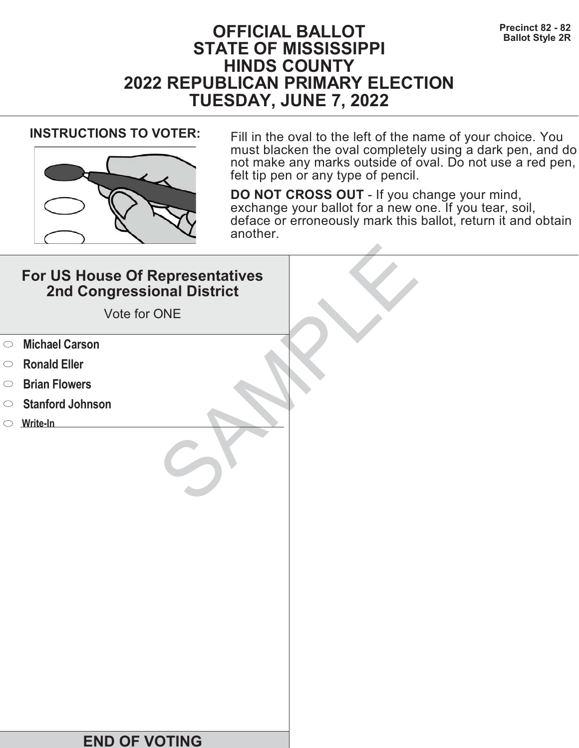Precinct 82 - 82
Ballot Style 2R

# OFFICIAL BALLOT
# STATE OF MISSISSIPPI
# HINDS COUNTY
# 2022 REPUBLICAN PRIMARY ELECTION
# TUESDAY, JUNE 7, 2022

**INSTRUCTIONS TO VOTER:**

Fill in the oval to the left of the name of your choice. You must blacken the oval completely using a dark pen, and do not make any marks outside of oval. Do not use a red pen, felt tip pen or any type of pencil.

**DO NOT CROSS OUT** - If you change your mind, exchange your ballot for a new one. If you tear, soil, deface or erroneously mark this ballot, return it and obtain another.

## For US House Of Representatives 2nd Congressional District

Vote for ONE

- ⬭ **Michael Carson**
- ⬭ **Ronald Eller**
- ⬭ **Brian Flowers**
- ⬭ **Stanford Johnson**
- ⬭ **Write-In** ______________________

SAMPLE

**END OF VOTING**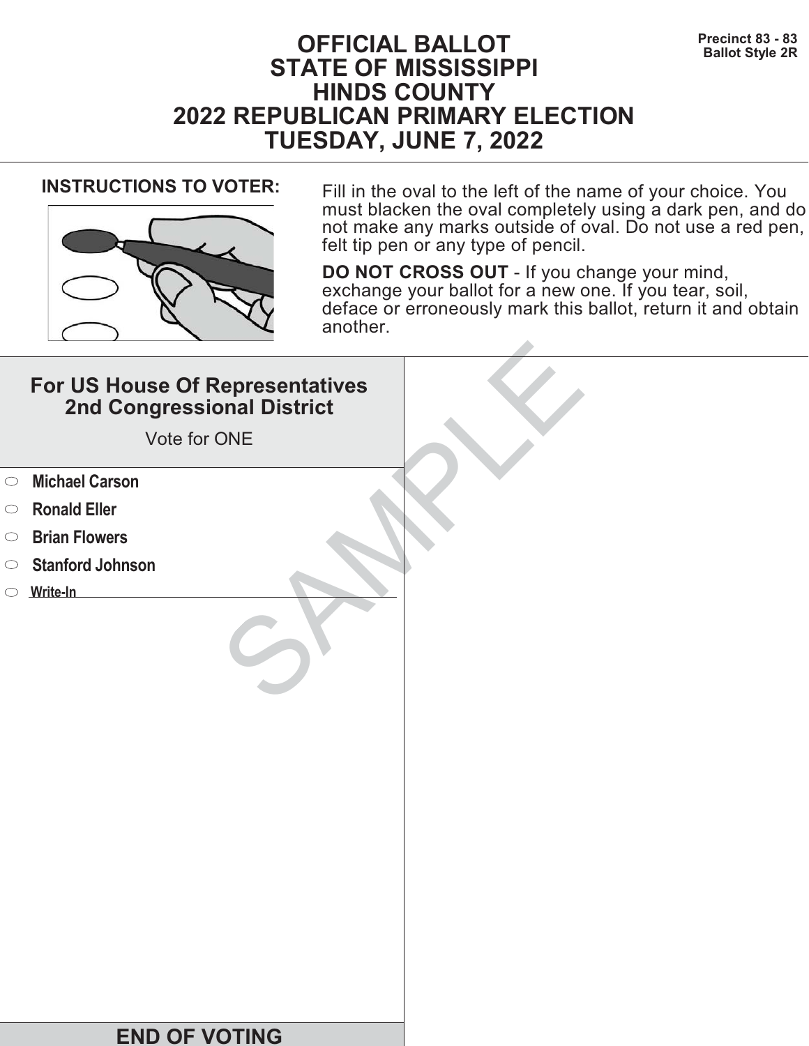Precinct 83 - 83
Ballot Style 2R

# OFFICIAL BALLOT
# STATE OF MISSISSIPPI
# HINDS COUNTY
# 2022 REPUBLICAN PRIMARY ELECTION
# TUESDAY, JUNE 7, 2022

**INSTRUCTIONS TO VOTER:**

Fill in the oval to the left of the name of your choice. You must blacken the oval completely using a dark pen, and do not make any marks outside of oval. Do not use a red pen, felt tip pen or any type of pencil.

**DO NOT CROSS OUT** - If you change your mind, exchange your ballot for a new one. If you tear, soil, deface or erroneously mark this ballot, return it and obtain another.

## For US House Of Representatives 2nd Congressional District

Vote for ONE

- ⬭ **Michael Carson**
- ⬭ **Ronald Eller**
- ⬭ **Brian Flowers**
- ⬭ **Stanford Johnson**
- ⬭ Write-In ____________________

SAMPLE

**END OF VOTING**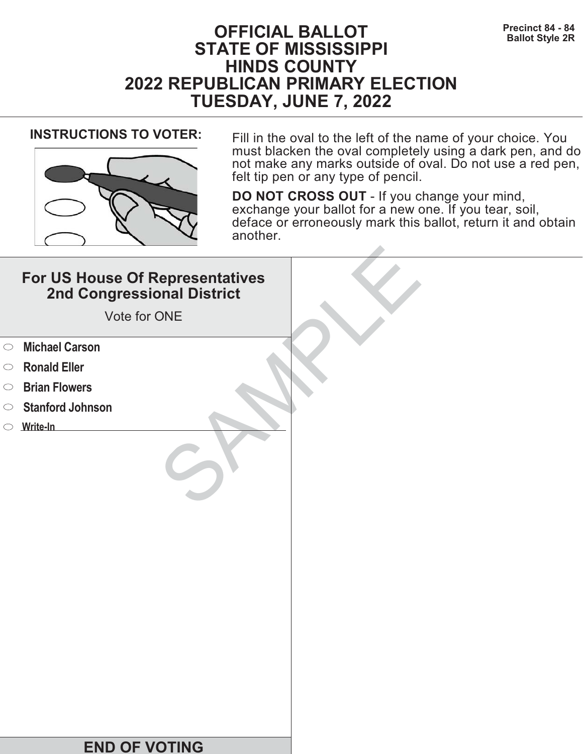Precinct 84 - 84
Ballot Style 2R

# OFFICIAL BALLOT
# STATE OF MISSISSIPPI
# HINDS COUNTY
# 2022 REPUBLICAN PRIMARY ELECTION
# TUESDAY, JUNE 7, 2022

**INSTRUCTIONS TO VOTER:**

Fill in the oval to the left of the name of your choice. You must blacken the oval completely using a dark pen, and do not make any marks outside of oval. Do not use a red pen, felt tip pen or any type of pencil.

**DO NOT CROSS OUT** - If you change your mind, exchange your ballot for a new one. If you tear, soil, deface or erroneously mark this ballot, return it and obtain another.

## For US House Of Representatives 2nd Congressional District

Vote for ONE

- ⬭ **Michael Carson**
- ⬭ **Ronald Eller**
- ⬭ **Brian Flowers**
- ⬭ **Stanford Johnson**
- ⬭ **Write-In** ____________________

SAMPLE

**END OF VOTING**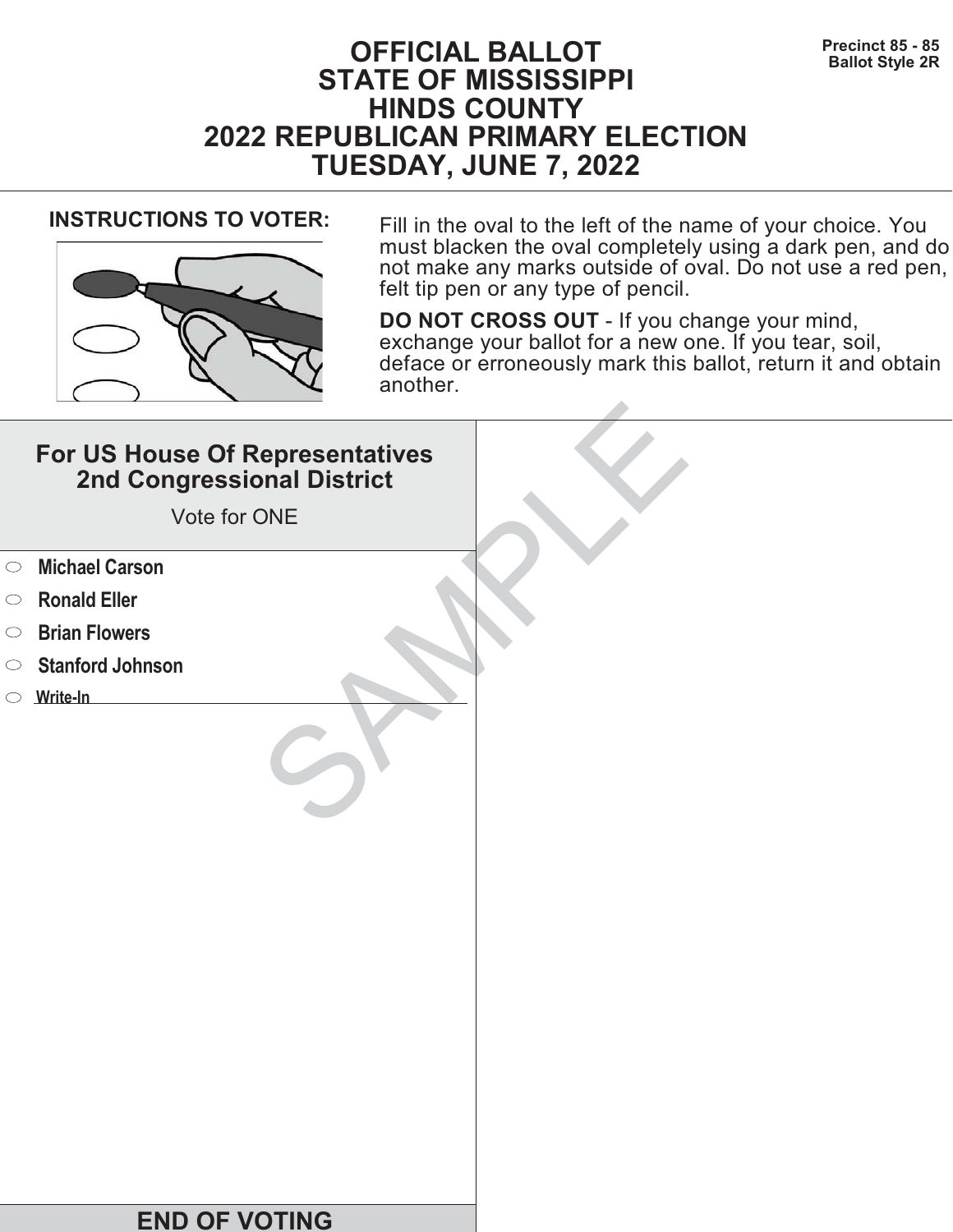Precinct 85 - 85
Ballot Style 2R

# OFFICIAL BALLOT
# STATE OF MISSISSIPPI
# HINDS COUNTY
# 2022 REPUBLICAN PRIMARY ELECTION
# TUESDAY, JUNE 7, 2022

**INSTRUCTIONS TO VOTER:**

Fill in the oval to the left of the name of your choice. You must blacken the oval completely using a dark pen, and do not make any marks outside of oval. Do not use a red pen, felt tip pen or any type of pencil.

**DO NOT CROSS OUT** - If you change your mind, exchange your ballot for a new one. If you tear, soil, deface or erroneously mark this ballot, return it and obtain another.

## For US House Of Representatives 2nd Congressional District

Vote for ONE

- ○ **Michael Carson**
- ○ **Ronald Eller**
- ○ **Brian Flowers**
- ○ **Stanford Johnson**
- ○ **Write-In** ________________________

SAMPLE

**END OF VOTING**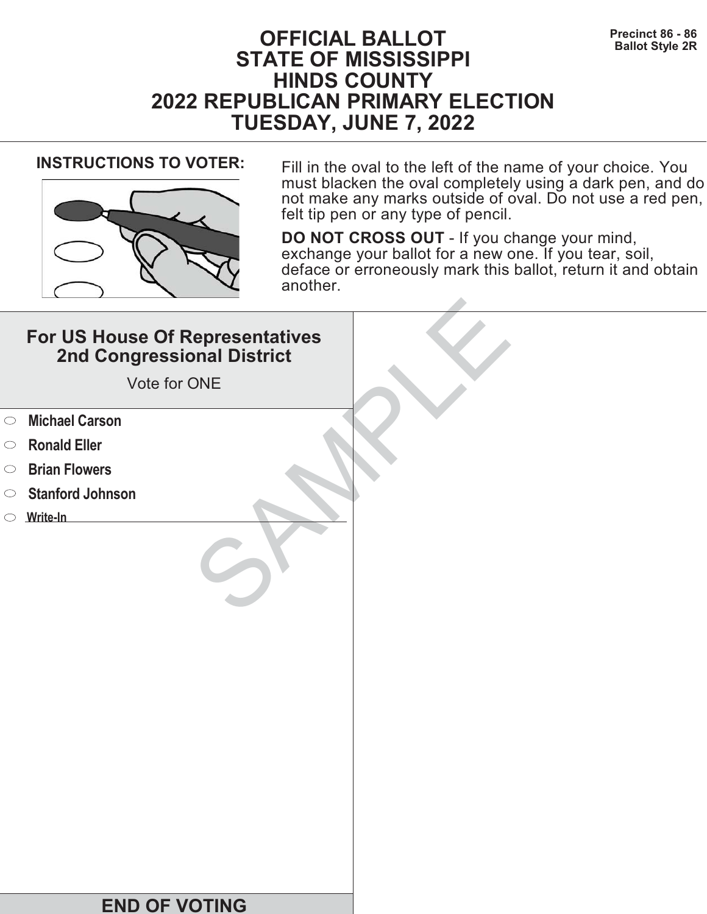# OFFICIAL BALLOT
# STATE OF MISSISSIPPI
# HINDS COUNTY
# 2022 REPUBLICAN PRIMARY ELECTION
# TUESDAY, JUNE 7, 2022

**Precinct 86 - 86**
**Ballot Style 2R**

**INSTRUCTIONS TO VOTER:** Fill in the oval to the left of the name of your choice. You must blacken the oval completely using a dark pen, and do not make any marks outside of oval. Do not use a red pen, felt tip pen or any type of pencil.

**DO NOT CROSS OUT** - If you change your mind, exchange your ballot for a new one. If you tear, soil, deface or erroneously mark this ballot, return it and obtain another.

## For US House Of Representatives 2nd Congressional District

Vote for ONE

- ⬭ **Michael Carson**
- ⬭ **Ronald Eller**
- ⬭ **Brian Flowers**
- ⬭ **Stanford Johnson**
- ⬭ **Write-In** ____________________

SAMPLE

**END OF VOTING**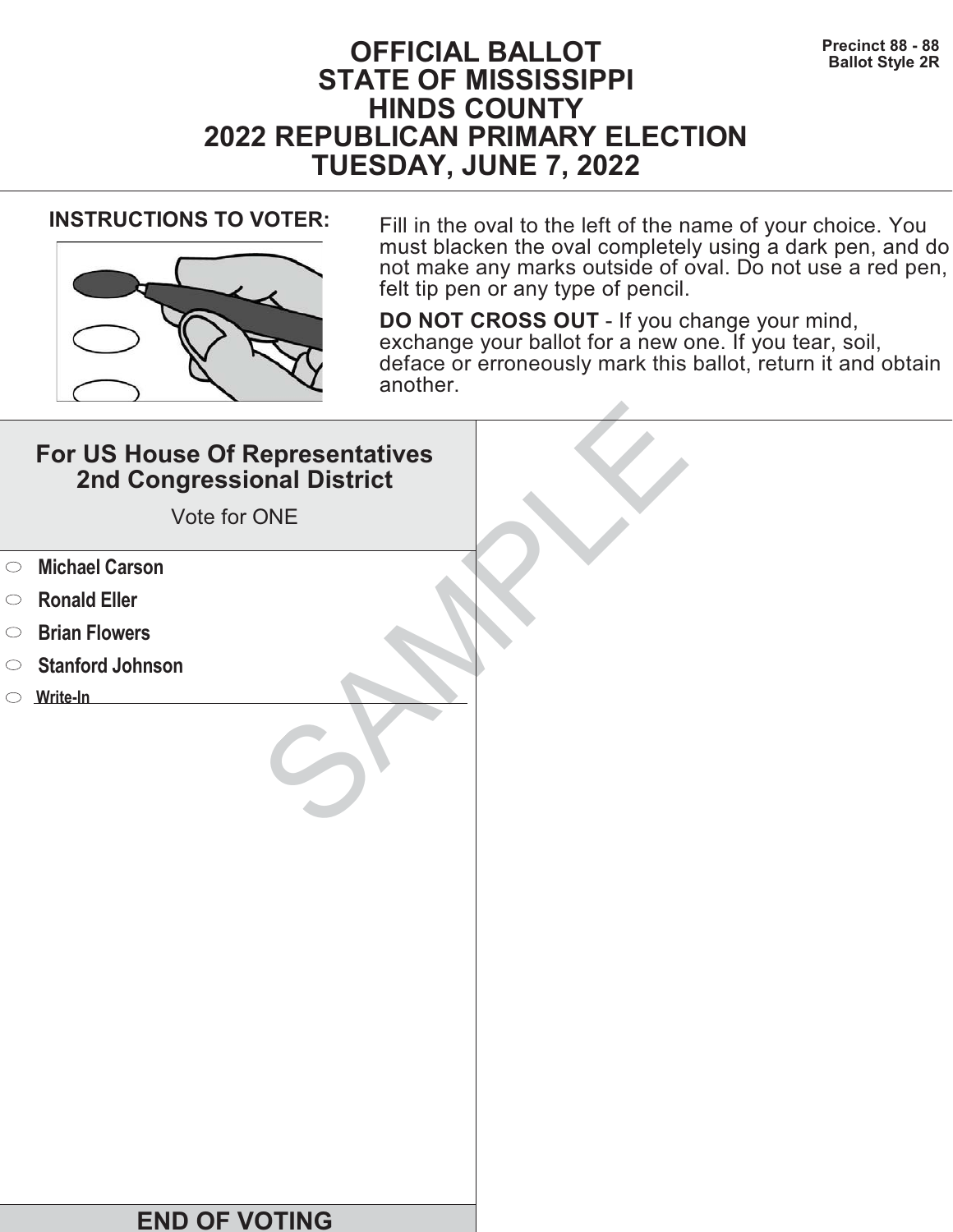Precinct 88 - 88
Ballot Style 2R

# OFFICIAL BALLOT
# STATE OF MISSISSIPPI
# HINDS COUNTY
# 2022 REPUBLICAN PRIMARY ELECTION
# TUESDAY, JUNE 7, 2022

**INSTRUCTIONS TO VOTER:**

Fill in the oval to the left of the name of your choice. You must blacken the oval completely using a dark pen, and do not make any marks outside of oval. Do not use a red pen, felt tip pen or any type of pencil.

**DO NOT CROSS OUT** - If you change your mind, exchange your ballot for a new one. If you tear, soil, deface or erroneously mark this ballot, return it and obtain another.

## For US House Of Representatives 2nd Congressional District

Vote for ONE

- ⬭ **Michael Carson**
- ⬭ **Ronald Eller**
- ⬭ **Brian Flowers**
- ⬭ **Stanford Johnson**
- ⬭ Write-In ______________________

SAMPLE

**END OF VOTING**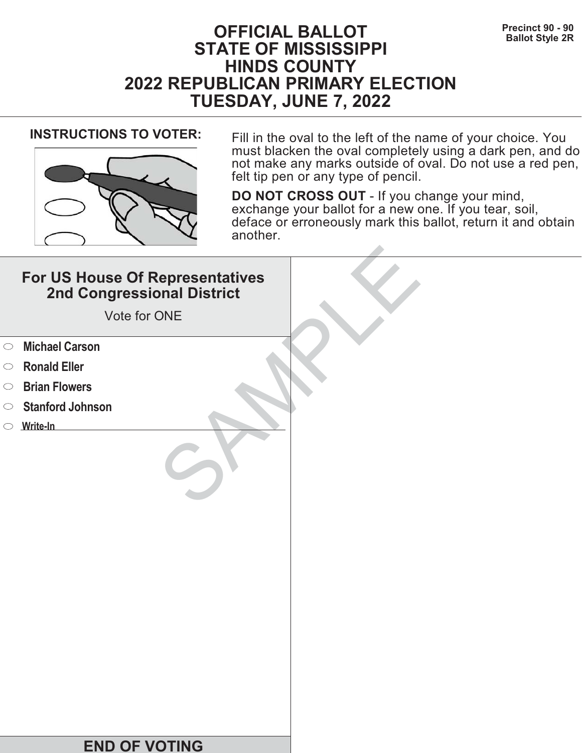Precinct 90 - 90
Ballot Style 2R

# OFFICIAL BALLOT
# STATE OF MISSISSIPPI
# HINDS COUNTY
# 2022 REPUBLICAN PRIMARY ELECTION
# TUESDAY, JUNE 7, 2022

**INSTRUCTIONS TO VOTER:**

Fill in the oval to the left of the name of your choice. You must blacken the oval completely using a dark pen, and do not make any marks outside of oval. Do not use a red pen, felt tip pen or any type of pencil.

**DO NOT CROSS OUT** - If you change your mind, exchange your ballot for a new one. If you tear, soil, deface or erroneously mark this ballot, return it and obtain another.

## For US House Of Representatives 2nd Congressional District

Vote for ONE

- ⬭ **Michael Carson**
- ⬭ **Ronald Eller**
- ⬭ **Brian Flowers**
- ⬭ **Stanford Johnson**
- ⬭ **Write-In** ____________________

SAMPLE

**END OF VOTING**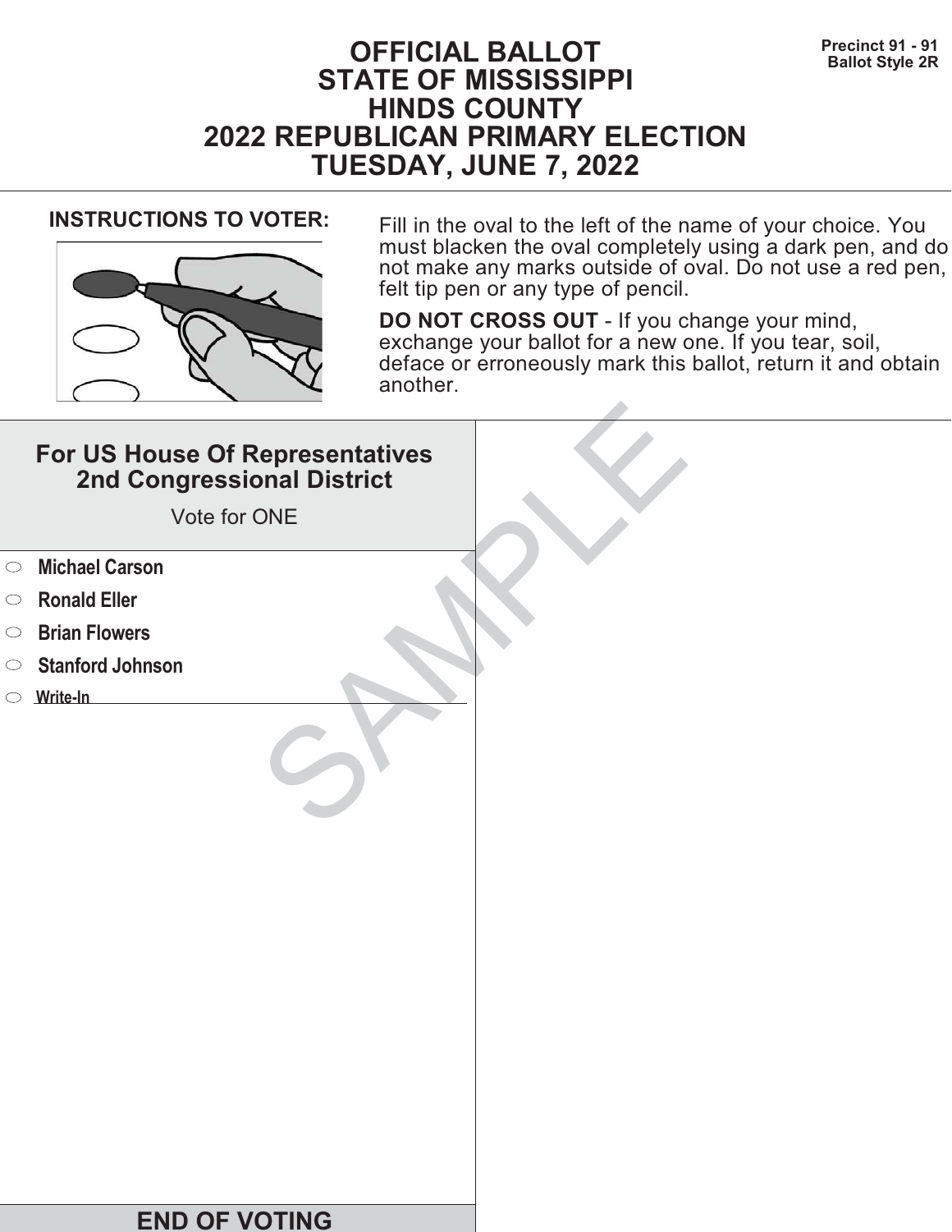Precinct 91 - 91
Ballot Style 2R

# OFFICIAL BALLOT
# STATE OF MISSISSIPPI
# HINDS COUNTY
# 2022 REPUBLICAN PRIMARY ELECTION
# TUESDAY, JUNE 7, 2022

**INSTRUCTIONS TO VOTER:**

Fill in the oval to the left of the name of your choice. You must blacken the oval completely using a dark pen, and do not make any marks outside of oval. Do not use a red pen, felt tip pen or any type of pencil.

**DO NOT CROSS OUT** - If you change your mind, exchange your ballot for a new one. If you tear, soil, deface or erroneously mark this ballot, return it and obtain another.

## For US House Of Representatives 2nd Congressional District

Vote for ONE

- ⬭ **Michael Carson**
- ⬭ **Ronald Eller**
- ⬭ **Brian Flowers**
- ⬭ **Stanford Johnson**
- ⬭ **Write-In** ______________________

SAMPLE

**END OF VOTING**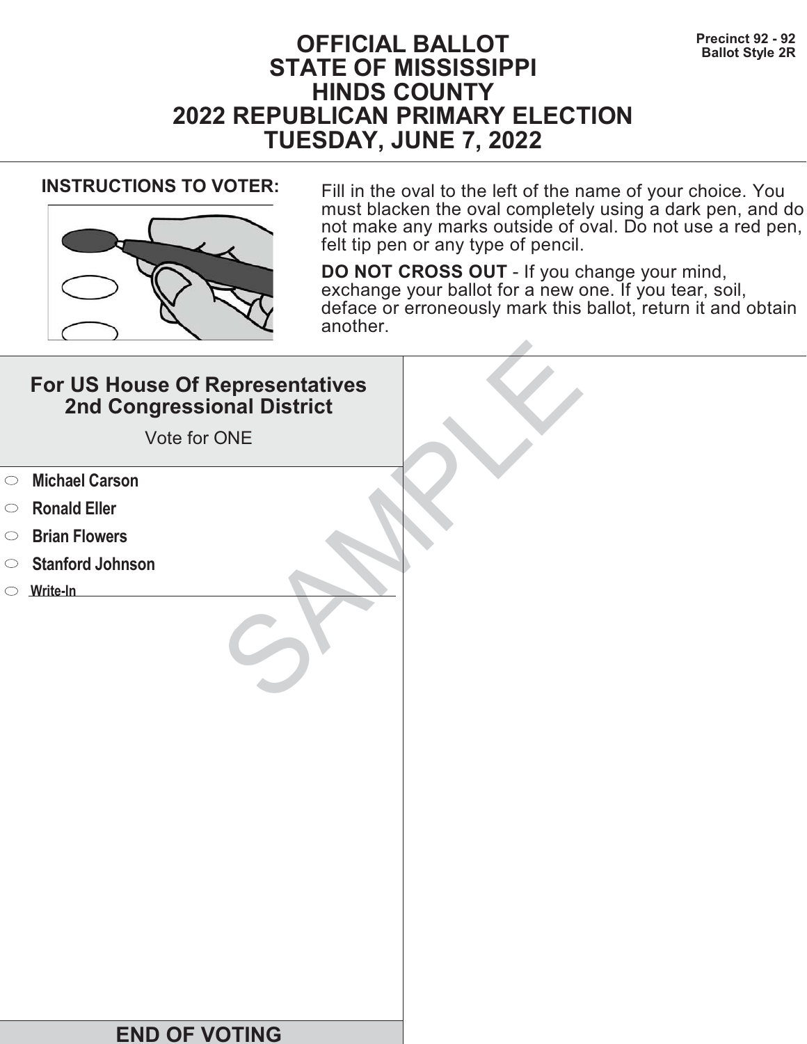Precinct 92 - 92
Ballot Style 2R

# OFFICIAL BALLOT
# STATE OF MISSISSIPPI
# HINDS COUNTY
# 2022 REPUBLICAN PRIMARY ELECTION
# TUESDAY, JUNE 7, 2022

**INSTRUCTIONS TO VOTER:**

Fill in the oval to the left of the name of your choice. You must blacken the oval completely using a dark pen, and do not make any marks outside of oval. Do not use a red pen, felt tip pen or any type of pencil.

**DO NOT CROSS OUT** - If you change your mind, exchange your ballot for a new one. If you tear, soil, deface or erroneously mark this ballot, return it and obtain another.

## For US House Of Representatives 2nd Congressional District

Vote for ONE

- ⬭ **Michael Carson**
- ⬭ **Ronald Eller**
- ⬭ **Brian Flowers**
- ⬭ **Stanford Johnson**
- ⬭ **Write-In** ______________________

SAMPLE

## END OF VOTING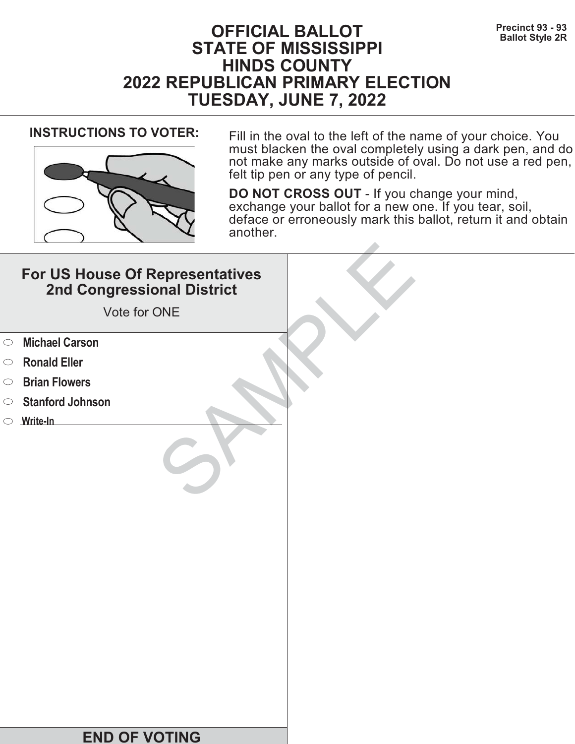Precinct 93 - 93
Ballot Style 2R

# OFFICIAL BALLOT
# STATE OF MISSISSIPPI
# HINDS COUNTY
# 2022 REPUBLICAN PRIMARY ELECTION
# TUESDAY, JUNE 7, 2022

**INSTRUCTIONS TO VOTER:**

Fill in the oval to the left of the name of your choice. You must blacken the oval completely using a dark pen, and do not make any marks outside of oval. Do not use a red pen, felt tip pen or any type of pencil.

**DO NOT CROSS OUT** - If you change your mind, exchange your ballot for a new one. If you tear, soil, deface or erroneously mark this ballot, return it and obtain another.

## For US House Of Representatives 2nd Congressional District

Vote for ONE

- ⬭ **Michael Carson**
- ⬭ **Ronald Eller**
- ⬭ **Brian Flowers**
- ⬭ **Stanford Johnson**
- ⬭ Write-In ____________________

SAMPLE

**END OF VOTING**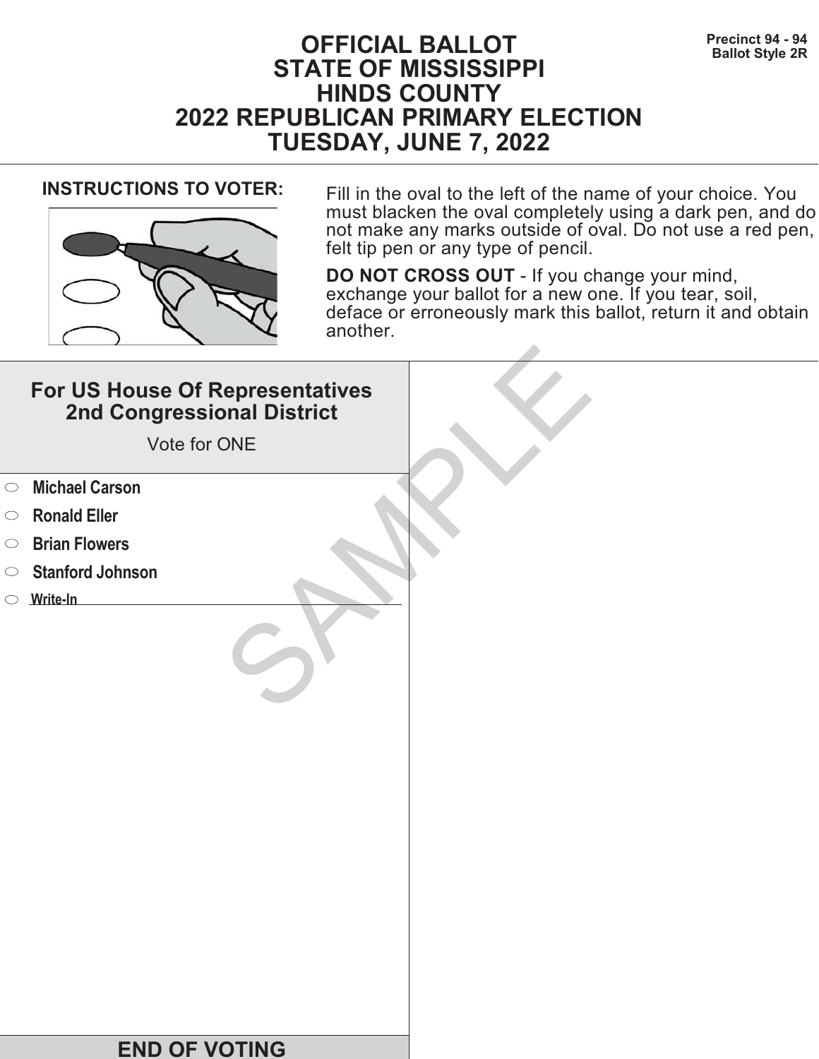Precinct 94 - 94
Ballot Style 2R

# OFFICIAL BALLOT
# STATE OF MISSISSIPPI
# HINDS COUNTY
# 2022 REPUBLICAN PRIMARY ELECTION
# TUESDAY, JUNE 7, 2022

**INSTRUCTIONS TO VOTER:**

Fill in the oval to the left of the name of your choice. You must blacken the oval completely using a dark pen, and do not make any marks outside of oval. Do not use a red pen, felt tip pen or any type of pencil.

**DO NOT CROSS OUT** - If you change your mind, exchange your ballot for a new one. If you tear, soil, deface or erroneously mark this ballot, return it and obtain another.

## For US House Of Representatives 2nd Congressional District

Vote for ONE

- ⬭ **Michael Carson**
- ⬭ **Ronald Eller**
- ⬭ **Brian Flowers**
- ⬭ **Stanford Johnson**
- ⬭ **Write-In** ____________________

SAMPLE

**END OF VOTING**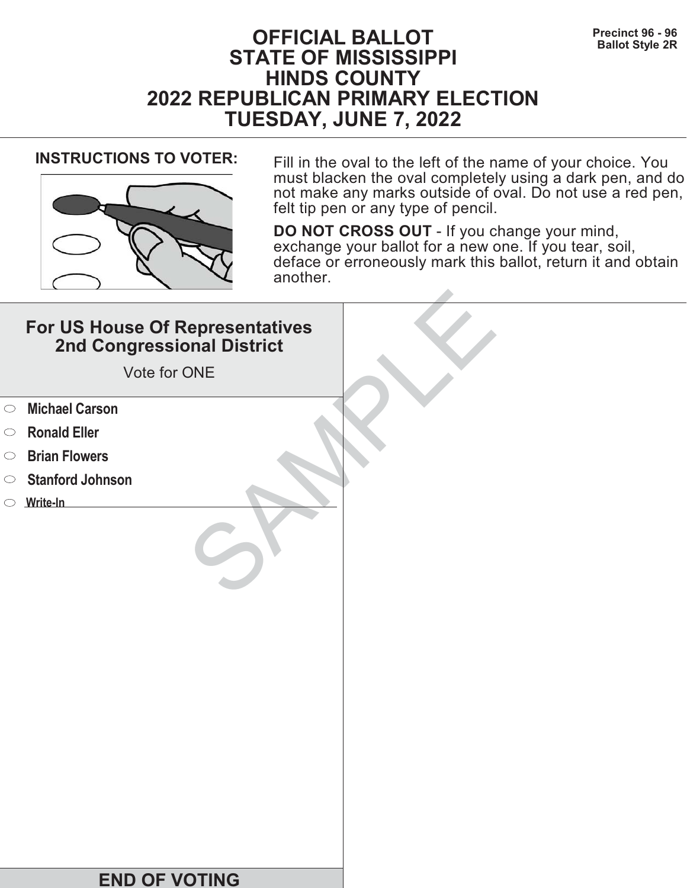Precinct 96 - 96
Ballot Style 2R

# OFFICIAL BALLOT
# STATE OF MISSISSIPPI
# HINDS COUNTY
# 2022 REPUBLICAN PRIMARY ELECTION
# TUESDAY, JUNE 7, 2022

**INSTRUCTIONS TO VOTER:**

Fill in the oval to the left of the name of your choice. You must blacken the oval completely using a dark pen, and do not make any marks outside of oval. Do not use a red pen, felt tip pen or any type of pencil.

**DO NOT CROSS OUT** - If you change your mind, exchange your ballot for a new one. If you tear, soil, deface or erroneously mark this ballot, return it and obtain another.

## For US House Of Representatives 2nd Congressional District

Vote for ONE

- ⬭ **Michael Carson**
- ⬭ **Ronald Eller**
- ⬭ **Brian Flowers**
- ⬭ **Stanford Johnson**
- ⬭ **Write-In** ____________________

SAMPLE

**END OF VOTING**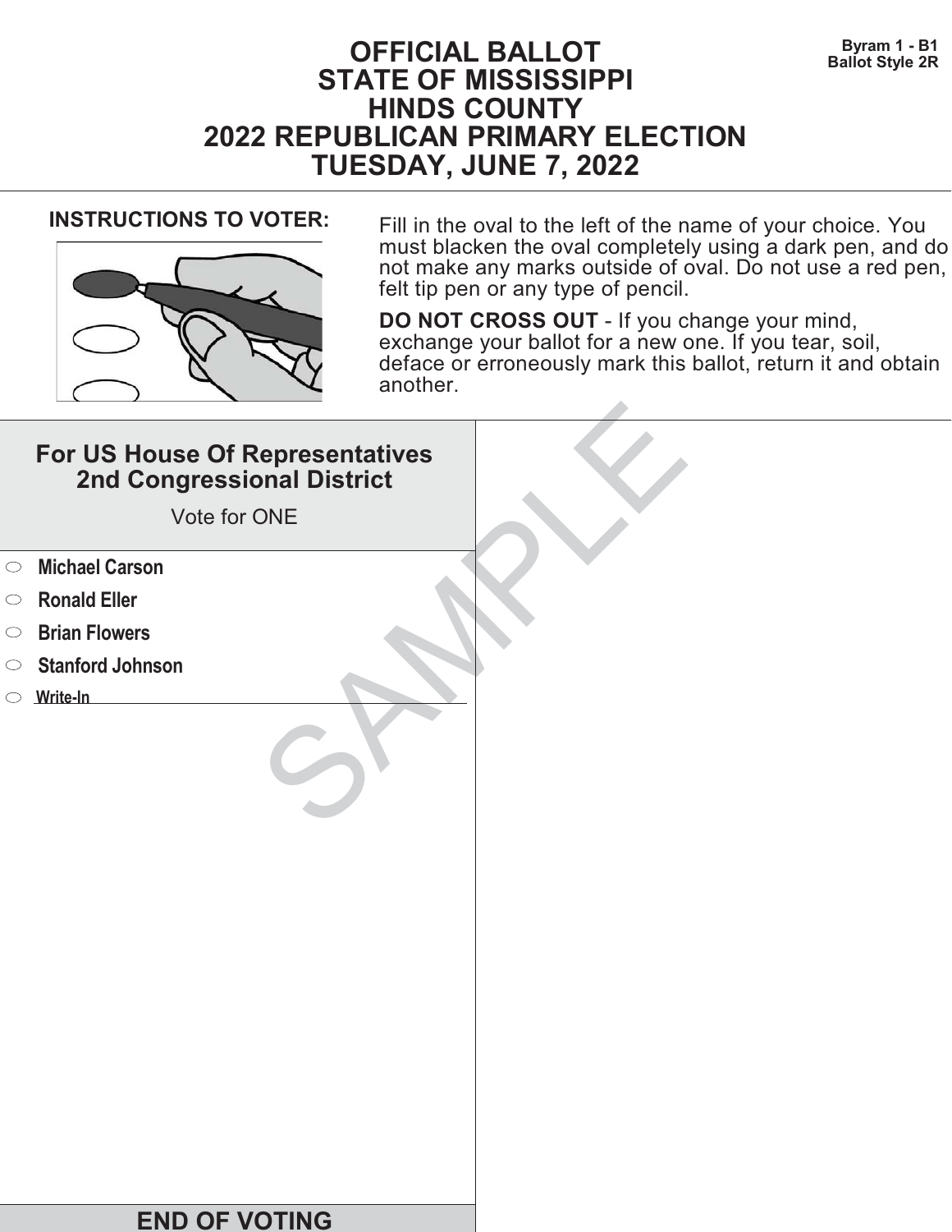# OFFICIAL BALLOT
# STATE OF MISSISSIPPI
# HINDS COUNTY
# 2022 REPUBLICAN PRIMARY ELECTION
# TUESDAY, JUNE 7, 2022

**Byram 1 - B1**
**Ballot Style 2R**

**INSTRUCTIONS TO VOTER:**

Fill in the oval to the left of the name of your choice. You must blacken the oval completely using a dark pen, and do not make any marks outside of oval. Do not use a red pen, felt tip pen or any type of pencil.

**DO NOT CROSS OUT** - If you change your mind, exchange your ballot for a new one. If you tear, soil, deface or erroneously mark this ballot, return it and obtain another.

## For US House Of Representatives 2nd Congressional District

Vote for ONE

- ○ **Michael Carson**
- ○ **Ronald Eller**
- ○ **Brian Flowers**
- ○ **Stanford Johnson**
- ○ **Write-In** \_\_\_\_\_\_\_\_\_\_\_\_\_\_\_\_\_\_\_\_

SAMPLE

**END OF VOTING**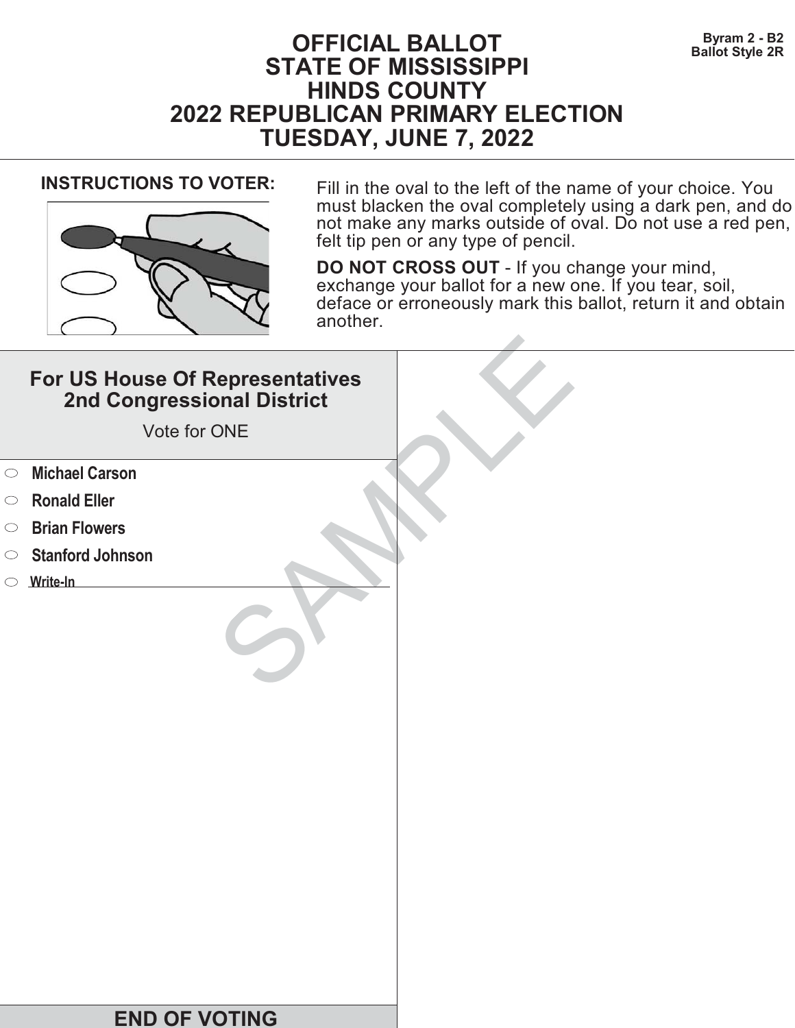Byram 2 - B2
Ballot Style 2R

# OFFICIAL BALLOT
# STATE OF MISSISSIPPI
# HINDS COUNTY
# 2022 REPUBLICAN PRIMARY ELECTION
# TUESDAY, JUNE 7, 2022

**INSTRUCTIONS TO VOTER:**

Fill in the oval to the left of the name of your choice. You must blacken the oval completely using a dark pen, and do not make any marks outside of oval. Do not use a red pen, felt tip pen or any type of pencil.

**DO NOT CROSS OUT** - If you change your mind, exchange your ballot for a new one. If you tear, soil, deface or erroneously mark this ballot, return it and obtain another.

## For US House Of Representatives 2nd Congressional District

Vote for ONE

- **Michael Carson**
- **Ronald Eller**
- **Brian Flowers**
- **Stanford Johnson**
- **Write-In** ______________________

SAMPLE

## END OF VOTING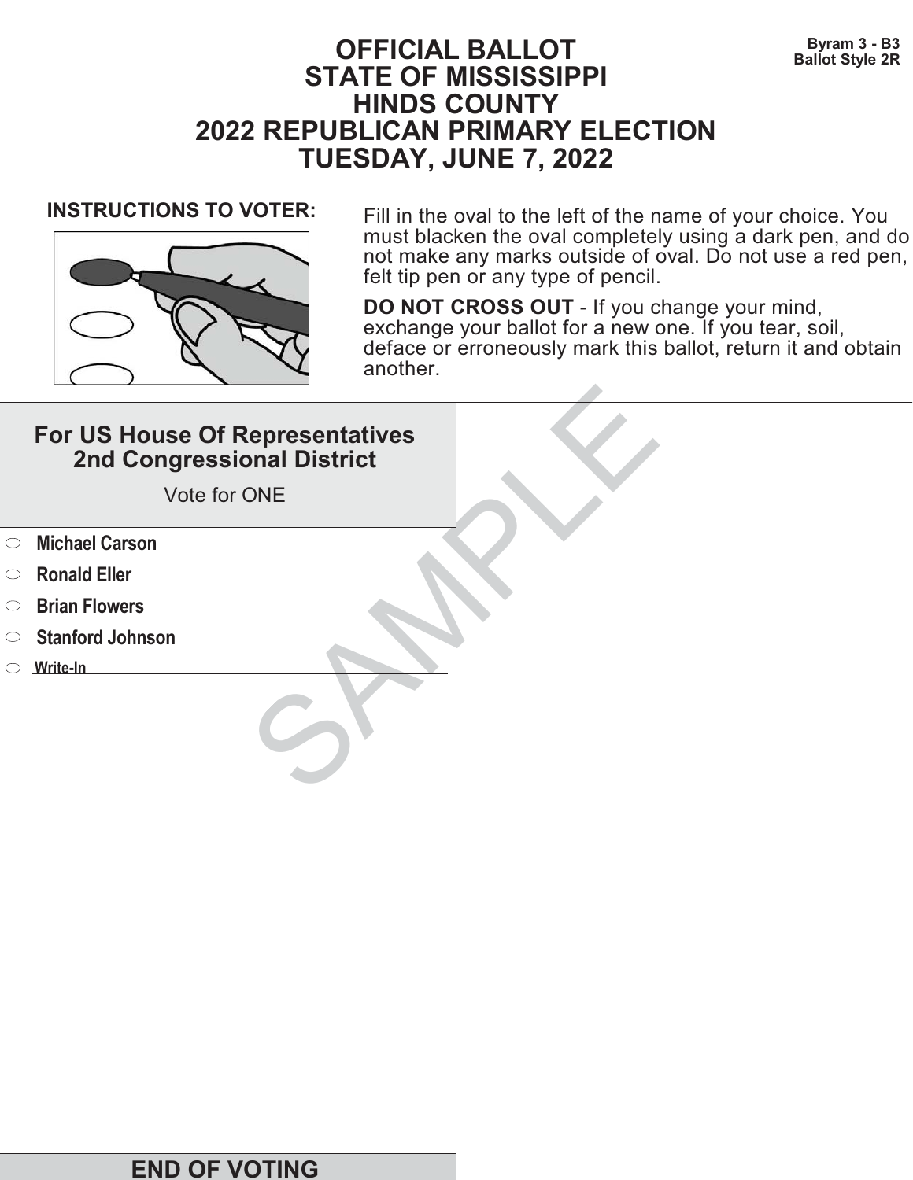Byram 3 - B3
Ballot Style 2R

# OFFICIAL BALLOT
# STATE OF MISSISSIPPI
# HINDS COUNTY
# 2022 REPUBLICAN PRIMARY ELECTION
# TUESDAY, JUNE 7, 2022

**INSTRUCTIONS TO VOTER:**

Fill in the oval to the left of the name of your choice. You must blacken the oval completely using a dark pen, and do not make any marks outside of oval. Do not use a red pen, felt tip pen or any type of pencil.

**DO NOT CROSS OUT** - If you change your mind, exchange your ballot for a new one. If you tear, soil, deface or erroneously mark this ballot, return it and obtain another.

## For US House Of Representatives 2nd Congressional District

Vote for ONE

- ⬭ **Michael Carson**
- ⬭ **Ronald Eller**
- ⬭ **Brian Flowers**
- ⬭ **Stanford Johnson**
- ⬭ **Write-In** ____________________

SAMPLE

**END OF VOTING**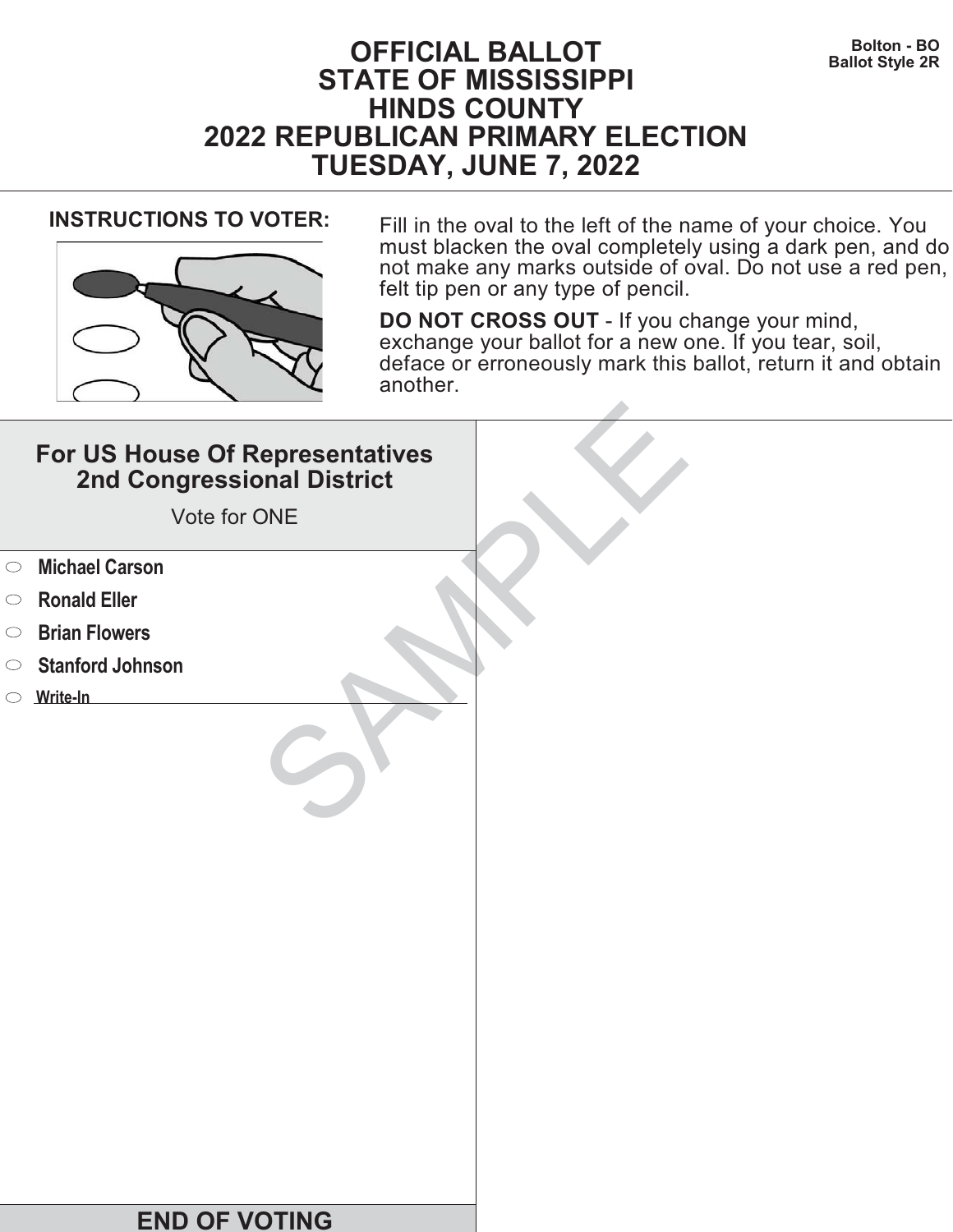Bolton - BO
Ballot Style 2R

# OFFICIAL BALLOT
# STATE OF MISSISSIPPI
# HINDS COUNTY
# 2022 REPUBLICAN PRIMARY ELECTION
# TUESDAY, JUNE 7, 2022

**INSTRUCTIONS TO VOTER:**

Fill in the oval to the left of the name of your choice. You must blacken the oval completely using a dark pen, and do not make any marks outside of oval. Do not use a red pen, felt tip pen or any type of pencil.

**DO NOT CROSS OUT** - If you change your mind, exchange your ballot for a new one. If you tear, soil, deface or erroneously mark this ballot, return it and obtain another.

## For US House Of Representatives 2nd Congressional District

Vote for ONE

- ○ **Michael Carson**
- ○ **Ronald Eller**
- ○ **Brian Flowers**
- ○ **Stanford Johnson**
- ○ **Write-In** ______________________

SAMPLE

**END OF VOTING**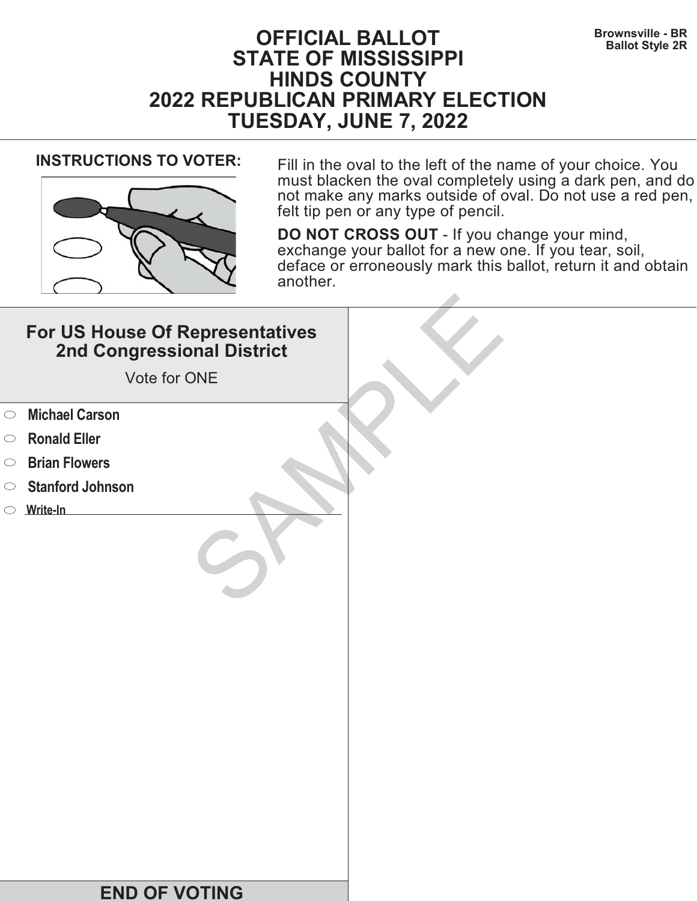Brownsville - BR
Ballot Style 2R

# OFFICIAL BALLOT
# STATE OF MISSISSIPPI
# HINDS COUNTY
# 2022 REPUBLICAN PRIMARY ELECTION
# TUESDAY, JUNE 7, 2022

**INSTRUCTIONS TO VOTER:**

Fill in the oval to the left of the name of your choice. You must blacken the oval completely using a dark pen, and do not make any marks outside of oval. Do not use a red pen, felt tip pen or any type of pencil.

**DO NOT CROSS OUT** - If you change your mind, exchange your ballot for a new one. If you tear, soil, deface or erroneously mark this ballot, return it and obtain another.

## For US House Of Representatives 2nd Congressional District

Vote for ONE

- ⬭ **Michael Carson**
- ⬭ **Ronald Eller**
- ⬭ **Brian Flowers**
- ⬭ **Stanford Johnson**
- ⬭ **Write-In** ____________________

SAMPLE

**END OF VOTING**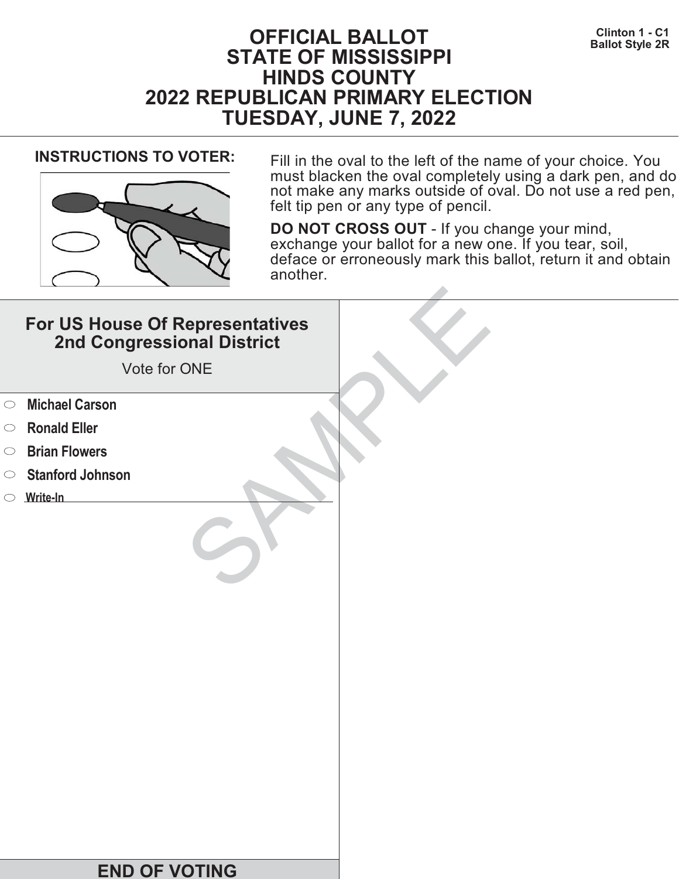Clinton 1 - C1
Ballot Style 2R

# OFFICIAL BALLOT
# STATE OF MISSISSIPPI
# HINDS COUNTY
# 2022 REPUBLICAN PRIMARY ELECTION
# TUESDAY, JUNE 7, 2022

**INSTRUCTIONS TO VOTER:**

Fill in the oval to the left of the name of your choice. You must blacken the oval completely using a dark pen, and do not make any marks outside of oval. Do not use a red pen, felt tip pen or any type of pencil.

**DO NOT CROSS OUT** - If you change your mind, exchange your ballot for a new one. If you tear, soil, deface or erroneously mark this ballot, return it and obtain another.

## For US House Of Representatives 2nd Congressional District

Vote for ONE

- ⬭ **Michael Carson**
- ⬭ **Ronald Eller**
- ⬭ **Brian Flowers**
- ⬭ **Stanford Johnson**
- ⬭ **Write-In** ______________________

SAMPLE

## END OF VOTING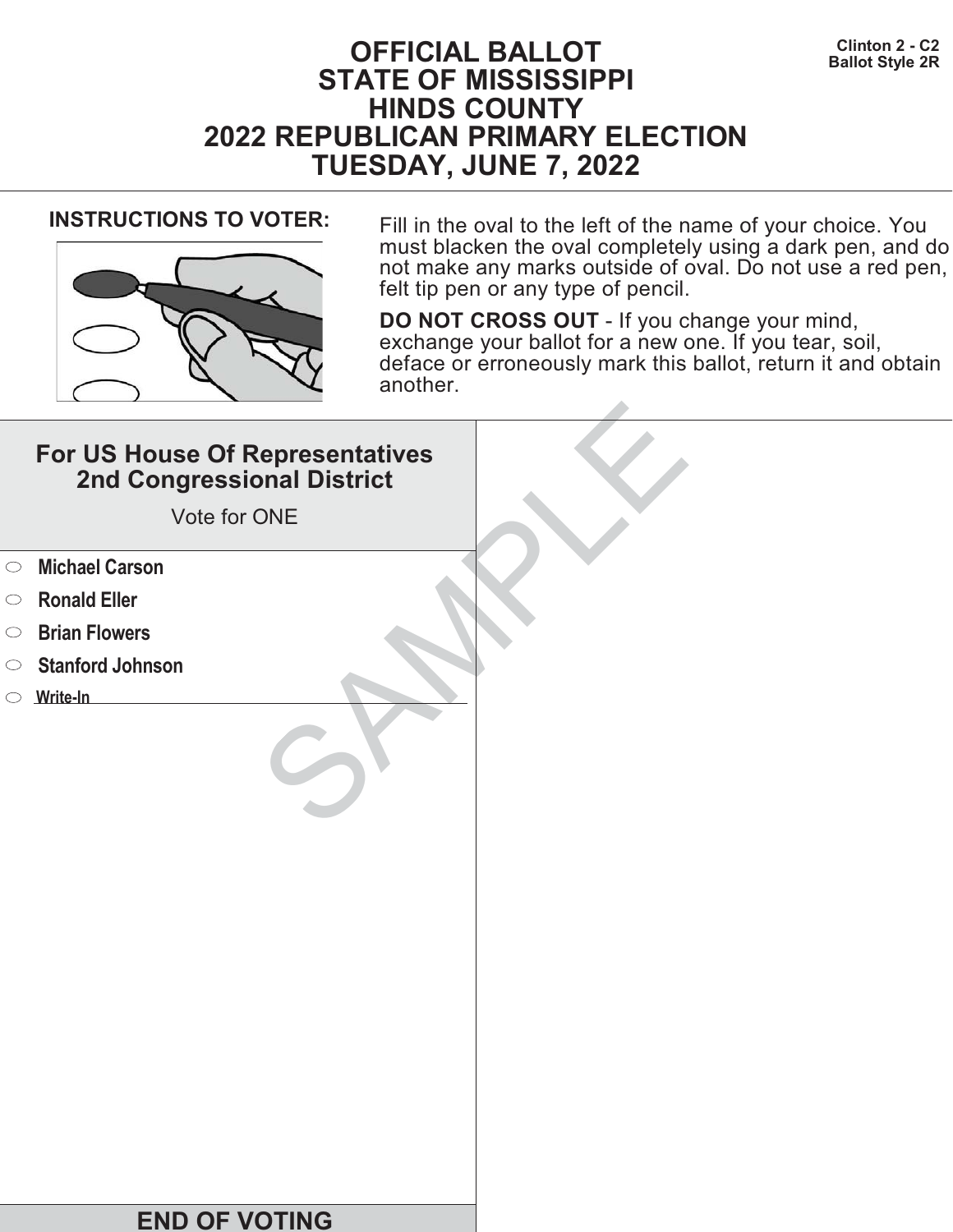# OFFICIAL BALLOT
# STATE OF MISSISSIPPI
# HINDS COUNTY
# 2022 REPUBLICAN PRIMARY ELECTION
# TUESDAY, JUNE 7, 2022

**Clinton 2 - C2**
**Ballot Style 2R**

**INSTRUCTIONS TO VOTER:**

Fill in the oval to the left of the name of your choice. You must blacken the oval completely using a dark pen, and do not make any marks outside of oval. Do not use a red pen, felt tip pen or any type of pencil.

**DO NOT CROSS OUT** - If you change your mind, exchange your ballot for a new one. If you tear, soil, deface or erroneously mark this ballot, return it and obtain another.

## For US House Of Representatives 2nd Congressional District

Vote for ONE

- ⬭ **Michael Carson**
- ⬭ **Ronald Eller**
- ⬭ **Brian Flowers**
- ⬭ **Stanford Johnson**
- ⬭ **Write-In** ______________________

SAMPLE

**END OF VOTING**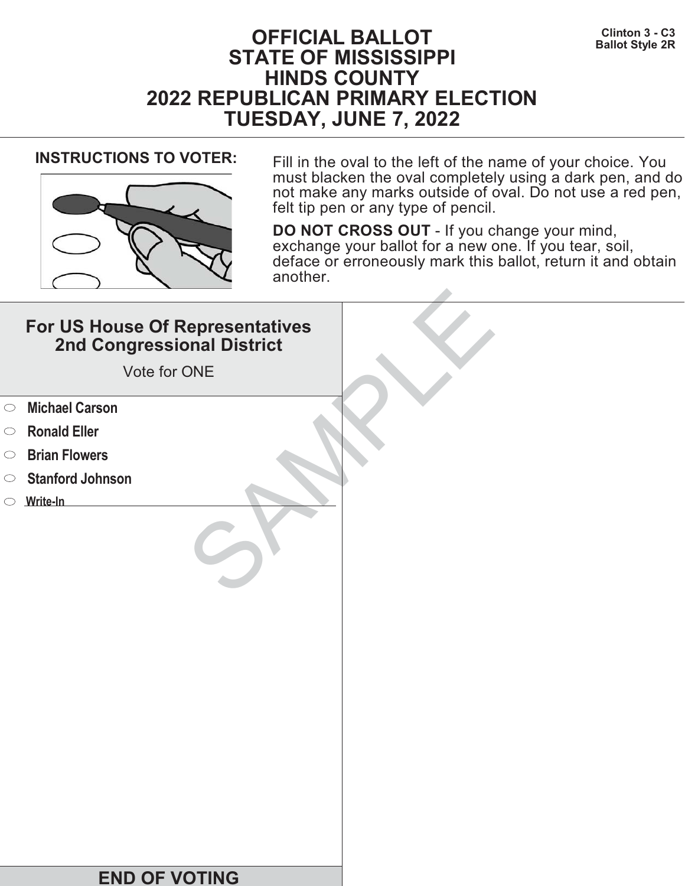Clinton 3 - C3
Ballot Style 2R

# OFFICIAL BALLOT
# STATE OF MISSISSIPPI
# HINDS COUNTY
# 2022 REPUBLICAN PRIMARY ELECTION
# TUESDAY, JUNE 7, 2022

**INSTRUCTIONS TO VOTER:**

Fill in the oval to the left of the name of your choice. You must blacken the oval completely using a dark pen, and do not make any marks outside of oval. Do not use a red pen, felt tip pen or any type of pencil.

**DO NOT CROSS OUT** - If you change your mind, exchange your ballot for a new one. If you tear, soil, deface or erroneously mark this ballot, return it and obtain another.

## For US House Of Representatives 2nd Congressional District

Vote for ONE

- **Michael Carson**
- **Ronald Eller**
- **Brian Flowers**
- **Stanford Johnson**
- Write-In ______________________

SAMPLE

**END OF VOTING**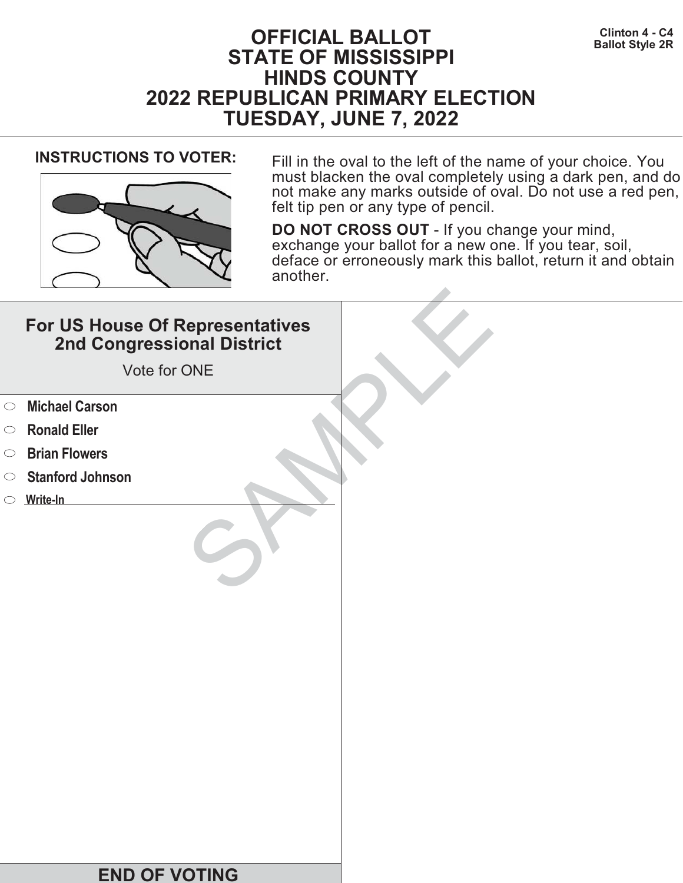Clinton 4 - C4
Ballot Style 2R

# OFFICIAL BALLOT
# STATE OF MISSISSIPPI
# HINDS COUNTY
# 2022 REPUBLICAN PRIMARY ELECTION
# TUESDAY, JUNE 7, 2022

**INSTRUCTIONS TO VOTER:**

Fill in the oval to the left of the name of your choice. You must blacken the oval completely using a dark pen, and do not make any marks outside of oval. Do not use a red pen, felt tip pen or any type of pencil.

**DO NOT CROSS OUT** - If you change your mind, exchange your ballot for a new one. If you tear, soil, deface or erroneously mark this ballot, return it and obtain another.

## For US House Of Representatives 2nd Congressional District

Vote for ONE

- ⬭ **Michael Carson**
- ⬭ **Ronald Eller**
- ⬭ **Brian Flowers**
- ⬭ **Stanford Johnson**
- ⬭ **Write-In** ____________________

SAMPLE

**END OF VOTING**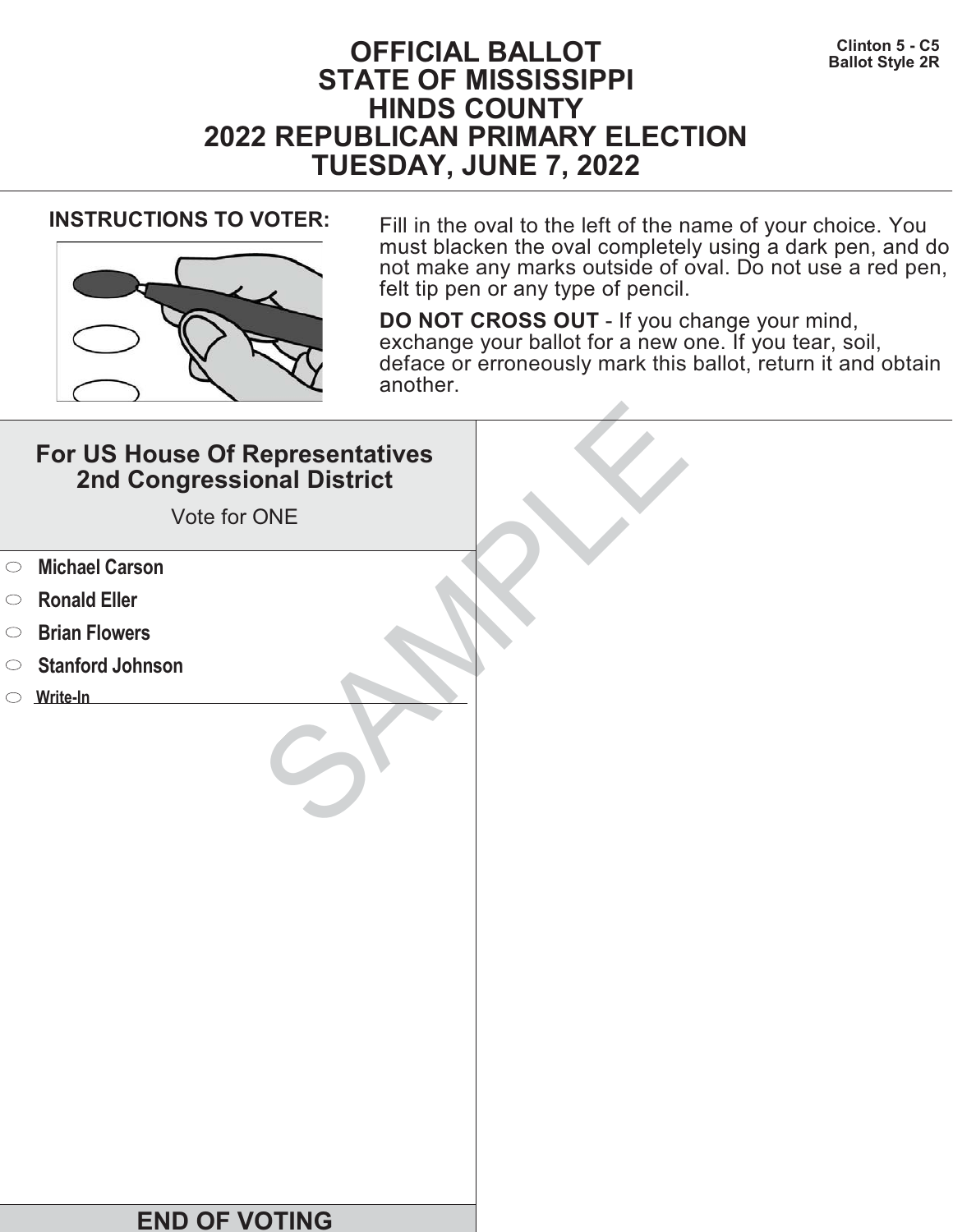Clinton 5 - C5
Ballot Style 2R

# OFFICIAL BALLOT
# STATE OF MISSISSIPPI
# HINDS COUNTY
# 2022 REPUBLICAN PRIMARY ELECTION
# TUESDAY, JUNE 7, 2022

**INSTRUCTIONS TO VOTER:**

Fill in the oval to the left of the name of your choice. You must blacken the oval completely using a dark pen, and do not make any marks outside of oval. Do not use a red pen, felt tip pen or any type of pencil.

**DO NOT CROSS OUT** - If you change your mind, exchange your ballot for a new one. If you tear, soil, deface or erroneously mark this ballot, return it and obtain another.

## For US House Of Representatives 2nd Congressional District

Vote for ONE

- ○ **Michael Carson**
- ○ **Ronald Eller**
- ○ **Brian Flowers**
- ○ **Stanford Johnson**
- ○ **Write-In** ______________________

SAMPLE

**END OF VOTING**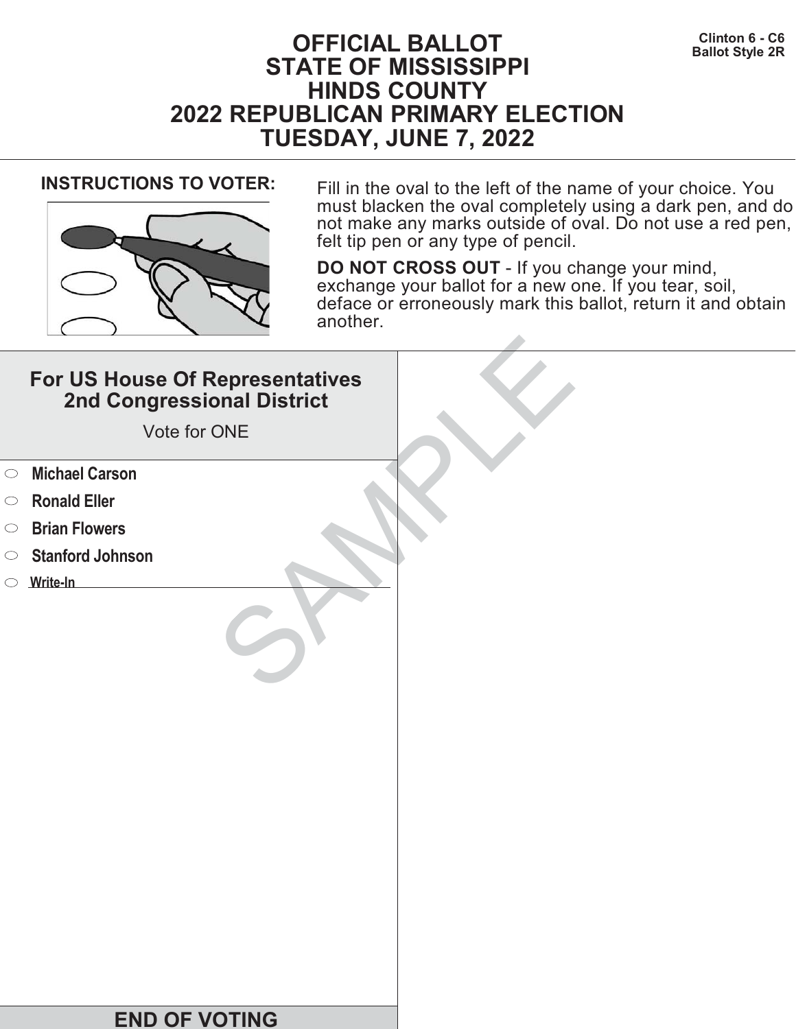Clinton 6 - C6
Ballot Style 2R

# OFFICIAL BALLOT
# STATE OF MISSISSIPPI
# HINDS COUNTY
# 2022 REPUBLICAN PRIMARY ELECTION
# TUESDAY, JUNE 7, 2022

**INSTRUCTIONS TO VOTER:**

Fill in the oval to the left of the name of your choice. You must blacken the oval completely using a dark pen, and do not make any marks outside of oval. Do not use a red pen, felt tip pen or any type of pencil.

**DO NOT CROSS OUT** - If you change your mind, exchange your ballot for a new one. If you tear, soil, deface or erroneously mark this ballot, return it and obtain another.

## For US House Of Representatives 2nd Congressional District

Vote for ONE

- ⬭ **Michael Carson**
- ⬭ **Ronald Eller**
- ⬭ **Brian Flowers**
- ⬭ **Stanford Johnson**
- ⬭ **Write-In** ________________________

SAMPLE

## END OF VOTING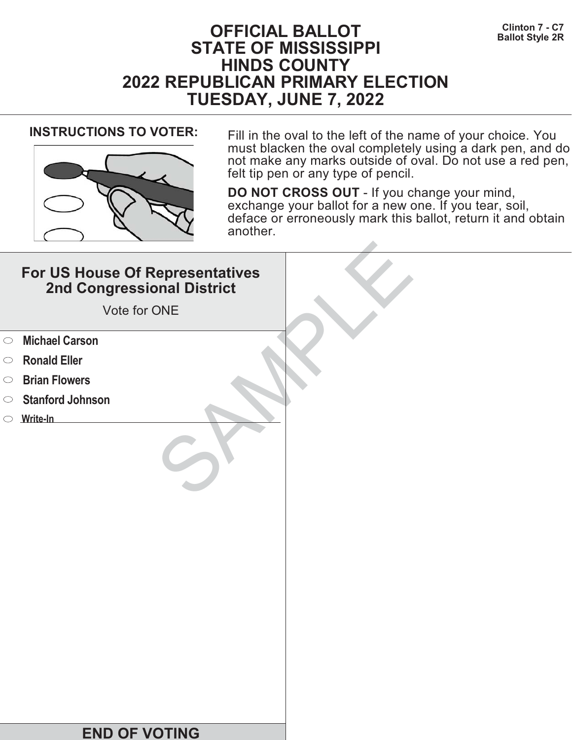Clinton 7 - C7
Ballot Style 2R

# OFFICIAL BALLOT
# STATE OF MISSISSIPPI
# HINDS COUNTY
# 2022 REPUBLICAN PRIMARY ELECTION
# TUESDAY, JUNE 7, 2022

**INSTRUCTIONS TO VOTER:**

Fill in the oval to the left of the name of your choice. You must blacken the oval completely using a dark pen, and do not make any marks outside of oval. Do not use a red pen, felt tip pen or any type of pencil.

**DO NOT CROSS OUT** - If you change your mind, exchange your ballot for a new one. If you tear, soil, deface or erroneously mark this ballot, return it and obtain another.

## For US House Of Representatives 2nd Congressional District

Vote for ONE

- ⬭ **Michael Carson**
- ⬭ **Ronald Eller**
- ⬭ **Brian Flowers**
- ⬭ **Stanford Johnson**
- ⬭ **Write-In** ____________________

SAMPLE

**END OF VOTING**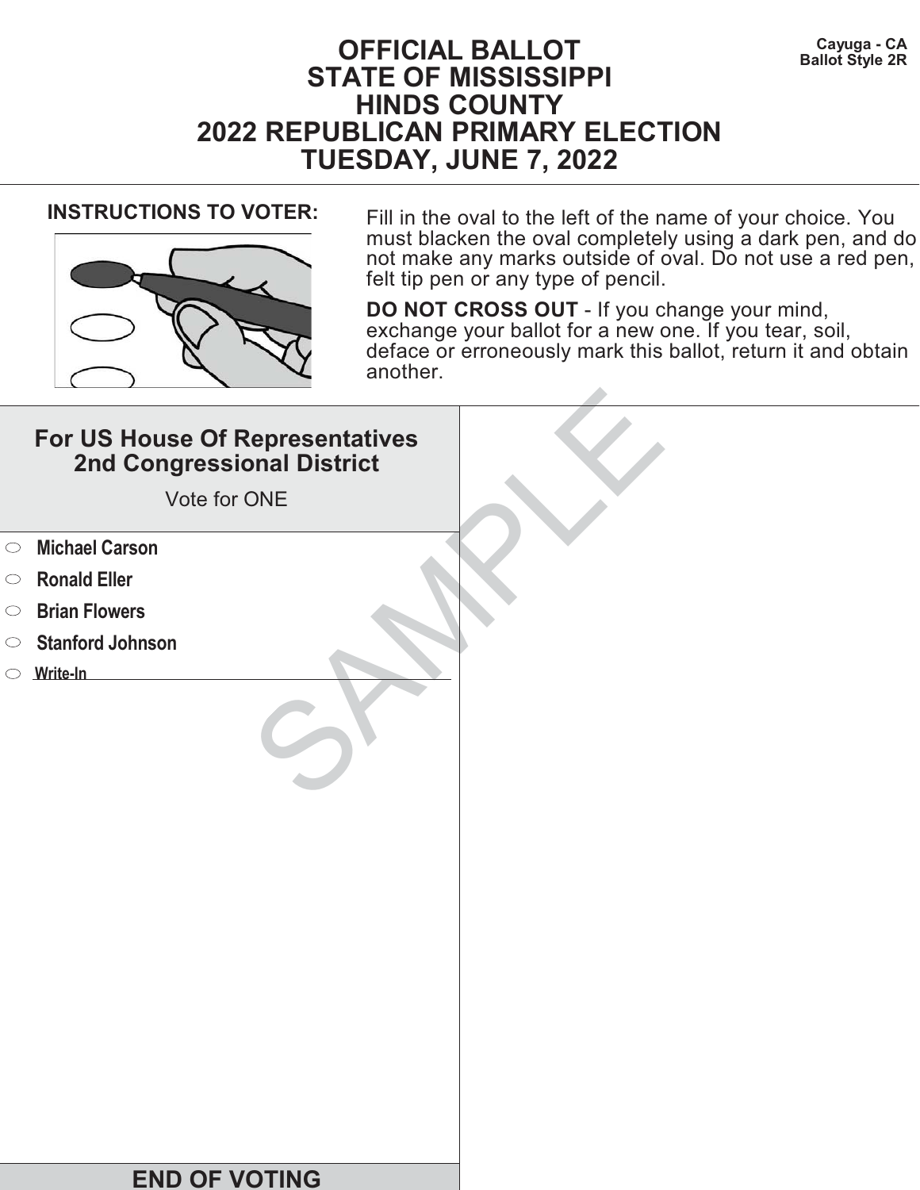Cayuga - CA
Ballot Style 2R

# OFFICIAL BALLOT
# STATE OF MISSISSIPPI
# HINDS COUNTY
# 2022 REPUBLICAN PRIMARY ELECTION
# TUESDAY, JUNE 7, 2022

**INSTRUCTIONS TO VOTER:**

Fill in the oval to the left of the name of your choice. You must blacken the oval completely using a dark pen, and do not make any marks outside of oval. Do not use a red pen, felt tip pen or any type of pencil.

**DO NOT CROSS OUT** - If you change your mind, exchange your ballot for a new one. If you tear, soil, deface or erroneously mark this ballot, return it and obtain another.

## For US House Of Representatives 2nd Congressional District

Vote for ONE

- ⬭ **Michael Carson**
- ⬭ **Ronald Eller**
- ⬭ **Brian Flowers**
- ⬭ **Stanford Johnson**
- ⬭ **Write-In** \_\_\_\_\_\_\_\_\_\_\_\_\_\_\_\_\_\_\_\_

SAMPLE

**END OF VOTING**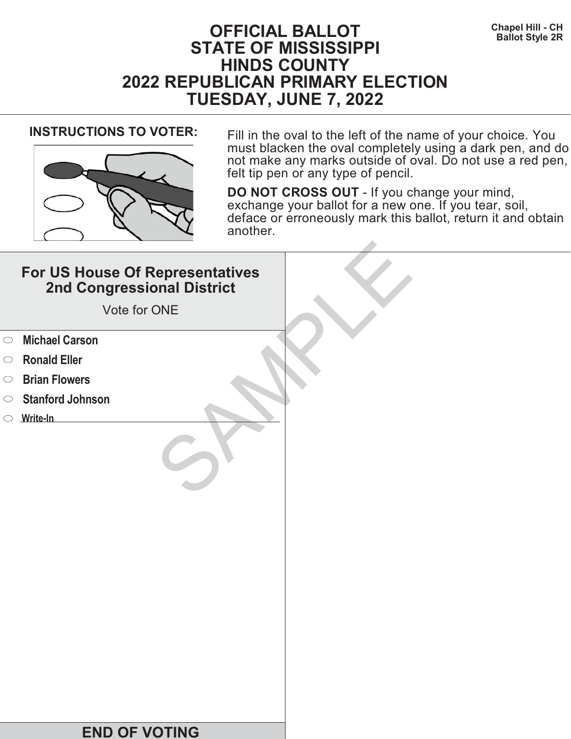Chapel Hill - CH
Ballot Style 2R

# OFFICIAL BALLOT
# STATE OF MISSISSIPPI
# HINDS COUNTY
# 2022 REPUBLICAN PRIMARY ELECTION
# TUESDAY, JUNE 7, 2022

**INSTRUCTIONS TO VOTER:**

Fill in the oval to the left of the name of your choice. You must blacken the oval completely using a dark pen, and do not make any marks outside of oval. Do not use a red pen, felt tip pen or any type of pencil.

**DO NOT CROSS OUT** - If you change your mind, exchange your ballot for a new one. If you tear, soil, deface or erroneously mark this ballot, return it and obtain another.

## For US House Of Representatives 2nd Congressional District

Vote for ONE

- ⬭ **Michael Carson**
- ⬭ **Ronald Eller**
- ⬭ **Brian Flowers**
- ⬭ **Stanford Johnson**
- ⬭ **Write-In** ____________________

SAMPLE

## END OF VOTING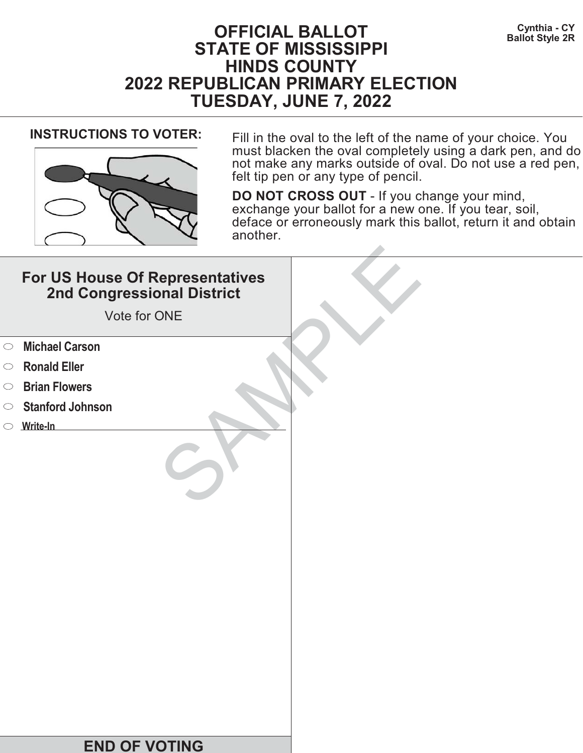Cynthia - CY
Ballot Style 2R

# OFFICIAL BALLOT
# STATE OF MISSISSIPPI
# HINDS COUNTY
# 2022 REPUBLICAN PRIMARY ELECTION
# TUESDAY, JUNE 7, 2022

**INSTRUCTIONS TO VOTER:**

Fill in the oval to the left of the name of your choice. You must blacken the oval completely using a dark pen, and do not make any marks outside of oval. Do not use a red pen, felt tip pen or any type of pencil.

**DO NOT CROSS OUT** - If you change your mind, exchange your ballot for a new one. If you tear, soil, deface or erroneously mark this ballot, return it and obtain another.

## For US House Of Representatives 2nd Congressional District

Vote for ONE

- ⬭ **Michael Carson**
- ⬭ **Ronald Eller**
- ⬭ **Brian Flowers**
- ⬭ **Stanford Johnson**
- ⬭ **Write-In** ____________________

SAMPLE

## END OF VOTING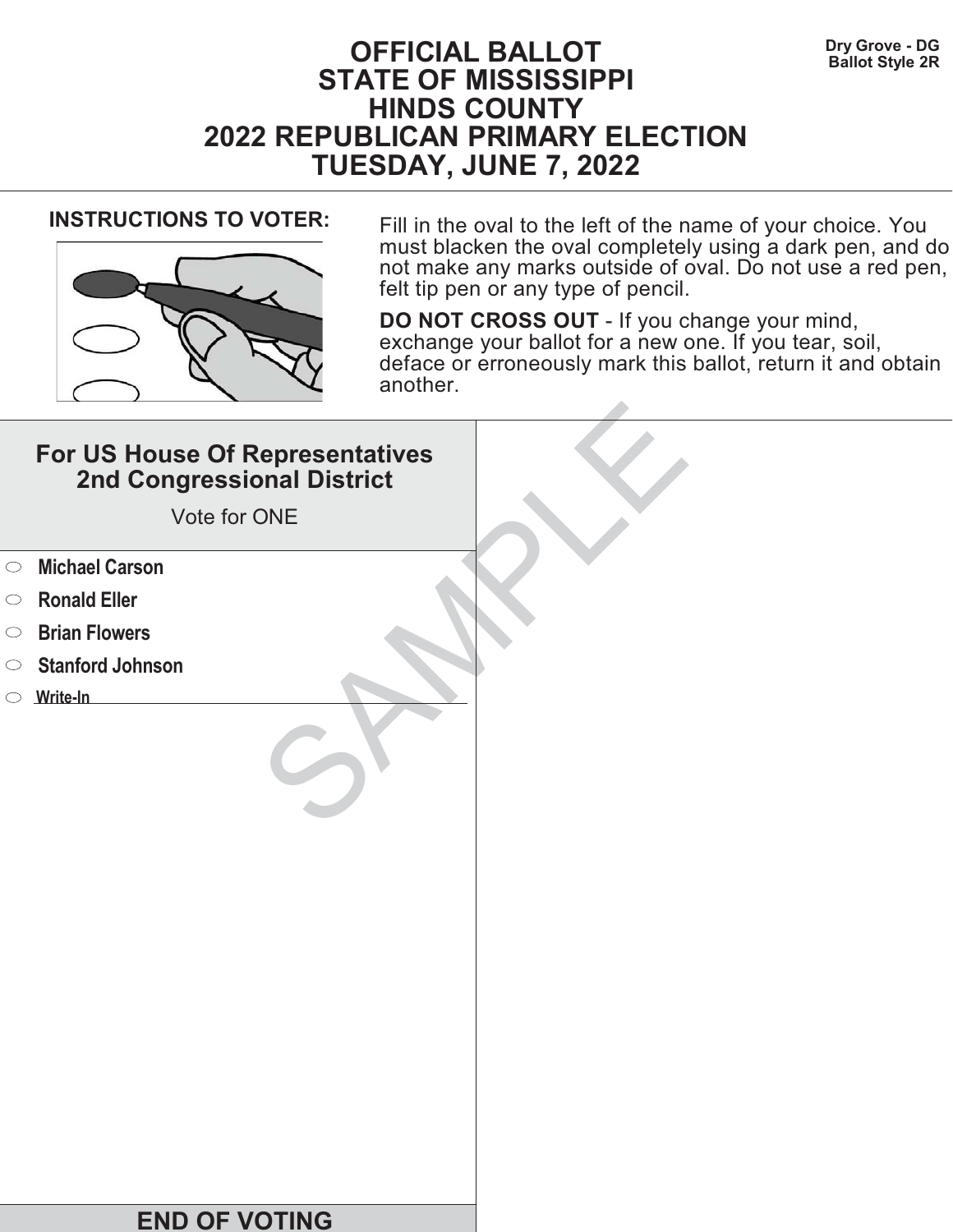Dry Grove - DG
Ballot Style 2R

# OFFICIAL BALLOT
# STATE OF MISSISSIPPI
# HINDS COUNTY
# 2022 REPUBLICAN PRIMARY ELECTION
# TUESDAY, JUNE 7, 2022

**INSTRUCTIONS TO VOTER:**

Fill in the oval to the left of the name of your choice. You must blacken the oval completely using a dark pen, and do not make any marks outside of oval. Do not use a red pen, felt tip pen or any type of pencil.

**DO NOT CROSS OUT** - If you change your mind, exchange your ballot for a new one. If you tear, soil, deface or erroneously mark this ballot, return it and obtain another.

## For US House Of Representatives 2nd Congressional District

Vote for ONE

- **Michael Carson**
- **Ronald Eller**
- **Brian Flowers**
- **Stanford Johnson**
- Write-In ______________________

SAMPLE

**END OF VOTING**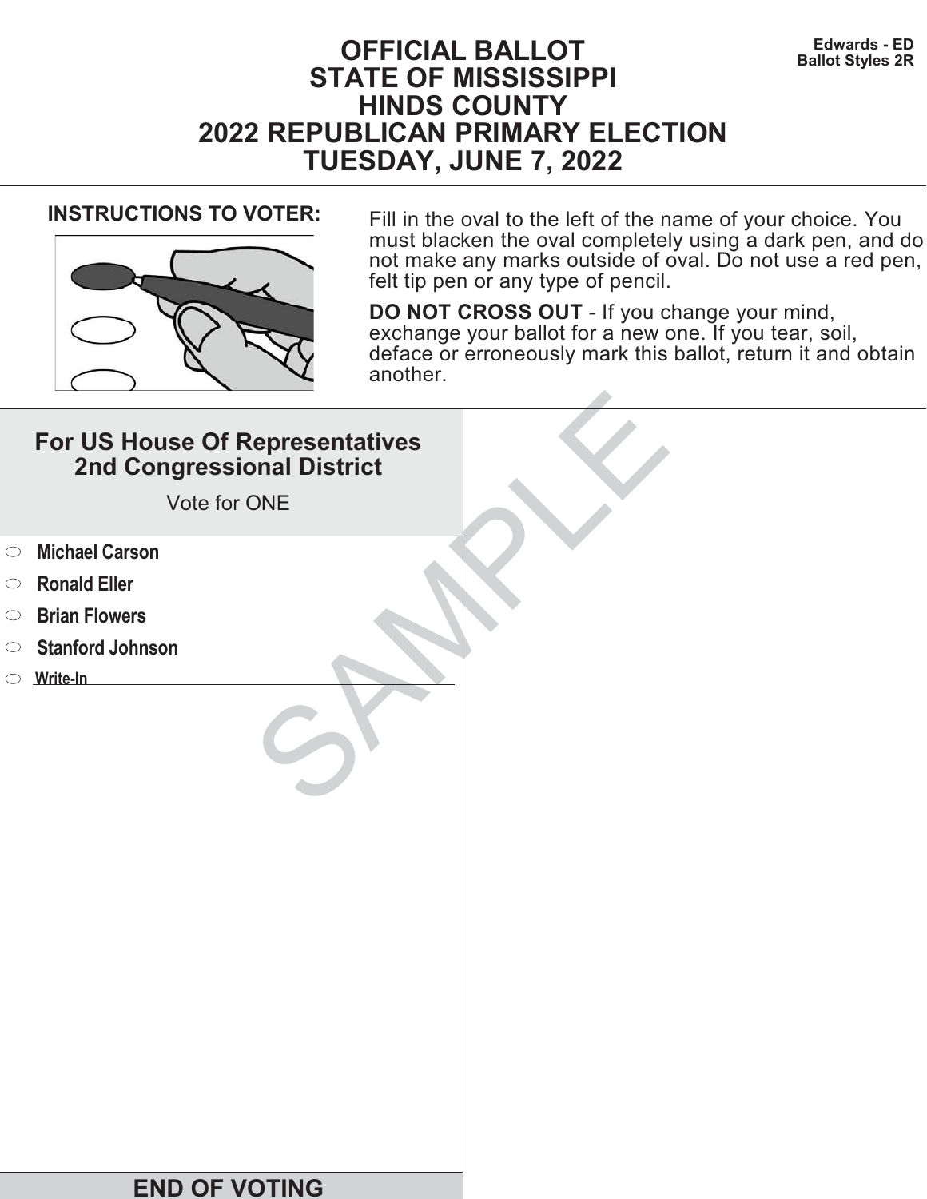Edwards - ED
Ballot Styles 2R

# OFFICIAL BALLOT
# STATE OF MISSISSIPPI
# HINDS COUNTY
# 2022 REPUBLICAN PRIMARY ELECTION
# TUESDAY, JUNE 7, 2022

**INSTRUCTIONS TO VOTER:**

Fill in the oval to the left of the name of your choice. You must blacken the oval completely using a dark pen, and do not make any marks outside of oval. Do not use a red pen, felt tip pen or any type of pencil.

**DO NOT CROSS OUT** - If you change your mind, exchange your ballot for a new one. If you tear, soil, deface or erroneously mark this ballot, return it and obtain another.

## For US House Of Representatives 2nd Congressional District

Vote for ONE

- ⬭ **Michael Carson**
- ⬭ **Ronald Eller**
- ⬭ **Brian Flowers**
- ⬭ **Stanford Johnson**
- ⬭ **Write-In** ____________________

SAMPLE

**END OF VOTING**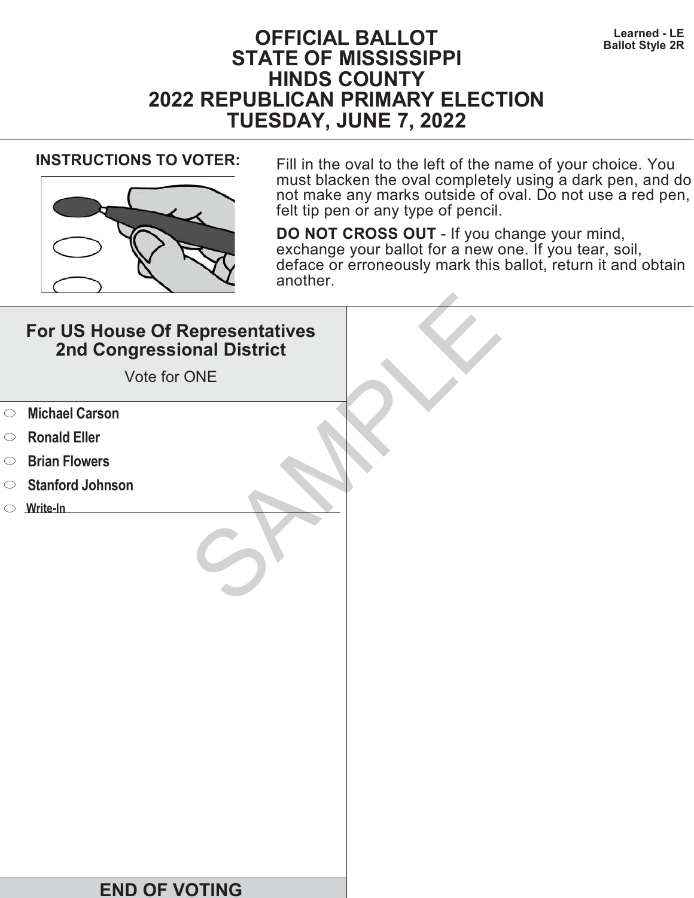Learned - LE
Ballot Style 2R

# OFFICIAL BALLOT
# STATE OF MISSISSIPPI
# HINDS COUNTY
# 2022 REPUBLICAN PRIMARY ELECTION
# TUESDAY, JUNE 7, 2022

**INSTRUCTIONS TO VOTER:**

Fill in the oval to the left of the name of your choice. You must blacken the oval completely using a dark pen, and do not make any marks outside of oval. Do not use a red pen, felt tip pen or any type of pencil.

**DO NOT CROSS OUT** - If you change your mind, exchange your ballot for a new one. If you tear, soil, deface or erroneously mark this ballot, return it and obtain another.

## For US House Of Representatives 2nd Congressional District

Vote for ONE

- ⬭ **Michael Carson**
- ⬭ **Ronald Eller**
- ⬭ **Brian Flowers**
- ⬭ **Stanford Johnson**
- ⬭ **Write-In** ____________________

SAMPLE

## END OF VOTING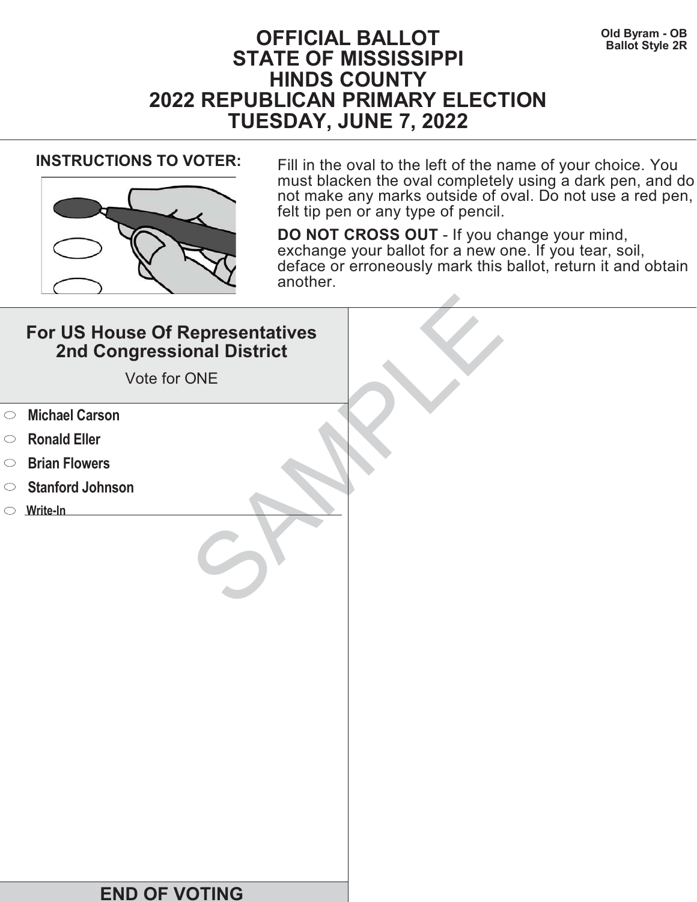Old Byram - OB
Ballot Style 2R

# OFFICIAL BALLOT
# STATE OF MISSISSIPPI
# HINDS COUNTY
# 2022 REPUBLICAN PRIMARY ELECTION
# TUESDAY, JUNE 7, 2022

**INSTRUCTIONS TO VOTER:**

Fill in the oval to the left of the name of your choice. You must blacken the oval completely using a dark pen, and do not make any marks outside of oval. Do not use a red pen, felt tip pen or any type of pencil.

**DO NOT CROSS OUT** - If you change your mind, exchange your ballot for a new one. If you tear, soil, deface or erroneously mark this ballot, return it and obtain another.

## For US House Of Representatives 2nd Congressional District

Vote for ONE

- ⬭ **Michael Carson**
- ⬭ **Ronald Eller**
- ⬭ **Brian Flowers**
- ⬭ **Stanford Johnson**
- ⬭ **Write-In** \_\_\_\_\_\_\_\_\_\_\_\_\_\_\_\_\_\_\_\_

SAMPLE

**END OF VOTING**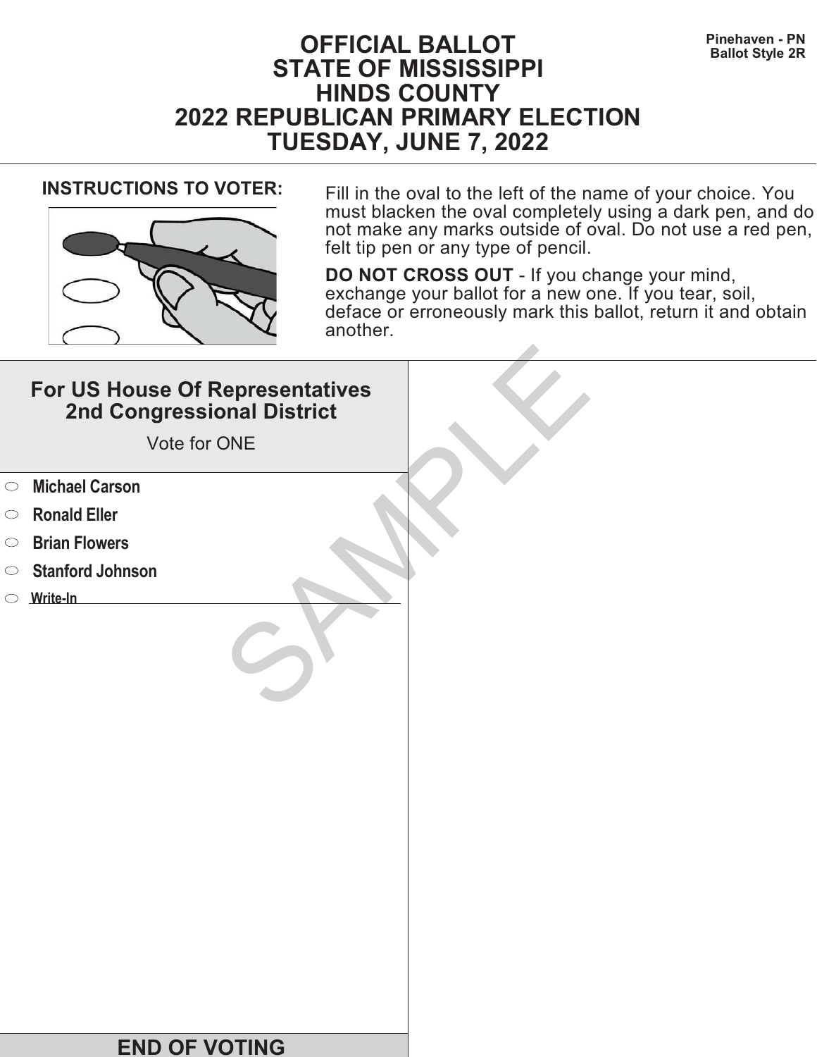Pinehaven - PN
Ballot Style 2R

# OFFICIAL BALLOT
# STATE OF MISSISSIPPI
# HINDS COUNTY
# 2022 REPUBLICAN PRIMARY ELECTION
# TUESDAY, JUNE 7, 2022

**INSTRUCTIONS TO VOTER:**

Fill in the oval to the left of the name of your choice. You must blacken the oval completely using a dark pen, and do not make any marks outside of oval. Do not use a red pen, felt tip pen or any type of pencil.

**DO NOT CROSS OUT** - If you change your mind, exchange your ballot for a new one. If you tear, soil, deface or erroneously mark this ballot, return it and obtain another.

## For US House Of Representatives 2nd Congressional District

Vote for ONE

- ⬭ **Michael Carson**
- ⬭ **Ronald Eller**
- ⬭ **Brian Flowers**
- ⬭ **Stanford Johnson**
- ⬭ **Write-In** ____________________

SAMPLE

**END OF VOTING**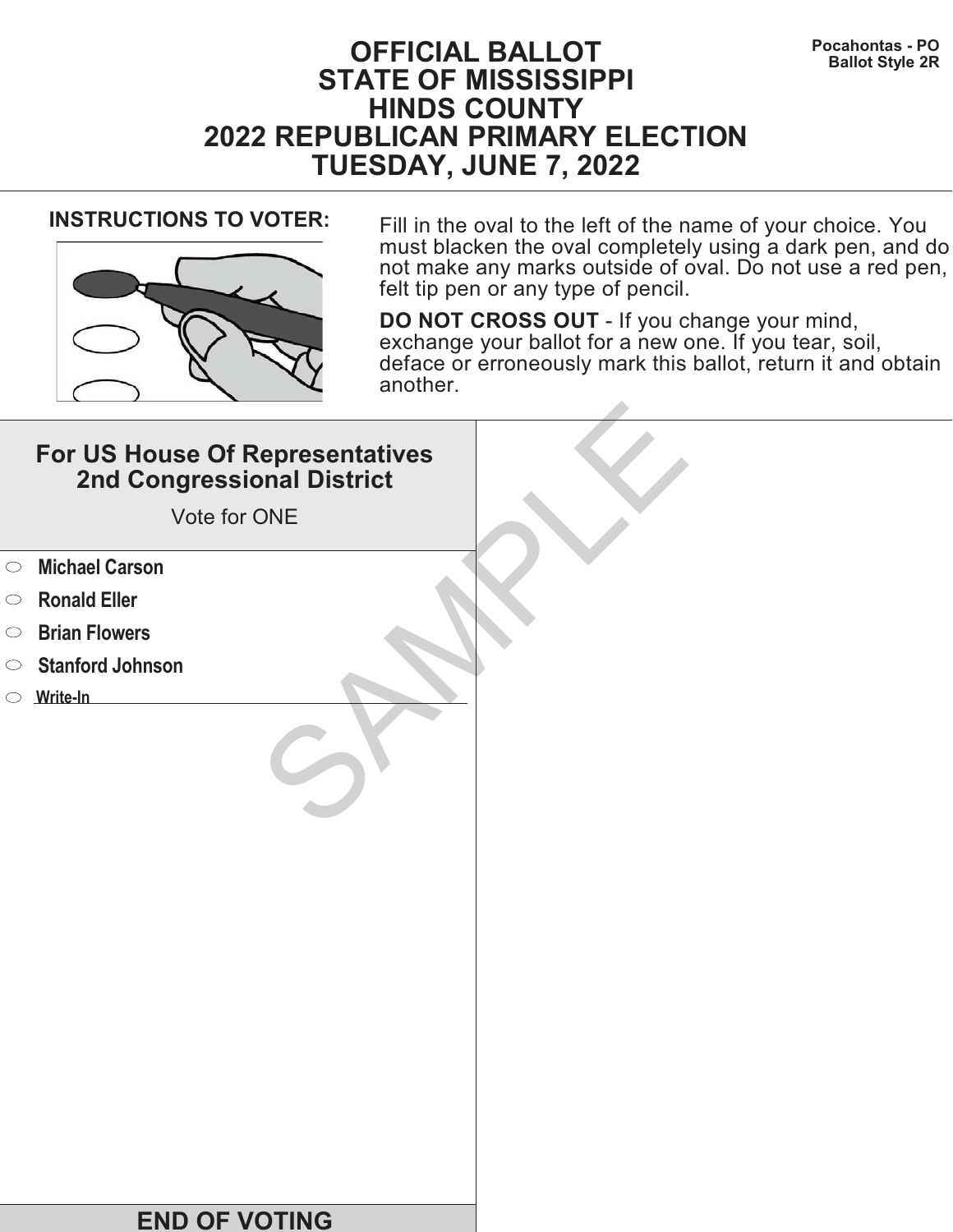Pocahontas - PO
Ballot Style 2R

# OFFICIAL BALLOT
# STATE OF MISSISSIPPI
# HINDS COUNTY
# 2022 REPUBLICAN PRIMARY ELECTION
# TUESDAY, JUNE 7, 2022

**INSTRUCTIONS TO VOTER:**

Fill in the oval to the left of the name of your choice. You must blacken the oval completely using a dark pen, and do not make any marks outside of oval. Do not use a red pen, felt tip pen or any type of pencil.

**DO NOT CROSS OUT** - If you change your mind, exchange your ballot for a new one. If you tear, soil, deface or erroneously mark this ballot, return it and obtain another.

## For US House Of Representatives 2nd Congressional District

Vote for ONE

- ○ **Michael Carson**
- ○ **Ronald Eller**
- ○ **Brian Flowers**
- ○ **Stanford Johnson**
- ○ **Write-In** ______________________

SAMPLE

**END OF VOTING**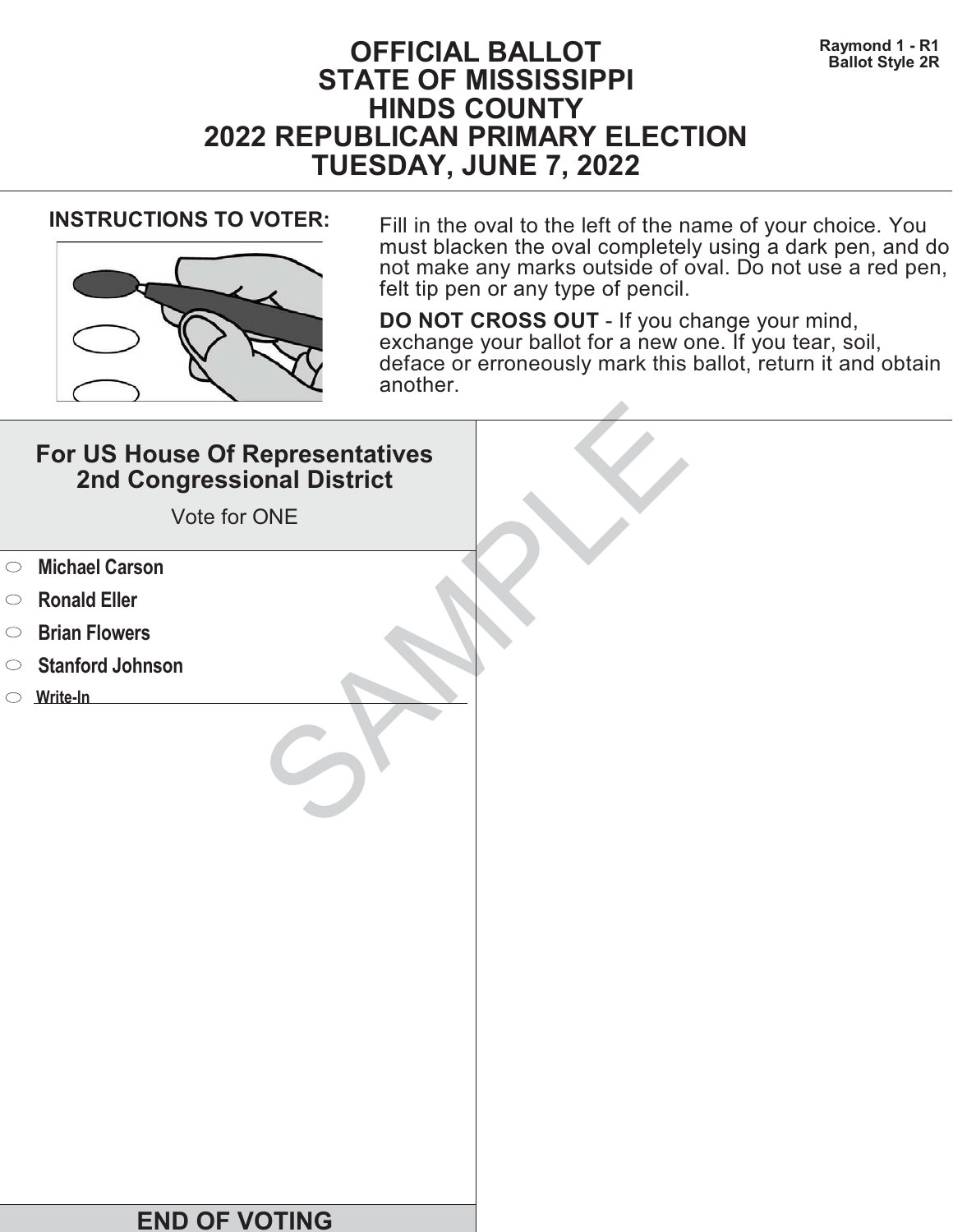Raymond 1 - R1
Ballot Style 2R

# OFFICIAL BALLOT
# STATE OF MISSISSIPPI
# HINDS COUNTY
# 2022 REPUBLICAN PRIMARY ELECTION
# TUESDAY, JUNE 7, 2022

**INSTRUCTIONS TO VOTER:**

Fill in the oval to the left of the name of your choice. You must blacken the oval completely using a dark pen, and do not make any marks outside of oval. Do not use a red pen, felt tip pen or any type of pencil.

**DO NOT CROSS OUT** - If you change your mind, exchange your ballot for a new one. If you tear, soil, deface or erroneously mark this ballot, return it and obtain another.

## For US House Of Representatives 2nd Congressional District

Vote for ONE

- ⬭ **Michael Carson**
- ⬭ **Ronald Eller**
- ⬭ **Brian Flowers**
- ⬭ **Stanford Johnson**
- ⬭ **Write-In** ____________________

SAMPLE

## END OF VOTING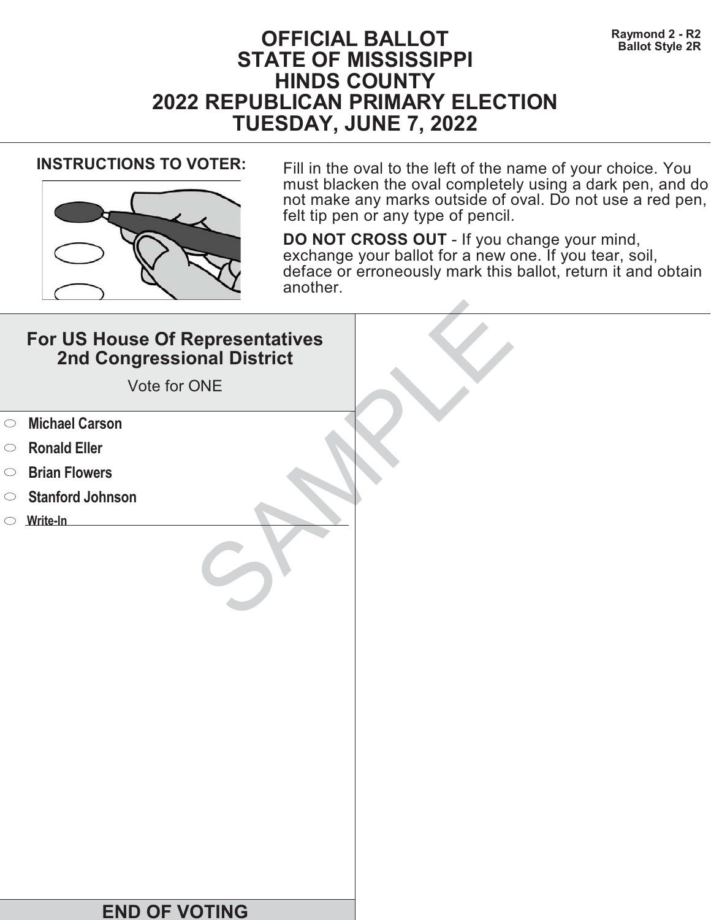Raymond 2 - R2
Ballot Style 2R

# OFFICIAL BALLOT
# STATE OF MISSISSIPPI
# HINDS COUNTY
# 2022 REPUBLICAN PRIMARY ELECTION
# TUESDAY, JUNE 7, 2022

**INSTRUCTIONS TO VOTER:**

Fill in the oval to the left of the name of your choice. You must blacken the oval completely using a dark pen, and do not make any marks outside of oval. Do not use a red pen, felt tip pen or any type of pencil.

**DO NOT CROSS OUT** - If you change your mind, exchange your ballot for a new one. If you tear, soil, deface or erroneously mark this ballot, return it and obtain another.

## For US House Of Representatives 2nd Congressional District

Vote for ONE

- ⬭ **Michael Carson**
- ⬭ **Ronald Eller**
- ⬭ **Brian Flowers**
- ⬭ **Stanford Johnson**
- ⬭ **Write-In** ____________________

SAMPLE

**END OF VOTING**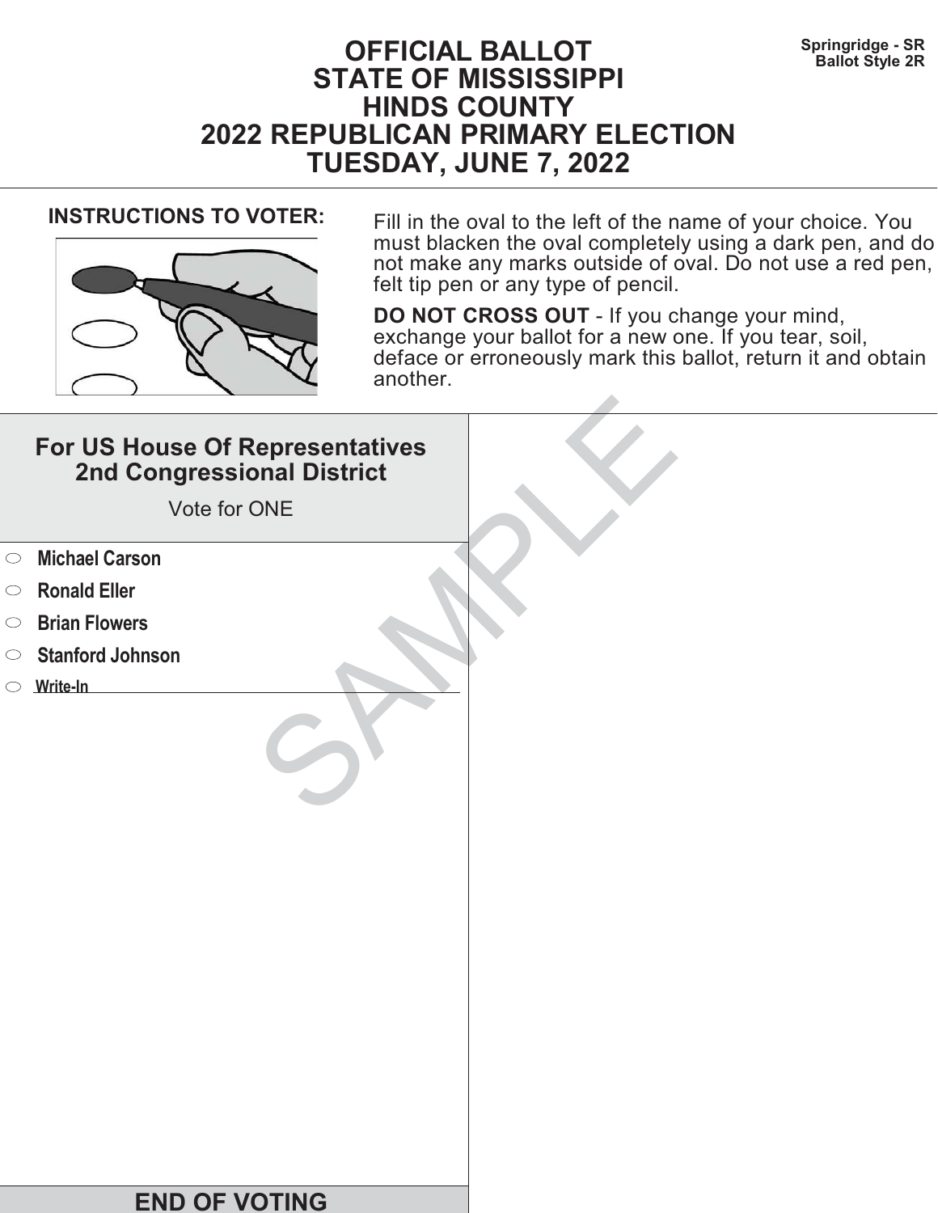Springridge - SR
Ballot Style 2R

# OFFICIAL BALLOT
# STATE OF MISSISSIPPI
# HINDS COUNTY
# 2022 REPUBLICAN PRIMARY ELECTION
# TUESDAY, JUNE 7, 2022

**INSTRUCTIONS TO VOTER:**

Fill in the oval to the left of the name of your choice. You must blacken the oval completely using a dark pen, and do not make any marks outside of oval. Do not use a red pen, felt tip pen or any type of pencil.

**DO NOT CROSS OUT** - If you change your mind, exchange your ballot for a new one. If you tear, soil, deface or erroneously mark this ballot, return it and obtain another.

## For US House Of Representatives 2nd Congressional District

Vote for ONE

- ⬭ **Michael Carson**
- ⬭ **Ronald Eller**
- ⬭ **Brian Flowers**
- ⬭ **Stanford Johnson**
- ⬭ **Write-In** ____________________

SAMPLE

**END OF VOTING**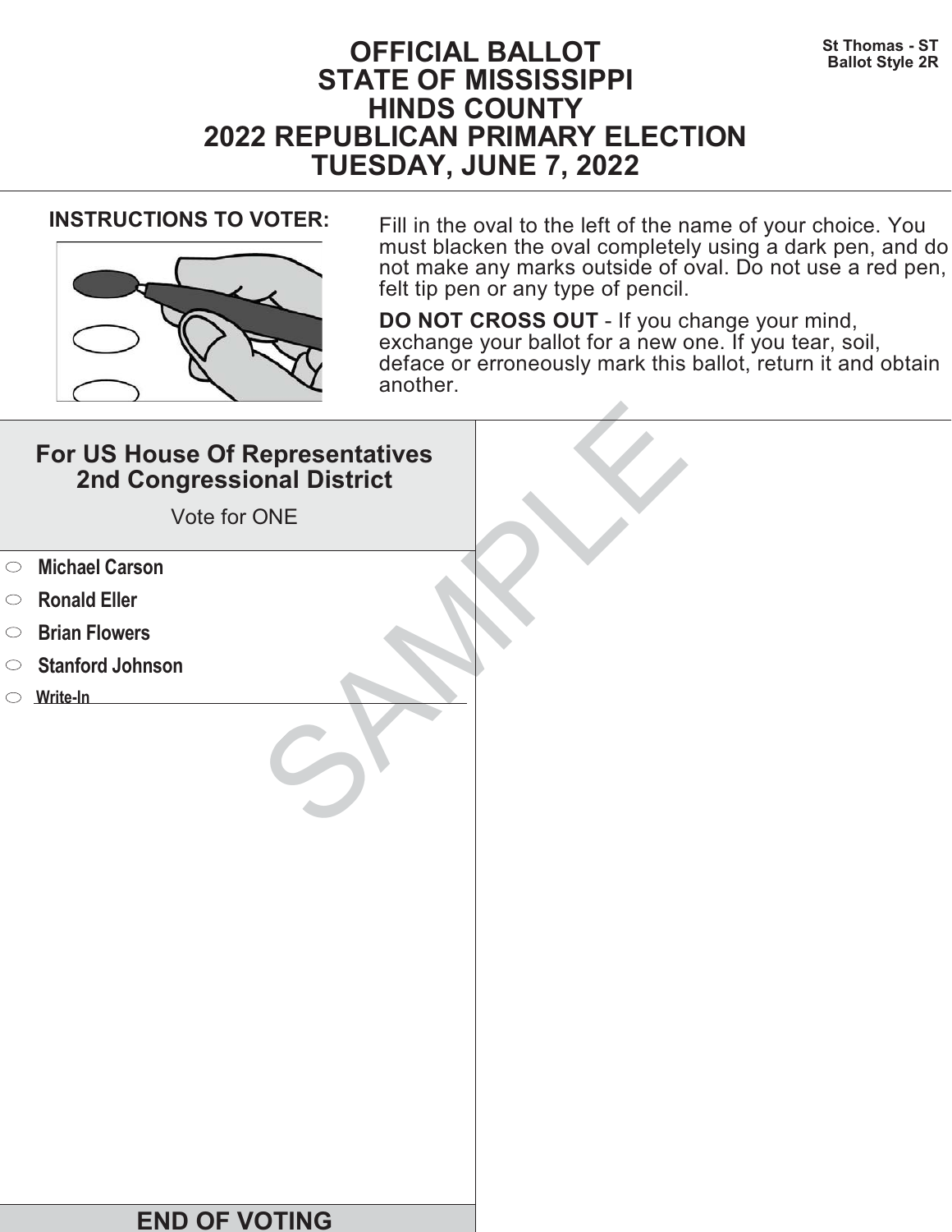St Thomas - ST
Ballot Style 2R

# OFFICIAL BALLOT
# STATE OF MISSISSIPPI
# HINDS COUNTY
# 2022 REPUBLICAN PRIMARY ELECTION
# TUESDAY, JUNE 7, 2022

**INSTRUCTIONS TO VOTER:**

Fill in the oval to the left of the name of your choice. You must blacken the oval completely using a dark pen, and do not make any marks outside of oval. Do not use a red pen, felt tip pen or any type of pencil.

**DO NOT CROSS OUT** - If you change your mind, exchange your ballot for a new one. If you tear, soil, deface or erroneously mark this ballot, return it and obtain another.

## For US House Of Representatives 2nd Congressional District

Vote for ONE

- ⬭ **Michael Carson**
- ⬭ **Ronald Eller**
- ⬭ **Brian Flowers**
- ⬭ **Stanford Johnson**
- ⬭ **Write-In** ______________________

SAMPLE

**END OF VOTING**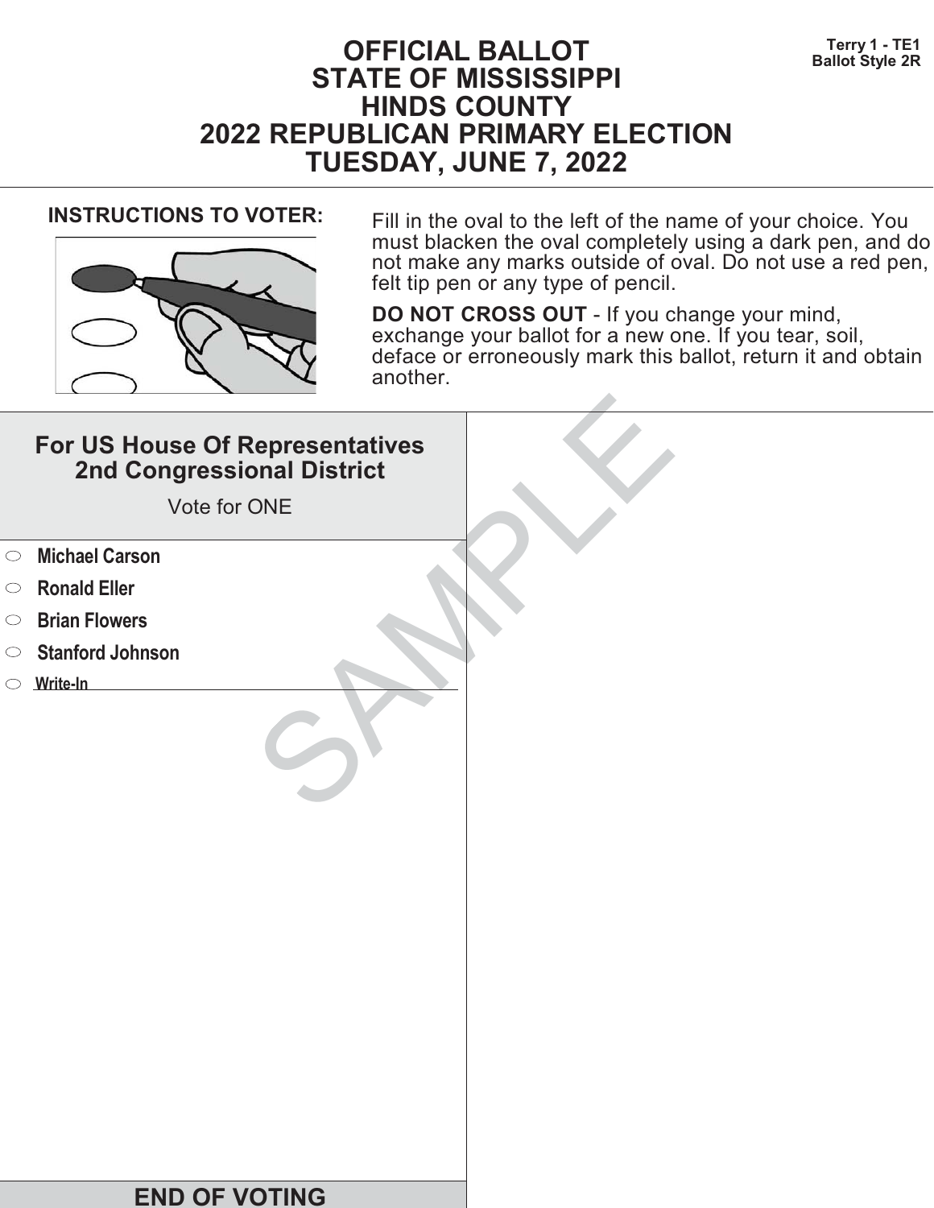# OFFICIAL BALLOT
# STATE OF MISSISSIPPI
# HINDS COUNTY
# 2022 REPUBLICAN PRIMARY ELECTION
# TUESDAY, JUNE 7, 2022

**Terry 1 - TE1**
**Ballot Style 2R**

**INSTRUCTIONS TO VOTER:**

Fill in the oval to the left of the name of your choice. You must blacken the oval completely using a dark pen, and do not make any marks outside of oval. Do not use a red pen, felt tip pen or any type of pencil.

**DO NOT CROSS OUT** - If you change your mind, exchange your ballot for a new one. If you tear, soil, deface or erroneously mark this ballot, return it and obtain another.

## For US House Of Representatives 2nd Congressional District

Vote for ONE

- ⬭ **Michael Carson**
- ⬭ **Ronald Eller**
- ⬭ **Brian Flowers**
- ⬭ **Stanford Johnson**
- ⬭ **Write-In** ____________________

SAMPLE

## END OF VOTING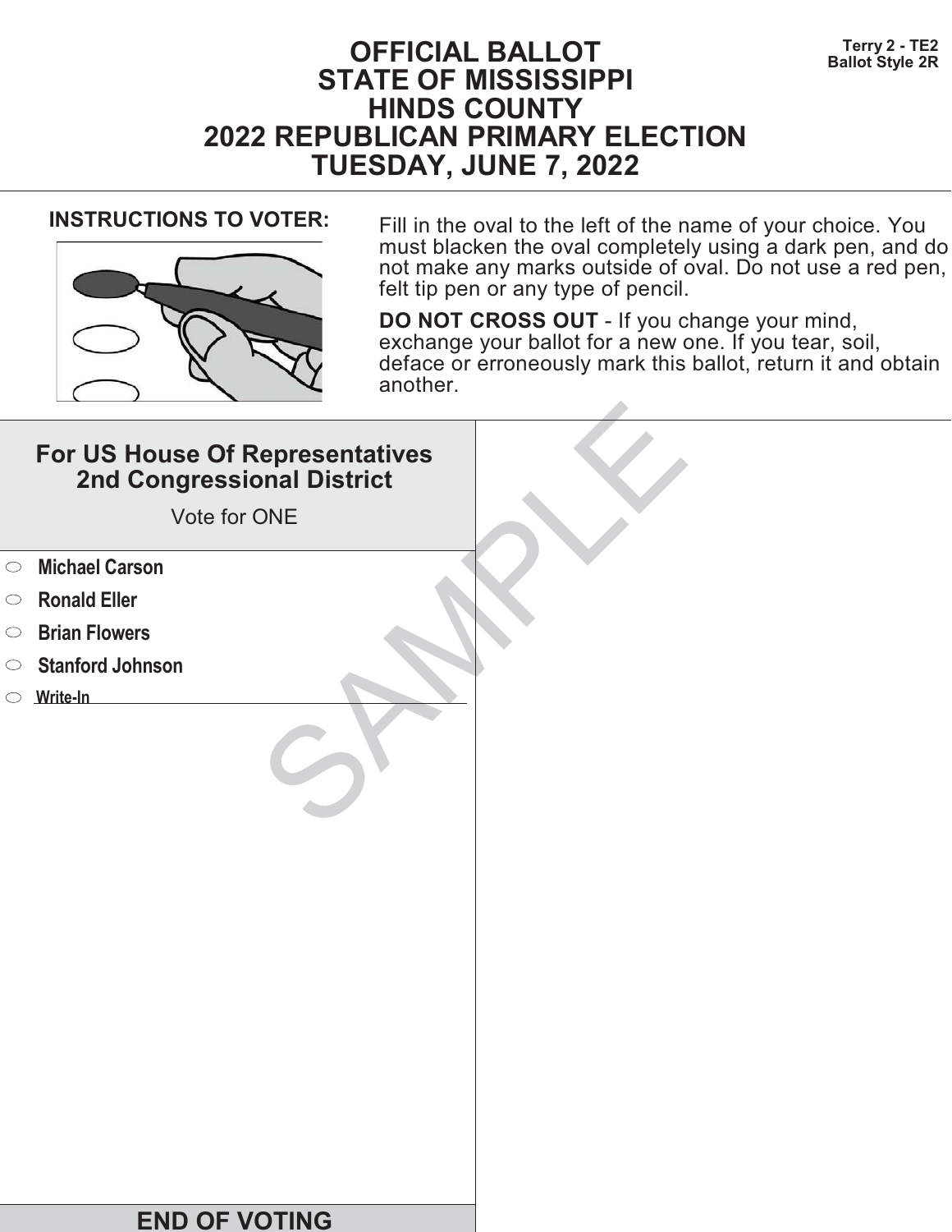Terry 2 - TE2
Ballot Style 2R

# OFFICIAL BALLOT
# STATE OF MISSISSIPPI
# HINDS COUNTY
# 2022 REPUBLICAN PRIMARY ELECTION
# TUESDAY, JUNE 7, 2022

**INSTRUCTIONS TO VOTER:**

Fill in the oval to the left of the name of your choice. You must blacken the oval completely using a dark pen, and do not make any marks outside of oval. Do not use a red pen, felt tip pen or any type of pencil.

**DO NOT CROSS OUT** - If you change your mind, exchange your ballot for a new one. If you tear, soil, deface or erroneously mark this ballot, return it and obtain another.

## For US House Of Representatives 2nd Congressional District

Vote for ONE

- **Michael Carson**
- **Ronald Eller**
- **Brian Flowers**
- **Stanford Johnson**
- **Write-In** ______________________

SAMPLE

**END OF VOTING**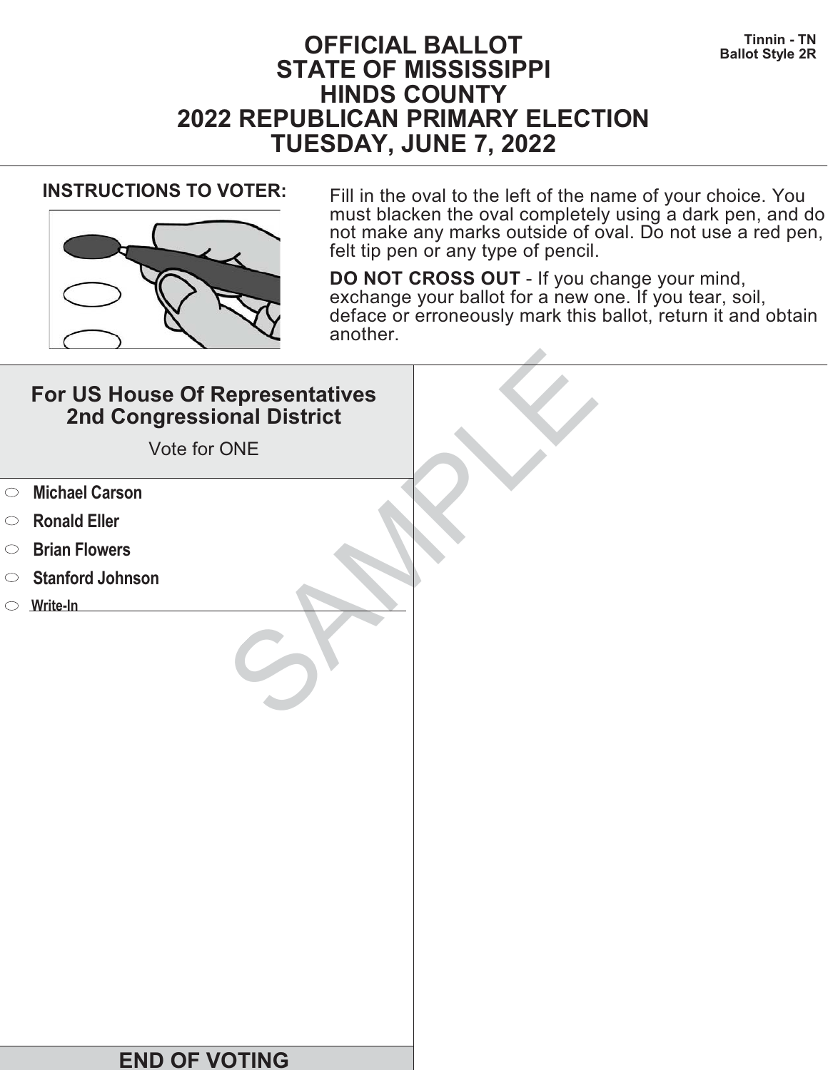Tinnin - TN
Ballot Style 2R

# OFFICIAL BALLOT
# STATE OF MISSISSIPPI
# HINDS COUNTY
# 2022 REPUBLICAN PRIMARY ELECTION
# TUESDAY, JUNE 7, 2022

**INSTRUCTIONS TO VOTER:**

Fill in the oval to the left of the name of your choice. You must blacken the oval completely using a dark pen, and do not make any marks outside of oval. Do not use a red pen, felt tip pen or any type of pencil.

**DO NOT CROSS OUT** - If you change your mind, exchange your ballot for a new one. If you tear, soil, deface or erroneously mark this ballot, return it and obtain another.

## For US House Of Representatives 2nd Congressional District

Vote for ONE

- ⬭ **Michael Carson**
- ⬭ **Ronald Eller**
- ⬭ **Brian Flowers**
- ⬭ **Stanford Johnson**
- ⬭ **Write-In** ____________________

SAMPLE

## END OF VOTING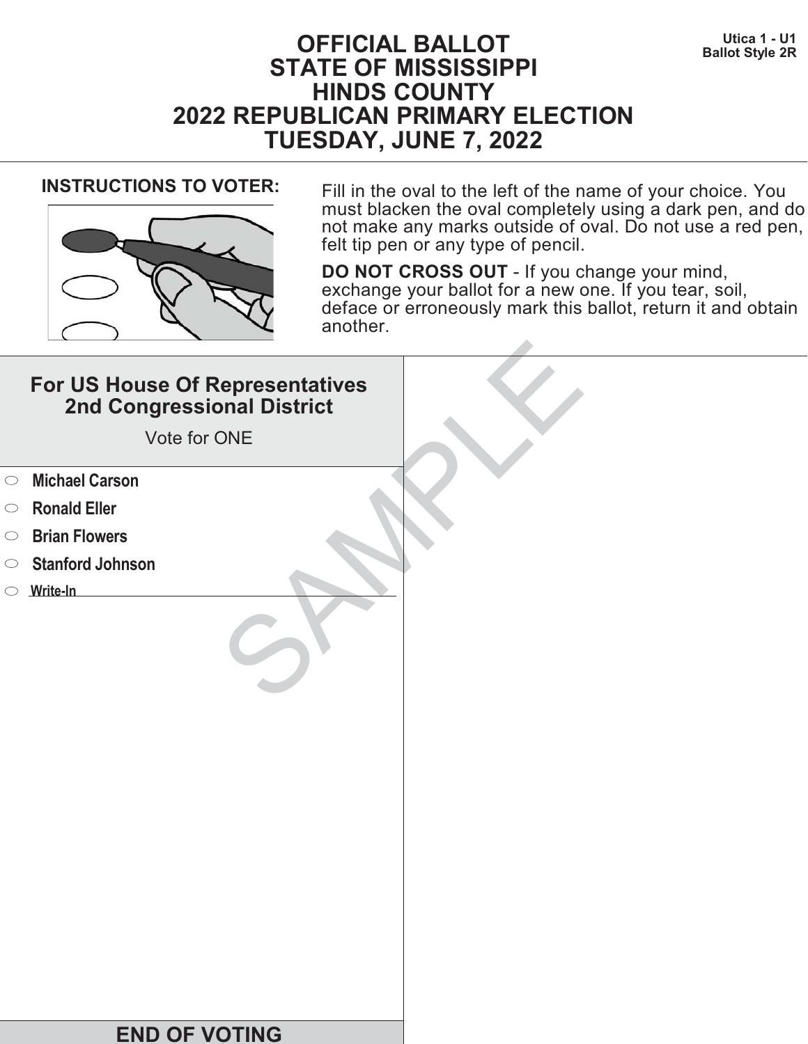Utica 1 - U1
Ballot Style 2R

# OFFICIAL BALLOT
# STATE OF MISSISSIPPI
# HINDS COUNTY
# 2022 REPUBLICAN PRIMARY ELECTION
# TUESDAY, JUNE 7, 2022

**INSTRUCTIONS TO VOTER:**

Fill in the oval to the left of the name of your choice. You must blacken the oval completely using a dark pen, and do not make any marks outside of oval. Do not use a red pen, felt tip pen or any type of pencil.

**DO NOT CROSS OUT** - If you change your mind, exchange your ballot for a new one. If you tear, soil, deface or erroneously mark this ballot, return it and obtain another.

## For US House Of Representatives 2nd Congressional District

Vote for ONE

- ⬭ **Michael Carson**
- ⬭ **Ronald Eller**
- ⬭ **Brian Flowers**
- ⬭ **Stanford Johnson**
- ⬭ **Write-In** ____________________

SAMPLE

**END OF VOTING**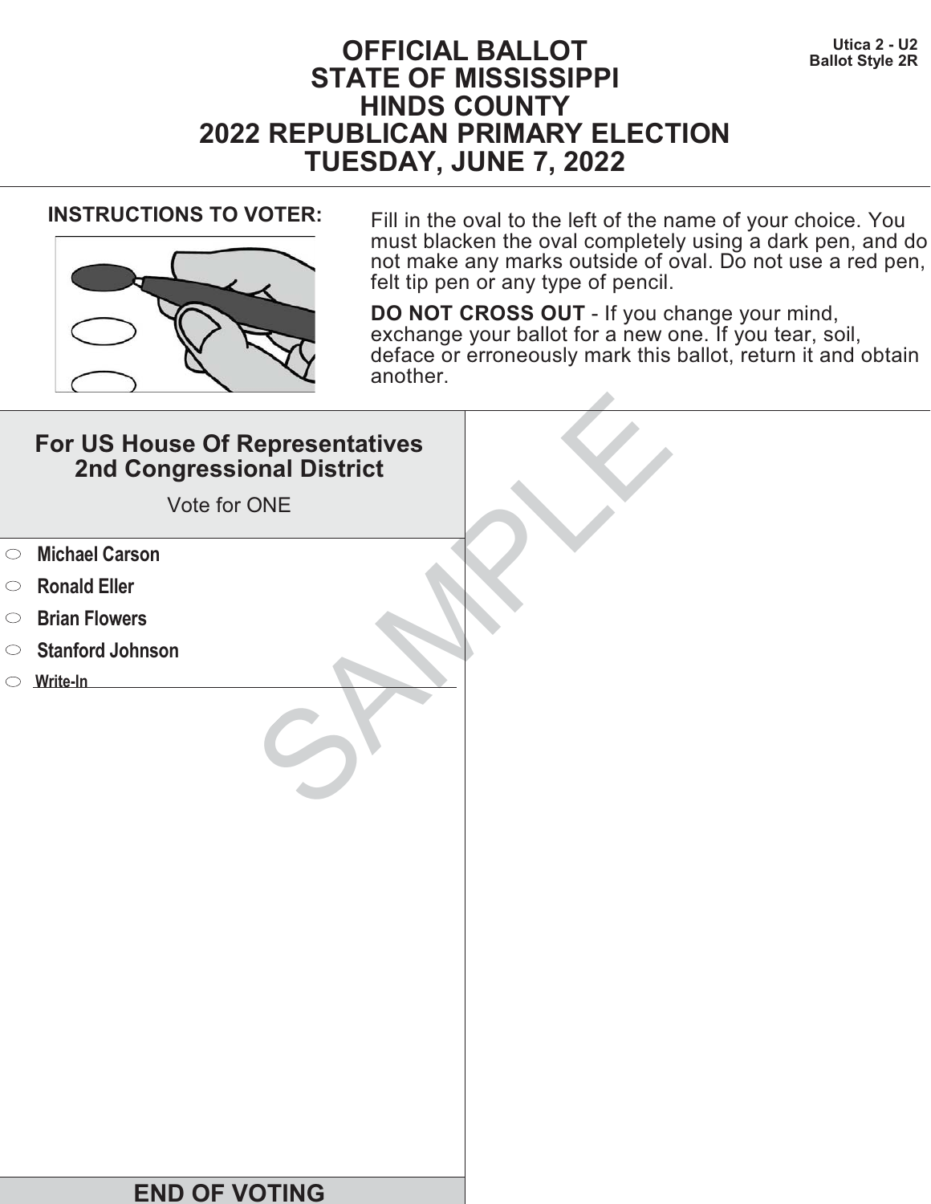Utica 2 - U2
Ballot Style 2R

# OFFICIAL BALLOT
# STATE OF MISSISSIPPI
# HINDS COUNTY
# 2022 REPUBLICAN PRIMARY ELECTION
# TUESDAY, JUNE 7, 2022

**INSTRUCTIONS TO VOTER:**

Fill in the oval to the left of the name of your choice. You must blacken the oval completely using a dark pen, and do not make any marks outside of oval. Do not use a red pen, felt tip pen or any type of pencil.

**DO NOT CROSS OUT** - If you change your mind, exchange your ballot for a new one. If you tear, soil, deface or erroneously mark this ballot, return it and obtain another.

## For US House Of Representatives 2nd Congressional District

Vote for ONE

- ⬭ **Michael Carson**
- ⬭ **Ronald Eller**
- ⬭ **Brian Flowers**
- ⬭ **Stanford Johnson**
- ⬭ **Write-In** ______________________

SAMPLE

**END OF VOTING**